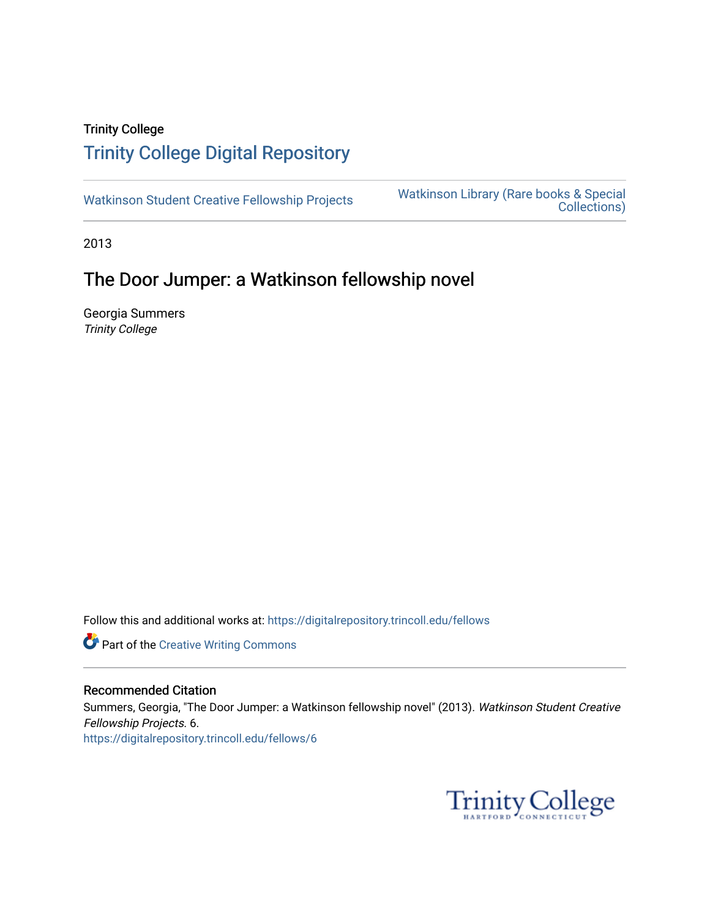Trinity College

# Trinity College Digital Repository

Watkinson Student Creative Fellowship Projects

Watkinson Library (Rare books & Special Collections)

2013

## The Door Jumper: a Watkinson fellowship novel

Georgia Summers
*Trinity College*

Follow this and additional works at: https://digitalrepository.trincoll.edu/fellows

Part of the Creative Writing Commons

### Recommended Citation

Summers, Georgia, "The Door Jumper: a Watkinson fellowship novel" (2013). *Watkinson Student Creative Fellowship Projects*. 6.
https://digitalrepository.trincoll.edu/fellows/6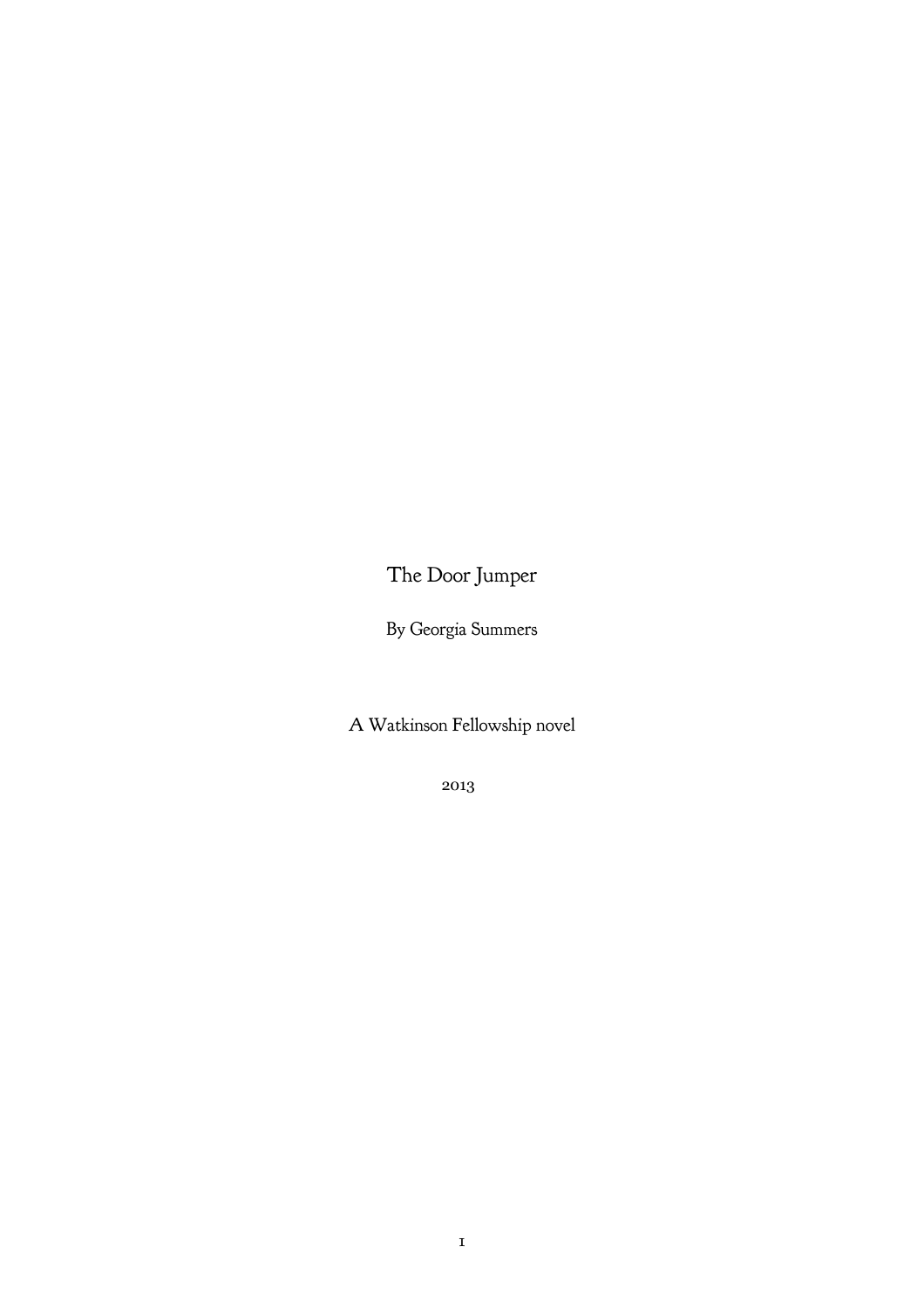# The Door Jumper

By Georgia Summers

A Watkinson Fellowship novel

2013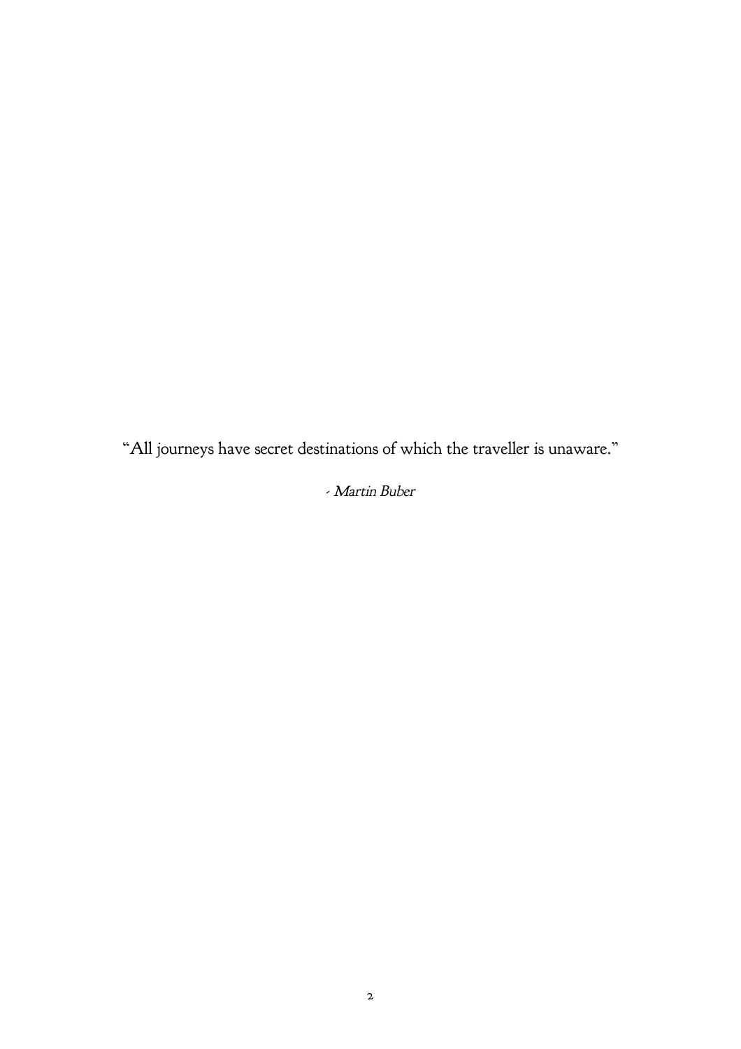"All journeys have secret destinations of which the traveller is unaware."

- *Martin Buber*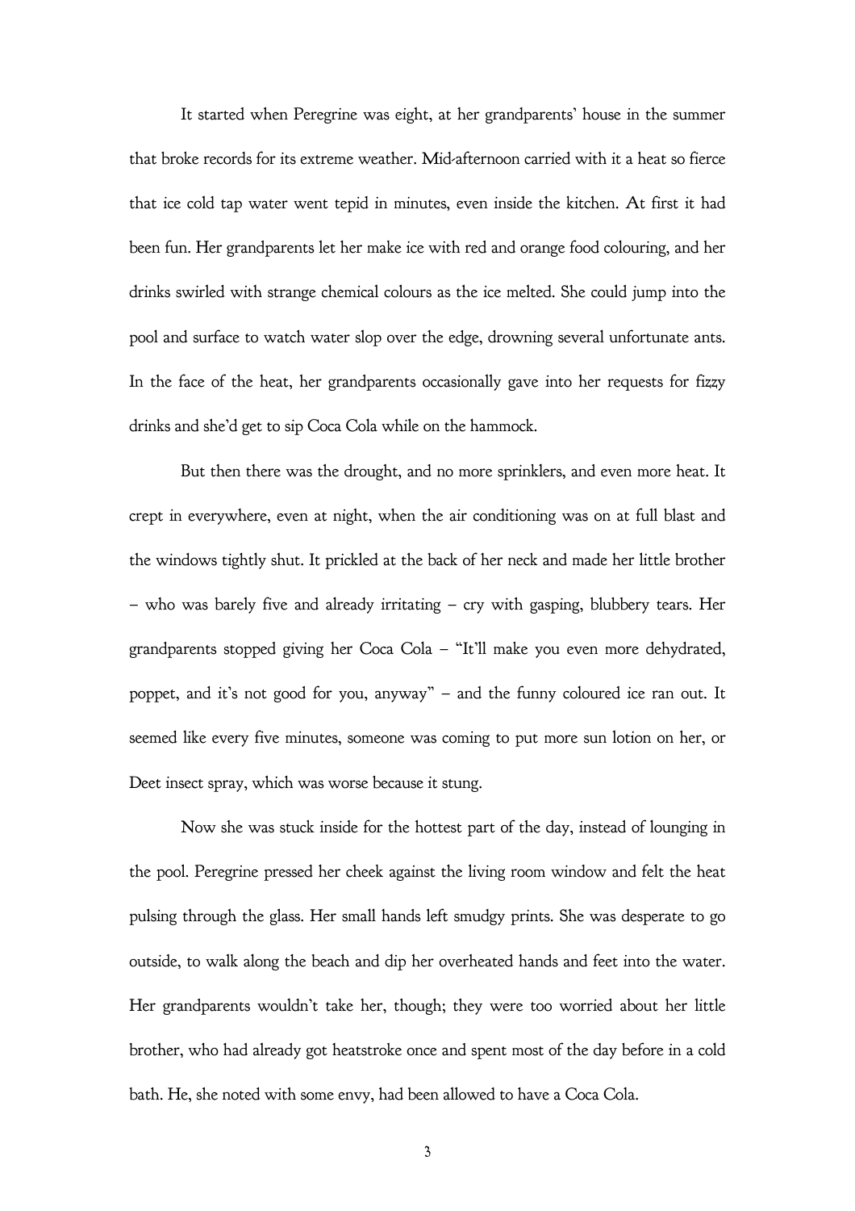It started when Peregrine was eight, at her grandparents' house in the summer that broke records for its extreme weather. Mid-afternoon carried with it a heat so fierce that ice cold tap water went tepid in minutes, even inside the kitchen. At first it had been fun. Her grandparents let her make ice with red and orange food colouring, and her drinks swirled with strange chemical colours as the ice melted. She could jump into the pool and surface to watch water slop over the edge, drowning several unfortunate ants. In the face of the heat, her grandparents occasionally gave into her requests for fizzy drinks and she'd get to sip Coca Cola while on the hammock.

But then there was the drought, and no more sprinklers, and even more heat. It crept in everywhere, even at night, when the air conditioning was on at full blast and the windows tightly shut. It prickled at the back of her neck and made her little brother – who was barely five and already irritating – cry with gasping, blubbery tears. Her grandparents stopped giving her Coca Cola – "It'll make you even more dehydrated, poppet, and it's not good for you, anyway" – and the funny coloured ice ran out. It seemed like every five minutes, someone was coming to put more sun lotion on her, or Deet insect spray, which was worse because it stung.

Now she was stuck inside for the hottest part of the day, instead of lounging in the pool. Peregrine pressed her cheek against the living room window and felt the heat pulsing through the glass. Her small hands left smudgy prints. She was desperate to go outside, to walk along the beach and dip her overheated hands and feet into the water. Her grandparents wouldn't take her, though; they were too worried about her little brother, who had already got heatstroke once and spent most of the day before in a cold bath. He, she noted with some envy, had been allowed to have a Coca Cola.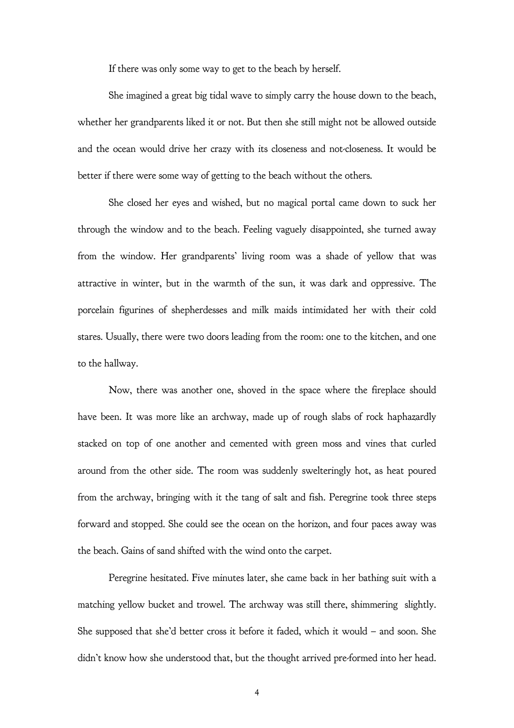If there was only some way to get to the beach by herself.

She imagined a great big tidal wave to simply carry the house down to the beach, whether her grandparents liked it or not. But then she still might not be allowed outside and the ocean would drive her crazy with its closeness and not-closeness. It would be better if there were some way of getting to the beach without the others.

She closed her eyes and wished, but no magical portal came down to suck her through the window and to the beach. Feeling vaguely disappointed, she turned away from the window. Her grandparents' living room was a shade of yellow that was attractive in winter, but in the warmth of the sun, it was dark and oppressive. The porcelain figurines of shepherdesses and milk maids intimidated her with their cold stares. Usually, there were two doors leading from the room: one to the kitchen, and one to the hallway.

Now, there was another one, shoved in the space where the fireplace should have been. It was more like an archway, made up of rough slabs of rock haphazardly stacked on top of one another and cemented with green moss and vines that curled around from the other side. The room was suddenly swelteringly hot, as heat poured from the archway, bringing with it the tang of salt and fish. Peregrine took three steps forward and stopped. She could see the ocean on the horizon, and four paces away was the beach. Gains of sand shifted with the wind onto the carpet.

Peregrine hesitated. Five minutes later, she came back in her bathing suit with a matching yellow bucket and trowel. The archway was still there, shimmering slightly. She supposed that she'd better cross it before it faded, which it would – and soon. She didn't know how she understood that, but the thought arrived pre-formed into her head.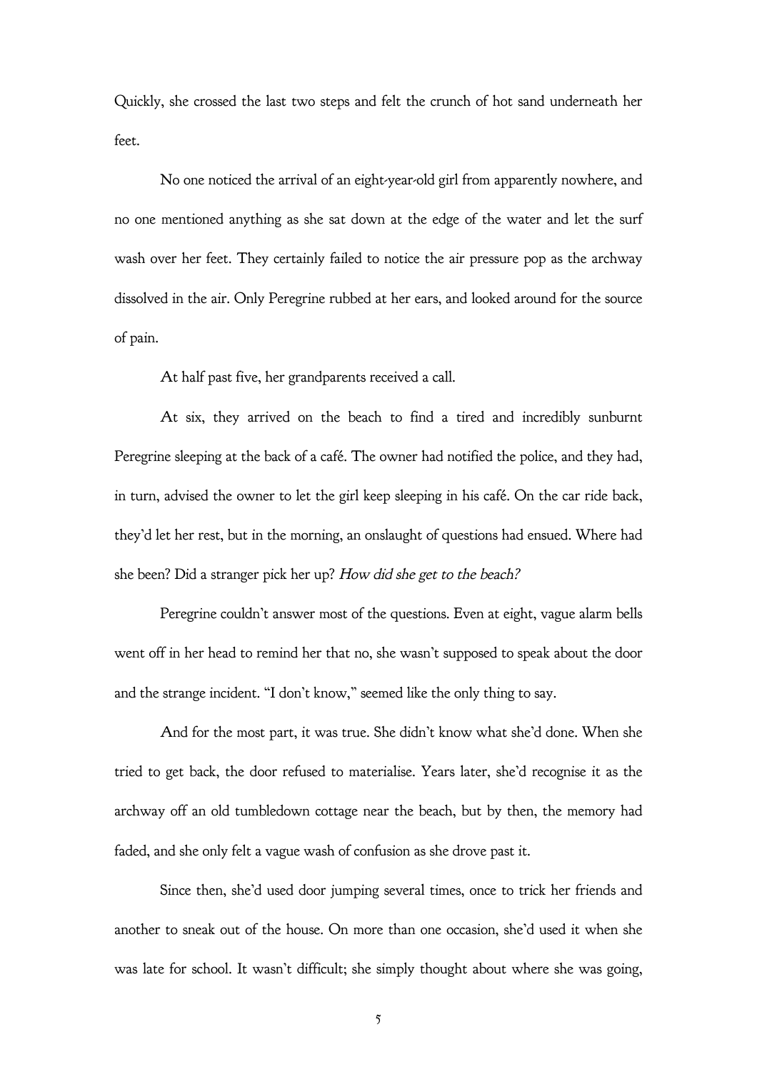Quickly, she crossed the last two steps and felt the crunch of hot sand underneath her feet.

No one noticed the arrival of an eight-year-old girl from apparently nowhere, and no one mentioned anything as she sat down at the edge of the water and let the surf wash over her feet. They certainly failed to notice the air pressure pop as the archway dissolved in the air. Only Peregrine rubbed at her ears, and looked around for the source of pain.

At half past five, her grandparents received a call.

At six, they arrived on the beach to find a tired and incredibly sunburnt Peregrine sleeping at the back of a café. The owner had notified the police, and they had, in turn, advised the owner to let the girl keep sleeping in his café. On the car ride back, they'd let her rest, but in the morning, an onslaught of questions had ensued. Where had she been? Did a stranger pick her up? *How did she get to the beach?*

Peregrine couldn't answer most of the questions. Even at eight, vague alarm bells went off in her head to remind her that no, she wasn't supposed to speak about the door and the strange incident. "I don't know," seemed like the only thing to say.

And for the most part, it was true. She didn't know what she'd done. When she tried to get back, the door refused to materialise. Years later, she'd recognise it as the archway off an old tumbledown cottage near the beach, but by then, the memory had faded, and she only felt a vague wash of confusion as she drove past it.

Since then, she'd used door jumping several times, once to trick her friends and another to sneak out of the house. On more than one occasion, she'd used it when she was late for school. It wasn't difficult; she simply thought about where she was going,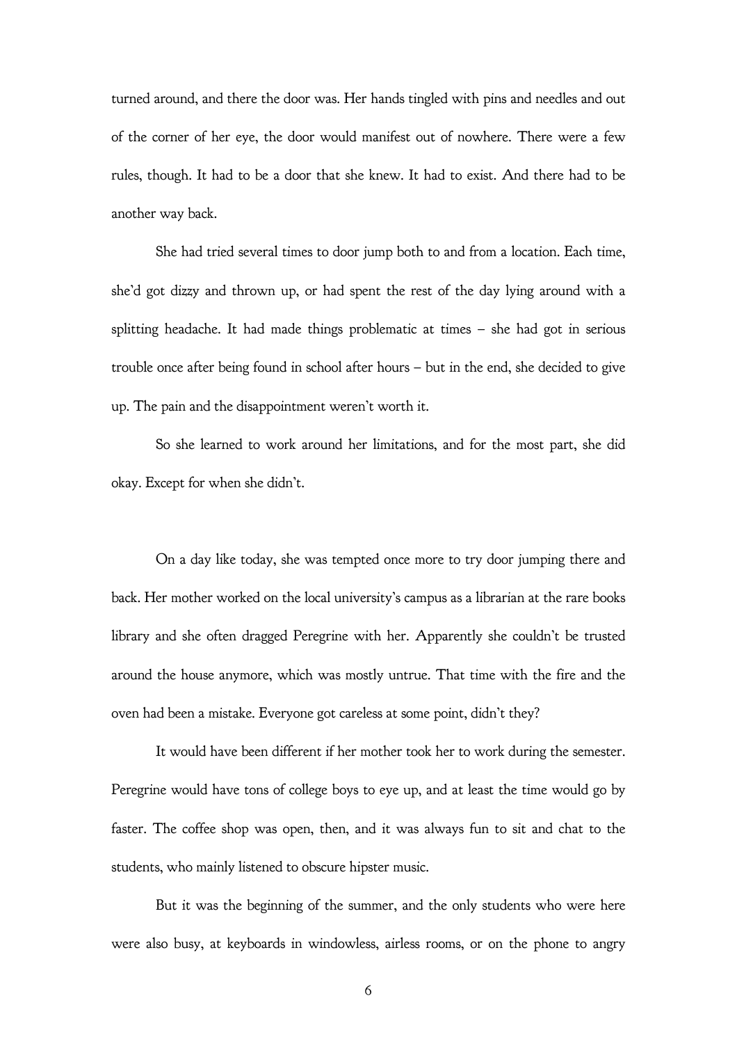turned around, and there the door was. Her hands tingled with pins and needles and out of the corner of her eye, the door would manifest out of nowhere. There were a few rules, though. It had to be a door that she knew. It had to exist. And there had to be another way back.

She had tried several times to door jump both to and from a location. Each time, she'd got dizzy and thrown up, or had spent the rest of the day lying around with a splitting headache. It had made things problematic at times – she had got in serious trouble once after being found in school after hours – but in the end, she decided to give up. The pain and the disappointment weren't worth it.

So she learned to work around her limitations, and for the most part, she did okay. Except for when she didn't.

On a day like today, she was tempted once more to try door jumping there and back. Her mother worked on the local university's campus as a librarian at the rare books library and she often dragged Peregrine with her. Apparently she couldn't be trusted around the house anymore, which was mostly untrue. That time with the fire and the oven had been a mistake. Everyone got careless at some point, didn't they?

It would have been different if her mother took her to work during the semester. Peregrine would have tons of college boys to eye up, and at least the time would go by faster. The coffee shop was open, then, and it was always fun to sit and chat to the students, who mainly listened to obscure hipster music.

But it was the beginning of the summer, and the only students who were here were also busy, at keyboards in windowless, airless rooms, or on the phone to angry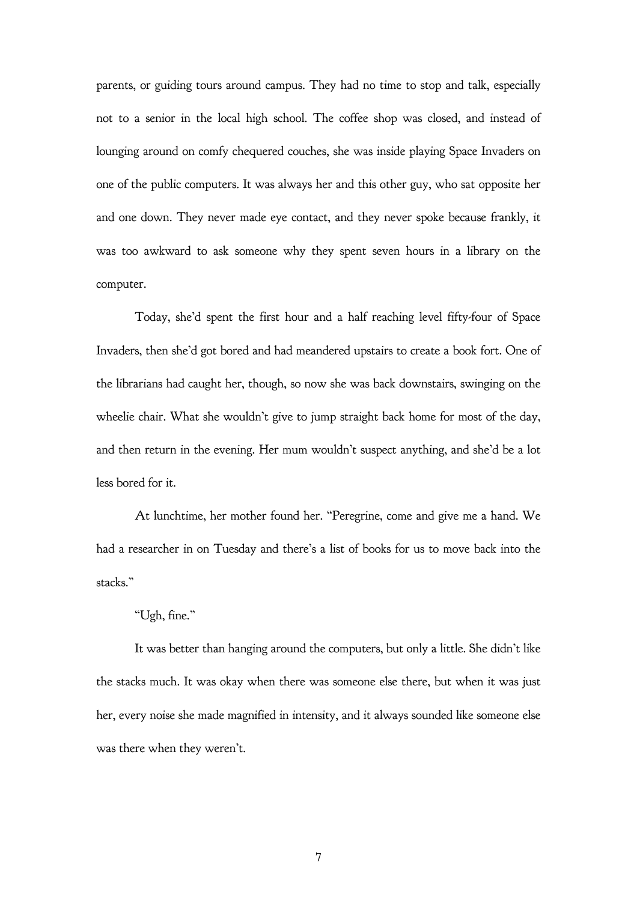parents, or guiding tours around campus. They had no time to stop and talk, especially not to a senior in the local high school. The coffee shop was closed, and instead of lounging around on comfy chequered couches, she was inside playing Space Invaders on one of the public computers. It was always her and this other guy, who sat opposite her and one down. They never made eye contact, and they never spoke because frankly, it was too awkward to ask someone why they spent seven hours in a library on the computer.

Today, she'd spent the first hour and a half reaching level fifty-four of Space Invaders, then she'd got bored and had meandered upstairs to create a book fort. One of the librarians had caught her, though, so now she was back downstairs, swinging on the wheelie chair. What she wouldn't give to jump straight back home for most of the day, and then return in the evening. Her mum wouldn't suspect anything, and she'd be a lot less bored for it.

At lunchtime, her mother found her. "Peregrine, come and give me a hand. We had a researcher in on Tuesday and there's a list of books for us to move back into the stacks."

"Ugh, fine."

It was better than hanging around the computers, but only a little. She didn't like the stacks much. It was okay when there was someone else there, but when it was just her, every noise she made magnified in intensity, and it always sounded like someone else was there when they weren't.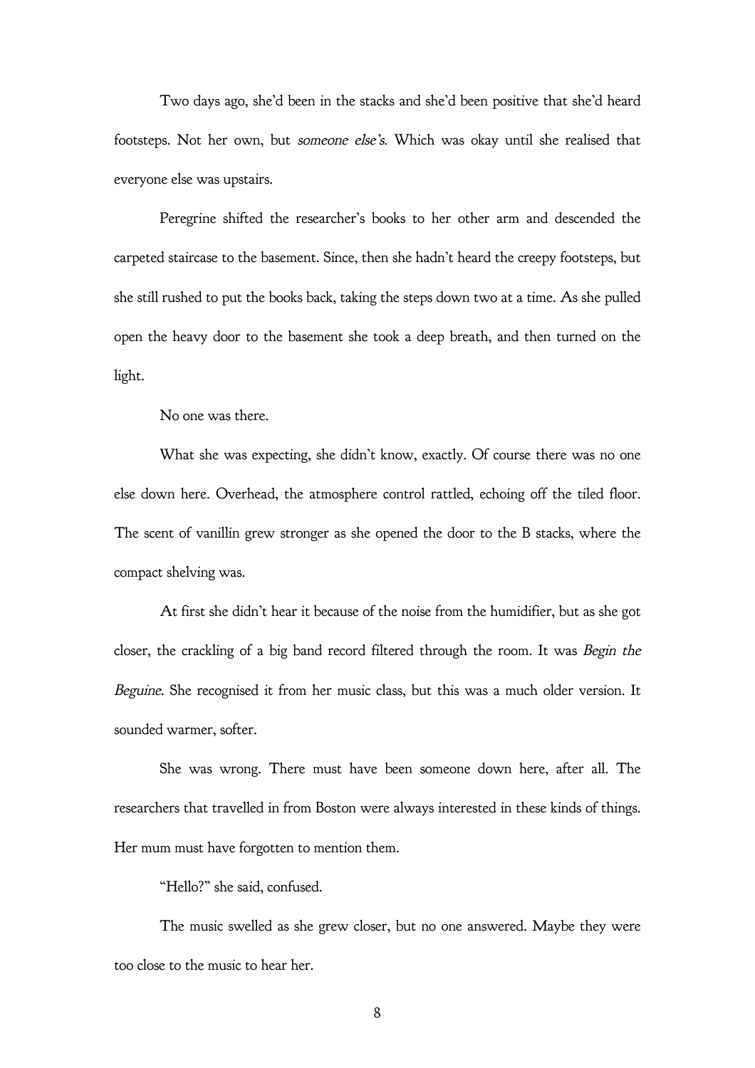Two days ago, she'd been in the stacks and she'd been positive that she'd heard footsteps. Not her own, but *someone else's*. Which was okay until she realised that everyone else was upstairs.

Peregrine shifted the researcher's books to her other arm and descended the carpeted staircase to the basement. Since, then she hadn't heard the creepy footsteps, but she still rushed to put the books back, taking the steps down two at a time. As she pulled open the heavy door to the basement she took a deep breath, and then turned on the light.

No one was there.

What she was expecting, she didn't know, exactly. Of course there was no one else down here. Overhead, the atmosphere control rattled, echoing off the tiled floor. The scent of vanillin grew stronger as she opened the door to the B stacks, where the compact shelving was.

At first she didn't hear it because of the noise from the humidifier, but as she got closer, the crackling of a big band record filtered through the room. It was *Begin the Beguine*. She recognised it from her music class, but this was a much older version. It sounded warmer, softer.

She was wrong. There must have been someone down here, after all. The researchers that travelled in from Boston were always interested in these kinds of things. Her mum must have forgotten to mention them.

"Hello?" she said, confused.

The music swelled as she grew closer, but no one answered. Maybe they were too close to the music to hear her.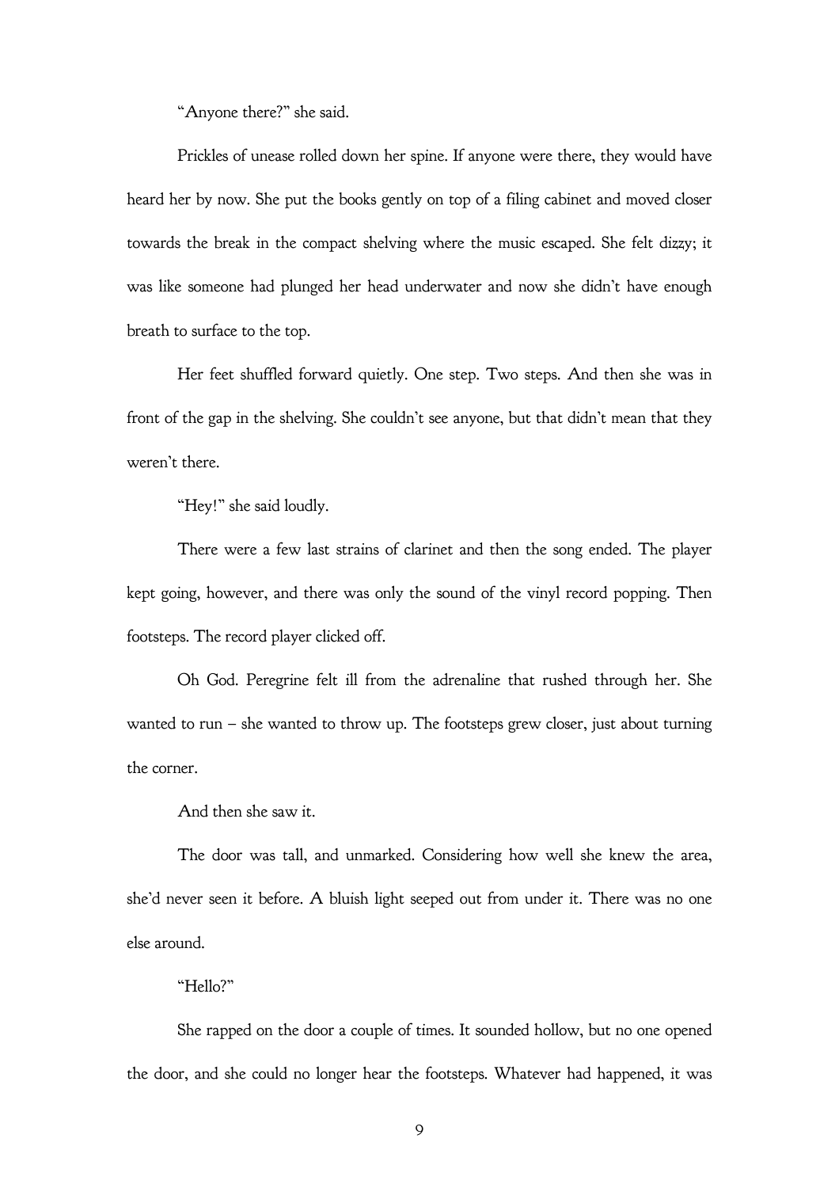"Anyone there?" she said.

Prickles of unease rolled down her spine. If anyone were there, they would have heard her by now. She put the books gently on top of a filing cabinet and moved closer towards the break in the compact shelving where the music escaped. She felt dizzy; it was like someone had plunged her head underwater and now she didn't have enough breath to surface to the top.

Her feet shuffled forward quietly. One step. Two steps. And then she was in front of the gap in the shelving. She couldn't see anyone, but that didn't mean that they weren't there.

"Hey!" she said loudly.

There were a few last strains of clarinet and then the song ended. The player kept going, however, and there was only the sound of the vinyl record popping. Then footsteps. The record player clicked off.

Oh God. Peregrine felt ill from the adrenaline that rushed through her. She wanted to run – she wanted to throw up. The footsteps grew closer, just about turning the corner.

And then she saw it.

The door was tall, and unmarked. Considering how well she knew the area, she'd never seen it before. A bluish light seeped out from under it. There was no one else around.

"Hello?"

She rapped on the door a couple of times. It sounded hollow, but no one opened the door, and she could no longer hear the footsteps. Whatever had happened, it was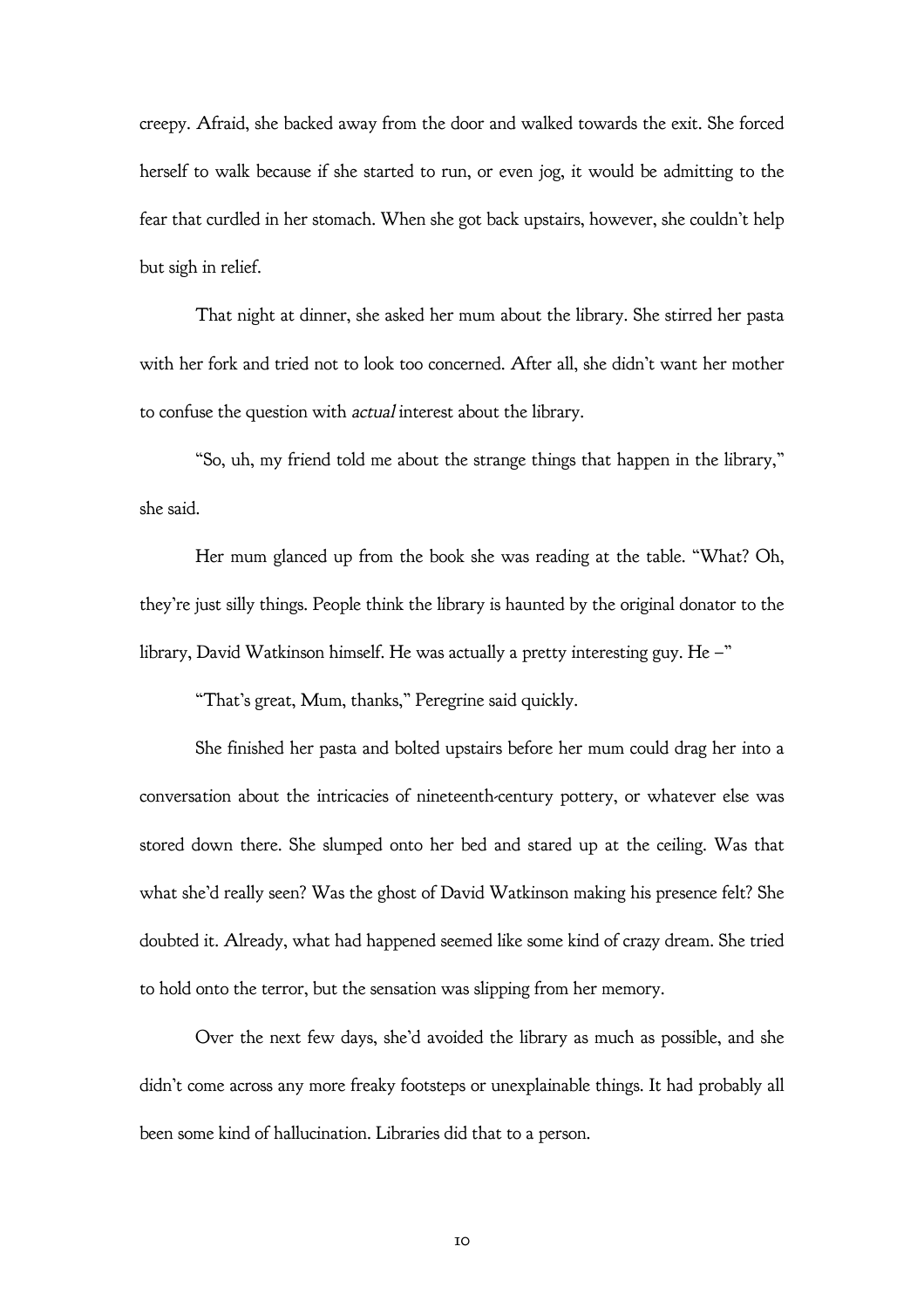creepy. Afraid, she backed away from the door and walked towards the exit. She forced herself to walk because if she started to run, or even jog, it would be admitting to the fear that curdled in her stomach. When she got back upstairs, however, she couldn't help but sigh in relief.

That night at dinner, she asked her mum about the library. She stirred her pasta with her fork and tried not to look too concerned. After all, she didn't want her mother to confuse the question with *actual* interest about the library.

"So, uh, my friend told me about the strange things that happen in the library," she said.

Her mum glanced up from the book she was reading at the table. "What? Oh, they're just silly things. People think the library is haunted by the original donator to the library, David Watkinson himself. He was actually a pretty interesting guy. He –"

"That's great, Mum, thanks," Peregrine said quickly.

She finished her pasta and bolted upstairs before her mum could drag her into a conversation about the intricacies of nineteenth-century pottery, or whatever else was stored down there. She slumped onto her bed and stared up at the ceiling. Was that what she'd really seen? Was the ghost of David Watkinson making his presence felt? She doubted it. Already, what had happened seemed like some kind of crazy dream. She tried to hold onto the terror, but the sensation was slipping from her memory.

Over the next few days, she'd avoided the library as much as possible, and she didn't come across any more freaky footsteps or unexplainable things. It had probably all been some kind of hallucination. Libraries did that to a person.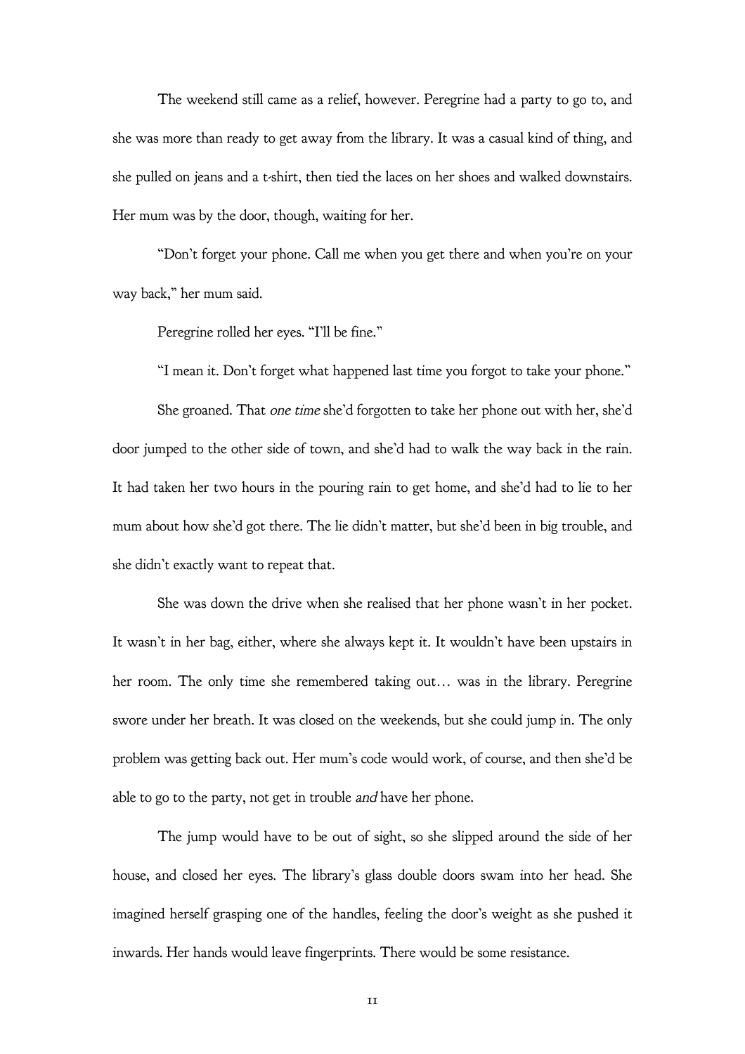The weekend still came as a relief, however. Peregrine had a party to go to, and she was more than ready to get away from the library. It was a casual kind of thing, and she pulled on jeans and a t-shirt, then tied the laces on her shoes and walked downstairs. Her mum was by the door, though, waiting for her.

"Don't forget your phone. Call me when you get there and when you're on your way back," her mum said.

Peregrine rolled her eyes. "I'll be fine."

"I mean it. Don't forget what happened last time you forgot to take your phone."

She groaned. That *one time* she'd forgotten to take her phone out with her, she'd door jumped to the other side of town, and she'd had to walk the way back in the rain. It had taken her two hours in the pouring rain to get home, and she'd had to lie to her mum about how she'd got there. The lie didn't matter, but she'd been in big trouble, and she didn't exactly want to repeat that.

She was down the drive when she realised that her phone wasn't in her pocket. It wasn't in her bag, either, where she always kept it. It wouldn't have been upstairs in her room. The only time she remembered taking out… was in the library. Peregrine swore under her breath. It was closed on the weekends, but she could jump in. The only problem was getting back out. Her mum's code would work, of course, and then she'd be able to go to the party, not get in trouble *and* have her phone.

The jump would have to be out of sight, so she slipped around the side of her house, and closed her eyes. The library's glass double doors swam into her head. She imagined herself grasping one of the handles, feeling the door's weight as she pushed it inwards. Her hands would leave fingerprints. There would be some resistance.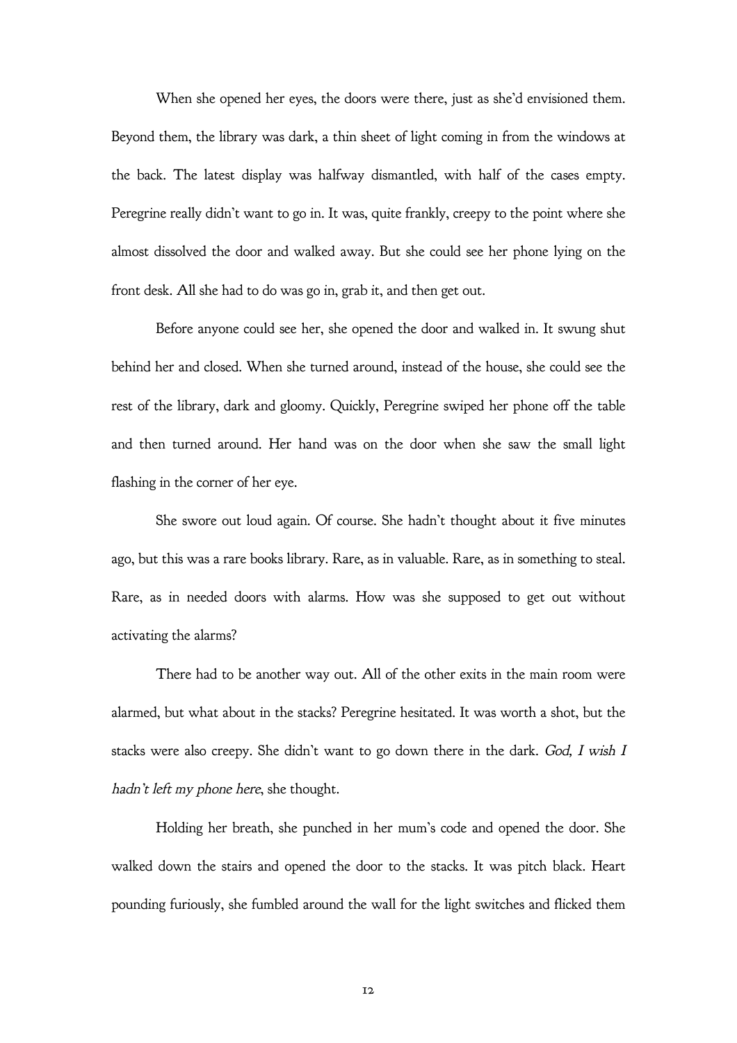When she opened her eyes, the doors were there, just as she'd envisioned them. Beyond them, the library was dark, a thin sheet of light coming in from the windows at the back. The latest display was halfway dismantled, with half of the cases empty. Peregrine really didn't want to go in. It was, quite frankly, creepy to the point where she almost dissolved the door and walked away. But she could see her phone lying on the front desk. All she had to do was go in, grab it, and then get out.

Before anyone could see her, she opened the door and walked in. It swung shut behind her and closed. When she turned around, instead of the house, she could see the rest of the library, dark and gloomy. Quickly, Peregrine swiped her phone off the table and then turned around. Her hand was on the door when she saw the small light flashing in the corner of her eye.

She swore out loud again. Of course. She hadn't thought about it five minutes ago, but this was a rare books library. Rare, as in valuable. Rare, as in something to steal. Rare, as in needed doors with alarms. How was she supposed to get out without activating the alarms?

There had to be another way out. All of the other exits in the main room were alarmed, but what about in the stacks? Peregrine hesitated. It was worth a shot, but the stacks were also creepy. She didn't want to go down there in the dark. *God, I wish I hadn't left my phone here*, she thought.

Holding her breath, she punched in her mum's code and opened the door. She walked down the stairs and opened the door to the stacks. It was pitch black. Heart pounding furiously, she fumbled around the wall for the light switches and flicked them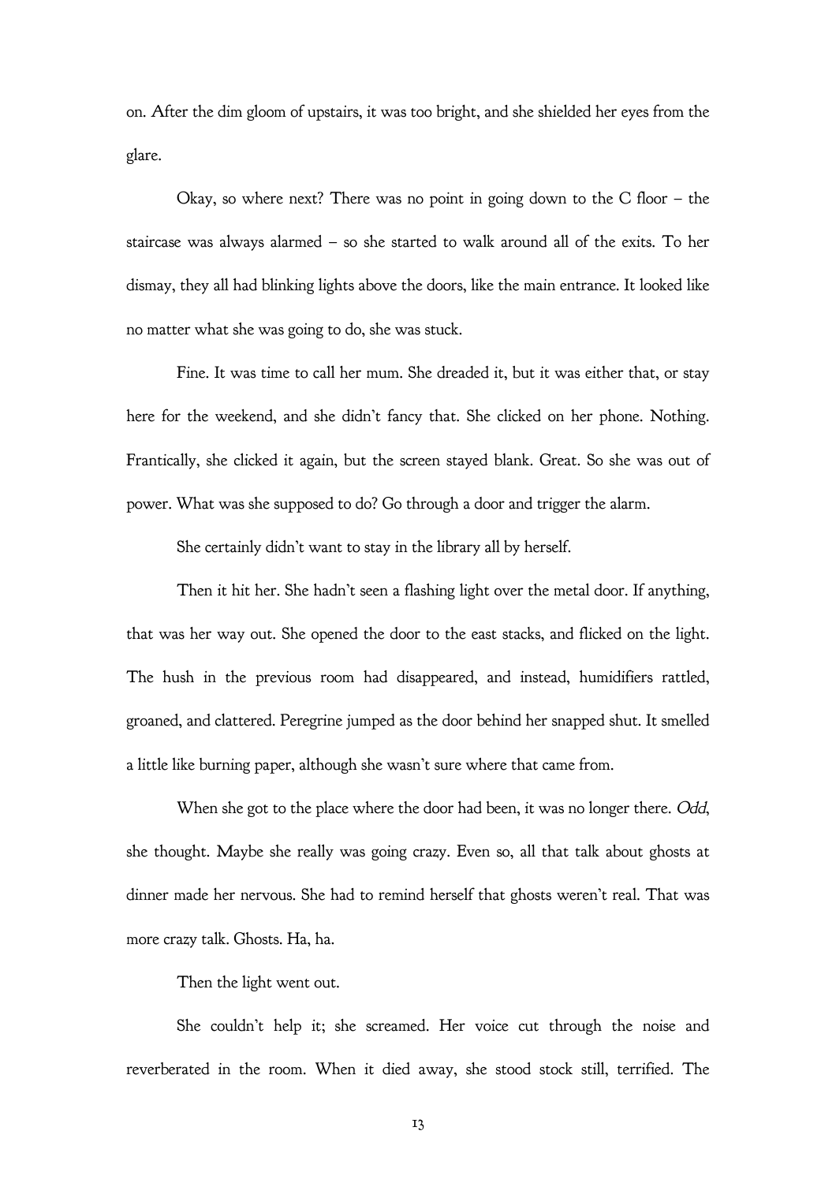on. After the dim gloom of upstairs, it was too bright, and she shielded her eyes from the glare.

Okay, so where next? There was no point in going down to the C floor – the staircase was always alarmed – so she started to walk around all of the exits. To her dismay, they all had blinking lights above the doors, like the main entrance. It looked like no matter what she was going to do, she was stuck.

Fine. It was time to call her mum. She dreaded it, but it was either that, or stay here for the weekend, and she didn't fancy that. She clicked on her phone. Nothing. Frantically, she clicked it again, but the screen stayed blank. Great. So she was out of power. What was she supposed to do? Go through a door and trigger the alarm.

She certainly didn't want to stay in the library all by herself.

Then it hit her. She hadn't seen a flashing light over the metal door. If anything, that was her way out. She opened the door to the east stacks, and flicked on the light. The hush in the previous room had disappeared, and instead, humidifiers rattled, groaned, and clattered. Peregrine jumped as the door behind her snapped shut. It smelled a little like burning paper, although she wasn't sure where that came from.

When she got to the place where the door had been, it was no longer there. *Odd*, she thought. Maybe she really was going crazy. Even so, all that talk about ghosts at dinner made her nervous. She had to remind herself that ghosts weren't real. That was more crazy talk. Ghosts. Ha, ha.

Then the light went out.

She couldn't help it; she screamed. Her voice cut through the noise and reverberated in the room. When it died away, she stood stock still, terrified. The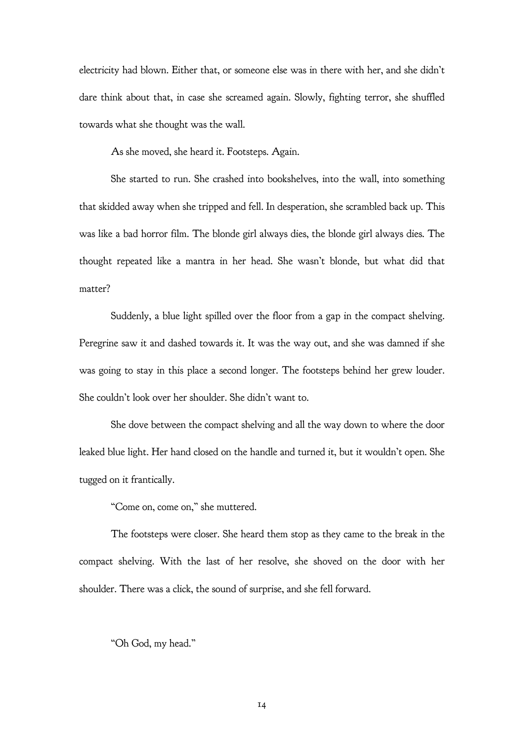electricity had blown. Either that, or someone else was in there with her, and she didn't dare think about that, in case she screamed again. Slowly, fighting terror, she shuffled towards what she thought was the wall.

As she moved, she heard it. Footsteps. Again.

She started to run. She crashed into bookshelves, into the wall, into something that skidded away when she tripped and fell. In desperation, she scrambled back up. This was like a bad horror film. The blonde girl always dies, the blonde girl always dies. The thought repeated like a mantra in her head. She wasn't blonde, but what did that matter?

Suddenly, a blue light spilled over the floor from a gap in the compact shelving. Peregrine saw it and dashed towards it. It was the way out, and she was damned if she was going to stay in this place a second longer. The footsteps behind her grew louder. She couldn't look over her shoulder. She didn't want to.

She dove between the compact shelving and all the way down to where the door leaked blue light. Her hand closed on the handle and turned it, but it wouldn't open. She tugged on it frantically.

"Come on, come on," she muttered.

The footsteps were closer. She heard them stop as they came to the break in the compact shelving. With the last of her resolve, she shoved on the door with her shoulder. There was a click, the sound of surprise, and she fell forward.

"Oh God, my head."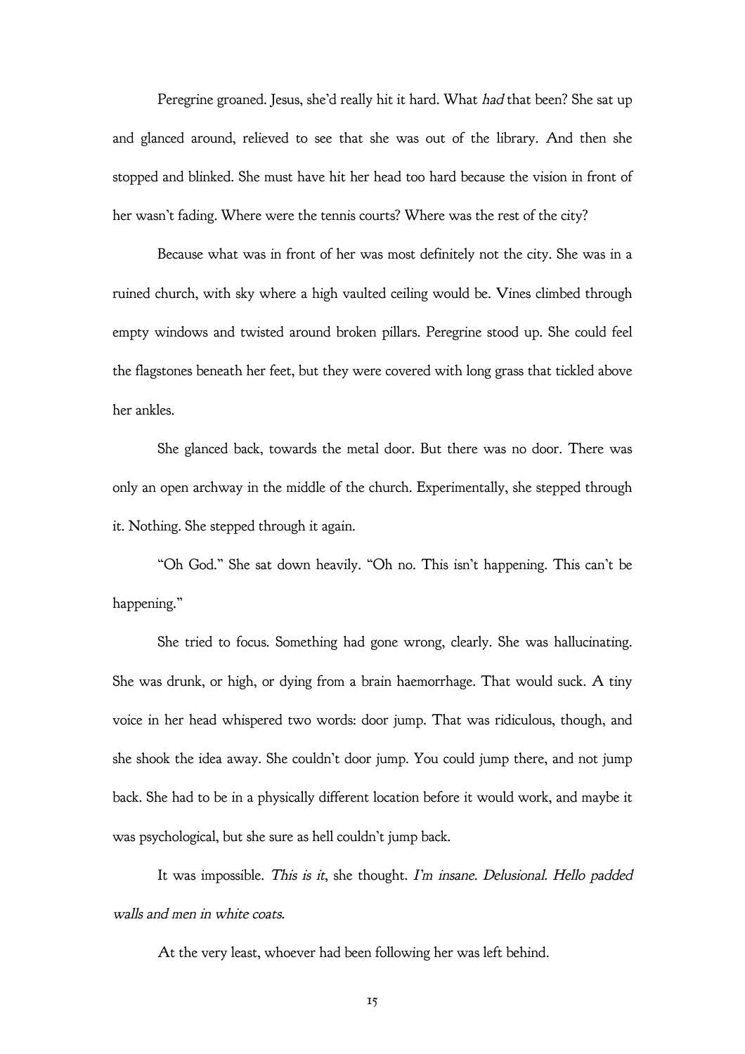Peregrine groaned. Jesus, she'd really hit it hard. What *had* that been? She sat up and glanced around, relieved to see that she was out of the library. And then she stopped and blinked. She must have hit her head too hard because the vision in front of her wasn't fading. Where were the tennis courts? Where was the rest of the city?

Because what was in front of her was most definitely not the city. She was in a ruined church, with sky where a high vaulted ceiling would be. Vines climbed through empty windows and twisted around broken pillars. Peregrine stood up. She could feel the flagstones beneath her feet, but they were covered with long grass that tickled above her ankles.

She glanced back, towards the metal door. But there was no door. There was only an open archway in the middle of the church. Experimentally, she stepped through it. Nothing. She stepped through it again.

"Oh God." She sat down heavily. "Oh no. This isn't happening. This can't be happening."

She tried to focus. Something had gone wrong, clearly. She was hallucinating. She was drunk, or high, or dying from a brain haemorrhage. That would suck. A tiny voice in her head whispered two words: door jump. That was ridiculous, though, and she shook the idea away. She couldn't door jump. You could jump there, and not jump back. She had to be in a physically different location before it would work, and maybe it was psychological, but she sure as hell couldn't jump back.

It was impossible. *This is it*, she thought. *I'm insane. Delusional. Hello padded walls and men in white coats.*

At the very least, whoever had been following her was left behind.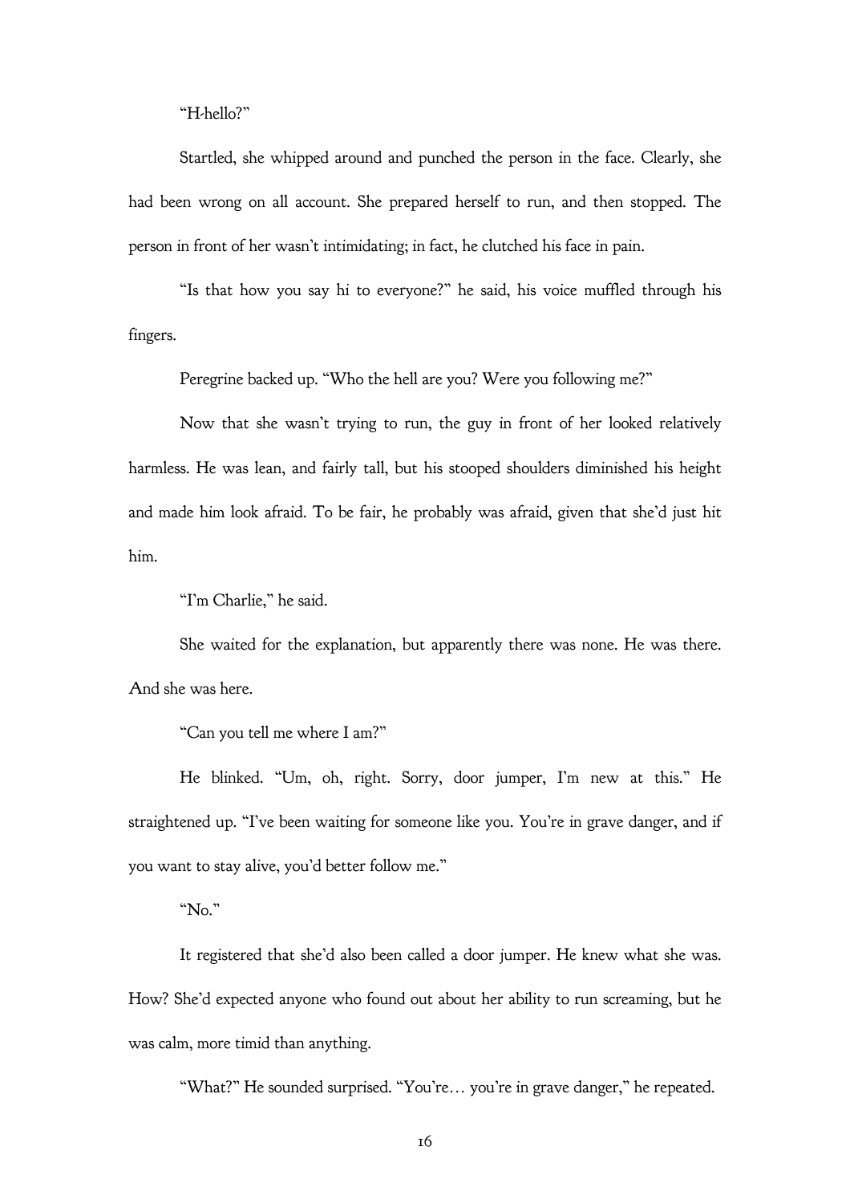"H-hello?"

Startled, she whipped around and punched the person in the face. Clearly, she had been wrong on all account. She prepared herself to run, and then stopped. The person in front of her wasn't intimidating; in fact, he clutched his face in pain.

"Is that how you say hi to everyone?" he said, his voice muffled through his fingers.

Peregrine backed up. "Who the hell are you? Were you following me?"

Now that she wasn't trying to run, the guy in front of her looked relatively harmless. He was lean, and fairly tall, but his stooped shoulders diminished his height and made him look afraid. To be fair, he probably was afraid, given that she'd just hit him.

"I'm Charlie," he said.

She waited for the explanation, but apparently there was none. He was there. And she was here.

"Can you tell me where I am?"

He blinked. "Um, oh, right. Sorry, door jumper, I'm new at this." He straightened up. "I've been waiting for someone like you. You're in grave danger, and if you want to stay alive, you'd better follow me."

"No."

It registered that she'd also been called a door jumper. He knew what she was. How? She'd expected anyone who found out about her ability to run screaming, but he was calm, more timid than anything.

"What?" He sounded surprised. "You're… you're in grave danger," he repeated.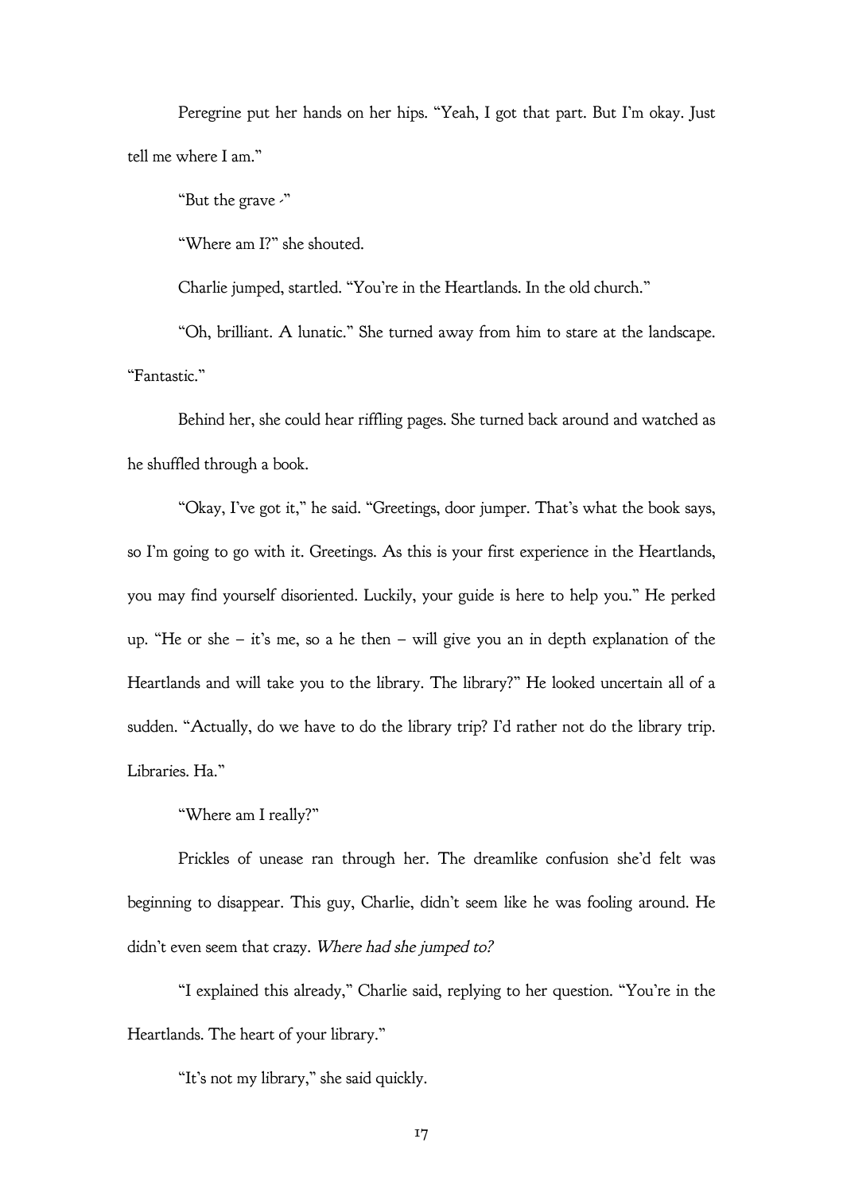Peregrine put her hands on her hips. "Yeah, I got that part. But I'm okay. Just tell me where I am."

"But the grave -"

"Where am I?" she shouted.

Charlie jumped, startled. "You're in the Heartlands. In the old church."

"Oh, brilliant. A lunatic." She turned away from him to stare at the landscape. "Fantastic."

Behind her, she could hear riffling pages. She turned back around and watched as he shuffled through a book.

"Okay, I've got it," he said. "Greetings, door jumper. That's what the book says, so I'm going to go with it. Greetings. As this is your first experience in the Heartlands, you may find yourself disoriented. Luckily, your guide is here to help you." He perked up. "He or she – it's me, so a he then – will give you an in depth explanation of the Heartlands and will take you to the library. The library?" He looked uncertain all of a sudden. "Actually, do we have to do the library trip? I'd rather not do the library trip. Libraries. Ha."

"Where am I really?"

Prickles of unease ran through her. The dreamlike confusion she'd felt was beginning to disappear. This guy, Charlie, didn't seem like he was fooling around. He didn't even seem that crazy. *Where had she jumped to?*

"I explained this already," Charlie said, replying to her question. "You're in the Heartlands. The heart of your library."

"It's not my library," she said quickly.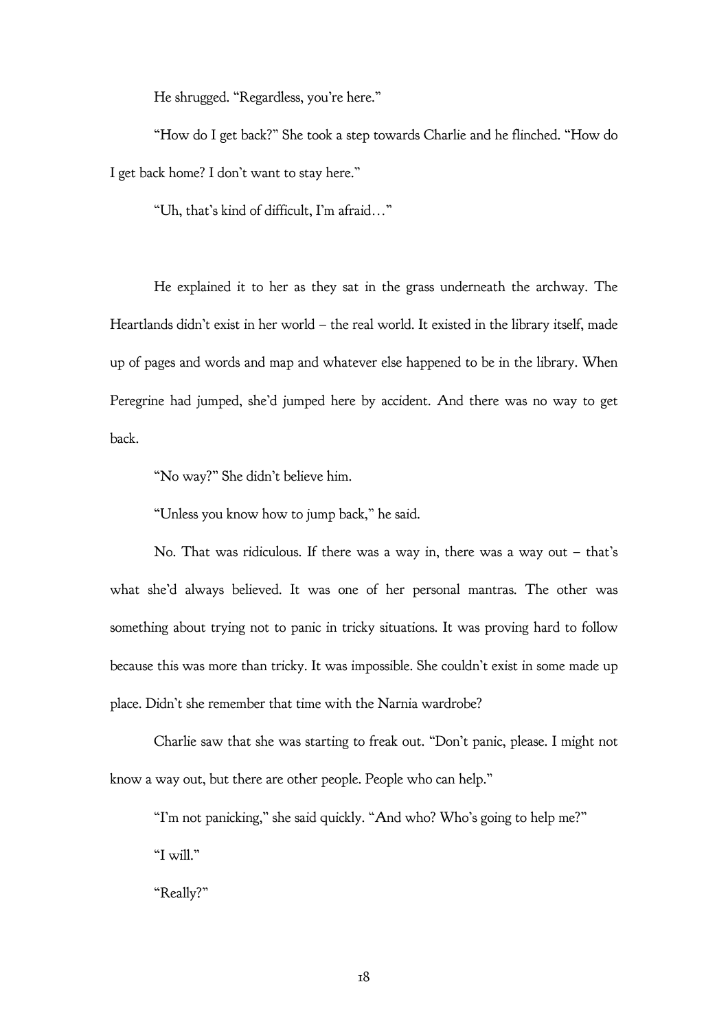He shrugged. "Regardless, you're here."

"How do I get back?" She took a step towards Charlie and he flinched. "How do I get back home? I don't want to stay here."

"Uh, that's kind of difficult, I'm afraid…"

He explained it to her as they sat in the grass underneath the archway. The Heartlands didn't exist in her world – the real world. It existed in the library itself, made up of pages and words and map and whatever else happened to be in the library. When Peregrine had jumped, she'd jumped here by accident. And there was no way to get back.

"No way?" She didn't believe him.

"Unless you know how to jump back," he said.

No. That was ridiculous. If there was a way in, there was a way out – that's what she'd always believed. It was one of her personal mantras. The other was something about trying not to panic in tricky situations. It was proving hard to follow because this was more than tricky. It was impossible. She couldn't exist in some made up place. Didn't she remember that time with the Narnia wardrobe?

Charlie saw that she was starting to freak out. "Don't panic, please. I might not know a way out, but there are other people. People who can help."

"I'm not panicking," she said quickly. "And who? Who's going to help me?"

"I will."

"Really?"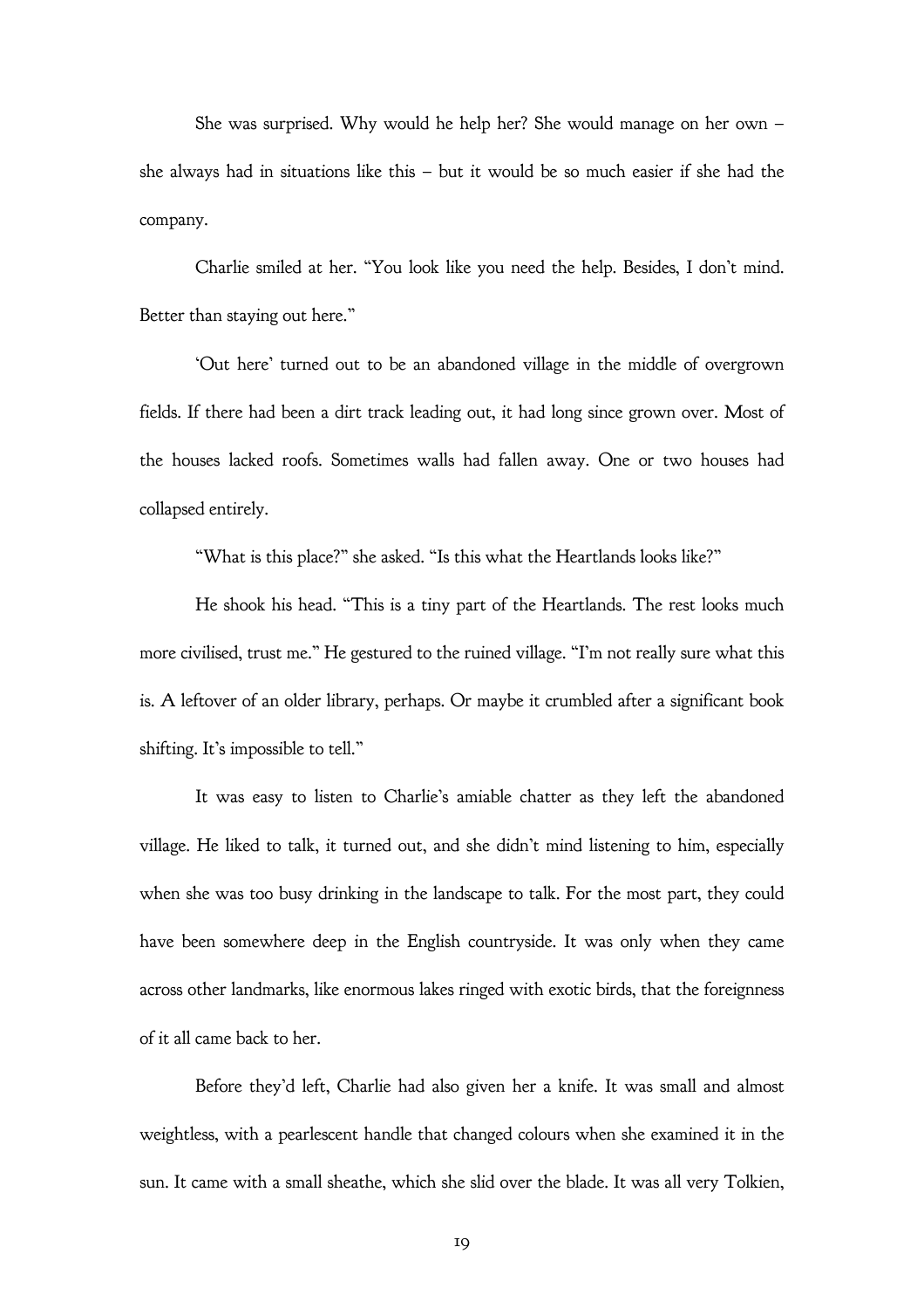She was surprised. Why would he help her? She would manage on her own – she always had in situations like this – but it would be so much easier if she had the company.

Charlie smiled at her. "You look like you need the help. Besides, I don't mind. Better than staying out here."

'Out here' turned out to be an abandoned village in the middle of overgrown fields. If there had been a dirt track leading out, it had long since grown over. Most of the houses lacked roofs. Sometimes walls had fallen away. One or two houses had collapsed entirely.

"What is this place?" she asked. "Is this what the Heartlands looks like?"

He shook his head. "This is a tiny part of the Heartlands. The rest looks much more civilised, trust me." He gestured to the ruined village. "I'm not really sure what this is. A leftover of an older library, perhaps. Or maybe it crumbled after a significant book shifting. It's impossible to tell."

It was easy to listen to Charlie's amiable chatter as they left the abandoned village. He liked to talk, it turned out, and she didn't mind listening to him, especially when she was too busy drinking in the landscape to talk. For the most part, they could have been somewhere deep in the English countryside. It was only when they came across other landmarks, like enormous lakes ringed with exotic birds, that the foreignness of it all came back to her.

Before they'd left, Charlie had also given her a knife. It was small and almost weightless, with a pearlescent handle that changed colours when she examined it in the sun. It came with a small sheathe, which she slid over the blade. It was all very Tolkien,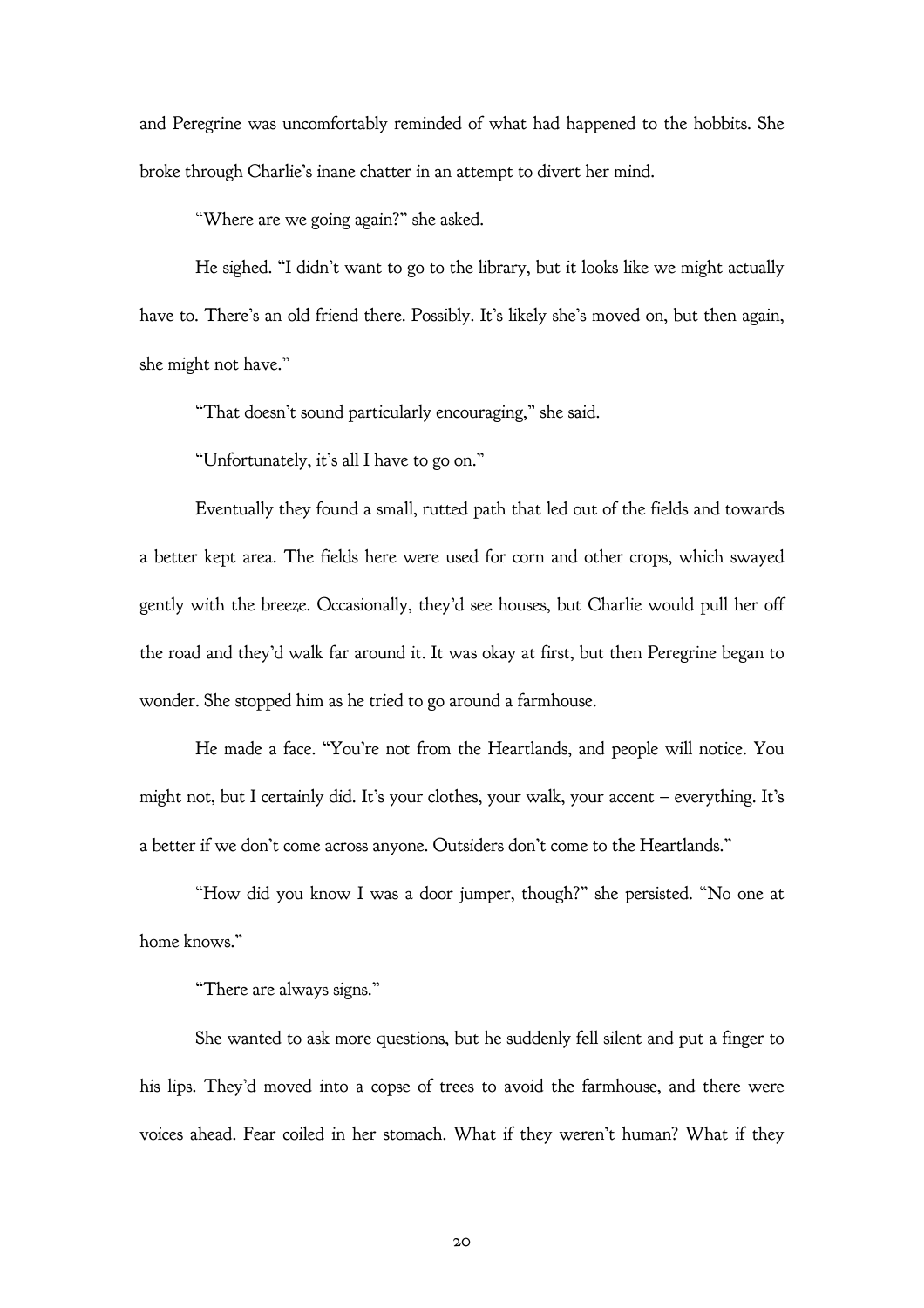and Peregrine was uncomfortably reminded of what had happened to the hobbits. She broke through Charlie's inane chatter in an attempt to divert her mind.

"Where are we going again?" she asked.

He sighed. "I didn't want to go to the library, but it looks like we might actually have to. There's an old friend there. Possibly. It's likely she's moved on, but then again, she might not have."

"That doesn't sound particularly encouraging," she said.

"Unfortunately, it's all I have to go on."

Eventually they found a small, rutted path that led out of the fields and towards a better kept area. The fields here were used for corn and other crops, which swayed gently with the breeze. Occasionally, they'd see houses, but Charlie would pull her off the road and they'd walk far around it. It was okay at first, but then Peregrine began to wonder. She stopped him as he tried to go around a farmhouse.

He made a face. "You're not from the Heartlands, and people will notice. You might not, but I certainly did. It's your clothes, your walk, your accent – everything. It's a better if we don't come across anyone. Outsiders don't come to the Heartlands."

"How did you know I was a door jumper, though?" she persisted. "No one at home knows."

"There are always signs."

She wanted to ask more questions, but he suddenly fell silent and put a finger to his lips. They'd moved into a copse of trees to avoid the farmhouse, and there were voices ahead. Fear coiled in her stomach. What if they weren't human? What if they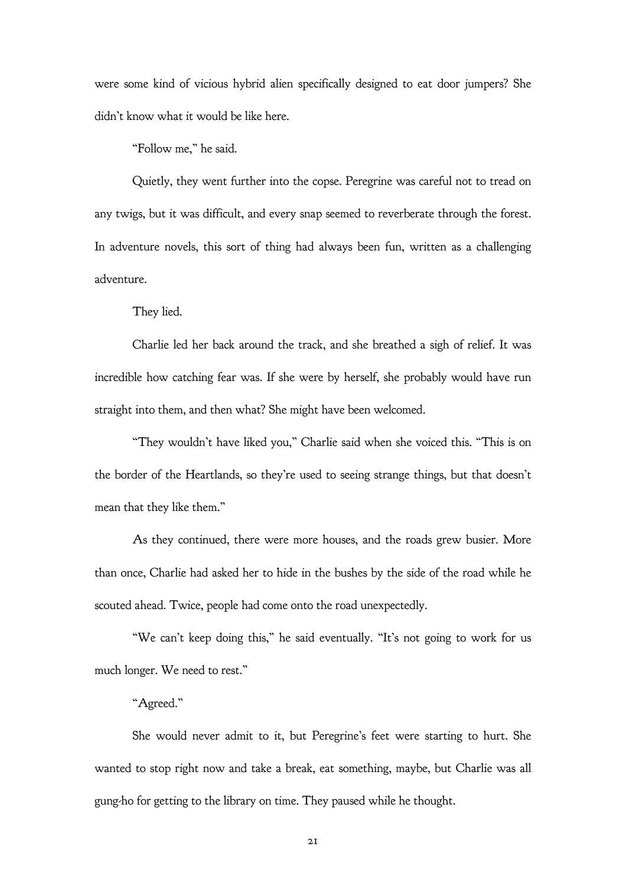were some kind of vicious hybrid alien specifically designed to eat door jumpers? She didn't know what it would be like here.

"Follow me," he said.

Quietly, they went further into the copse. Peregrine was careful not to tread on any twigs, but it was difficult, and every snap seemed to reverberate through the forest. In adventure novels, this sort of thing had always been fun, written as a challenging adventure.

They lied.

Charlie led her back around the track, and she breathed a sigh of relief. It was incredible how catching fear was. If she were by herself, she probably would have run straight into them, and then what? She might have been welcomed.

"They wouldn't have liked you," Charlie said when she voiced this. "This is on the border of the Heartlands, so they're used to seeing strange things, but that doesn't mean that they like them."

As they continued, there were more houses, and the roads grew busier. More than once, Charlie had asked her to hide in the bushes by the side of the road while he scouted ahead. Twice, people had come onto the road unexpectedly.

"We can't keep doing this," he said eventually. "It's not going to work for us much longer. We need to rest."

"Agreed."

She would never admit to it, but Peregrine's feet were starting to hurt. She wanted to stop right now and take a break, eat something, maybe, but Charlie was all gung-ho for getting to the library on time. They paused while he thought.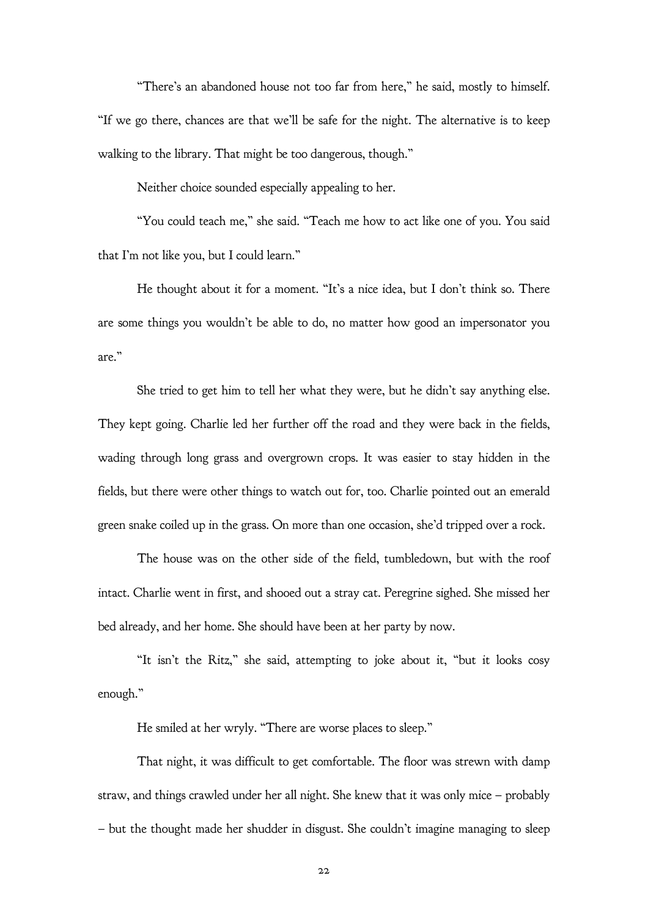"There's an abandoned house not too far from here," he said, mostly to himself. "If we go there, chances are that we'll be safe for the night. The alternative is to keep walking to the library. That might be too dangerous, though."

Neither choice sounded especially appealing to her.

"You could teach me," she said. "Teach me how to act like one of you. You said that I'm not like you, but I could learn."

He thought about it for a moment. "It's a nice idea, but I don't think so. There are some things you wouldn't be able to do, no matter how good an impersonator you are."

She tried to get him to tell her what they were, but he didn't say anything else. They kept going. Charlie led her further off the road and they were back in the fields, wading through long grass and overgrown crops. It was easier to stay hidden in the fields, but there were other things to watch out for, too. Charlie pointed out an emerald green snake coiled up in the grass. On more than one occasion, she'd tripped over a rock.

The house was on the other side of the field, tumbledown, but with the roof intact. Charlie went in first, and shooed out a stray cat. Peregrine sighed. She missed her bed already, and her home. She should have been at her party by now.

"It isn't the Ritz," she said, attempting to joke about it, "but it looks cosy enough."

He smiled at her wryly. "There are worse places to sleep."

That night, it was difficult to get comfortable. The floor was strewn with damp straw, and things crawled under her all night. She knew that it was only mice – probably – but the thought made her shudder in disgust. She couldn't imagine managing to sleep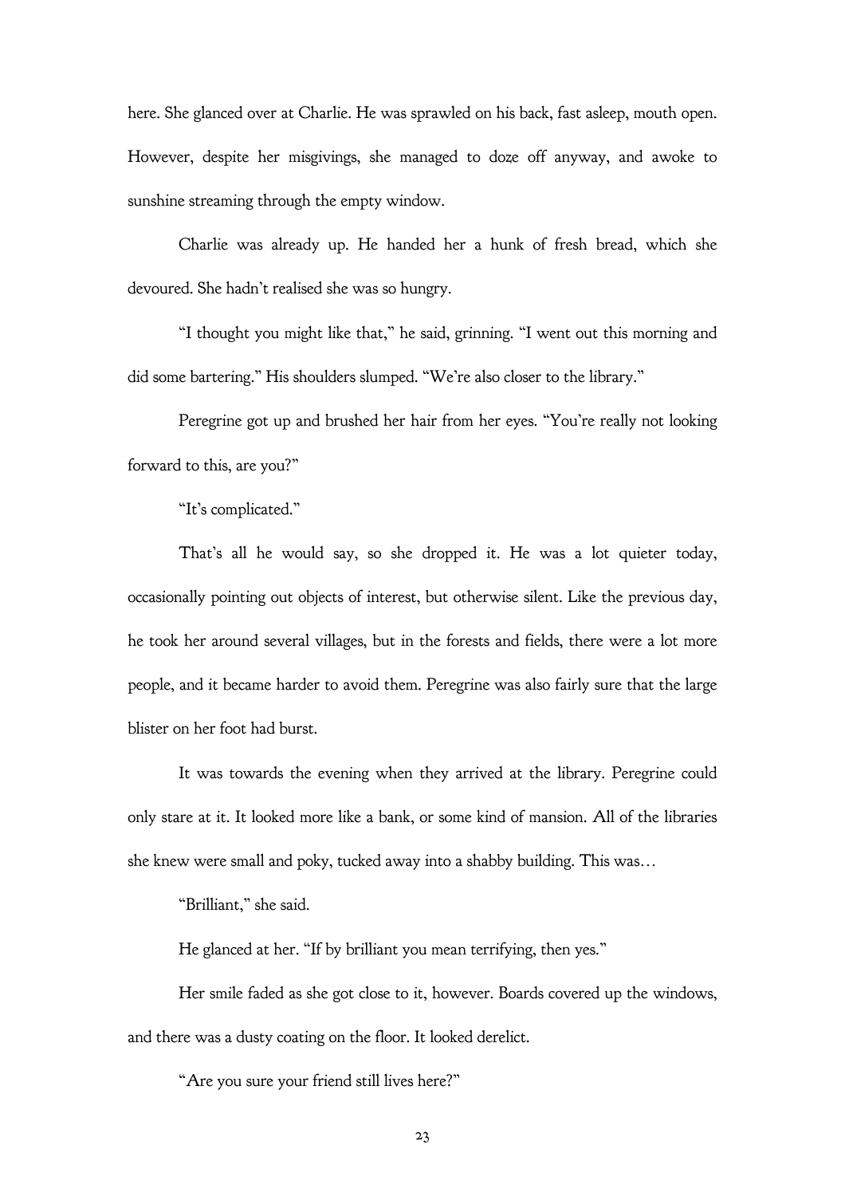here. She glanced over at Charlie. He was sprawled on his back, fast asleep, mouth open. However, despite her misgivings, she managed to doze off anyway, and awoke to sunshine streaming through the empty window.

Charlie was already up. He handed her a hunk of fresh bread, which she devoured. She hadn't realised she was so hungry.

"I thought you might like that," he said, grinning. "I went out this morning and did some bartering." His shoulders slumped. "We're also closer to the library."

Peregrine got up and brushed her hair from her eyes. "You're really not looking forward to this, are you?"

"It's complicated."

That's all he would say, so she dropped it. He was a lot quieter today, occasionally pointing out objects of interest, but otherwise silent. Like the previous day, he took her around several villages, but in the forests and fields, there were a lot more people, and it became harder to avoid them. Peregrine was also fairly sure that the large blister on her foot had burst.

It was towards the evening when they arrived at the library. Peregrine could only stare at it. It looked more like a bank, or some kind of mansion. All of the libraries she knew were small and poky, tucked away into a shabby building. This was…

"Brilliant," she said.

He glanced at her. "If by brilliant you mean terrifying, then yes."

Her smile faded as she got close to it, however. Boards covered up the windows, and there was a dusty coating on the floor. It looked derelict.

"Are you sure your friend still lives here?"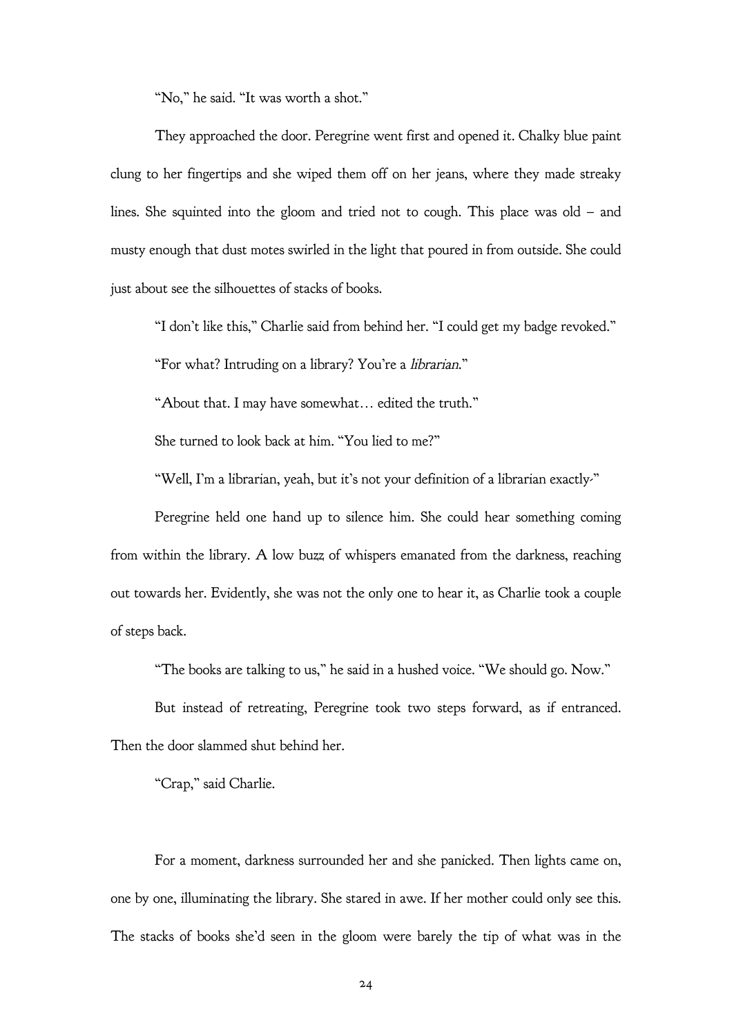"No," he said. "It was worth a shot."

They approached the door. Peregrine went first and opened it. Chalky blue paint clung to her fingertips and she wiped them off on her jeans, where they made streaky lines. She squinted into the gloom and tried not to cough. This place was old – and musty enough that dust motes swirled in the light that poured in from outside. She could just about see the silhouettes of stacks of books.

"I don't like this," Charlie said from behind her. "I could get my badge revoked."

"For what? Intruding on a library? You're a *librarian*."

"About that. I may have somewhat… edited the truth."

She turned to look back at him. "You lied to me?"

"Well, I'm a librarian, yeah, but it's not your definition of a librarian exactly-"

Peregrine held one hand up to silence him. She could hear something coming from within the library. A low buzz of whispers emanated from the darkness, reaching out towards her. Evidently, she was not the only one to hear it, as Charlie took a couple of steps back.

"The books are talking to us," he said in a hushed voice. "We should go. Now."

But instead of retreating, Peregrine took two steps forward, as if entranced. Then the door slammed shut behind her.

"Crap," said Charlie.

For a moment, darkness surrounded her and she panicked. Then lights came on, one by one, illuminating the library. She stared in awe. If her mother could only see this. The stacks of books she'd seen in the gloom were barely the tip of what was in the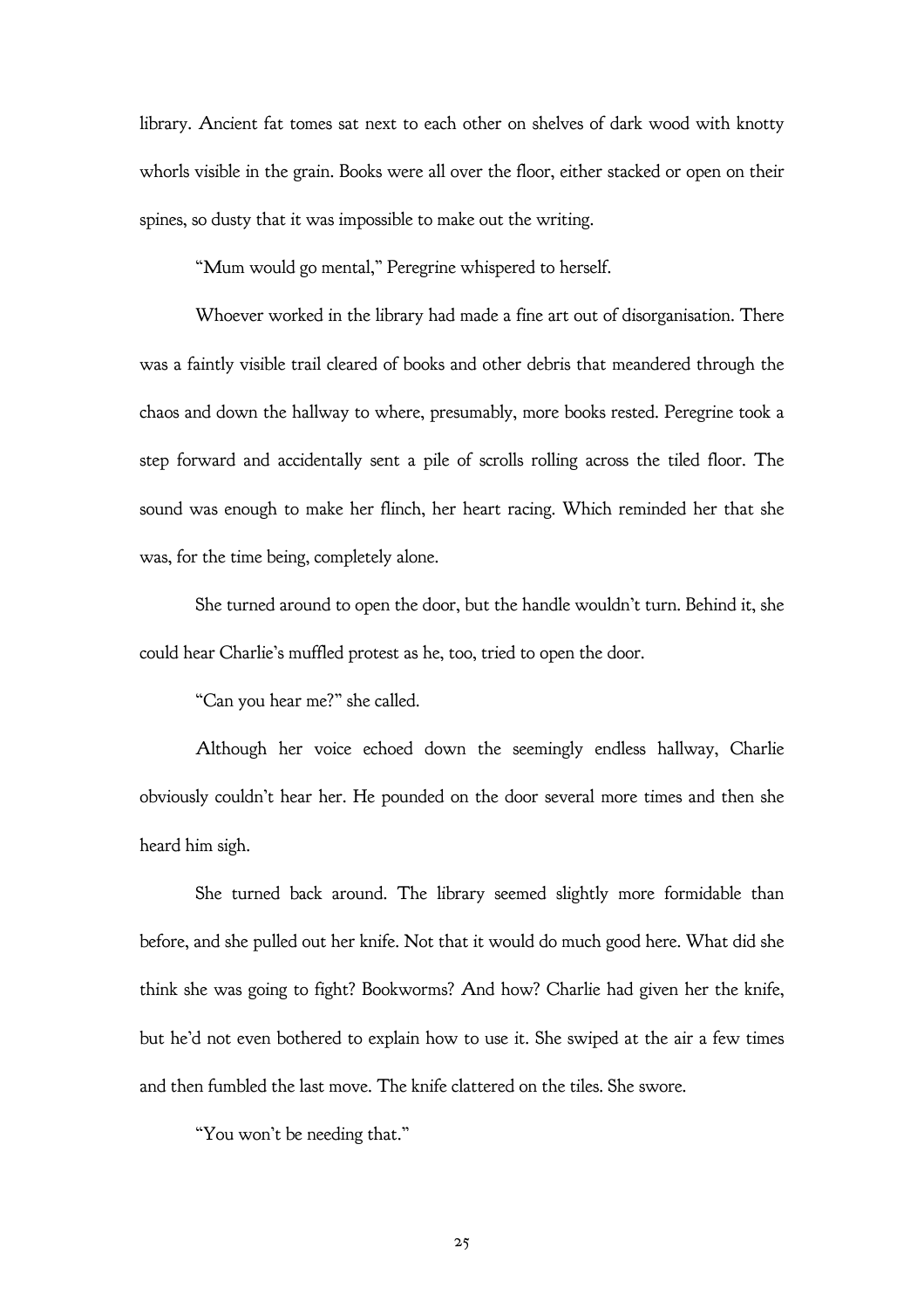library. Ancient fat tomes sat next to each other on shelves of dark wood with knotty whorls visible in the grain. Books were all over the floor, either stacked or open on their spines, so dusty that it was impossible to make out the writing.

"Mum would go mental," Peregrine whispered to herself.

Whoever worked in the library had made a fine art out of disorganisation. There was a faintly visible trail cleared of books and other debris that meandered through the chaos and down the hallway to where, presumably, more books rested. Peregrine took a step forward and accidentally sent a pile of scrolls rolling across the tiled floor. The sound was enough to make her flinch, her heart racing. Which reminded her that she was, for the time being, completely alone.

She turned around to open the door, but the handle wouldn't turn. Behind it, she could hear Charlie's muffled protest as he, too, tried to open the door.

"Can you hear me?" she called.

Although her voice echoed down the seemingly endless hallway, Charlie obviously couldn't hear her. He pounded on the door several more times and then she heard him sigh.

She turned back around. The library seemed slightly more formidable than before, and she pulled out her knife. Not that it would do much good here. What did she think she was going to fight? Bookworms? And how? Charlie had given her the knife, but he'd not even bothered to explain how to use it. She swiped at the air a few times and then fumbled the last move. The knife clattered on the tiles. She swore.

"You won't be needing that."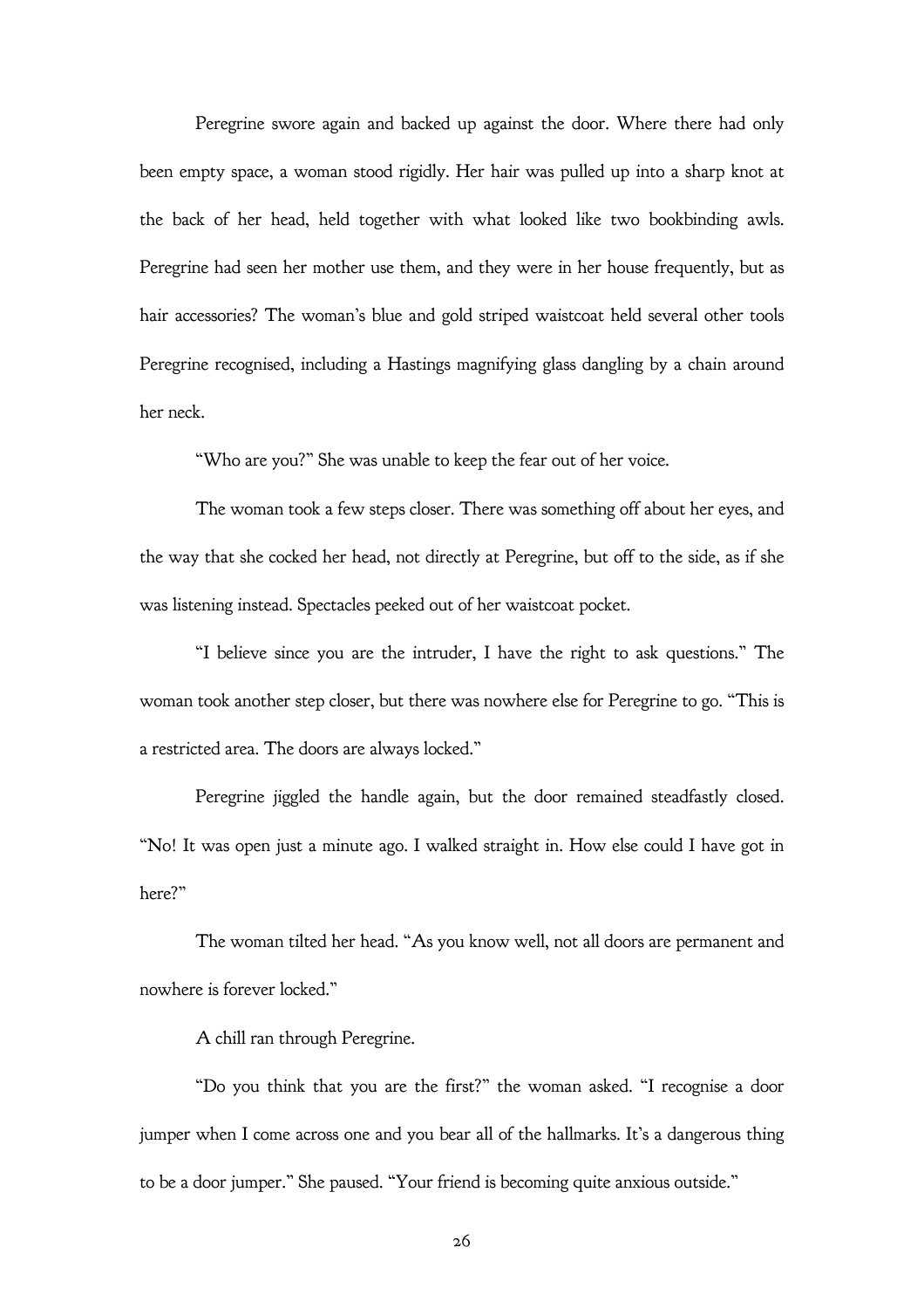Peregrine swore again and backed up against the door. Where there had only been empty space, a woman stood rigidly. Her hair was pulled up into a sharp knot at the back of her head, held together with what looked like two bookbinding awls. Peregrine had seen her mother use them, and they were in her house frequently, but as hair accessories? The woman's blue and gold striped waistcoat held several other tools Peregrine recognised, including a Hastings magnifying glass dangling by a chain around her neck.

"Who are you?" She was unable to keep the fear out of her voice.

The woman took a few steps closer. There was something off about her eyes, and the way that she cocked her head, not directly at Peregrine, but off to the side, as if she was listening instead. Spectacles peeked out of her waistcoat pocket.

"I believe since you are the intruder, I have the right to ask questions." The woman took another step closer, but there was nowhere else for Peregrine to go. "This is a restricted area. The doors are always locked."

Peregrine jiggled the handle again, but the door remained steadfastly closed. "No! It was open just a minute ago. I walked straight in. How else could I have got in here?"

The woman tilted her head. "As you know well, not all doors are permanent and nowhere is forever locked."

A chill ran through Peregrine.

"Do you think that you are the first?" the woman asked. "I recognise a door jumper when I come across one and you bear all of the hallmarks. It's a dangerous thing to be a door jumper." She paused. "Your friend is becoming quite anxious outside."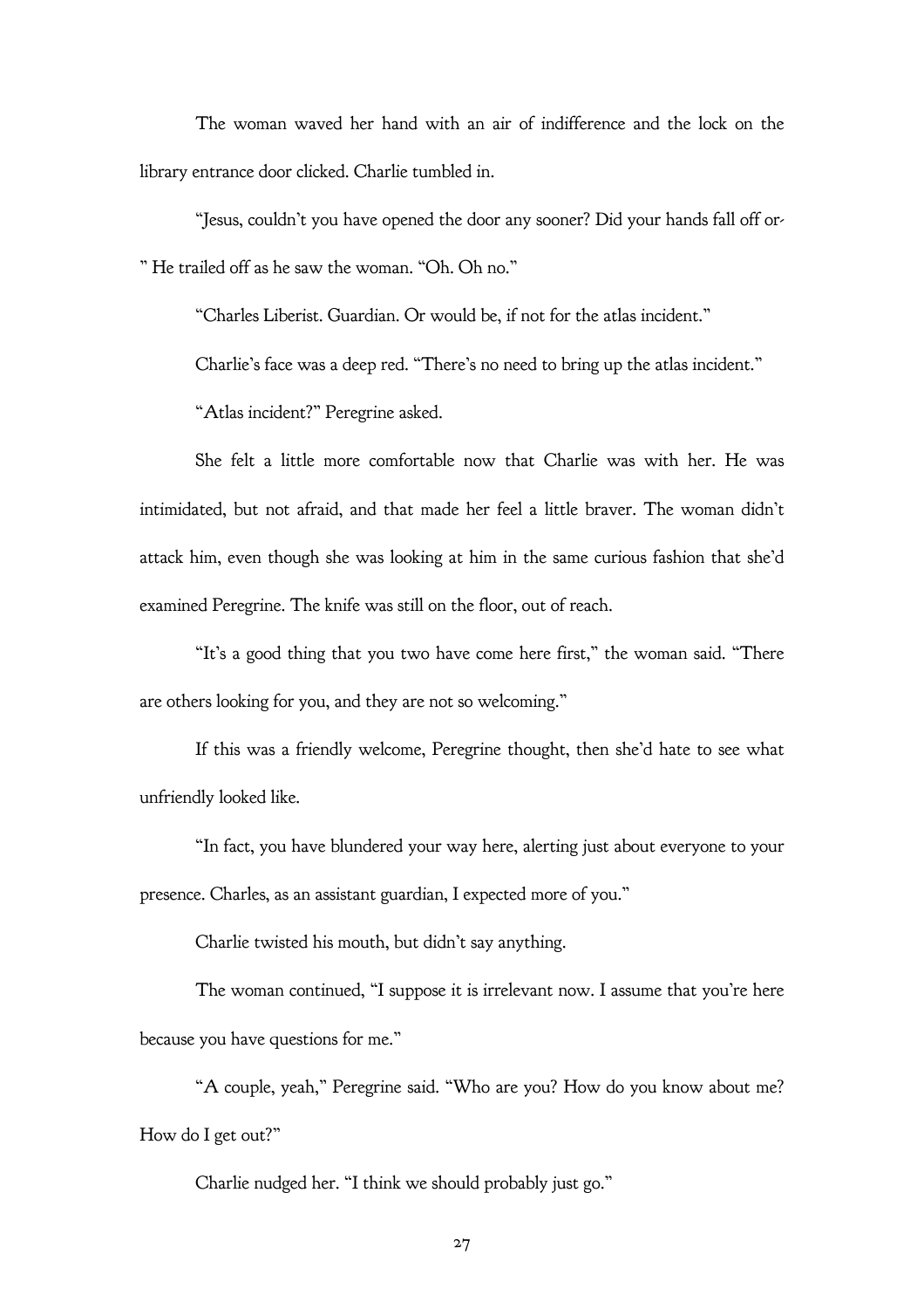The woman waved her hand with an air of indifference and the lock on the library entrance door clicked. Charlie tumbled in.

"Jesus, couldn't you have opened the door any sooner? Did your hands fall off or-" He trailed off as he saw the woman. "Oh. Oh no."

"Charles Liberist. Guardian. Or would be, if not for the atlas incident."

Charlie's face was a deep red. "There's no need to bring up the atlas incident."

"Atlas incident?" Peregrine asked.

She felt a little more comfortable now that Charlie was with her. He was intimidated, but not afraid, and that made her feel a little braver. The woman didn't attack him, even though she was looking at him in the same curious fashion that she'd examined Peregrine. The knife was still on the floor, out of reach.

"It's a good thing that you two have come here first," the woman said. "There are others looking for you, and they are not so welcoming."

If this was a friendly welcome, Peregrine thought, then she'd hate to see what unfriendly looked like.

"In fact, you have blundered your way here, alerting just about everyone to your presence. Charles, as an assistant guardian, I expected more of you."

Charlie twisted his mouth, but didn't say anything.

The woman continued, "I suppose it is irrelevant now. I assume that you're here because you have questions for me."

"A couple, yeah," Peregrine said. "Who are you? How do you know about me? How do I get out?"

Charlie nudged her. "I think we should probably just go."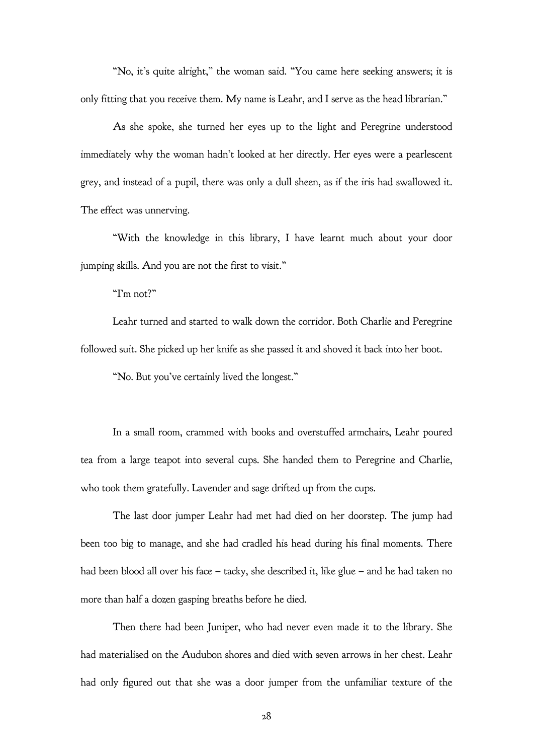"No, it's quite alright," the woman said. "You came here seeking answers; it is only fitting that you receive them. My name is Leahr, and I serve as the head librarian."

As she spoke, she turned her eyes up to the light and Peregrine understood immediately why the woman hadn't looked at her directly. Her eyes were a pearlescent grey, and instead of a pupil, there was only a dull sheen, as if the iris had swallowed it. The effect was unnerving.

"With the knowledge in this library, I have learnt much about your door jumping skills. And you are not the first to visit."

"I'm not?"

Leahr turned and started to walk down the corridor. Both Charlie and Peregrine followed suit. She picked up her knife as she passed it and shoved it back into her boot.

"No. But you've certainly lived the longest."

In a small room, crammed with books and overstuffed armchairs, Leahr poured tea from a large teapot into several cups. She handed them to Peregrine and Charlie, who took them gratefully. Lavender and sage drifted up from the cups.

The last door jumper Leahr had met had died on her doorstep. The jump had been too big to manage, and she had cradled his head during his final moments. There had been blood all over his face – tacky, she described it, like glue – and he had taken no more than half a dozen gasping breaths before he died.

Then there had been Juniper, who had never even made it to the library. She had materialised on the Audubon shores and died with seven arrows in her chest. Leahr had only figured out that she was a door jumper from the unfamiliar texture of the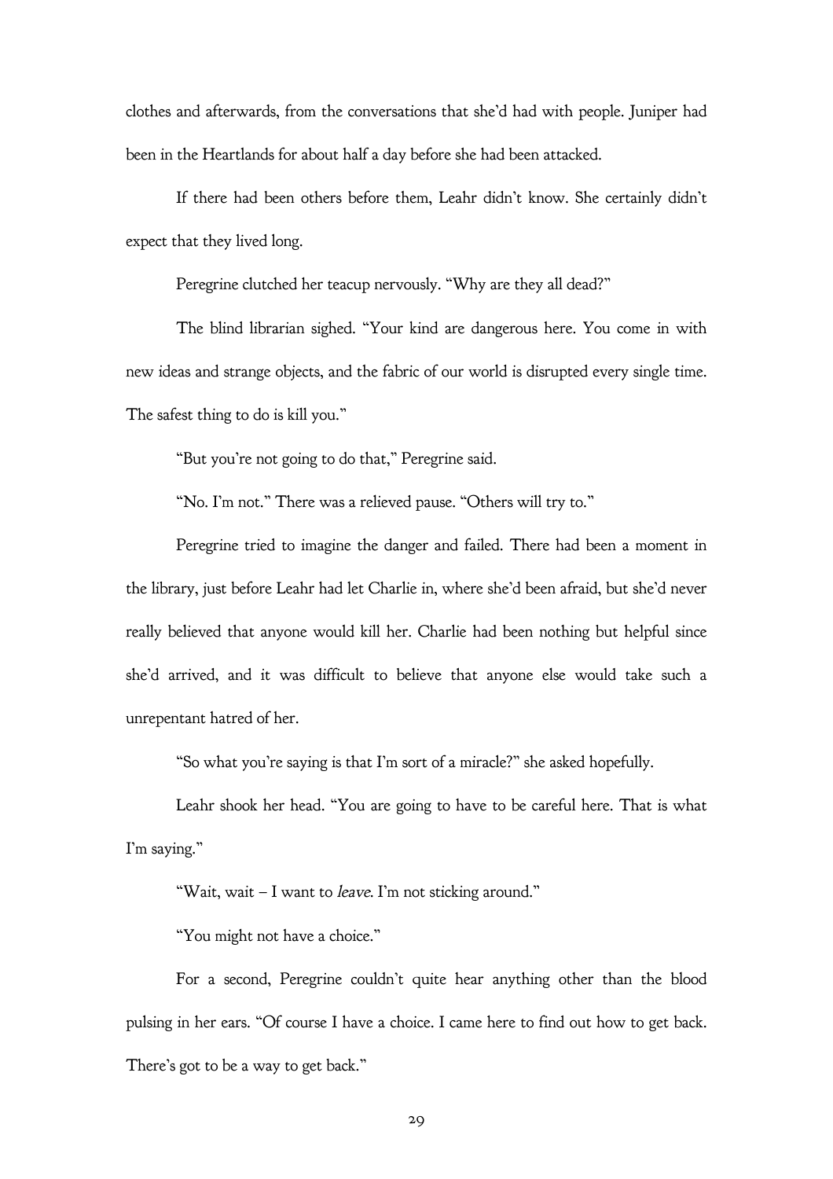clothes and afterwards, from the conversations that she'd had with people. Juniper had been in the Heartlands for about half a day before she had been attacked.

If there had been others before them, Leahr didn't know. She certainly didn't expect that they lived long.

Peregrine clutched her teacup nervously. "Why are they all dead?"

The blind librarian sighed. "Your kind are dangerous here. You come in with new ideas and strange objects, and the fabric of our world is disrupted every single time. The safest thing to do is kill you."

"But you're not going to do that," Peregrine said.

"No. I'm not." There was a relieved pause. "Others will try to."

Peregrine tried to imagine the danger and failed. There had been a moment in the library, just before Leahr had let Charlie in, where she'd been afraid, but she'd never really believed that anyone would kill her. Charlie had been nothing but helpful since she'd arrived, and it was difficult to believe that anyone else would take such a unrepentant hatred of her.

"So what you're saying is that I'm sort of a miracle?" she asked hopefully.

Leahr shook her head. "You are going to have to be careful here. That is what I'm saying."

"Wait, wait – I want to *leave*. I'm not sticking around."

"You might not have a choice."

For a second, Peregrine couldn't quite hear anything other than the blood pulsing in her ears. "Of course I have a choice. I came here to find out how to get back. There's got to be a way to get back."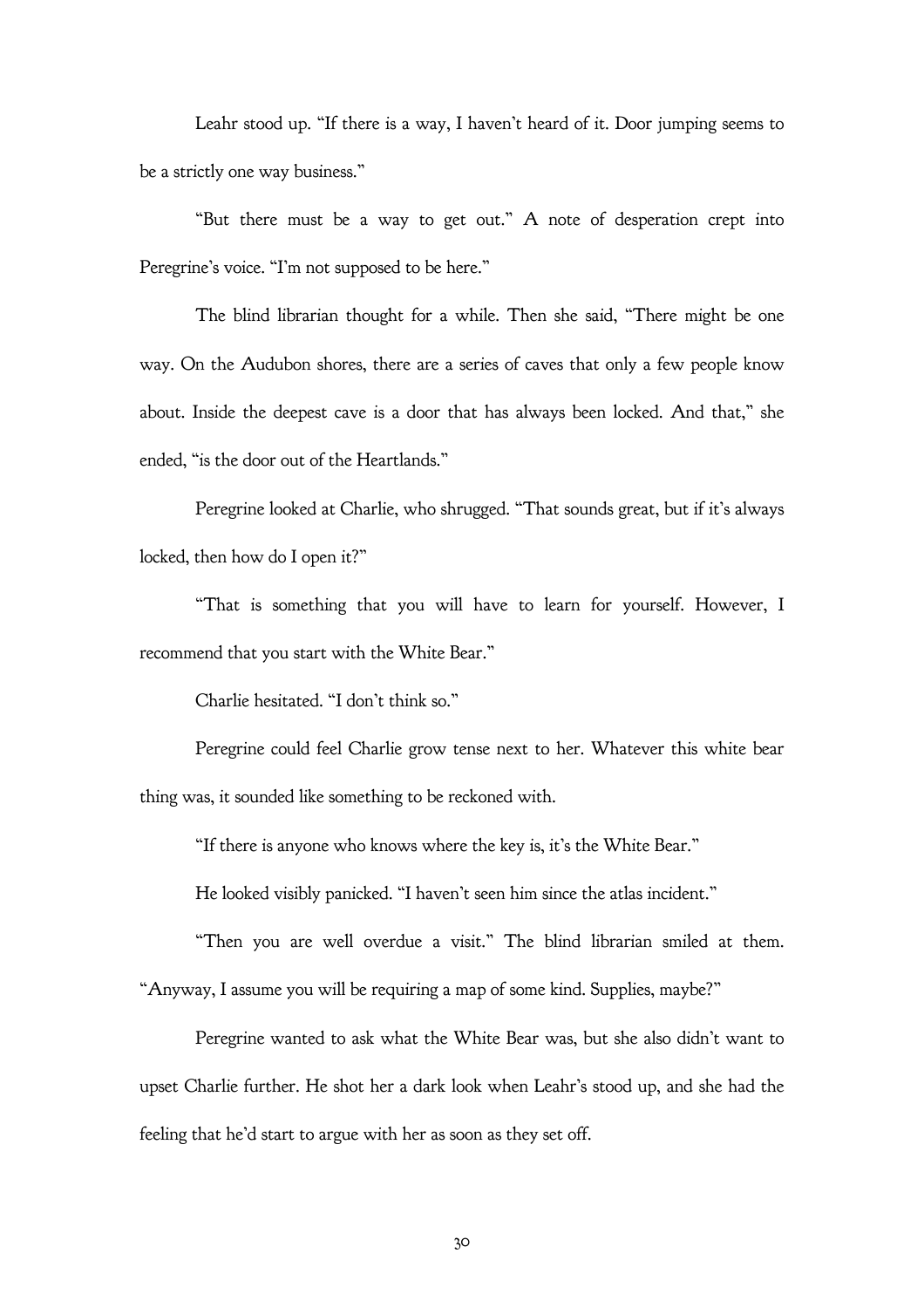Leahr stood up. "If there is a way, I haven't heard of it. Door jumping seems to be a strictly one way business."

"But there must be a way to get out." A note of desperation crept into Peregrine's voice. "I'm not supposed to be here."

The blind librarian thought for a while. Then she said, "There might be one way. On the Audubon shores, there are a series of caves that only a few people know about. Inside the deepest cave is a door that has always been locked. And that," she ended, "is the door out of the Heartlands."

Peregrine looked at Charlie, who shrugged. "That sounds great, but if it's always locked, then how do I open it?"

"That is something that you will have to learn for yourself. However, I recommend that you start with the White Bear."

Charlie hesitated. "I don't think so."

Peregrine could feel Charlie grow tense next to her. Whatever this white bear thing was, it sounded like something to be reckoned with.

"If there is anyone who knows where the key is, it's the White Bear."

He looked visibly panicked. "I haven't seen him since the atlas incident."

"Then you are well overdue a visit." The blind librarian smiled at them. "Anyway, I assume you will be requiring a map of some kind. Supplies, maybe?"

Peregrine wanted to ask what the White Bear was, but she also didn't want to upset Charlie further. He shot her a dark look when Leahr's stood up, and she had the feeling that he'd start to argue with her as soon as they set off.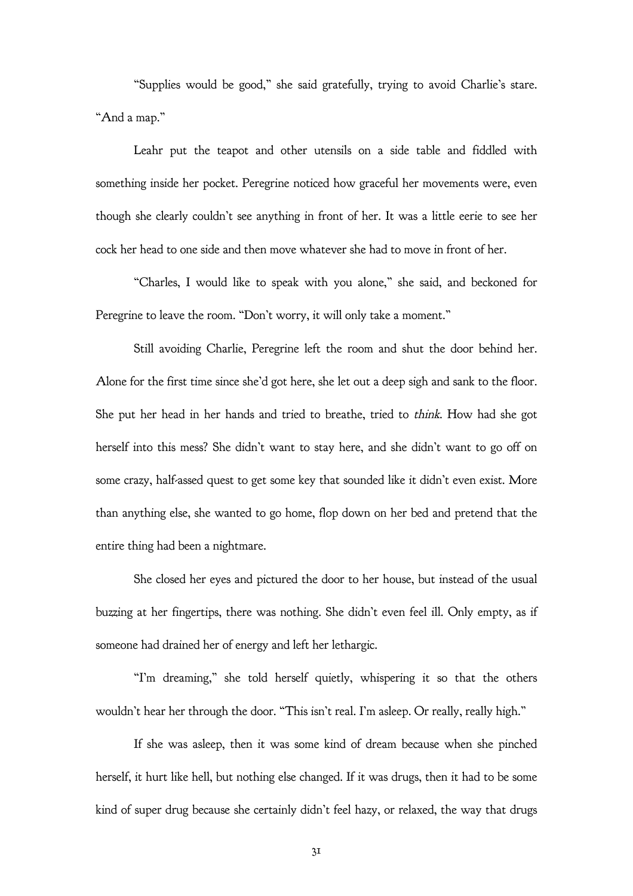"Supplies would be good," she said gratefully, trying to avoid Charlie's stare. "And a map."

Leahr put the teapot and other utensils on a side table and fiddled with something inside her pocket. Peregrine noticed how graceful her movements were, even though she clearly couldn't see anything in front of her. It was a little eerie to see her cock her head to one side and then move whatever she had to move in front of her.

"Charles, I would like to speak with you alone," she said, and beckoned for Peregrine to leave the room. "Don't worry, it will only take a moment."

Still avoiding Charlie, Peregrine left the room and shut the door behind her. Alone for the first time since she'd got here, she let out a deep sigh and sank to the floor. She put her head in her hands and tried to breathe, tried to *think*. How had she got herself into this mess? She didn't want to stay here, and she didn't want to go off on some crazy, half-assed quest to get some key that sounded like it didn't even exist. More than anything else, she wanted to go home, flop down on her bed and pretend that the entire thing had been a nightmare.

She closed her eyes and pictured the door to her house, but instead of the usual buzzing at her fingertips, there was nothing. She didn't even feel ill. Only empty, as if someone had drained her of energy and left her lethargic.

"I'm dreaming," she told herself quietly, whispering it so that the others wouldn't hear her through the door. "This isn't real. I'm asleep. Or really, really high."

If she was asleep, then it was some kind of dream because when she pinched herself, it hurt like hell, but nothing else changed. If it was drugs, then it had to be some kind of super drug because she certainly didn't feel hazy, or relaxed, the way that drugs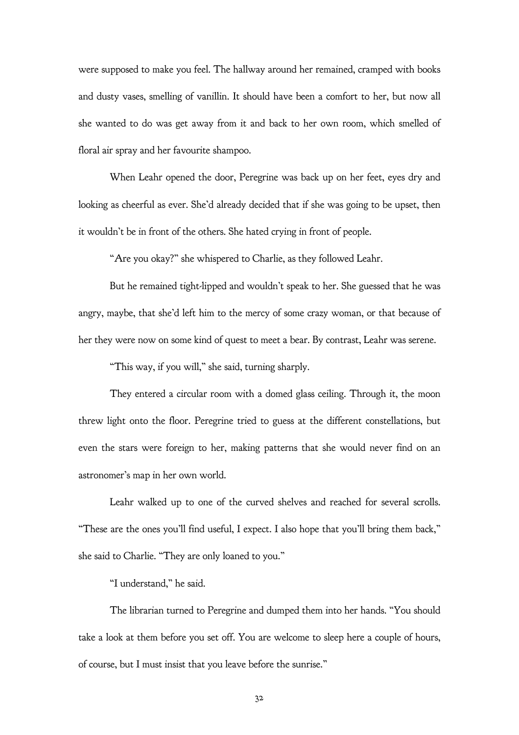were supposed to make you feel. The hallway around her remained, cramped with books and dusty vases, smelling of vanillin. It should have been a comfort to her, but now all she wanted to do was get away from it and back to her own room, which smelled of floral air spray and her favourite shampoo.

When Leahr opened the door, Peregrine was back up on her feet, eyes dry and looking as cheerful as ever. She'd already decided that if she was going to be upset, then it wouldn't be in front of the others. She hated crying in front of people.

"Are you okay?" she whispered to Charlie, as they followed Leahr.

But he remained tight-lipped and wouldn't speak to her. She guessed that he was angry, maybe, that she'd left him to the mercy of some crazy woman, or that because of her they were now on some kind of quest to meet a bear. By contrast, Leahr was serene.

"This way, if you will," she said, turning sharply.

They entered a circular room with a domed glass ceiling. Through it, the moon threw light onto the floor. Peregrine tried to guess at the different constellations, but even the stars were foreign to her, making patterns that she would never find on an astronomer's map in her own world.

Leahr walked up to one of the curved shelves and reached for several scrolls. "These are the ones you'll find useful, I expect. I also hope that you'll bring them back," she said to Charlie. "They are only loaned to you."

"I understand," he said.

The librarian turned to Peregrine and dumped them into her hands. "You should take a look at them before you set off. You are welcome to sleep here a couple of hours, of course, but I must insist that you leave before the sunrise."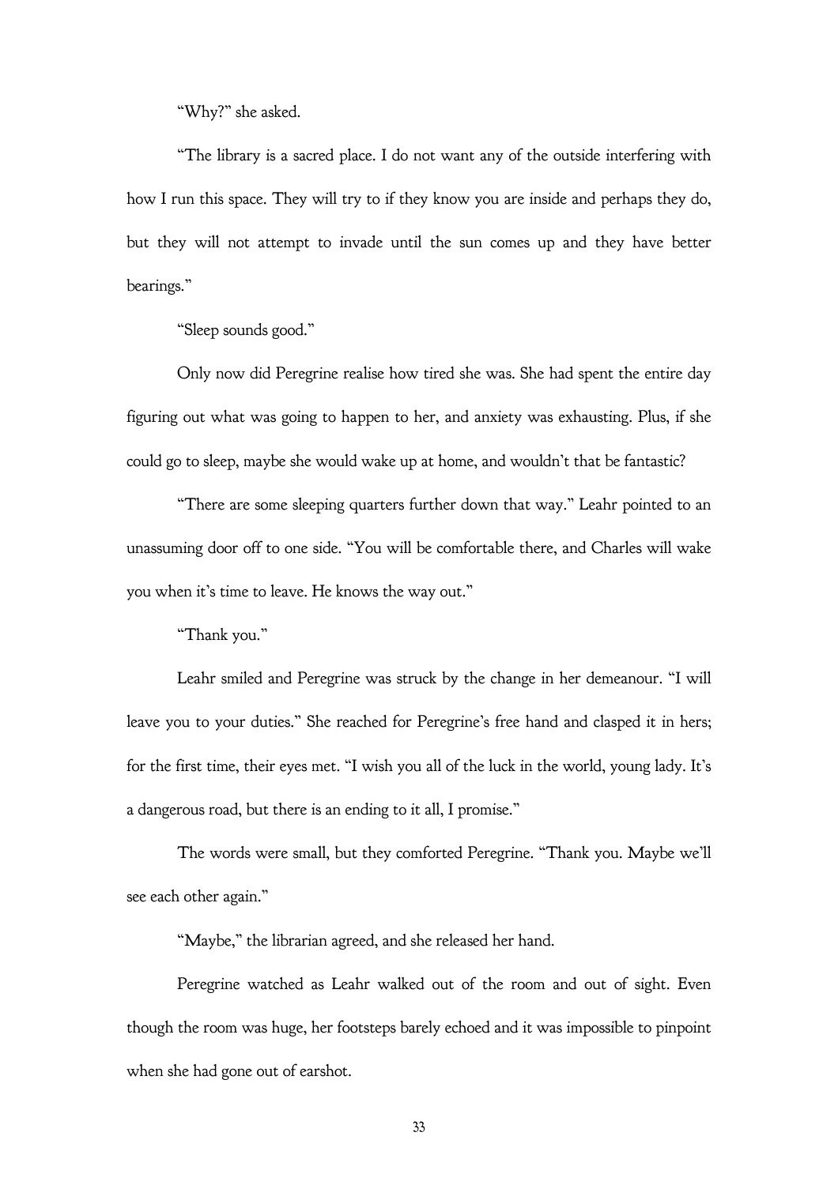"Why?" she asked.

"The library is a sacred place. I do not want any of the outside interfering with how I run this space. They will try to if they know you are inside and perhaps they do, but they will not attempt to invade until the sun comes up and they have better bearings."

"Sleep sounds good."

Only now did Peregrine realise how tired she was. She had spent the entire day figuring out what was going to happen to her, and anxiety was exhausting. Plus, if she could go to sleep, maybe she would wake up at home, and wouldn't that be fantastic?

"There are some sleeping quarters further down that way." Leahr pointed to an unassuming door off to one side. "You will be comfortable there, and Charles will wake you when it's time to leave. He knows the way out."

"Thank you."

Leahr smiled and Peregrine was struck by the change in her demeanour. "I will leave you to your duties." She reached for Peregrine's free hand and clasped it in hers; for the first time, their eyes met. "I wish you all of the luck in the world, young lady. It's a dangerous road, but there is an ending to it all, I promise."

The words were small, but they comforted Peregrine. "Thank you. Maybe we'll see each other again."

"Maybe," the librarian agreed, and she released her hand.

Peregrine watched as Leahr walked out of the room and out of sight. Even though the room was huge, her footsteps barely echoed and it was impossible to pinpoint when she had gone out of earshot.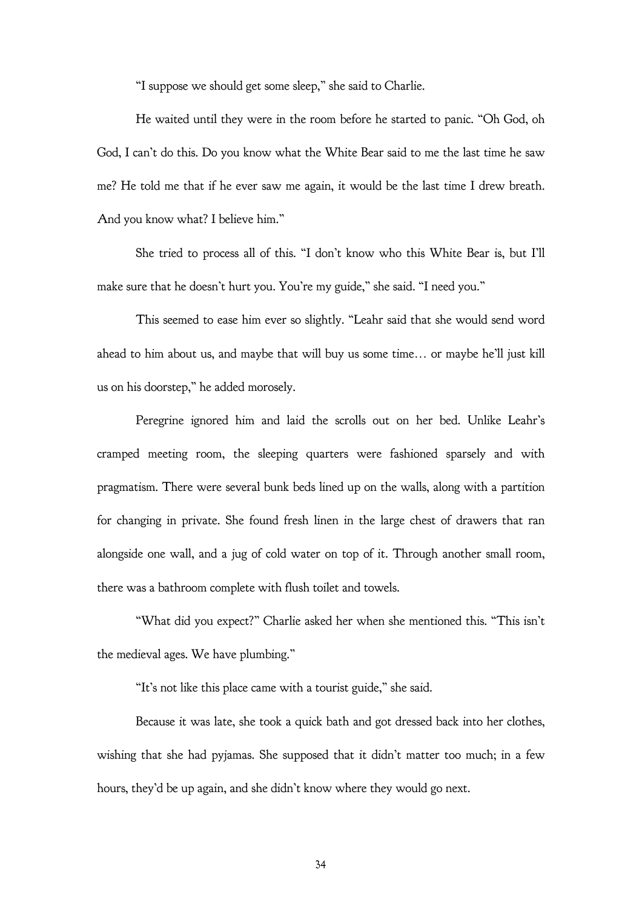"I suppose we should get some sleep," she said to Charlie.

He waited until they were in the room before he started to panic. "Oh God, oh God, I can't do this. Do you know what the White Bear said to me the last time he saw me? He told me that if he ever saw me again, it would be the last time I drew breath. And you know what? I believe him."

She tried to process all of this. "I don't know who this White Bear is, but I'll make sure that he doesn't hurt you. You're my guide," she said. "I need you."

This seemed to ease him ever so slightly. "Leahr said that she would send word ahead to him about us, and maybe that will buy us some time… or maybe he'll just kill us on his doorstep," he added morosely.

Peregrine ignored him and laid the scrolls out on her bed. Unlike Leahr's cramped meeting room, the sleeping quarters were fashioned sparsely and with pragmatism. There were several bunk beds lined up on the walls, along with a partition for changing in private. She found fresh linen in the large chest of drawers that ran alongside one wall, and a jug of cold water on top of it. Through another small room, there was a bathroom complete with flush toilet and towels.

"What did you expect?" Charlie asked her when she mentioned this. "This isn't the medieval ages. We have plumbing."

"It's not like this place came with a tourist guide," she said.

Because it was late, she took a quick bath and got dressed back into her clothes, wishing that she had pyjamas. She supposed that it didn't matter too much; in a few hours, they'd be up again, and she didn't know where they would go next.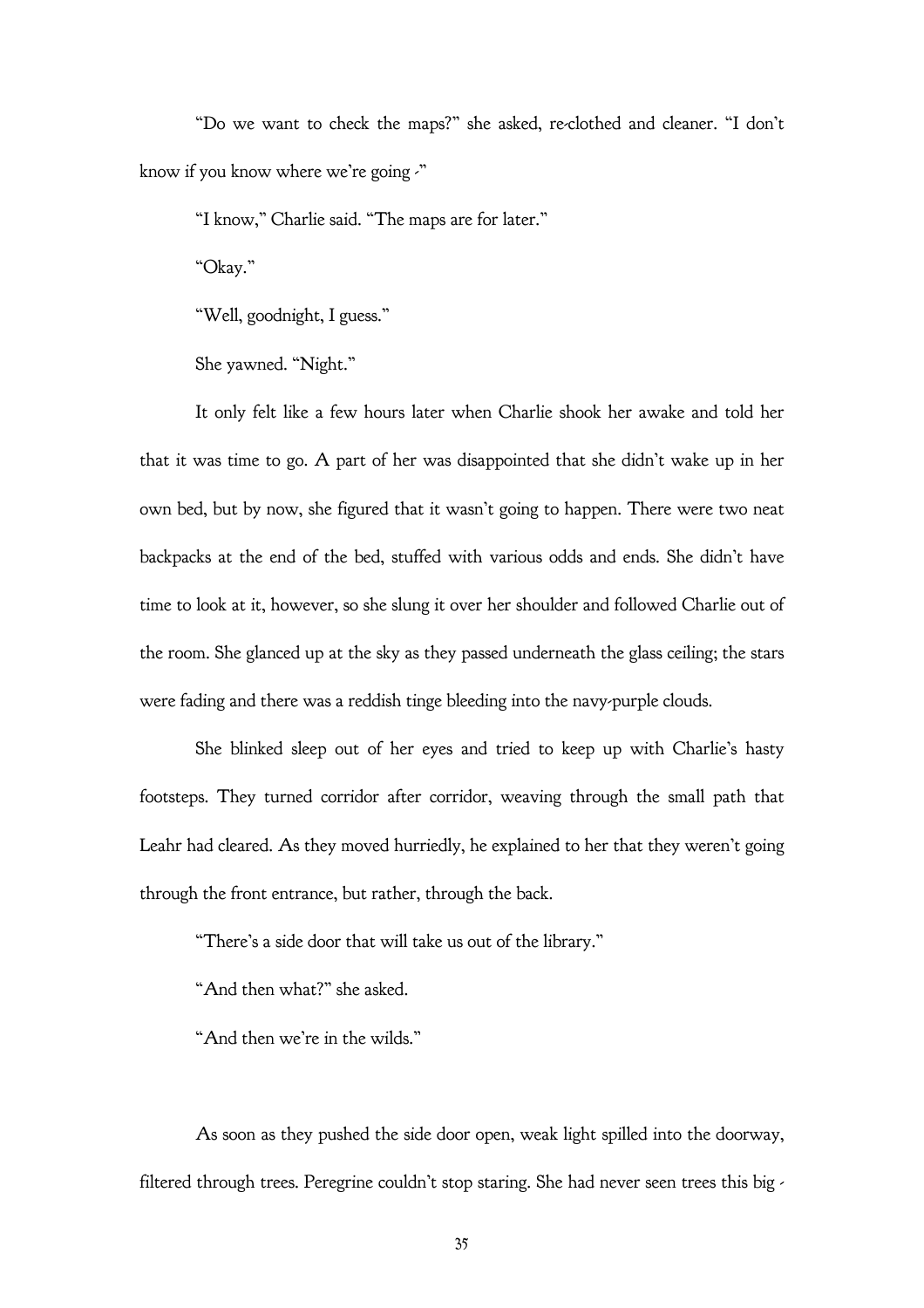"Do we want to check the maps?" she asked, re-clothed and cleaner. "I don't know if you know where we're going -"

"I know," Charlie said. "The maps are for later."

"Okay."

"Well, goodnight, I guess."

She yawned. "Night."

It only felt like a few hours later when Charlie shook her awake and told her that it was time to go. A part of her was disappointed that she didn't wake up in her own bed, but by now, she figured that it wasn't going to happen. There were two neat backpacks at the end of the bed, stuffed with various odds and ends. She didn't have time to look at it, however, so she slung it over her shoulder and followed Charlie out of the room. She glanced up at the sky as they passed underneath the glass ceiling; the stars were fading and there was a reddish tinge bleeding into the navy-purple clouds.

She blinked sleep out of her eyes and tried to keep up with Charlie's hasty footsteps. They turned corridor after corridor, weaving through the small path that Leahr had cleared. As they moved hurriedly, he explained to her that they weren't going through the front entrance, but rather, through the back.

"There's a side door that will take us out of the library."

"And then what?" she asked.

"And then we're in the wilds."

As soon as they pushed the side door open, weak light spilled into the doorway, filtered through trees. Peregrine couldn't stop staring. She had never seen trees this big -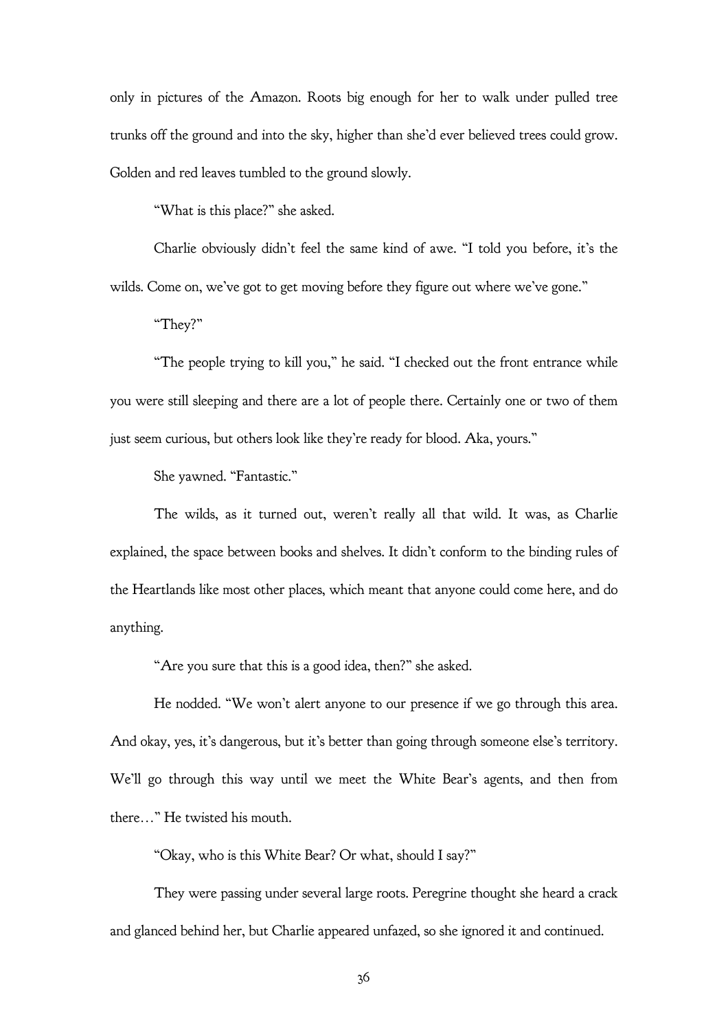only in pictures of the Amazon. Roots big enough for her to walk under pulled tree trunks off the ground and into the sky, higher than she'd ever believed trees could grow. Golden and red leaves tumbled to the ground slowly.

"What is this place?" she asked.

Charlie obviously didn't feel the same kind of awe. "I told you before, it's the wilds. Come on, we've got to get moving before they figure out where we've gone."

"They?"

"The people trying to kill you," he said. "I checked out the front entrance while you were still sleeping and there are a lot of people there. Certainly one or two of them just seem curious, but others look like they're ready for blood. Aka, yours."

She yawned. "Fantastic."

The wilds, as it turned out, weren't really all that wild. It was, as Charlie explained, the space between books and shelves. It didn't conform to the binding rules of the Heartlands like most other places, which meant that anyone could come here, and do anything.

"Are you sure that this is a good idea, then?" she asked.

He nodded. "We won't alert anyone to our presence if we go through this area. And okay, yes, it's dangerous, but it's better than going through someone else's territory. We'll go through this way until we meet the White Bear's agents, and then from there…" He twisted his mouth.

"Okay, who is this White Bear? Or what, should I say?"

They were passing under several large roots. Peregrine thought she heard a crack and glanced behind her, but Charlie appeared unfazed, so she ignored it and continued.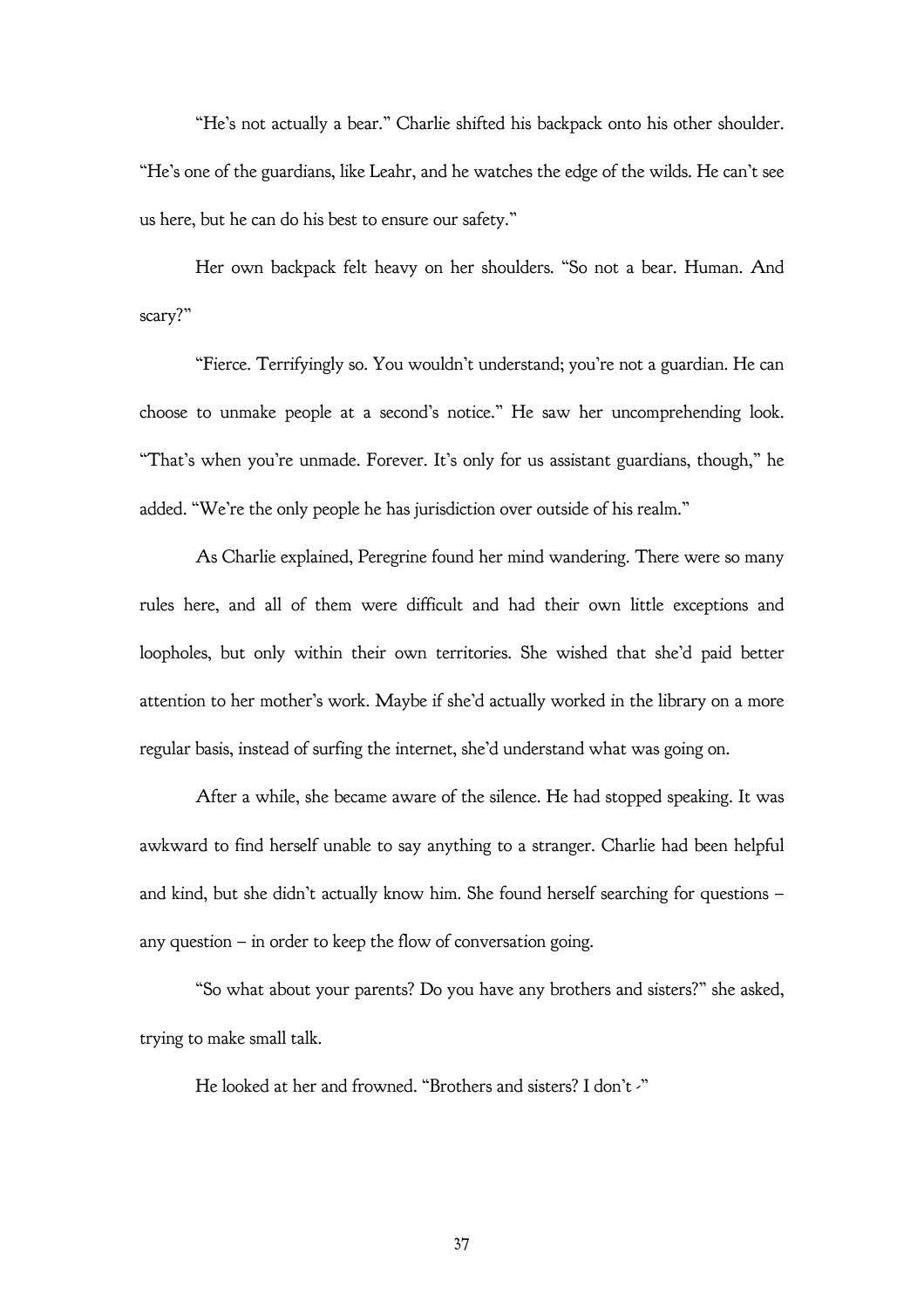"He's not actually a bear." Charlie shifted his backpack onto his other shoulder. "He's one of the guardians, like Leahr, and he watches the edge of the wilds. He can't see us here, but he can do his best to ensure our safety."

Her own backpack felt heavy on her shoulders. "So not a bear. Human. And scary?"

"Fierce. Terrifyingly so. You wouldn't understand; you're not a guardian. He can choose to unmake people at a second's notice." He saw her uncomprehending look. "That's when you're unmade. Forever. It's only for us assistant guardians, though," he added. "We're the only people he has jurisdiction over outside of his realm."

As Charlie explained, Peregrine found her mind wandering. There were so many rules here, and all of them were difficult and had their own little exceptions and loopholes, but only within their own territories. She wished that she'd paid better attention to her mother's work. Maybe if she'd actually worked in the library on a more regular basis, instead of surfing the internet, she'd understand what was going on.

After a while, she became aware of the silence. He had stopped speaking. It was awkward to find herself unable to say anything to a stranger. Charlie had been helpful and kind, but she didn't actually know him. She found herself searching for questions – any question – in order to keep the flow of conversation going.

"So what about your parents? Do you have any brothers and sisters?" she asked, trying to make small talk.

He looked at her and frowned. "Brothers and sisters? I don't -"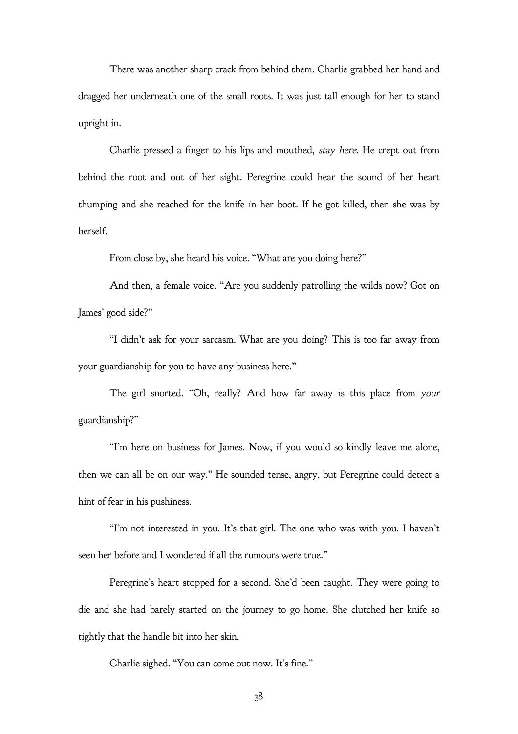There was another sharp crack from behind them. Charlie grabbed her hand and dragged her underneath one of the small roots. It was just tall enough for her to stand upright in.

Charlie pressed a finger to his lips and mouthed, *stay here.* He crept out from behind the root and out of her sight. Peregrine could hear the sound of her heart thumping and she reached for the knife in her boot. If he got killed, then she was by herself.

From close by, she heard his voice. "What are you doing here?"

And then, a female voice. "Are you suddenly patrolling the wilds now? Got on James' good side?"

"I didn't ask for your sarcasm. What are you doing? This is too far away from your guardianship for you to have any business here."

The girl snorted. "Oh, really? And how far away is this place from *your* guardianship?"

"I'm here on business for James. Now, if you would so kindly leave me alone, then we can all be on our way." He sounded tense, angry, but Peregrine could detect a hint of fear in his pushiness.

"I'm not interested in you. It's that girl. The one who was with you. I haven't seen her before and I wondered if all the rumours were true."

Peregrine's heart stopped for a second. She'd been caught. They were going to die and she had barely started on the journey to go home. She clutched her knife so tightly that the handle bit into her skin.

Charlie sighed. "You can come out now. It's fine."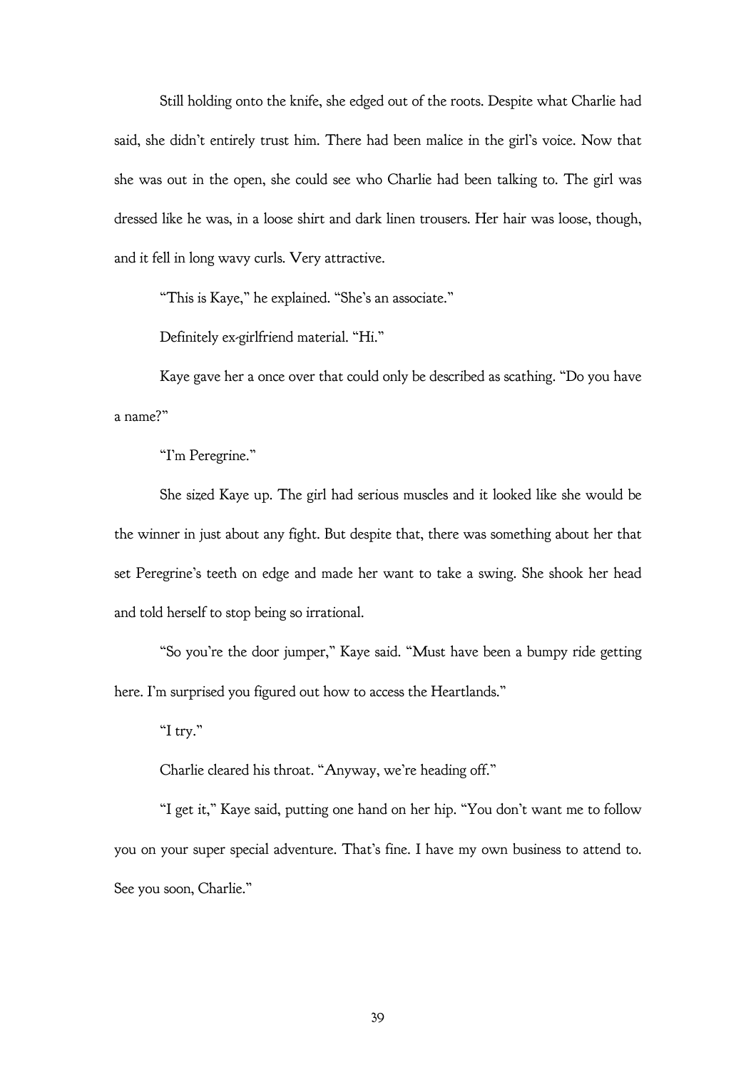Still holding onto the knife, she edged out of the roots. Despite what Charlie had said, she didn't entirely trust him. There had been malice in the girl's voice. Now that she was out in the open, she could see who Charlie had been talking to. The girl was dressed like he was, in a loose shirt and dark linen trousers. Her hair was loose, though, and it fell in long wavy curls. Very attractive.

"This is Kaye," he explained. "She's an associate."

Definitely ex-girlfriend material. "Hi."

Kaye gave her a once over that could only be described as scathing. "Do you have a name?"

"I'm Peregrine."

She sized Kaye up. The girl had serious muscles and it looked like she would be the winner in just about any fight. But despite that, there was something about her that set Peregrine's teeth on edge and made her want to take a swing. She shook her head and told herself to stop being so irrational.

"So you're the door jumper," Kaye said. "Must have been a bumpy ride getting here. I'm surprised you figured out how to access the Heartlands."

"I try."

Charlie cleared his throat. "Anyway, we're heading off."

"I get it," Kaye said, putting one hand on her hip. "You don't want me to follow you on your super special adventure. That's fine. I have my own business to attend to. See you soon, Charlie."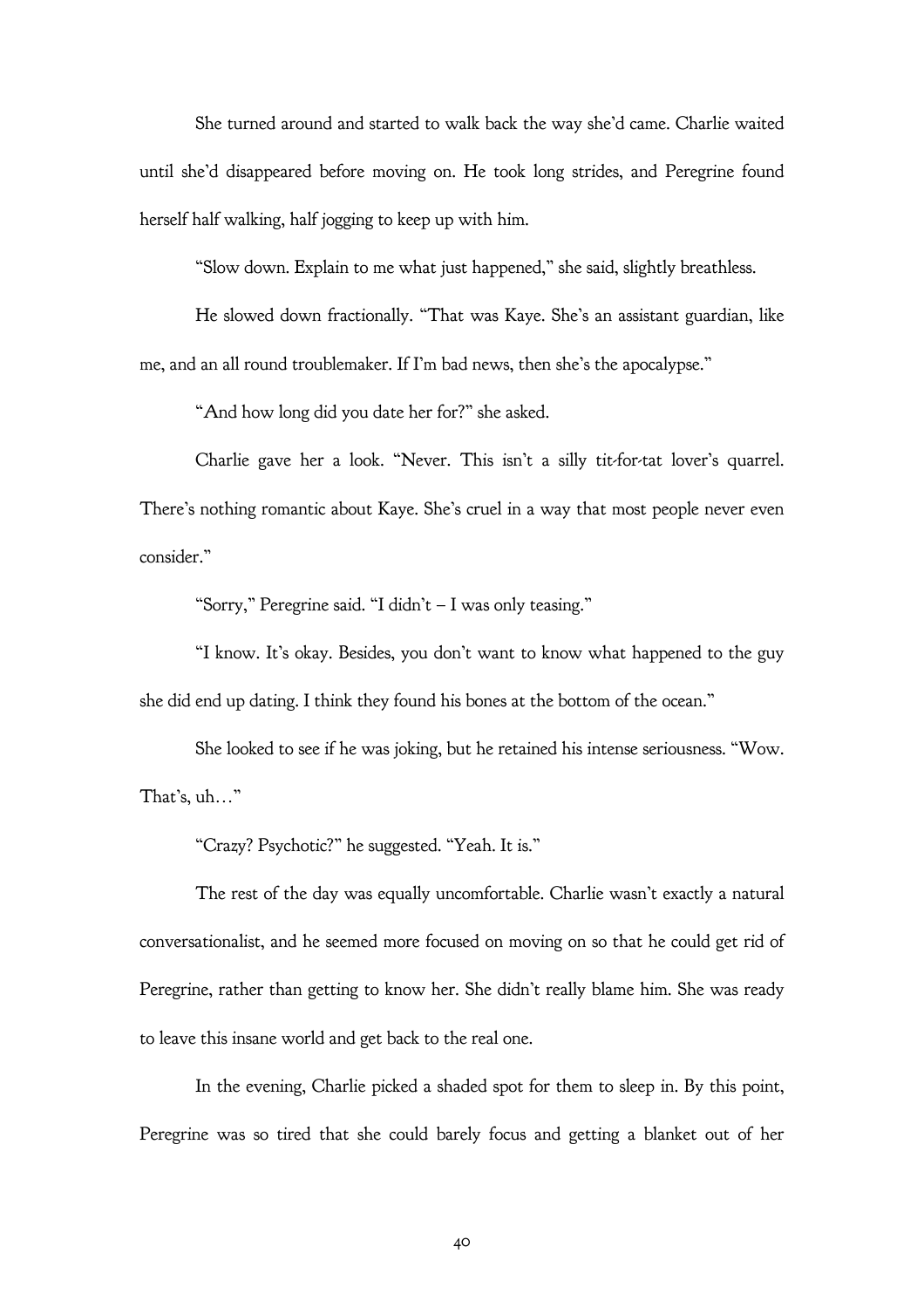She turned around and started to walk back the way she'd came. Charlie waited until she'd disappeared before moving on. He took long strides, and Peregrine found herself half walking, half jogging to keep up with him.

"Slow down. Explain to me what just happened," she said, slightly breathless.

He slowed down fractionally. "That was Kaye. She's an assistant guardian, like me, and an all round troublemaker. If I'm bad news, then she's the apocalypse."

"And how long did you date her for?" she asked.

Charlie gave her a look. "Never. This isn't a silly tit-for-tat lover's quarrel. There's nothing romantic about Kaye. She's cruel in a way that most people never even consider."

"Sorry," Peregrine said. "I didn't – I was only teasing."

"I know. It's okay. Besides, you don't want to know what happened to the guy she did end up dating. I think they found his bones at the bottom of the ocean."

She looked to see if he was joking, but he retained his intense seriousness. "Wow. That's, uh…"

"Crazy? Psychotic?" he suggested. "Yeah. It is."

The rest of the day was equally uncomfortable. Charlie wasn't exactly a natural conversationalist, and he seemed more focused on moving on so that he could get rid of Peregrine, rather than getting to know her. She didn't really blame him. She was ready to leave this insane world and get back to the real one.

In the evening, Charlie picked a shaded spot for them to sleep in. By this point, Peregrine was so tired that she could barely focus and getting a blanket out of her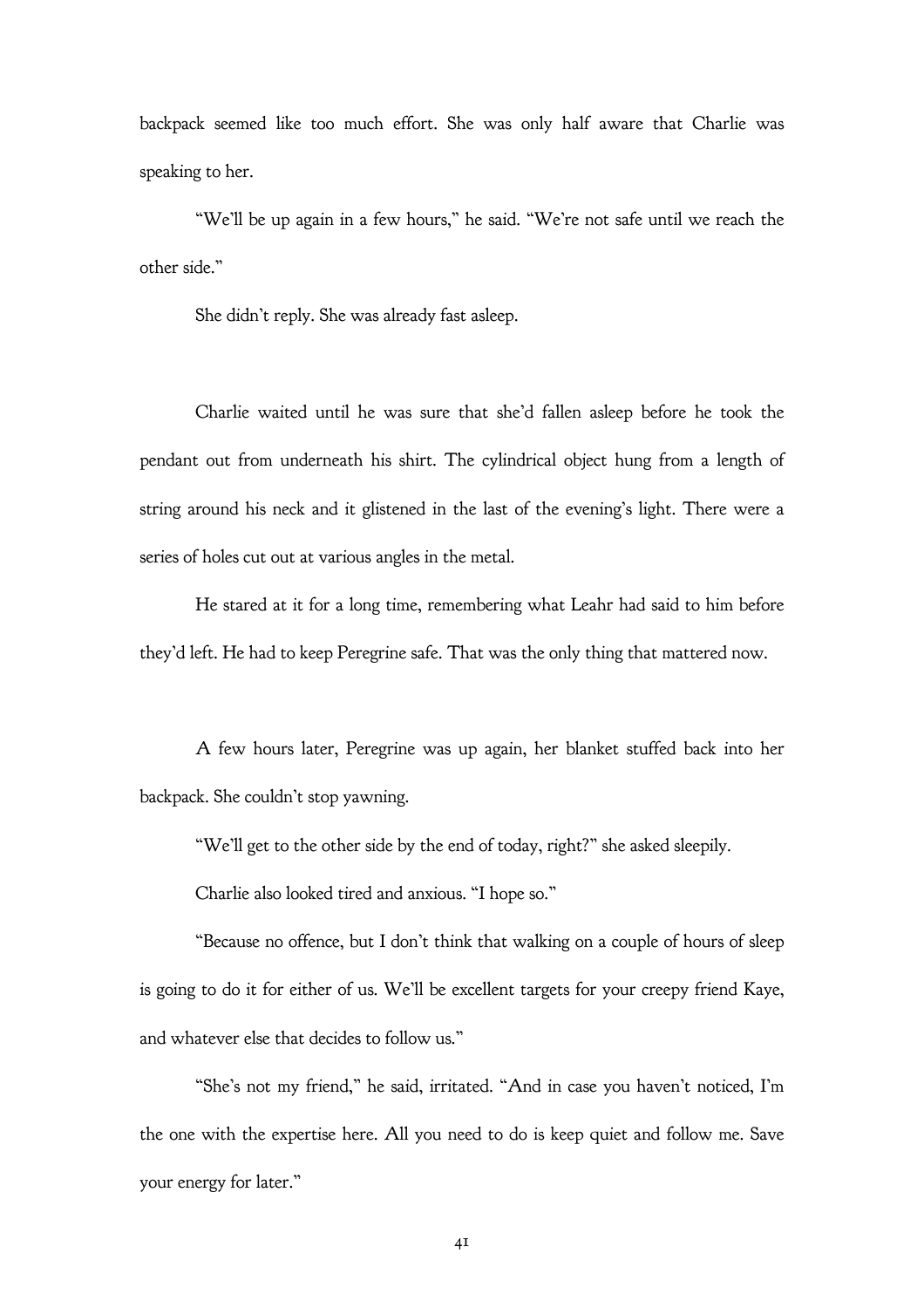backpack seemed like too much effort. She was only half aware that Charlie was speaking to her.

"We'll be up again in a few hours," he said. "We're not safe until we reach the other side."

She didn't reply. She was already fast asleep.

Charlie waited until he was sure that she'd fallen asleep before he took the pendant out from underneath his shirt. The cylindrical object hung from a length of string around his neck and it glistened in the last of the evening's light. There were a series of holes cut out at various angles in the metal.

He stared at it for a long time, remembering what Leahr had said to him before they'd left. He had to keep Peregrine safe. That was the only thing that mattered now.

A few hours later, Peregrine was up again, her blanket stuffed back into her backpack. She couldn't stop yawning.

"We'll get to the other side by the end of today, right?" she asked sleepily.

Charlie also looked tired and anxious. "I hope so."

"Because no offence, but I don't think that walking on a couple of hours of sleep is going to do it for either of us. We'll be excellent targets for your creepy friend Kaye, and whatever else that decides to follow us."

"She's not my friend," he said, irritated. "And in case you haven't noticed, I'm the one with the expertise here. All you need to do is keep quiet and follow me. Save your energy for later."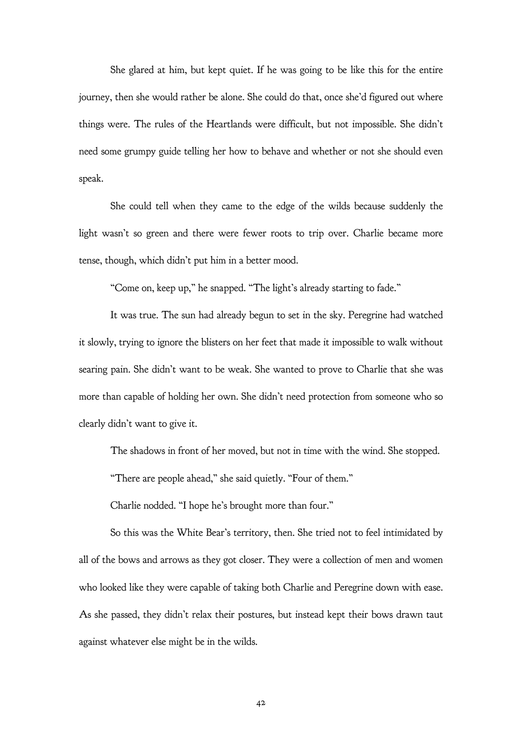She glared at him, but kept quiet. If he was going to be like this for the entire journey, then she would rather be alone. She could do that, once she'd figured out where things were. The rules of the Heartlands were difficult, but not impossible. She didn't need some grumpy guide telling her how to behave and whether or not she should even speak.

She could tell when they came to the edge of the wilds because suddenly the light wasn't so green and there were fewer roots to trip over. Charlie became more tense, though, which didn't put him in a better mood.

"Come on, keep up," he snapped. "The light's already starting to fade."

It was true. The sun had already begun to set in the sky. Peregrine had watched it slowly, trying to ignore the blisters on her feet that made it impossible to walk without searing pain. She didn't want to be weak. She wanted to prove to Charlie that she was more than capable of holding her own. She didn't need protection from someone who so clearly didn't want to give it.

The shadows in front of her moved, but not in time with the wind. She stopped.

"There are people ahead," she said quietly. "Four of them."

Charlie nodded. "I hope he's brought more than four."

So this was the White Bear's territory, then. She tried not to feel intimidated by all of the bows and arrows as they got closer. They were a collection of men and women who looked like they were capable of taking both Charlie and Peregrine down with ease. As she passed, they didn't relax their postures, but instead kept their bows drawn taut against whatever else might be in the wilds.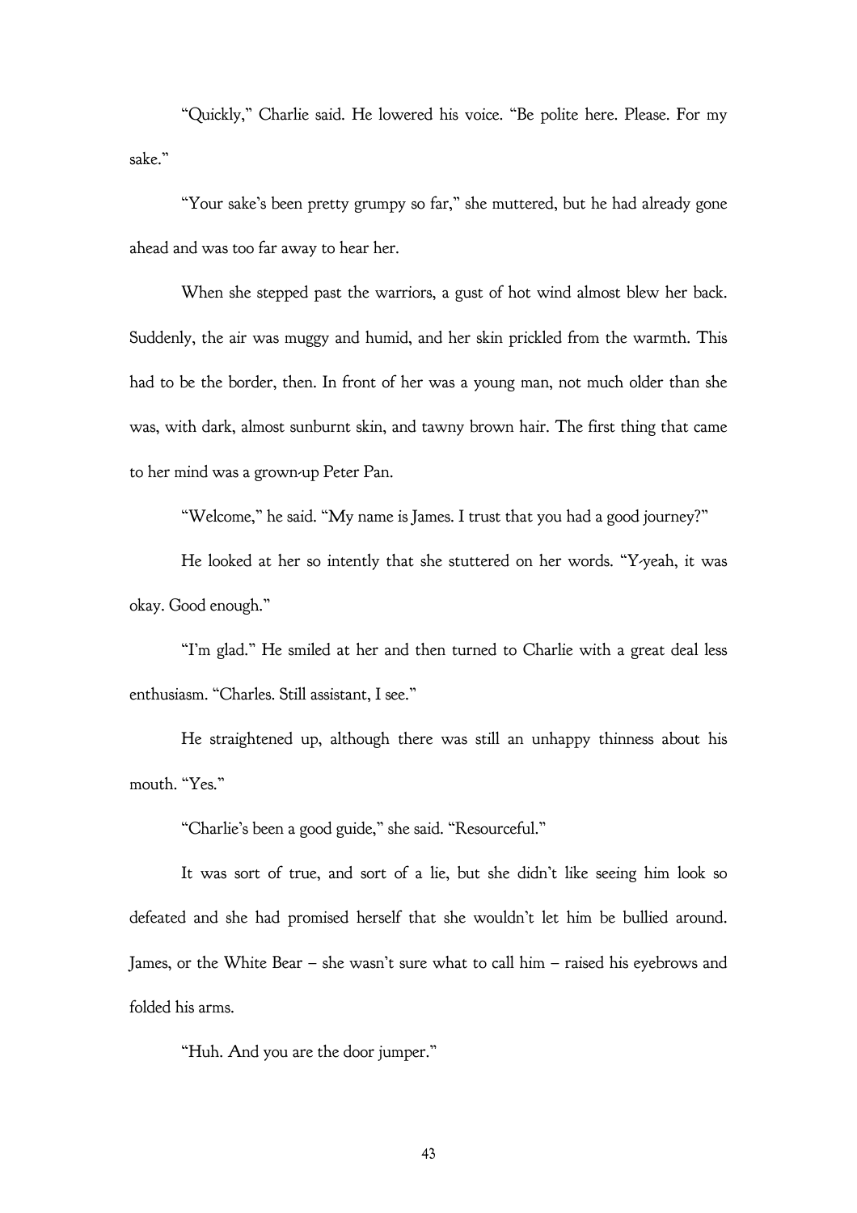"Quickly," Charlie said. He lowered his voice. "Be polite here. Please. For my sake."

"Your sake's been pretty grumpy so far," she muttered, but he had already gone ahead and was too far away to hear her.

When she stepped past the warriors, a gust of hot wind almost blew her back. Suddenly, the air was muggy and humid, and her skin prickled from the warmth. This had to be the border, then. In front of her was a young man, not much older than she was, with dark, almost sunburnt skin, and tawny brown hair. The first thing that came to her mind was a grown-up Peter Pan.

"Welcome," he said. "My name is James. I trust that you had a good journey?"

He looked at her so intently that she stuttered on her words. "Y-yeah, it was okay. Good enough."

"I'm glad." He smiled at her and then turned to Charlie with a great deal less enthusiasm. "Charles. Still assistant, I see."

He straightened up, although there was still an unhappy thinness about his mouth. "Yes."

"Charlie's been a good guide," she said. "Resourceful."

It was sort of true, and sort of a lie, but she didn't like seeing him look so defeated and she had promised herself that she wouldn't let him be bullied around. James, or the White Bear – she wasn't sure what to call him – raised his eyebrows and folded his arms.

"Huh. And you are the door jumper."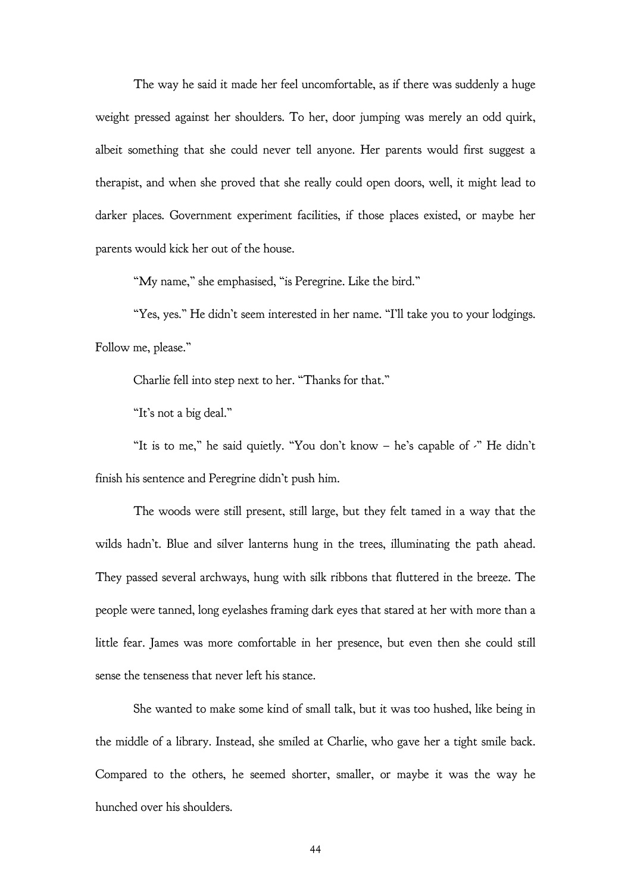The way he said it made her feel uncomfortable, as if there was suddenly a huge weight pressed against her shoulders. To her, door jumping was merely an odd quirk, albeit something that she could never tell anyone. Her parents would first suggest a therapist, and when she proved that she really could open doors, well, it might lead to darker places. Government experiment facilities, if those places existed, or maybe her parents would kick her out of the house.

"My name," she emphasised, "is Peregrine. Like the bird."

"Yes, yes." He didn't seem interested in her name. "I'll take you to your lodgings. Follow me, please."

Charlie fell into step next to her. "Thanks for that."

"It's not a big deal."

"It is to me," he said quietly. "You don't know – he's capable of -" He didn't finish his sentence and Peregrine didn't push him.

The woods were still present, still large, but they felt tamed in a way that the wilds hadn't. Blue and silver lanterns hung in the trees, illuminating the path ahead. They passed several archways, hung with silk ribbons that fluttered in the breeze. The people were tanned, long eyelashes framing dark eyes that stared at her with more than a little fear. James was more comfortable in her presence, but even then she could still sense the tenseness that never left his stance.

She wanted to make some kind of small talk, but it was too hushed, like being in the middle of a library. Instead, she smiled at Charlie, who gave her a tight smile back. Compared to the others, he seemed shorter, smaller, or maybe it was the way he hunched over his shoulders.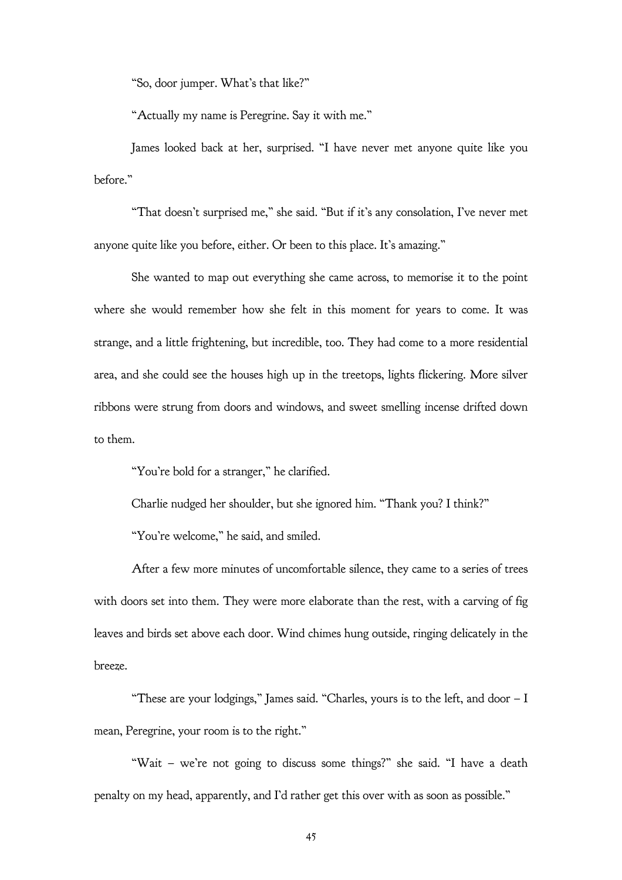"So, door jumper. What's that like?"

"Actually my name is Peregrine. Say it with me."

James looked back at her, surprised. "I have never met anyone quite like you before."

"That doesn't surprised me," she said. "But if it's any consolation, I've never met anyone quite like you before, either. Or been to this place. It's amazing."

She wanted to map out everything she came across, to memorise it to the point where she would remember how she felt in this moment for years to come. It was strange, and a little frightening, but incredible, too. They had come to a more residential area, and she could see the houses high up in the treetops, lights flickering. More silver ribbons were strung from doors and windows, and sweet smelling incense drifted down to them.

"You're bold for a stranger," he clarified.

Charlie nudged her shoulder, but she ignored him. "Thank you? I think?"

"You're welcome," he said, and smiled.

After a few more minutes of uncomfortable silence, they came to a series of trees with doors set into them. They were more elaborate than the rest, with a carving of fig leaves and birds set above each door. Wind chimes hung outside, ringing delicately in the breeze.

"These are your lodgings," James said. "Charles, yours is to the left, and door – I mean, Peregrine, your room is to the right."

"Wait – we're not going to discuss some things?" she said. "I have a death penalty on my head, apparently, and I'd rather get this over with as soon as possible."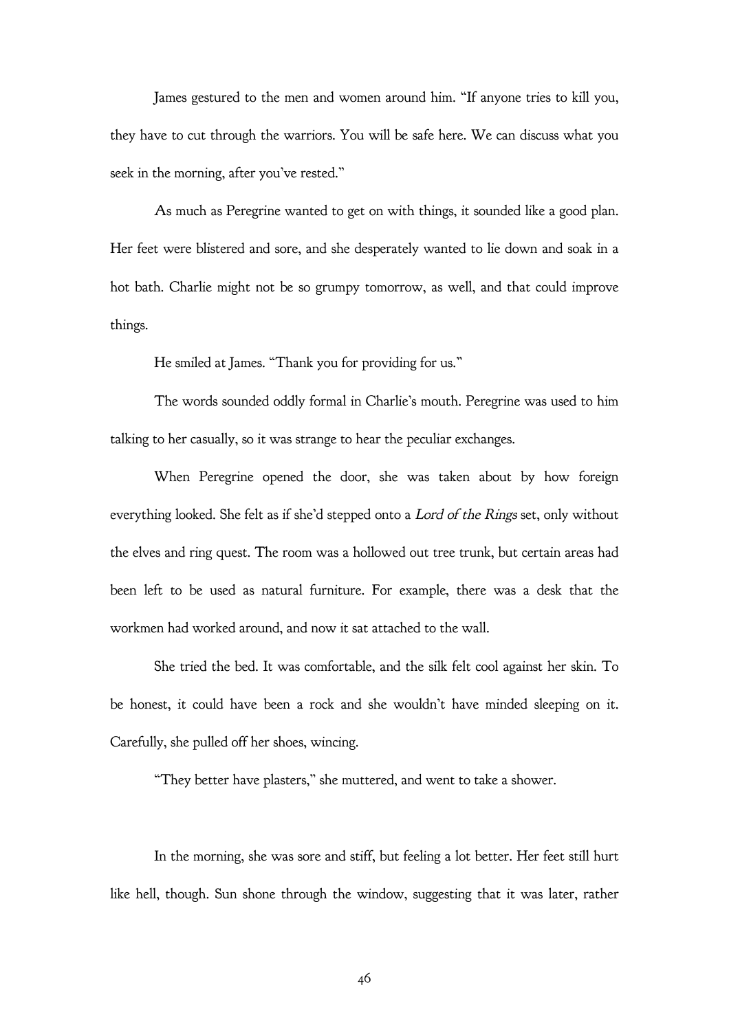James gestured to the men and women around him. "If anyone tries to kill you, they have to cut through the warriors. You will be safe here. We can discuss what you seek in the morning, after you've rested."

As much as Peregrine wanted to get on with things, it sounded like a good plan. Her feet were blistered and sore, and she desperately wanted to lie down and soak in a hot bath. Charlie might not be so grumpy tomorrow, as well, and that could improve things.

He smiled at James. "Thank you for providing for us."

The words sounded oddly formal in Charlie's mouth. Peregrine was used to him talking to her casually, so it was strange to hear the peculiar exchanges.

When Peregrine opened the door, she was taken about by how foreign everything looked. She felt as if she'd stepped onto a *Lord of the Rings* set, only without the elves and ring quest. The room was a hollowed out tree trunk, but certain areas had been left to be used as natural furniture. For example, there was a desk that the workmen had worked around, and now it sat attached to the wall.

She tried the bed. It was comfortable, and the silk felt cool against her skin. To be honest, it could have been a rock and she wouldn't have minded sleeping on it. Carefully, she pulled off her shoes, wincing.

"They better have plasters," she muttered, and went to take a shower.

In the morning, she was sore and stiff, but feeling a lot better. Her feet still hurt like hell, though. Sun shone through the window, suggesting that it was later, rather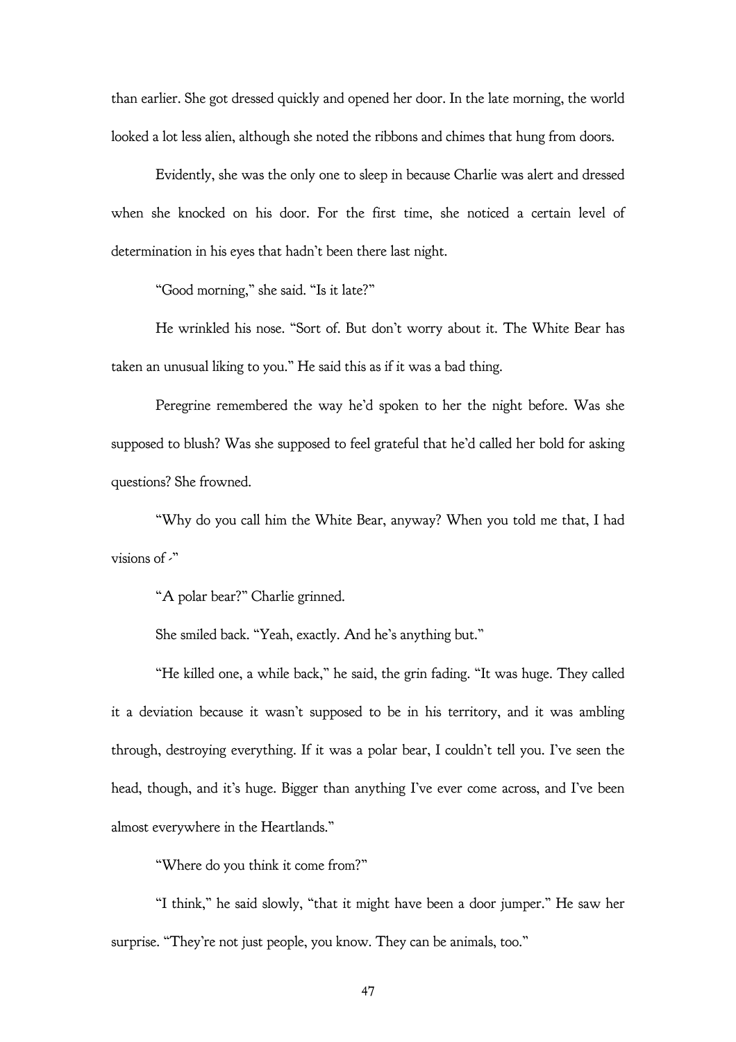than earlier. She got dressed quickly and opened her door. In the late morning, the world looked a lot less alien, although she noted the ribbons and chimes that hung from doors.

Evidently, she was the only one to sleep in because Charlie was alert and dressed when she knocked on his door. For the first time, she noticed a certain level of determination in his eyes that hadn't been there last night.

"Good morning," she said. "Is it late?"

He wrinkled his nose. "Sort of. But don't worry about it. The White Bear has taken an unusual liking to you." He said this as if it was a bad thing.

Peregrine remembered the way he'd spoken to her the night before. Was she supposed to blush? Was she supposed to feel grateful that he'd called her bold for asking questions? She frowned.

"Why do you call him the White Bear, anyway? When you told me that, I had visions of -"

"A polar bear?" Charlie grinned.

She smiled back. "Yeah, exactly. And he's anything but."

"He killed one, a while back," he said, the grin fading. "It was huge. They called it a deviation because it wasn't supposed to be in his territory, and it was ambling through, destroying everything. If it was a polar bear, I couldn't tell you. I've seen the head, though, and it's huge. Bigger than anything I've ever come across, and I've been almost everywhere in the Heartlands."

"Where do you think it come from?"

"I think," he said slowly, "that it might have been a door jumper." He saw her surprise. "They're not just people, you know. They can be animals, too."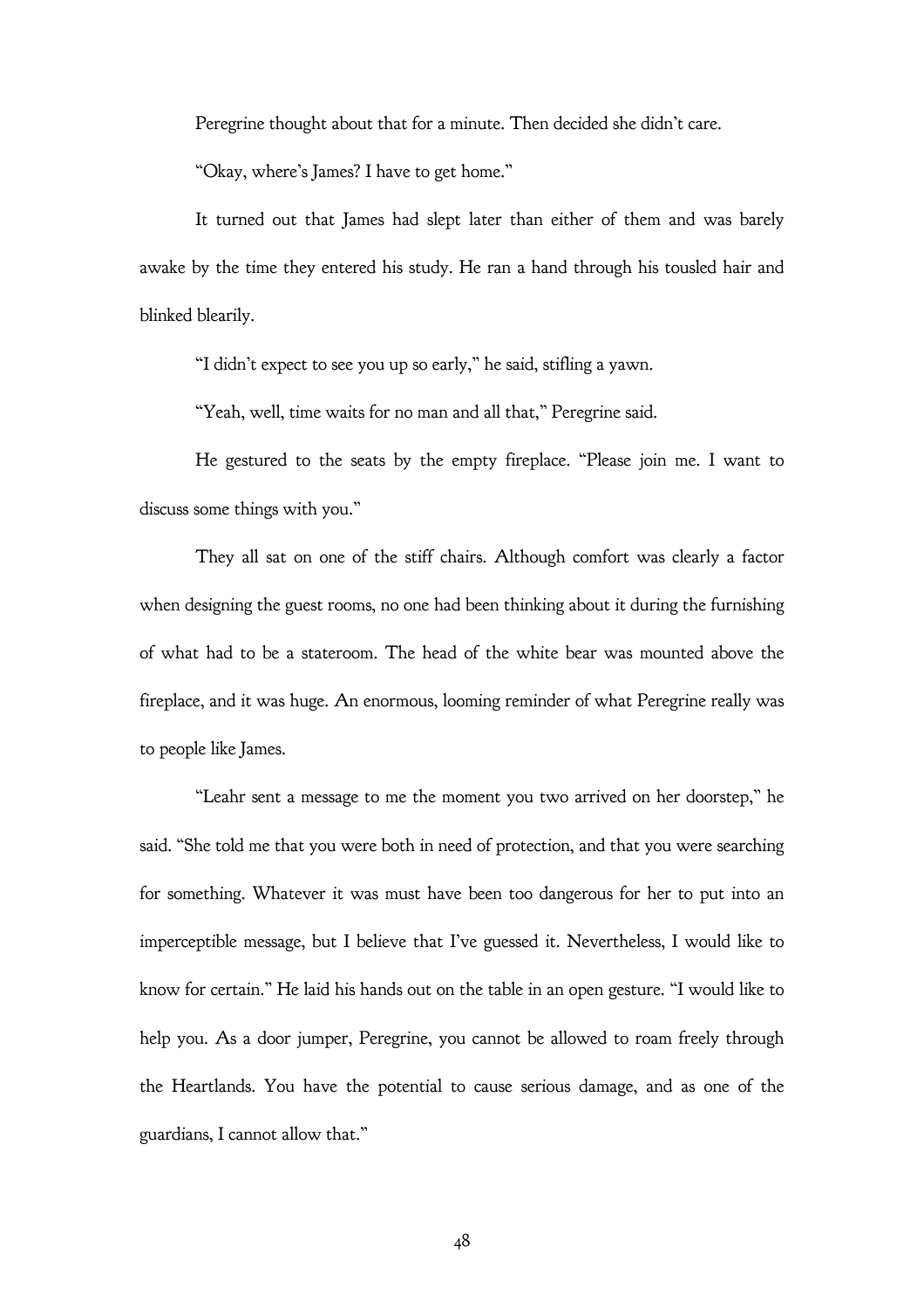Peregrine thought about that for a minute. Then decided she didn't care.

"Okay, where's James? I have to get home."

It turned out that James had slept later than either of them and was barely awake by the time they entered his study. He ran a hand through his tousled hair and blinked blearily.

"I didn't expect to see you up so early," he said, stifling a yawn.

"Yeah, well, time waits for no man and all that," Peregrine said.

He gestured to the seats by the empty fireplace. "Please join me. I want to discuss some things with you."

They all sat on one of the stiff chairs. Although comfort was clearly a factor when designing the guest rooms, no one had been thinking about it during the furnishing of what had to be a stateroom. The head of the white bear was mounted above the fireplace, and it was huge. An enormous, looming reminder of what Peregrine really was to people like James.

"Leahr sent a message to me the moment you two arrived on her doorstep," he said. "She told me that you were both in need of protection, and that you were searching for something. Whatever it was must have been too dangerous for her to put into an imperceptible message, but I believe that I've guessed it. Nevertheless, I would like to know for certain." He laid his hands out on the table in an open gesture. "I would like to help you. As a door jumper, Peregrine, you cannot be allowed to roam freely through the Heartlands. You have the potential to cause serious damage, and as one of the guardians, I cannot allow that."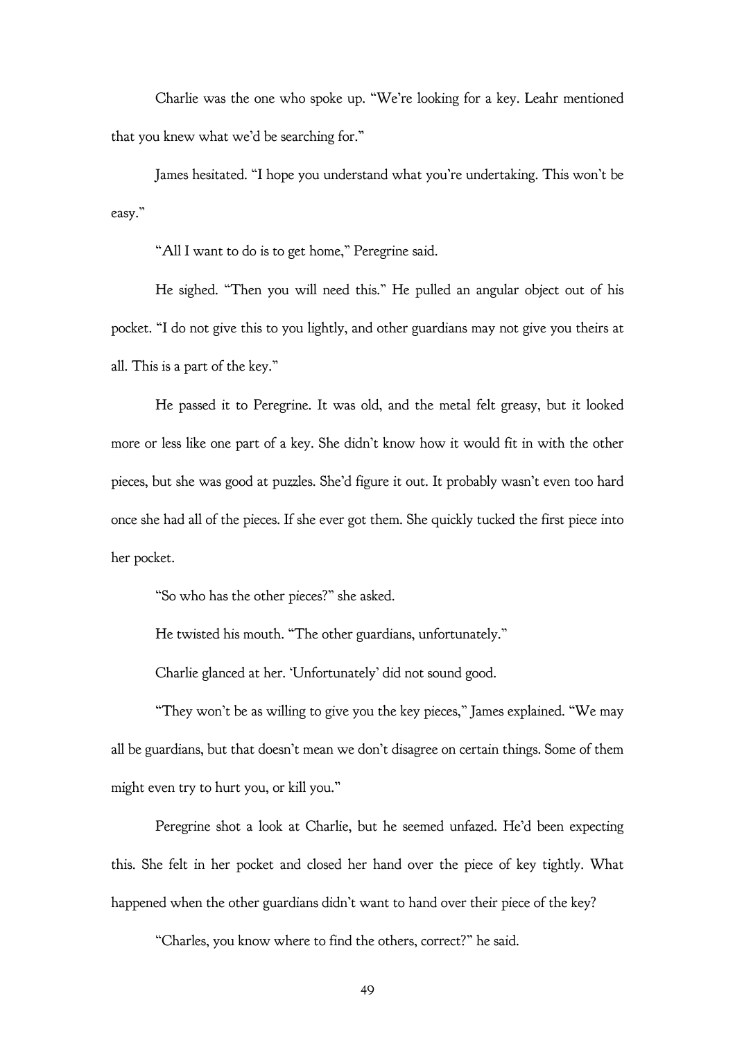Charlie was the one who spoke up. "We're looking for a key. Leahr mentioned that you knew what we'd be searching for."

James hesitated. "I hope you understand what you're undertaking. This won't be easy."

"All I want to do is to get home," Peregrine said.

He sighed. "Then you will need this." He pulled an angular object out of his pocket. "I do not give this to you lightly, and other guardians may not give you theirs at all. This is a part of the key."

He passed it to Peregrine. It was old, and the metal felt greasy, but it looked more or less like one part of a key. She didn't know how it would fit in with the other pieces, but she was good at puzzles. She'd figure it out. It probably wasn't even too hard once she had all of the pieces. If she ever got them. She quickly tucked the first piece into her pocket.

"So who has the other pieces?" she asked.

He twisted his mouth. "The other guardians, unfortunately."

Charlie glanced at her. 'Unfortunately' did not sound good.

"They won't be as willing to give you the key pieces," James explained. "We may all be guardians, but that doesn't mean we don't disagree on certain things. Some of them might even try to hurt you, or kill you."

Peregrine shot a look at Charlie, but he seemed unfazed. He'd been expecting this. She felt in her pocket and closed her hand over the piece of key tightly. What happened when the other guardians didn't want to hand over their piece of the key?

"Charles, you know where to find the others, correct?" he said.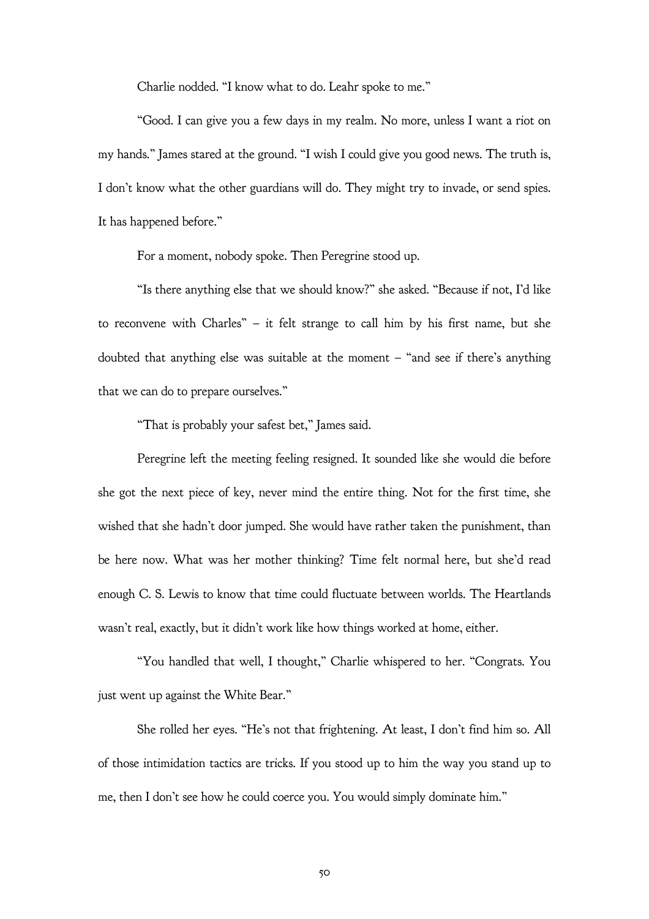Charlie nodded. "I know what to do. Leahr spoke to me."

"Good. I can give you a few days in my realm. No more, unless I want a riot on my hands." James stared at the ground. "I wish I could give you good news. The truth is, I don't know what the other guardians will do. They might try to invade, or send spies. It has happened before."

For a moment, nobody spoke. Then Peregrine stood up.

"Is there anything else that we should know?" she asked. "Because if not, I'd like to reconvene with Charles" – it felt strange to call him by his first name, but she doubted that anything else was suitable at the moment – "and see if there's anything that we can do to prepare ourselves."

"That is probably your safest bet," James said.

Peregrine left the meeting feeling resigned. It sounded like she would die before she got the next piece of key, never mind the entire thing. Not for the first time, she wished that she hadn't door jumped. She would have rather taken the punishment, than be here now. What was her mother thinking? Time felt normal here, but she'd read enough C. S. Lewis to know that time could fluctuate between worlds. The Heartlands wasn't real, exactly, but it didn't work like how things worked at home, either.

"You handled that well, I thought," Charlie whispered to her. "Congrats. You just went up against the White Bear."

She rolled her eyes. "He's not that frightening. At least, I don't find him so. All of those intimidation tactics are tricks. If you stood up to him the way you stand up to me, then I don't see how he could coerce you. You would simply dominate him."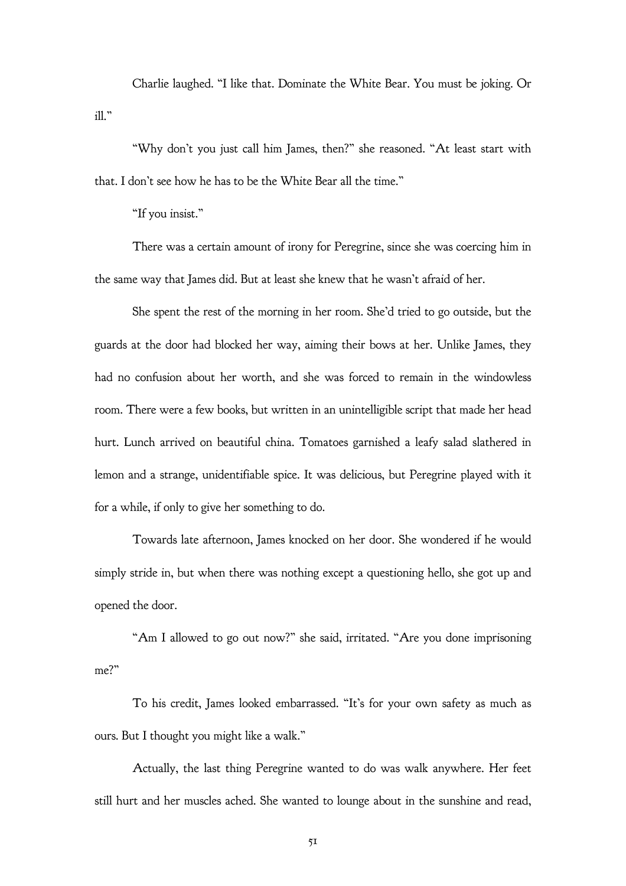Charlie laughed. "I like that. Dominate the White Bear. You must be joking. Or ill."

"Why don't you just call him James, then?" she reasoned. "At least start with that. I don't see how he has to be the White Bear all the time."

"If you insist."

There was a certain amount of irony for Peregrine, since she was coercing him in the same way that James did. But at least she knew that he wasn't afraid of her.

She spent the rest of the morning in her room. She'd tried to go outside, but the guards at the door had blocked her way, aiming their bows at her. Unlike James, they had no confusion about her worth, and she was forced to remain in the windowless room. There were a few books, but written in an unintelligible script that made her head hurt. Lunch arrived on beautiful china. Tomatoes garnished a leafy salad slathered in lemon and a strange, unidentifiable spice. It was delicious, but Peregrine played with it for a while, if only to give her something to do.

Towards late afternoon, James knocked on her door. She wondered if he would simply stride in, but when there was nothing except a questioning hello, she got up and opened the door.

"Am I allowed to go out now?" she said, irritated. "Are you done imprisoning me?"

To his credit, James looked embarrassed. "It's for your own safety as much as ours. But I thought you might like a walk."

Actually, the last thing Peregrine wanted to do was walk anywhere. Her feet still hurt and her muscles ached. She wanted to lounge about in the sunshine and read,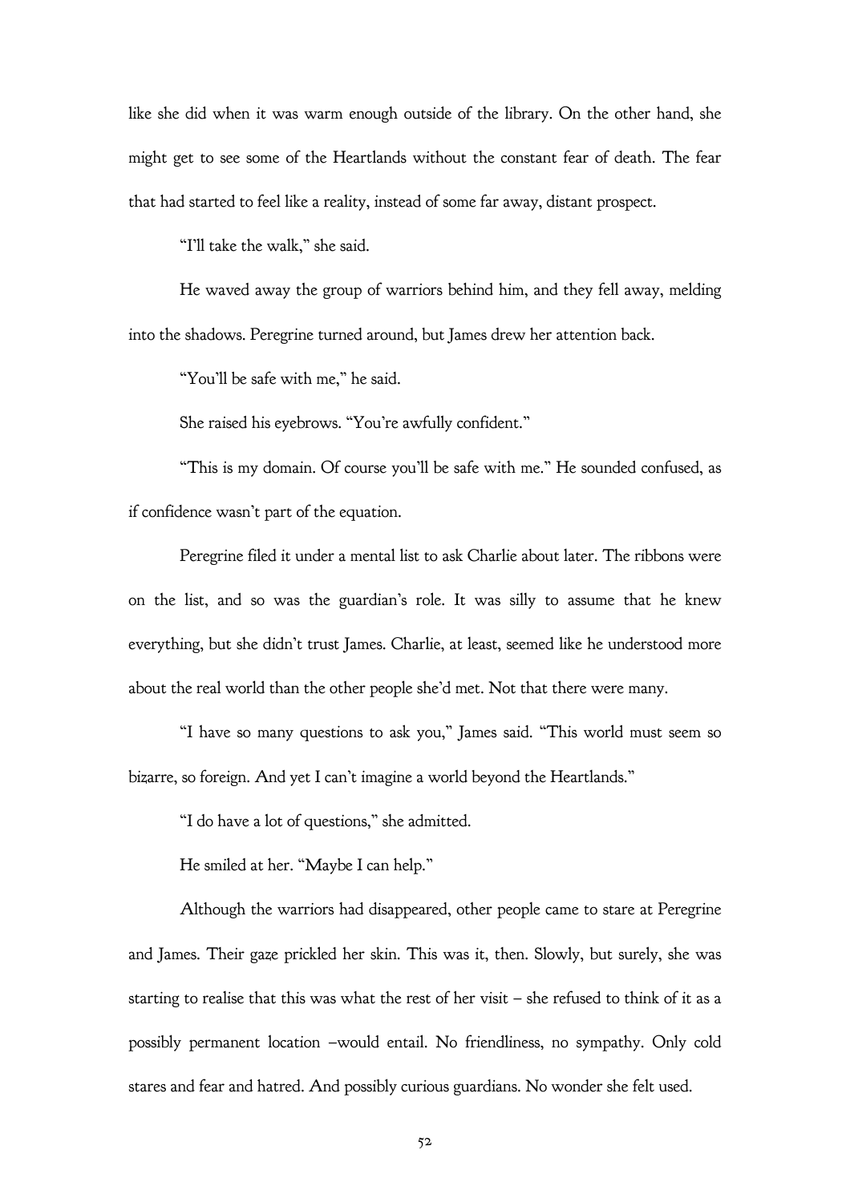like she did when it was warm enough outside of the library. On the other hand, she might get to see some of the Heartlands without the constant fear of death. The fear that had started to feel like a reality, instead of some far away, distant prospect.

"I'll take the walk," she said.

He waved away the group of warriors behind him, and they fell away, melding into the shadows. Peregrine turned around, but James drew her attention back.

"You'll be safe with me," he said.

She raised his eyebrows. "You're awfully confident."

"This is my domain. Of course you'll be safe with me." He sounded confused, as if confidence wasn't part of the equation.

Peregrine filed it under a mental list to ask Charlie about later. The ribbons were on the list, and so was the guardian's role. It was silly to assume that he knew everything, but she didn't trust James. Charlie, at least, seemed like he understood more about the real world than the other people she'd met. Not that there were many.

"I have so many questions to ask you," James said. "This world must seem so bizarre, so foreign. And yet I can't imagine a world beyond the Heartlands."

"I do have a lot of questions," she admitted.

He smiled at her. "Maybe I can help."

Although the warriors had disappeared, other people came to stare at Peregrine and James. Their gaze prickled her skin. This was it, then. Slowly, but surely, she was starting to realise that this was what the rest of her visit – she refused to think of it as a possibly permanent location –would entail. No friendliness, no sympathy. Only cold stares and fear and hatred. And possibly curious guardians. No wonder she felt used.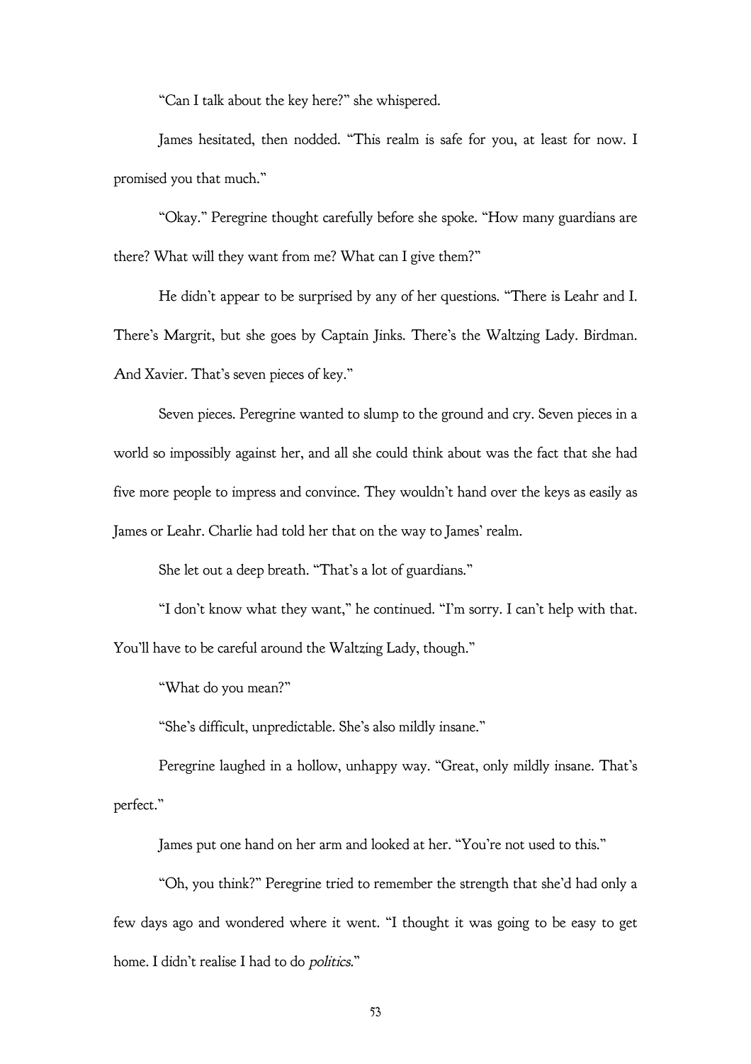"Can I talk about the key here?" she whispered.

James hesitated, then nodded. "This realm is safe for you, at least for now. I promised you that much."

"Okay." Peregrine thought carefully before she spoke. "How many guardians are there? What will they want from me? What can I give them?"

He didn't appear to be surprised by any of her questions. "There is Leahr and I. There's Margrit, but she goes by Captain Jinks. There's the Waltzing Lady. Birdman. And Xavier. That's seven pieces of key."

Seven pieces. Peregrine wanted to slump to the ground and cry. Seven pieces in a world so impossibly against her, and all she could think about was the fact that she had five more people to impress and convince. They wouldn't hand over the keys as easily as James or Leahr. Charlie had told her that on the way to James' realm.

She let out a deep breath. "That's a lot of guardians."

"I don't know what they want," he continued. "I'm sorry. I can't help with that. You'll have to be careful around the Waltzing Lady, though."

"What do you mean?"

"She's difficult, unpredictable. She's also mildly insane."

Peregrine laughed in a hollow, unhappy way. "Great, only mildly insane. That's perfect."

James put one hand on her arm and looked at her. "You're not used to this."

"Oh, you think?" Peregrine tried to remember the strength that she'd had only a few days ago and wondered where it went. "I thought it was going to be easy to get home. I didn't realise I had to do *politics.*"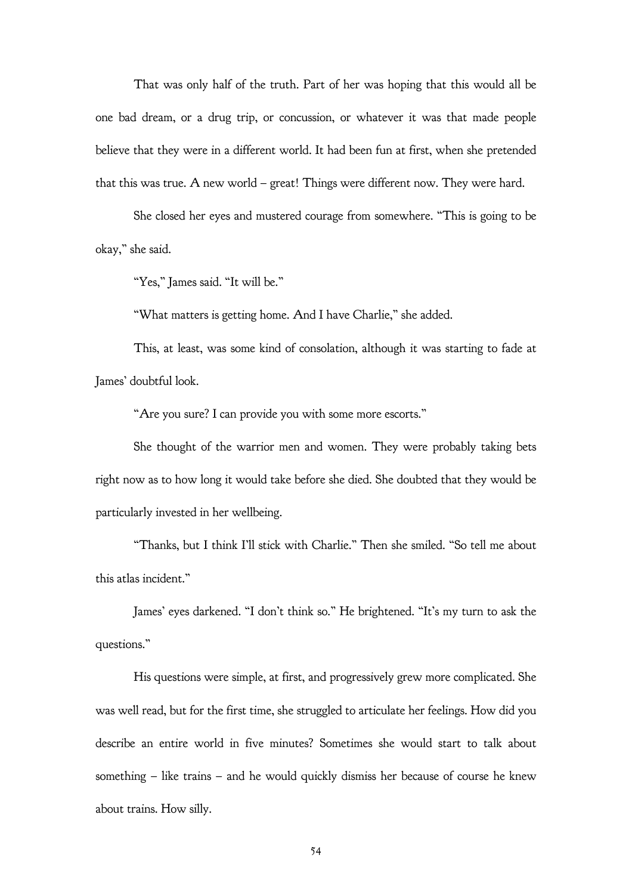That was only half of the truth. Part of her was hoping that this would all be one bad dream, or a drug trip, or concussion, or whatever it was that made people believe that they were in a different world. It had been fun at first, when she pretended that this was true. A new world – great! Things were different now. They were hard.

She closed her eyes and mustered courage from somewhere. "This is going to be okay," she said.

"Yes," James said. "It will be."

"What matters is getting home. And I have Charlie," she added.

This, at least, was some kind of consolation, although it was starting to fade at James' doubtful look.

"Are you sure? I can provide you with some more escorts."

She thought of the warrior men and women. They were probably taking bets right now as to how long it would take before she died. She doubted that they would be particularly invested in her wellbeing.

"Thanks, but I think I'll stick with Charlie." Then she smiled. "So tell me about this atlas incident."

James' eyes darkened. "I don't think so." He brightened. "It's my turn to ask the questions."

His questions were simple, at first, and progressively grew more complicated. She was well read, but for the first time, she struggled to articulate her feelings. How did you describe an entire world in five minutes? Sometimes she would start to talk about something – like trains – and he would quickly dismiss her because of course he knew about trains. How silly.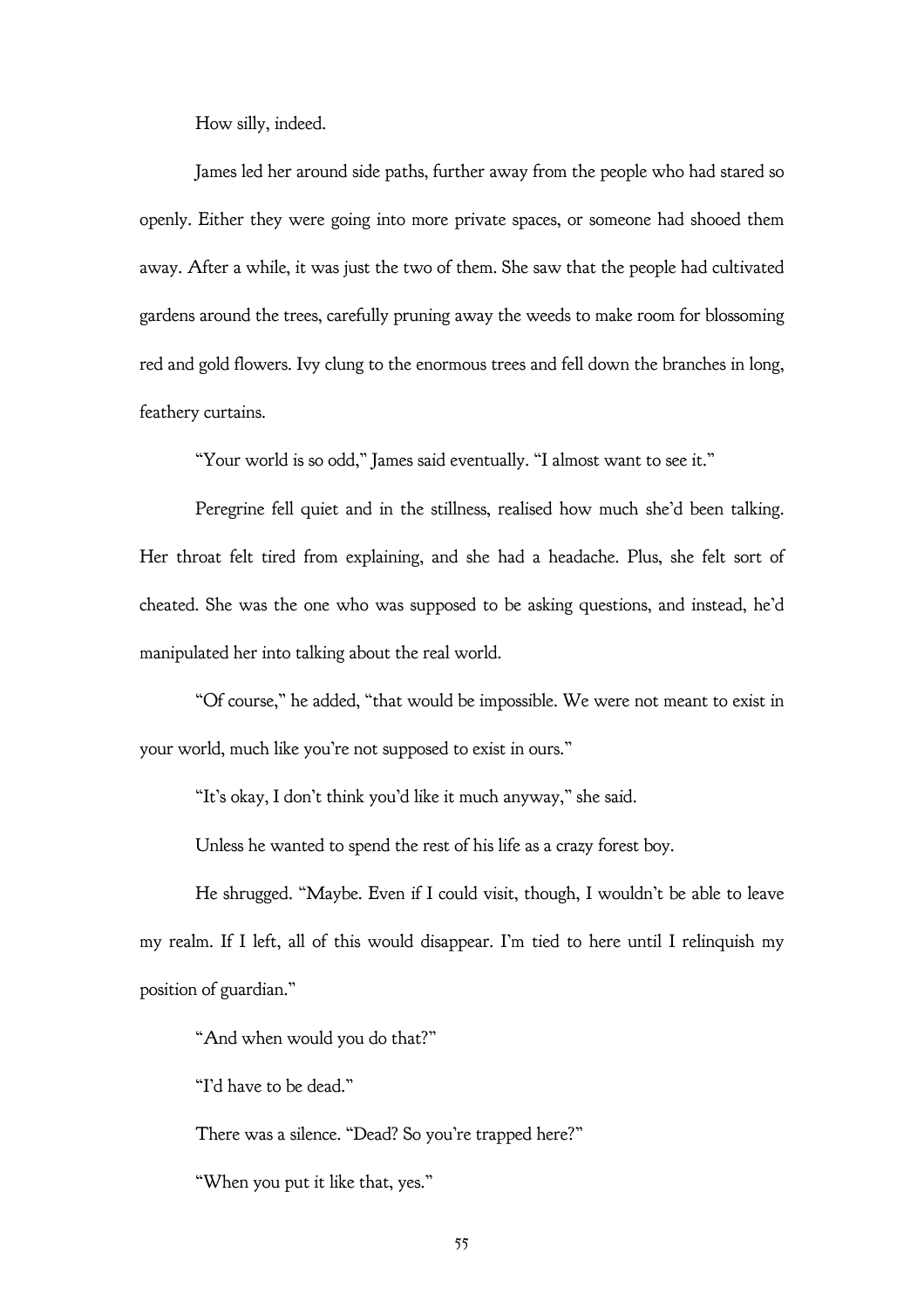How silly, indeed.

James led her around side paths, further away from the people who had stared so openly. Either they were going into more private spaces, or someone had shooed them away. After a while, it was just the two of them. She saw that the people had cultivated gardens around the trees, carefully pruning away the weeds to make room for blossoming red and gold flowers. Ivy clung to the enormous trees and fell down the branches in long, feathery curtains.

"Your world is so odd," James said eventually. "I almost want to see it."

Peregrine fell quiet and in the stillness, realised how much she'd been talking. Her throat felt tired from explaining, and she had a headache. Plus, she felt sort of cheated. She was the one who was supposed to be asking questions, and instead, he'd manipulated her into talking about the real world.

"Of course," he added, "that would be impossible. We were not meant to exist in your world, much like you're not supposed to exist in ours."

"It's okay, I don't think you'd like it much anyway," she said.

Unless he wanted to spend the rest of his life as a crazy forest boy.

He shrugged. "Maybe. Even if I could visit, though, I wouldn't be able to leave my realm. If I left, all of this would disappear. I'm tied to here until I relinquish my position of guardian."

"And when would you do that?"

"I'd have to be dead."

There was a silence. "Dead? So you're trapped here?"

"When you put it like that, yes."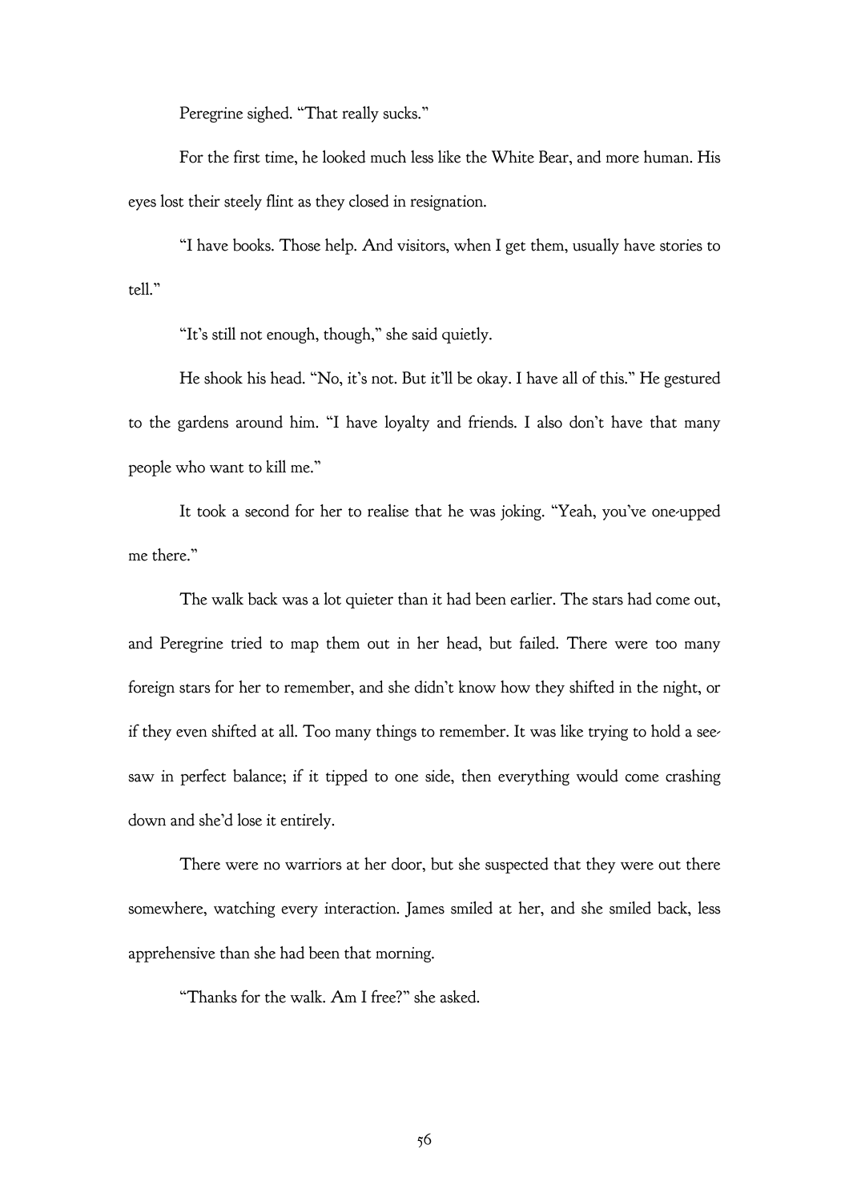Peregrine sighed. "That really sucks."

For the first time, he looked much less like the White Bear, and more human. His eyes lost their steely flint as they closed in resignation.

"I have books. Those help. And visitors, when I get them, usually have stories to tell."

"It's still not enough, though," she said quietly.

He shook his head. "No, it's not. But it'll be okay. I have all of this." He gestured to the gardens around him. "I have loyalty and friends. I also don't have that many people who want to kill me."

It took a second for her to realise that he was joking. "Yeah, you've one-upped me there."

The walk back was a lot quieter than it had been earlier. The stars had come out, and Peregrine tried to map them out in her head, but failed. There were too many foreign stars for her to remember, and she didn't know how they shifted in the night, or if they even shifted at all. Too many things to remember. It was like trying to hold a see-saw in perfect balance; if it tipped to one side, then everything would come crashing down and she'd lose it entirely.

There were no warriors at her door, but she suspected that they were out there somewhere, watching every interaction. James smiled at her, and she smiled back, less apprehensive than she had been that morning.

"Thanks for the walk. Am I free?" she asked.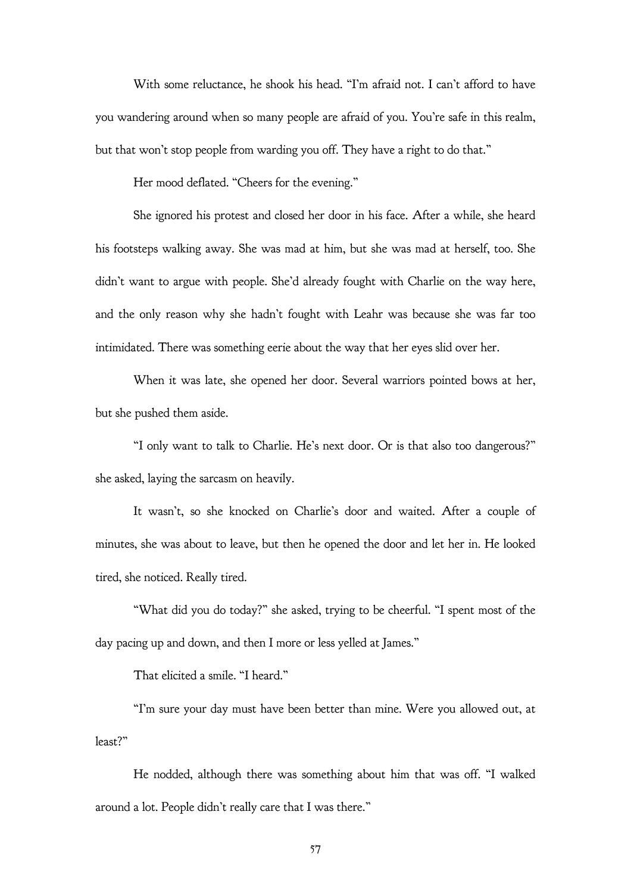With some reluctance, he shook his head. "I'm afraid not. I can't afford to have you wandering around when so many people are afraid of you. You're safe in this realm, but that won't stop people from warding you off. They have a right to do that."

Her mood deflated. "Cheers for the evening."

She ignored his protest and closed her door in his face. After a while, she heard his footsteps walking away. She was mad at him, but she was mad at herself, too. She didn't want to argue with people. She'd already fought with Charlie on the way here, and the only reason why she hadn't fought with Leahr was because she was far too intimidated. There was something eerie about the way that her eyes slid over her.

When it was late, she opened her door. Several warriors pointed bows at her, but she pushed them aside.

"I only want to talk to Charlie. He's next door. Or is that also too dangerous?" she asked, laying the sarcasm on heavily.

It wasn't, so she knocked on Charlie's door and waited. After a couple of minutes, she was about to leave, but then he opened the door and let her in. He looked tired, she noticed. Really tired.

"What did you do today?" she asked, trying to be cheerful. "I spent most of the day pacing up and down, and then I more or less yelled at James."

That elicited a smile. "I heard."

"I'm sure your day must have been better than mine. Were you allowed out, at least?"

He nodded, although there was something about him that was off. "I walked around a lot. People didn't really care that I was there."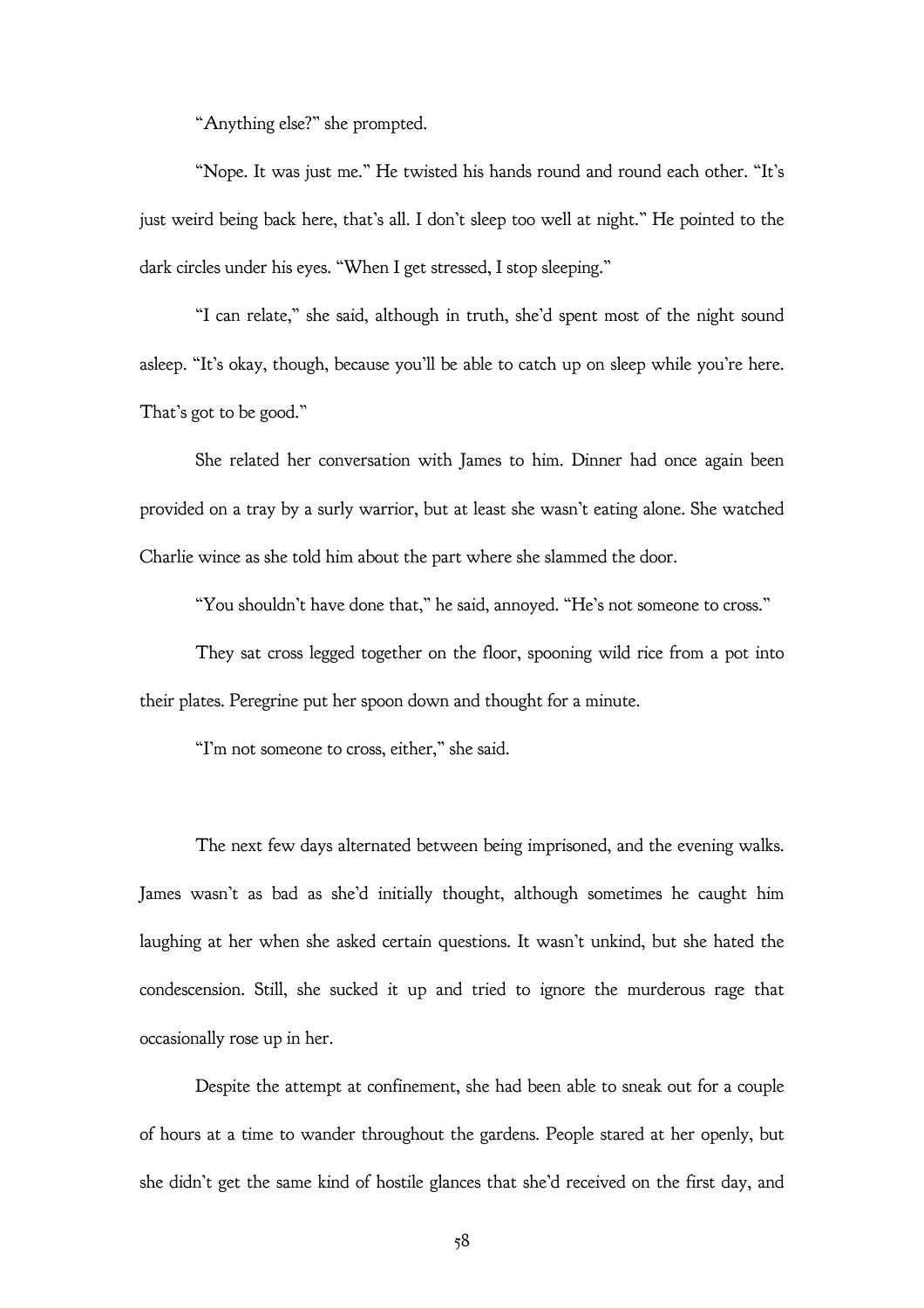"Anything else?" she prompted.

"Nope. It was just me." He twisted his hands round and round each other. "It's just weird being back here, that's all. I don't sleep too well at night." He pointed to the dark circles under his eyes. "When I get stressed, I stop sleeping."

"I can relate," she said, although in truth, she'd spent most of the night sound asleep. "It's okay, though, because you'll be able to catch up on sleep while you're here. That's got to be good."

She related her conversation with James to him. Dinner had once again been provided on a tray by a surly warrior, but at least she wasn't eating alone. She watched Charlie wince as she told him about the part where she slammed the door.

"You shouldn't have done that," he said, annoyed. "He's not someone to cross."

They sat cross legged together on the floor, spooning wild rice from a pot into their plates. Peregrine put her spoon down and thought for a minute.

"I'm not someone to cross, either," she said.

The next few days alternated between being imprisoned, and the evening walks. James wasn't as bad as she'd initially thought, although sometimes he caught him laughing at her when she asked certain questions. It wasn't unkind, but she hated the condescension. Still, she sucked it up and tried to ignore the murderous rage that occasionally rose up in her.

Despite the attempt at confinement, she had been able to sneak out for a couple of hours at a time to wander throughout the gardens. People stared at her openly, but she didn't get the same kind of hostile glances that she'd received on the first day, and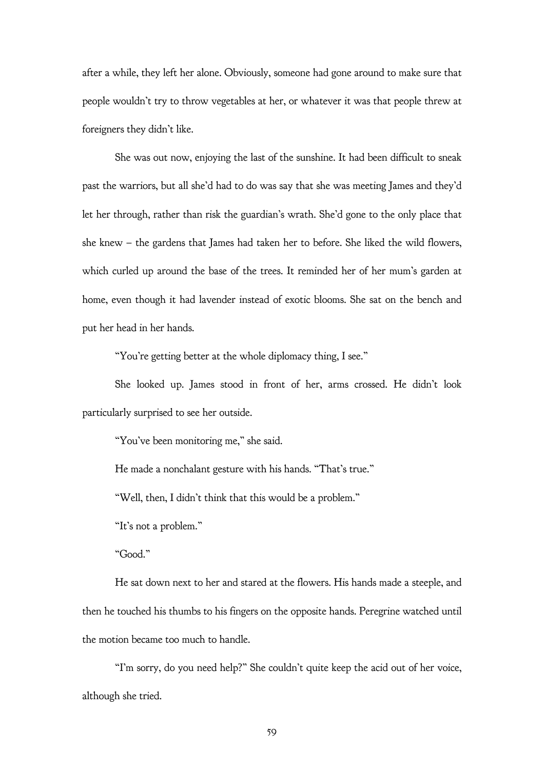after a while, they left her alone. Obviously, someone had gone around to make sure that people wouldn't try to throw vegetables at her, or whatever it was that people threw at foreigners they didn't like.

She was out now, enjoying the last of the sunshine. It had been difficult to sneak past the warriors, but all she'd had to do was say that she was meeting James and they'd let her through, rather than risk the guardian's wrath. She'd gone to the only place that she knew – the gardens that James had taken her to before. She liked the wild flowers, which curled up around the base of the trees. It reminded her of her mum's garden at home, even though it had lavender instead of exotic blooms. She sat on the bench and put her head in her hands.

"You're getting better at the whole diplomacy thing, I see."

She looked up. James stood in front of her, arms crossed. He didn't look particularly surprised to see her outside.

"You've been monitoring me," she said.

He made a nonchalant gesture with his hands. "That's true."

"Well, then, I didn't think that this would be a problem."

"It's not a problem."

"Good."

He sat down next to her and stared at the flowers. His hands made a steeple, and then he touched his thumbs to his fingers on the opposite hands. Peregrine watched until the motion became too much to handle.

"I'm sorry, do you need help?" She couldn't quite keep the acid out of her voice, although she tried.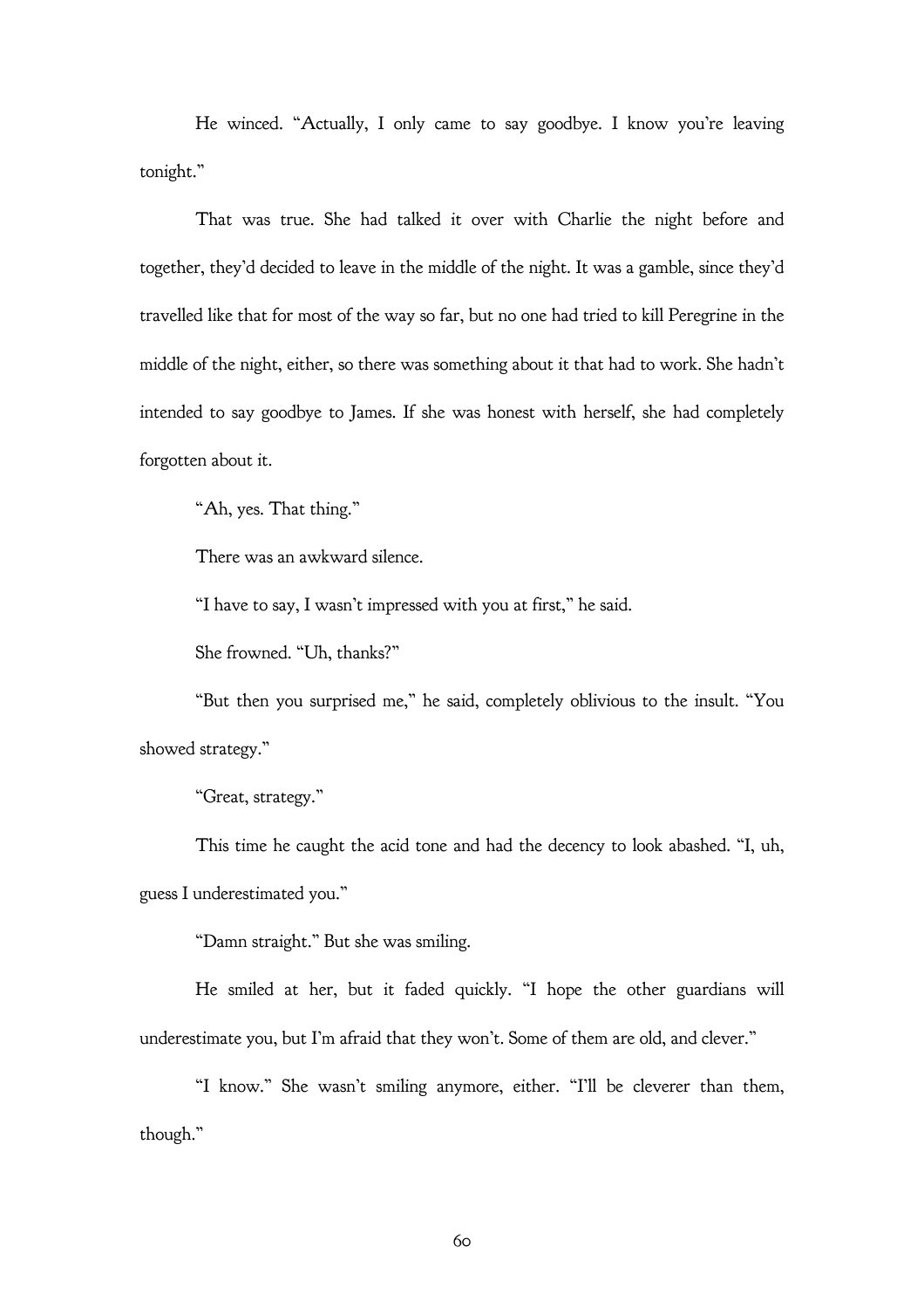He winced. "Actually, I only came to say goodbye. I know you're leaving tonight."

That was true. She had talked it over with Charlie the night before and together, they'd decided to leave in the middle of the night. It was a gamble, since they'd travelled like that for most of the way so far, but no one had tried to kill Peregrine in the middle of the night, either, so there was something about it that had to work. She hadn't intended to say goodbye to James. If she was honest with herself, she had completely forgotten about it.

"Ah, yes. That thing."

There was an awkward silence.

"I have to say, I wasn't impressed with you at first," he said.

She frowned. "Uh, thanks?"

"But then you surprised me," he said, completely oblivious to the insult. "You showed strategy."

"Great, strategy."

This time he caught the acid tone and had the decency to look abashed. "I, uh, guess I underestimated you."

"Damn straight." But she was smiling.

He smiled at her, but it faded quickly. "I hope the other guardians will underestimate you, but I'm afraid that they won't. Some of them are old, and clever."

"I know." She wasn't smiling anymore, either. "I'll be cleverer than them, though."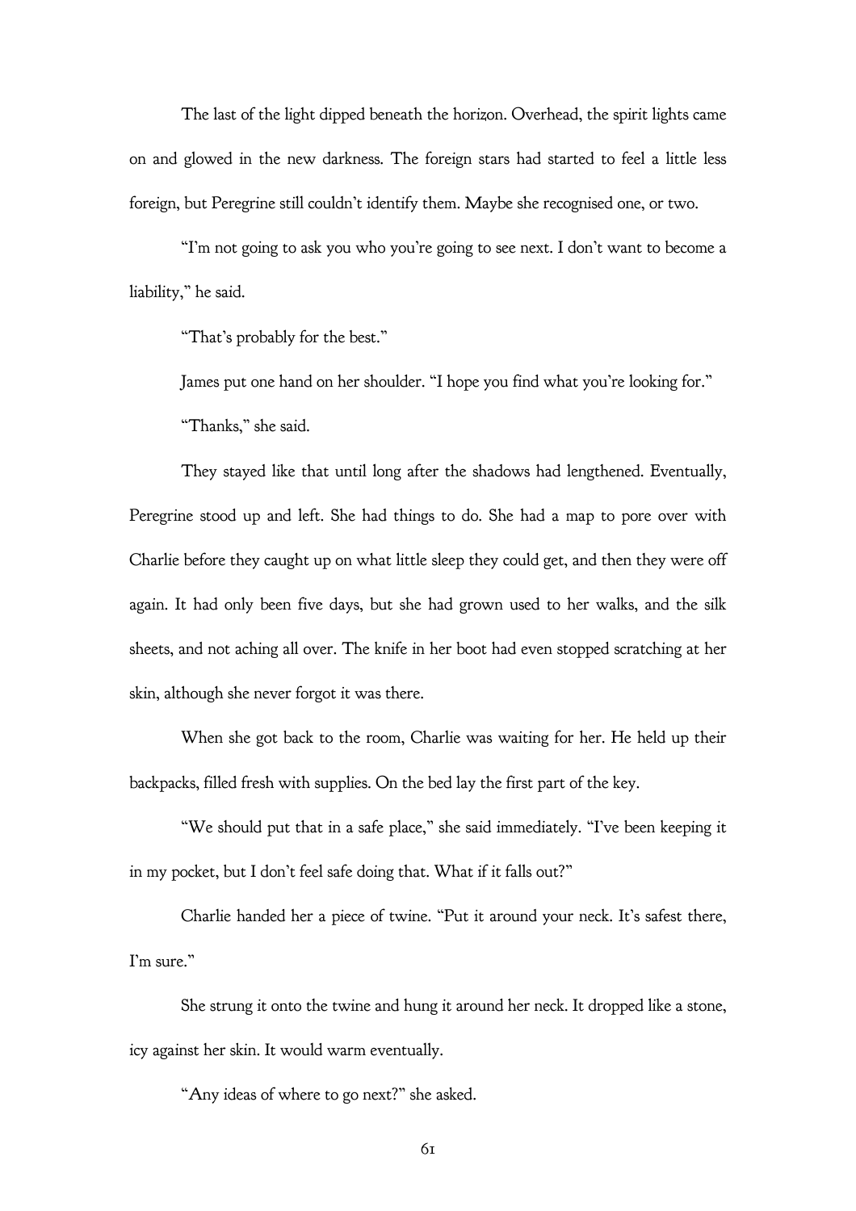The last of the light dipped beneath the horizon. Overhead, the spirit lights came on and glowed in the new darkness. The foreign stars had started to feel a little less foreign, but Peregrine still couldn't identify them. Maybe she recognised one, or two.

"I'm not going to ask you who you're going to see next. I don't want to become a liability," he said.

"That's probably for the best."

James put one hand on her shoulder. "I hope you find what you're looking for."

"Thanks," she said.

They stayed like that until long after the shadows had lengthened. Eventually, Peregrine stood up and left. She had things to do. She had a map to pore over with Charlie before they caught up on what little sleep they could get, and then they were off again. It had only been five days, but she had grown used to her walks, and the silk sheets, and not aching all over. The knife in her boot had even stopped scratching at her skin, although she never forgot it was there.

When she got back to the room, Charlie was waiting for her. He held up their backpacks, filled fresh with supplies. On the bed lay the first part of the key.

"We should put that in a safe place," she said immediately. "I've been keeping it in my pocket, but I don't feel safe doing that. What if it falls out?"

Charlie handed her a piece of twine. "Put it around your neck. It's safest there, I'm sure."

She strung it onto the twine and hung it around her neck. It dropped like a stone, icy against her skin. It would warm eventually.

"Any ideas of where to go next?" she asked.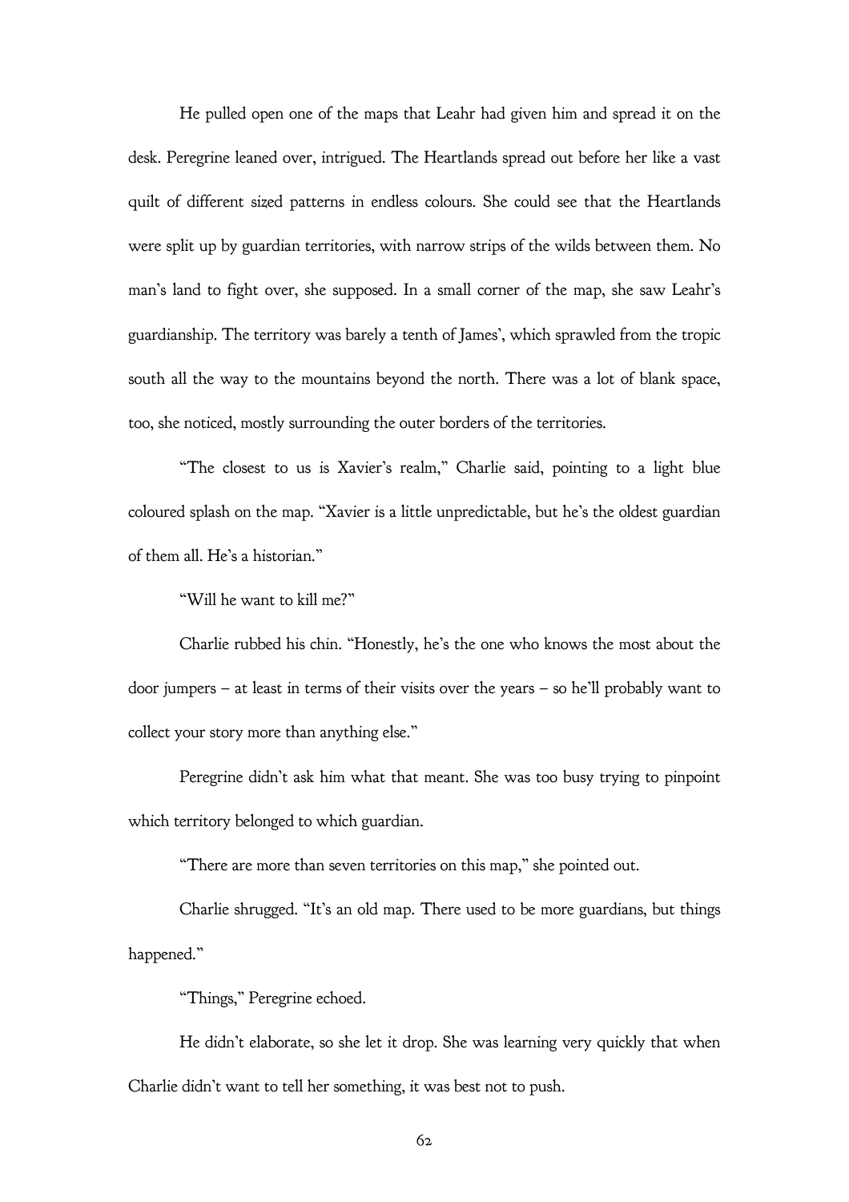He pulled open one of the maps that Leahr had given him and spread it on the desk. Peregrine leaned over, intrigued. The Heartlands spread out before her like a vast quilt of different sized patterns in endless colours. She could see that the Heartlands were split up by guardian territories, with narrow strips of the wilds between them. No man's land to fight over, she supposed. In a small corner of the map, she saw Leahr's guardianship. The territory was barely a tenth of James', which sprawled from the tropic south all the way to the mountains beyond the north. There was a lot of blank space, too, she noticed, mostly surrounding the outer borders of the territories.

"The closest to us is Xavier's realm," Charlie said, pointing to a light blue coloured splash on the map. "Xavier is a little unpredictable, but he's the oldest guardian of them all. He's a historian."

"Will he want to kill me?"

Charlie rubbed his chin. "Honestly, he's the one who knows the most about the door jumpers – at least in terms of their visits over the years – so he'll probably want to collect your story more than anything else."

Peregrine didn't ask him what that meant. She was too busy trying to pinpoint which territory belonged to which guardian.

"There are more than seven territories on this map," she pointed out.

Charlie shrugged. "It's an old map. There used to be more guardians, but things happened."

"Things," Peregrine echoed.

He didn't elaborate, so she let it drop. She was learning very quickly that when Charlie didn't want to tell her something, it was best not to push.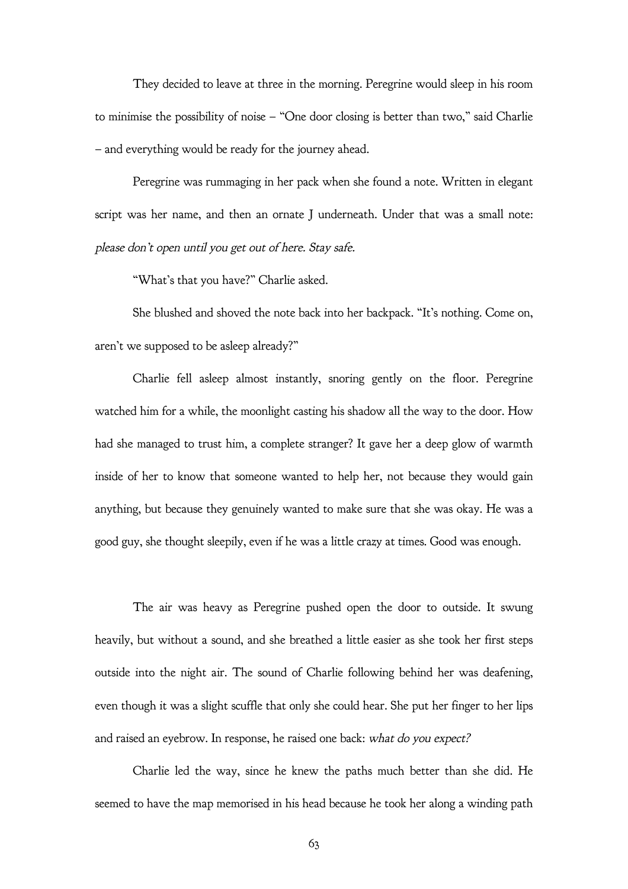They decided to leave at three in the morning. Peregrine would sleep in his room to minimise the possibility of noise – "One door closing is better than two," said Charlie – and everything would be ready for the journey ahead.

Peregrine was rummaging in her pack when she found a note. Written in elegant script was her name, and then an ornate J underneath. Under that was a small note: *please don't open until you get out of here. Stay safe.*

"What's that you have?" Charlie asked.

She blushed and shoved the note back into her backpack. "It's nothing. Come on, aren't we supposed to be asleep already?"

Charlie fell asleep almost instantly, snoring gently on the floor. Peregrine watched him for a while, the moonlight casting his shadow all the way to the door. How had she managed to trust him, a complete stranger? It gave her a deep glow of warmth inside of her to know that someone wanted to help her, not because they would gain anything, but because they genuinely wanted to make sure that she was okay. He was a good guy, she thought sleepily, even if he was a little crazy at times. Good was enough.

The air was heavy as Peregrine pushed open the door to outside. It swung heavily, but without a sound, and she breathed a little easier as she took her first steps outside into the night air. The sound of Charlie following behind her was deafening, even though it was a slight scuffle that only she could hear. She put her finger to her lips and raised an eyebrow. In response, he raised one back: *what do you expect?*

Charlie led the way, since he knew the paths much better than she did. He seemed to have the map memorised in his head because he took her along a winding path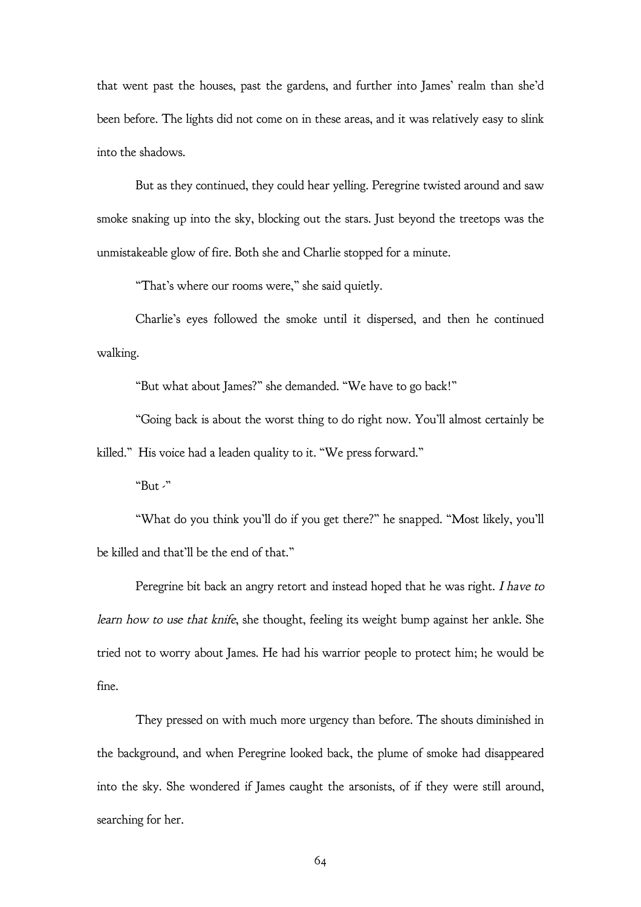that went past the houses, past the gardens, and further into James' realm than she'd been before. The lights did not come on in these areas, and it was relatively easy to slink into the shadows.

But as they continued, they could hear yelling. Peregrine twisted around and saw smoke snaking up into the sky, blocking out the stars. Just beyond the treetops was the unmistakeable glow of fire. Both she and Charlie stopped for a minute.

"That's where our rooms were," she said quietly.

Charlie's eyes followed the smoke until it dispersed, and then he continued walking.

"But what about James?" she demanded. "We have to go back!"

"Going back is about the worst thing to do right now. You'll almost certainly be killed." His voice had a leaden quality to it. "We press forward."

"But -"

"What do you think you'll do if you get there?" he snapped. "Most likely, you'll be killed and that'll be the end of that."

Peregrine bit back an angry retort and instead hoped that he was right. *I have to learn how to use that knife*, she thought, feeling its weight bump against her ankle. She tried not to worry about James. He had his warrior people to protect him; he would be fine.

They pressed on with much more urgency than before. The shouts diminished in the background, and when Peregrine looked back, the plume of smoke had disappeared into the sky. She wondered if James caught the arsonists, of if they were still around, searching for her.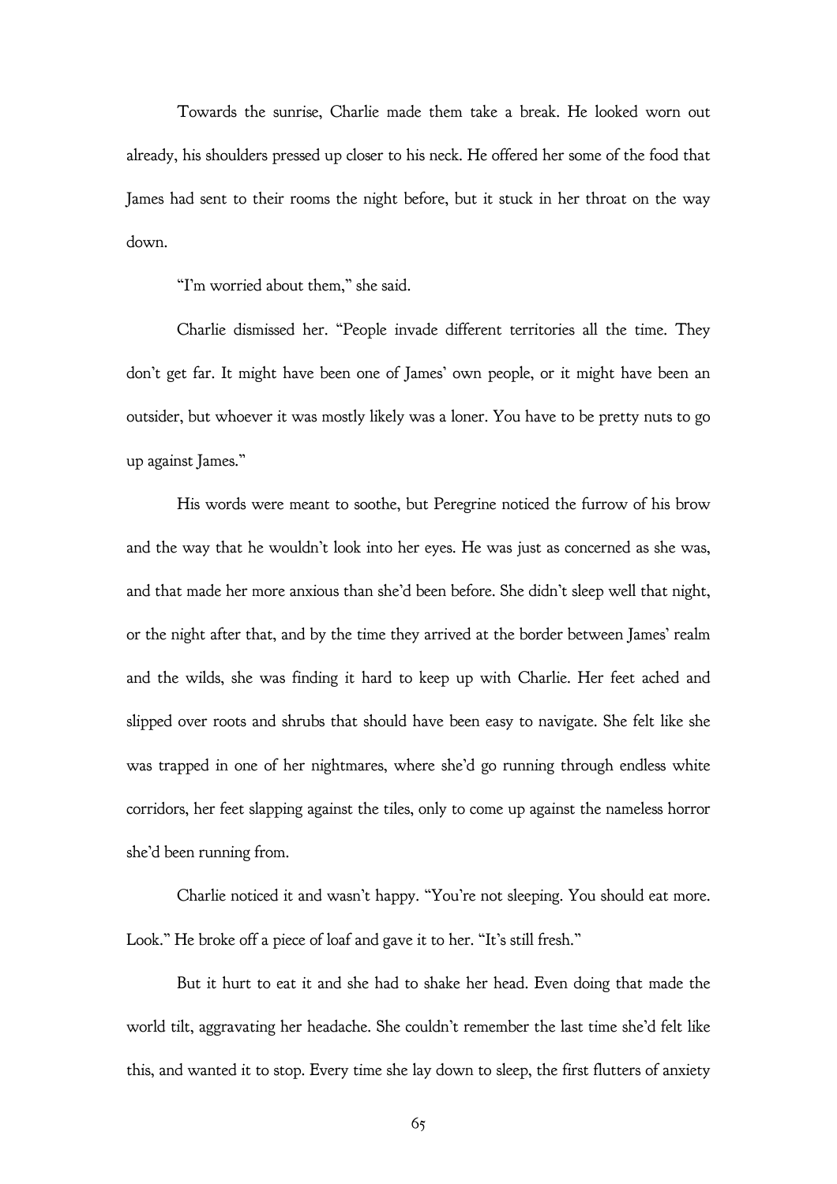Towards the sunrise, Charlie made them take a break. He looked worn out already, his shoulders pressed up closer to his neck. He offered her some of the food that James had sent to their rooms the night before, but it stuck in her throat on the way down.

"I'm worried about them," she said.

Charlie dismissed her. "People invade different territories all the time. They don't get far. It might have been one of James' own people, or it might have been an outsider, but whoever it was mostly likely was a loner. You have to be pretty nuts to go up against James."

His words were meant to soothe, but Peregrine noticed the furrow of his brow and the way that he wouldn't look into her eyes. He was just as concerned as she was, and that made her more anxious than she'd been before. She didn't sleep well that night, or the night after that, and by the time they arrived at the border between James' realm and the wilds, she was finding it hard to keep up with Charlie. Her feet ached and slipped over roots and shrubs that should have been easy to navigate. She felt like she was trapped in one of her nightmares, where she'd go running through endless white corridors, her feet slapping against the tiles, only to come up against the nameless horror she'd been running from.

Charlie noticed it and wasn't happy. "You're not sleeping. You should eat more. Look." He broke off a piece of loaf and gave it to her. "It's still fresh."

But it hurt to eat it and she had to shake her head. Even doing that made the world tilt, aggravating her headache. She couldn't remember the last time she'd felt like this, and wanted it to stop. Every time she lay down to sleep, the first flutters of anxiety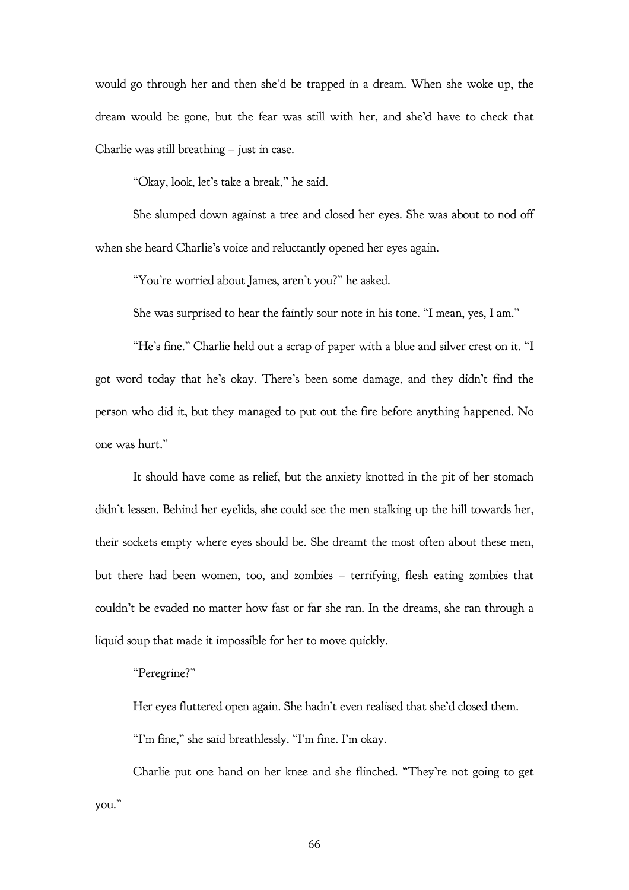would go through her and then she'd be trapped in a dream. When she woke up, the dream would be gone, but the fear was still with her, and she'd have to check that Charlie was still breathing – just in case.

"Okay, look, let's take a break," he said.

She slumped down against a tree and closed her eyes. She was about to nod off when she heard Charlie's voice and reluctantly opened her eyes again.

"You're worried about James, aren't you?" he asked.

She was surprised to hear the faintly sour note in his tone. "I mean, yes, I am."

"He's fine." Charlie held out a scrap of paper with a blue and silver crest on it. "I got word today that he's okay. There's been some damage, and they didn't find the person who did it, but they managed to put out the fire before anything happened. No one was hurt."

It should have come as relief, but the anxiety knotted in the pit of her stomach didn't lessen. Behind her eyelids, she could see the men stalking up the hill towards her, their sockets empty where eyes should be. She dreamt the most often about these men, but there had been women, too, and zombies – terrifying, flesh eating zombies that couldn't be evaded no matter how fast or far she ran. In the dreams, she ran through a liquid soup that made it impossible for her to move quickly.

"Peregrine?"

Her eyes fluttered open again. She hadn't even realised that she'd closed them.

"I'm fine," she said breathlessly. "I'm fine. I'm okay.

Charlie put one hand on her knee and she flinched. "They're not going to get you."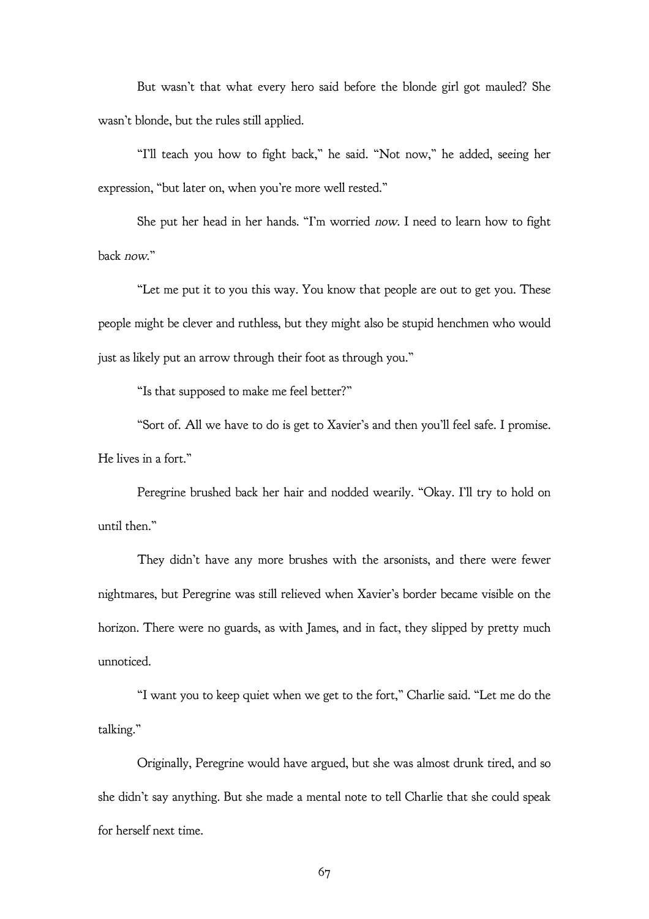But wasn't that what every hero said before the blonde girl got mauled? She wasn't blonde, but the rules still applied.

"I'll teach you how to fight back," he said. "Not now," he added, seeing her expression, "but later on, when you're more well rested."

She put her head in her hands. "I'm worried *now*. I need to learn how to fight back *now*."

"Let me put it to you this way. You know that people are out to get you. These people might be clever and ruthless, but they might also be stupid henchmen who would just as likely put an arrow through their foot as through you."

"Is that supposed to make me feel better?"

"Sort of. All we have to do is get to Xavier's and then you'll feel safe. I promise. He lives in a fort."

Peregrine brushed back her hair and nodded wearily. "Okay. I'll try to hold on until then."

They didn't have any more brushes with the arsonists, and there were fewer nightmares, but Peregrine was still relieved when Xavier's border became visible on the horizon. There were no guards, as with James, and in fact, they slipped by pretty much unnoticed.

"I want you to keep quiet when we get to the fort," Charlie said. "Let me do the talking."

Originally, Peregrine would have argued, but she was almost drunk tired, and so she didn't say anything. But she made a mental note to tell Charlie that she could speak for herself next time.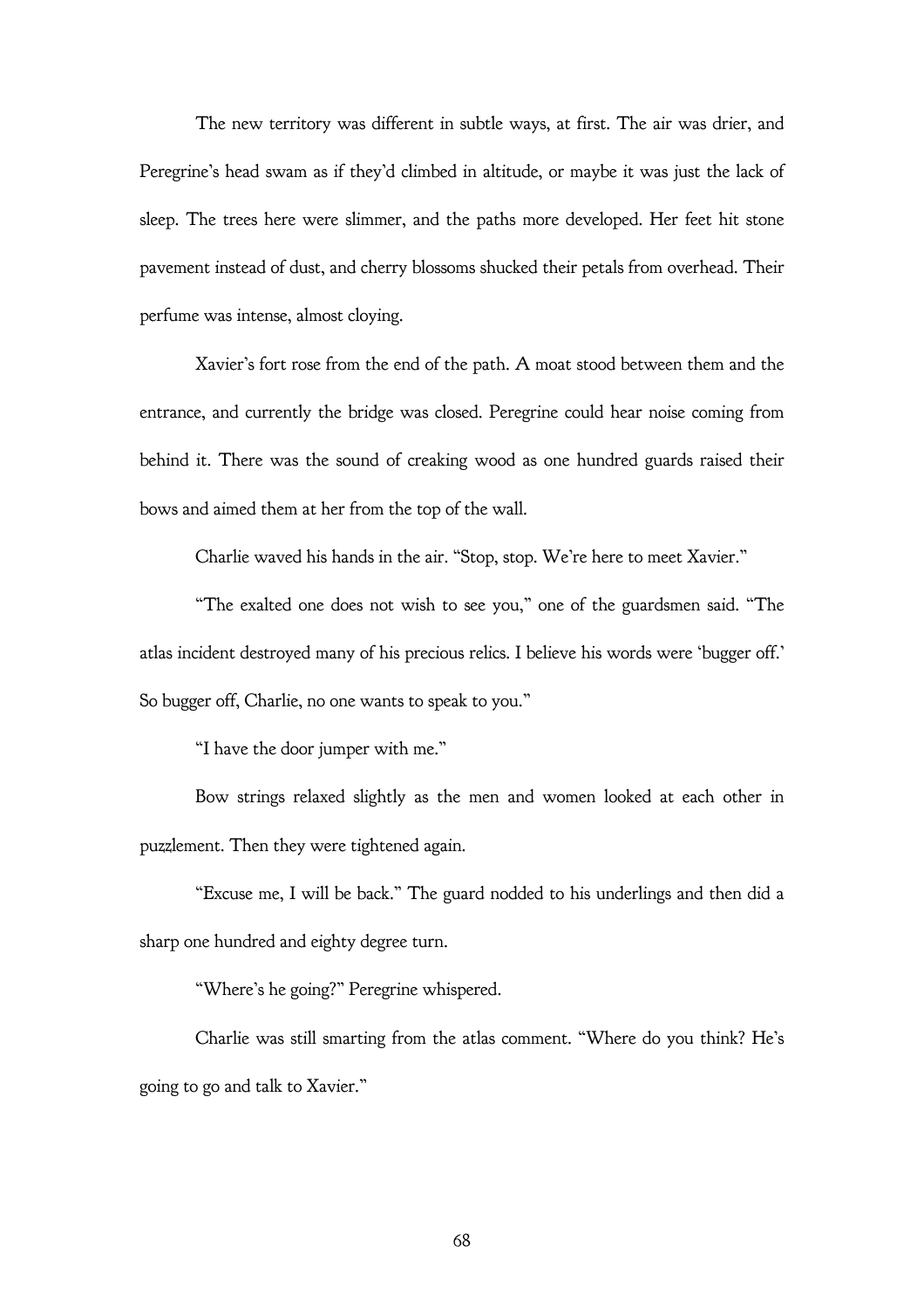The new territory was different in subtle ways, at first. The air was drier, and Peregrine's head swam as if they'd climbed in altitude, or maybe it was just the lack of sleep. The trees here were slimmer, and the paths more developed. Her feet hit stone pavement instead of dust, and cherry blossoms shucked their petals from overhead. Their perfume was intense, almost cloying.

Xavier's fort rose from the end of the path. A moat stood between them and the entrance, and currently the bridge was closed. Peregrine could hear noise coming from behind it. There was the sound of creaking wood as one hundred guards raised their bows and aimed them at her from the top of the wall.

Charlie waved his hands in the air. "Stop, stop. We're here to meet Xavier."

"The exalted one does not wish to see you," one of the guardsmen said. "The atlas incident destroyed many of his precious relics. I believe his words were 'bugger off.' So bugger off, Charlie, no one wants to speak to you."

"I have the door jumper with me."

Bow strings relaxed slightly as the men and women looked at each other in puzzlement. Then they were tightened again.

"Excuse me, I will be back." The guard nodded to his underlings and then did a sharp one hundred and eighty degree turn.

"Where's he going?" Peregrine whispered.

Charlie was still smarting from the atlas comment. "Where do you think? He's going to go and talk to Xavier."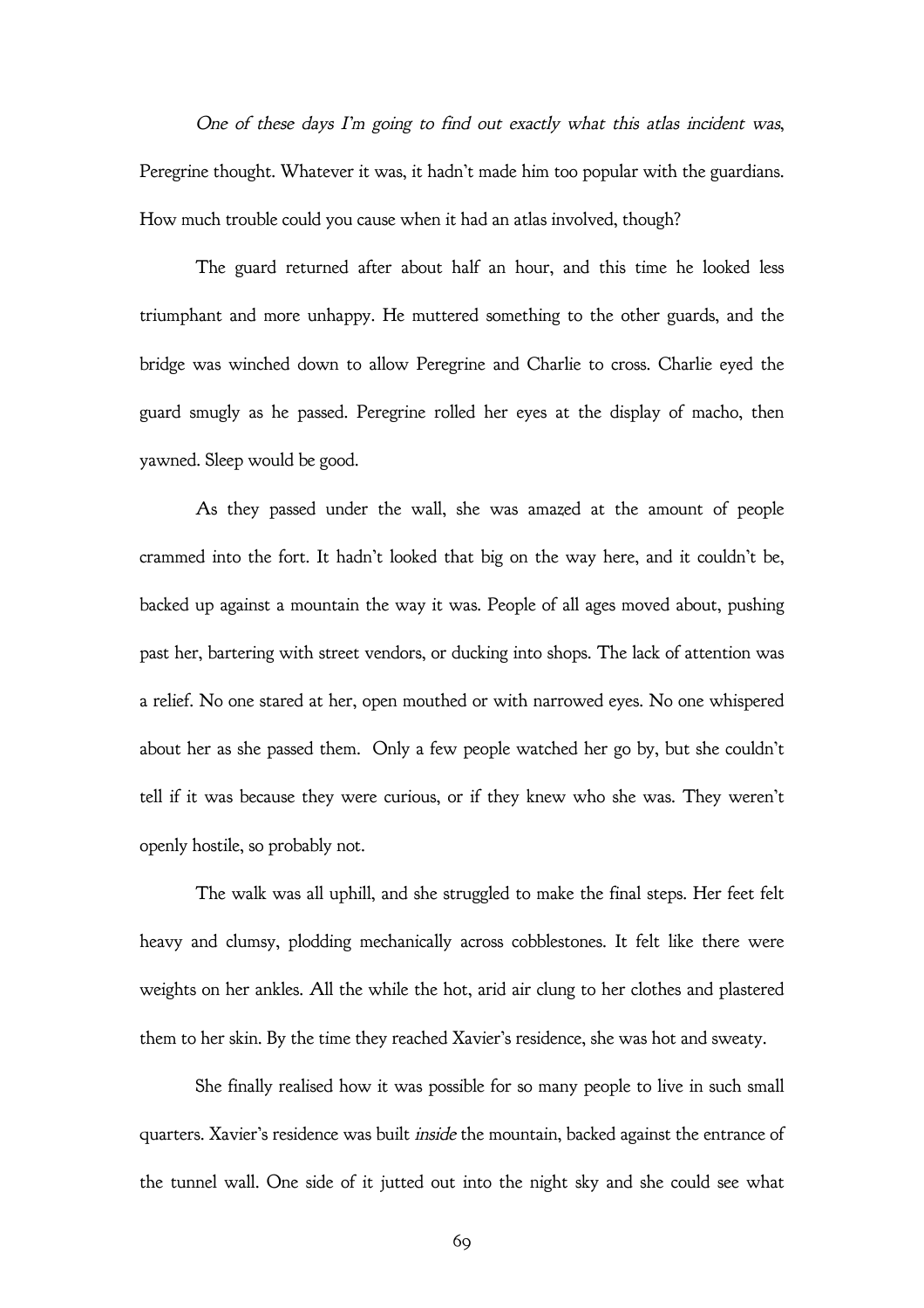*One of these days I'm going to find out exactly what this atlas incident was*, Peregrine thought. Whatever it was, it hadn't made him too popular with the guardians. How much trouble could you cause when it had an atlas involved, though?

The guard returned after about half an hour, and this time he looked less triumphant and more unhappy. He muttered something to the other guards, and the bridge was winched down to allow Peregrine and Charlie to cross. Charlie eyed the guard smugly as he passed. Peregrine rolled her eyes at the display of macho, then yawned. Sleep would be good.

As they passed under the wall, she was amazed at the amount of people crammed into the fort. It hadn't looked that big on the way here, and it couldn't be, backed up against a mountain the way it was. People of all ages moved about, pushing past her, bartering with street vendors, or ducking into shops. The lack of attention was a relief. No one stared at her, open mouthed or with narrowed eyes. No one whispered about her as she passed them.  Only a few people watched her go by, but she couldn't tell if it was because they were curious, or if they knew who she was. They weren't openly hostile, so probably not.

The walk was all uphill, and she struggled to make the final steps. Her feet felt heavy and clumsy, plodding mechanically across cobblestones. It felt like there were weights on her ankles. All the while the hot, arid air clung to her clothes and plastered them to her skin. By the time they reached Xavier's residence, she was hot and sweaty.

She finally realised how it was possible for so many people to live in such small quarters. Xavier's residence was built *inside* the mountain, backed against the entrance of the tunnel wall. One side of it jutted out into the night sky and she could see what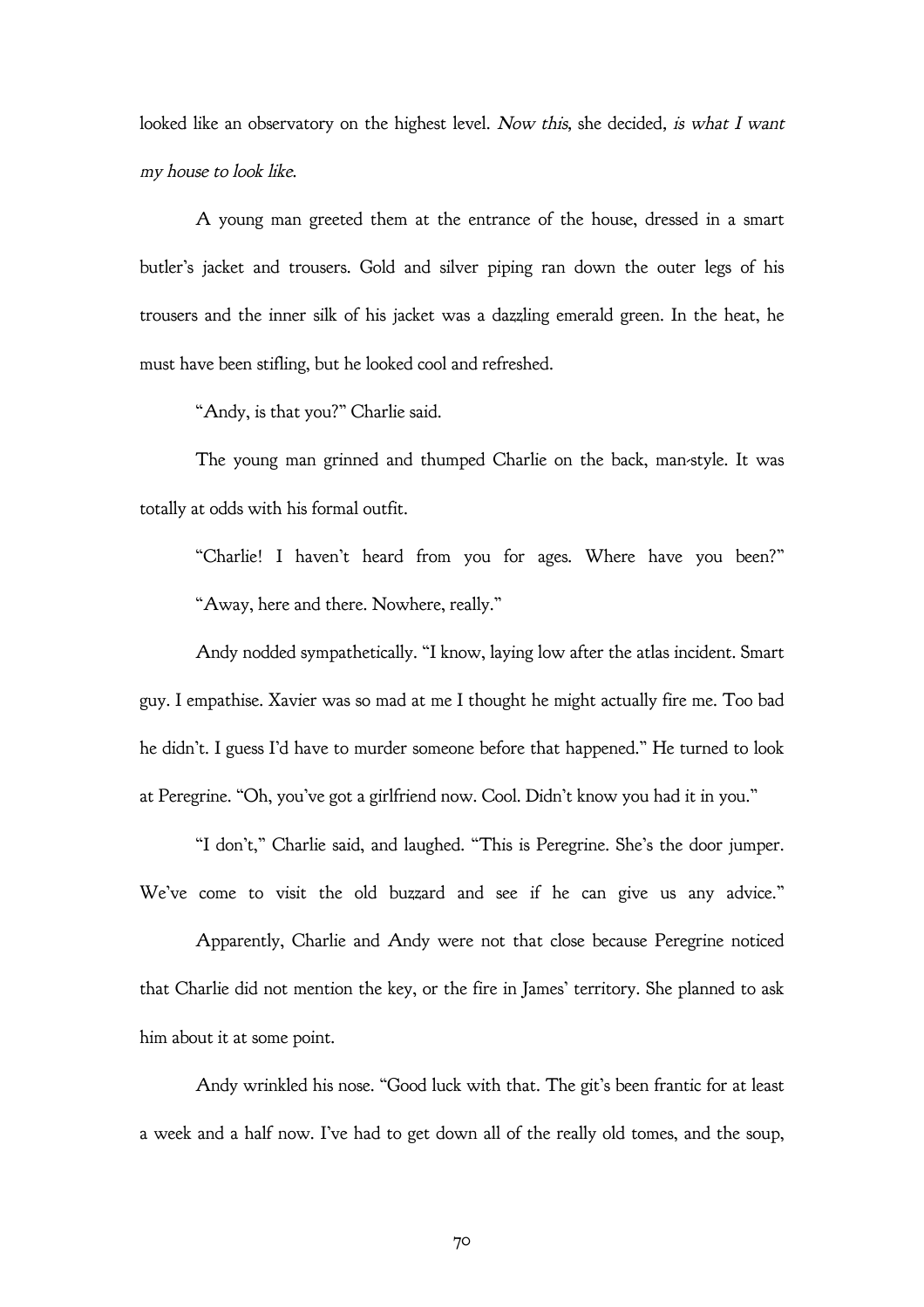looked like an observatory on the highest level. *Now this*, she decided, *is what I want my house to look like*.

A young man greeted them at the entrance of the house, dressed in a smart butler's jacket and trousers. Gold and silver piping ran down the outer legs of his trousers and the inner silk of his jacket was a dazzling emerald green. In the heat, he must have been stifling, but he looked cool and refreshed.

"Andy, is that you?" Charlie said.

The young man grinned and thumped Charlie on the back, man-style. It was totally at odds with his formal outfit.

"Charlie! I haven't heard from you for ages. Where have you been?"

"Away, here and there. Nowhere, really."

Andy nodded sympathetically. "I know, laying low after the atlas incident. Smart guy. I empathise. Xavier was so mad at me I thought he might actually fire me. Too bad he didn't. I guess I'd have to murder someone before that happened." He turned to look at Peregrine. "Oh, you've got a girlfriend now. Cool. Didn't know you had it in you."

"I don't," Charlie said, and laughed. "This is Peregrine. She's the door jumper. We've come to visit the old buzzard and see if he can give us any advice."

Apparently, Charlie and Andy were not that close because Peregrine noticed that Charlie did not mention the key, or the fire in James' territory. She planned to ask him about it at some point.

Andy wrinkled his nose. "Good luck with that. The git's been frantic for at least a week and a half now. I've had to get down all of the really old tomes, and the soup,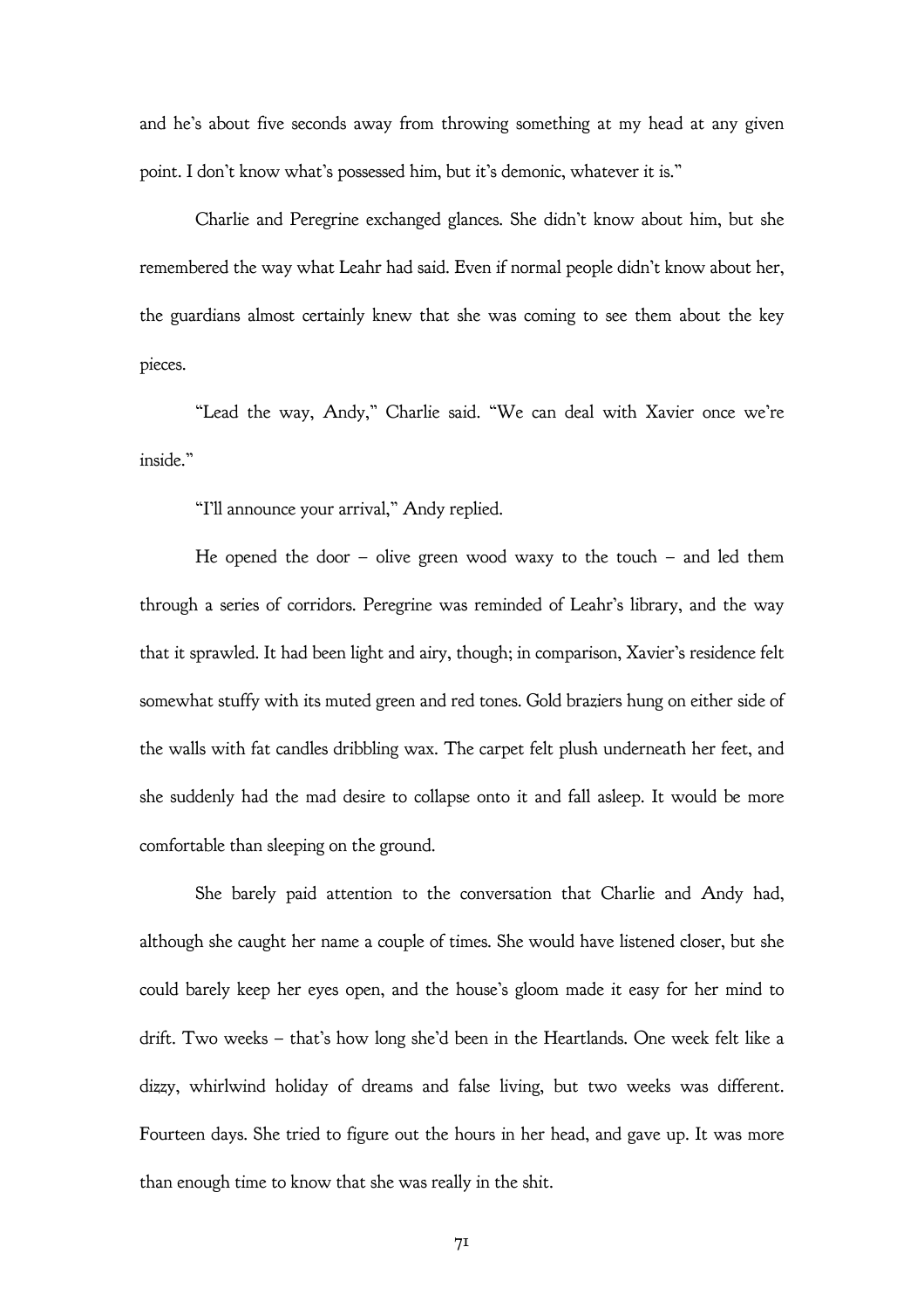and he's about five seconds away from throwing something at my head at any given point. I don't know what's possessed him, but it's demonic, whatever it is."

Charlie and Peregrine exchanged glances. She didn't know about him, but she remembered the way what Leahr had said. Even if normal people didn't know about her, the guardians almost certainly knew that she was coming to see them about the key pieces.

"Lead the way, Andy," Charlie said. "We can deal with Xavier once we're inside."

"I'll announce your arrival," Andy replied.

He opened the door – olive green wood waxy to the touch – and led them through a series of corridors. Peregrine was reminded of Leahr's library, and the way that it sprawled. It had been light and airy, though; in comparison, Xavier's residence felt somewhat stuffy with its muted green and red tones. Gold braziers hung on either side of the walls with fat candles dribbling wax. The carpet felt plush underneath her feet, and she suddenly had the mad desire to collapse onto it and fall asleep. It would be more comfortable than sleeping on the ground.

She barely paid attention to the conversation that Charlie and Andy had, although she caught her name a couple of times. She would have listened closer, but she could barely keep her eyes open, and the house's gloom made it easy for her mind to drift. Two weeks – that's how long she'd been in the Heartlands. One week felt like a dizzy, whirlwind holiday of dreams and false living, but two weeks was different. Fourteen days. She tried to figure out the hours in her head, and gave up. It was more than enough time to know that she was really in the shit.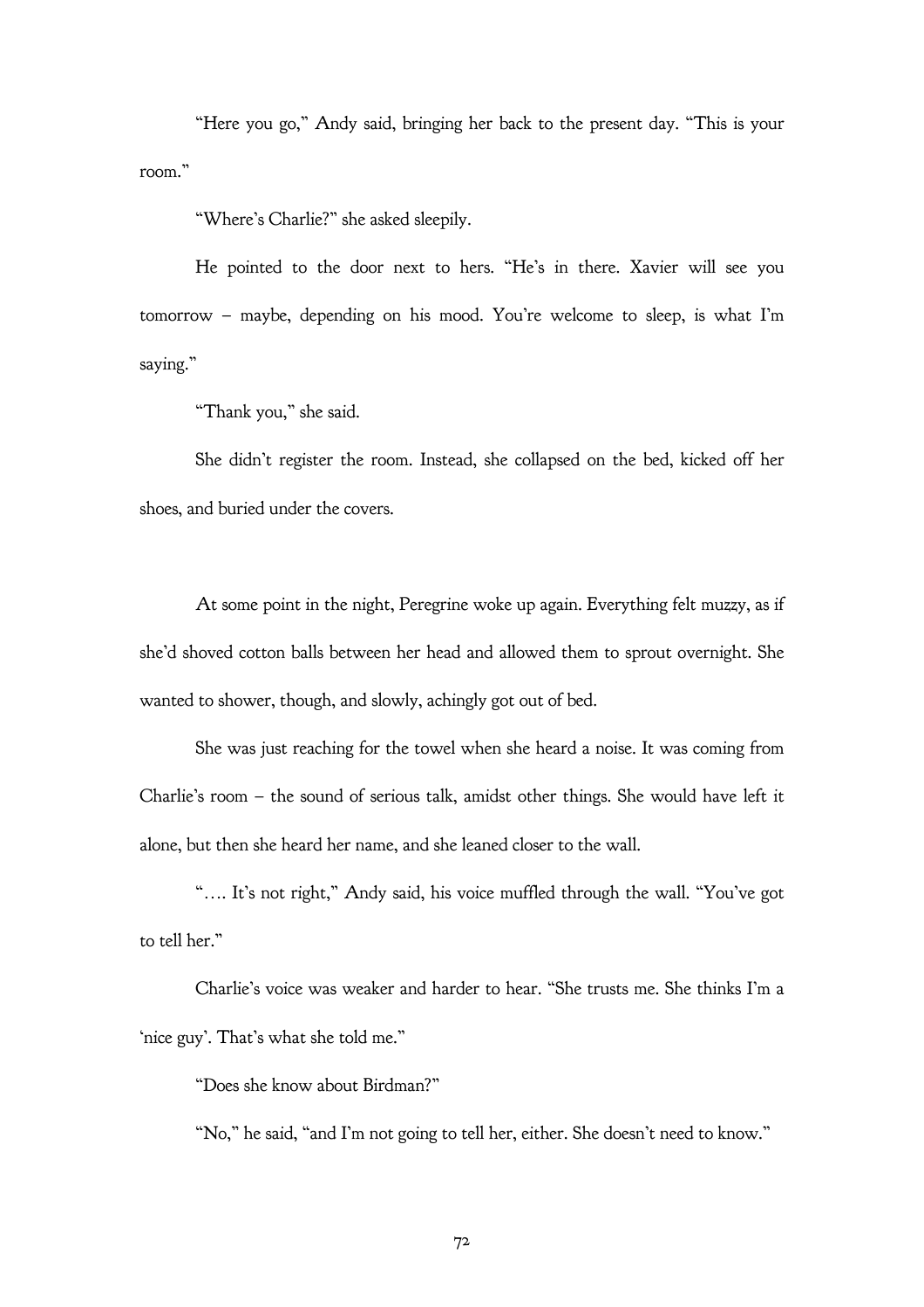"Here you go," Andy said, bringing her back to the present day. "This is your room."

"Where's Charlie?" she asked sleepily.

He pointed to the door next to hers. "He's in there. Xavier will see you tomorrow – maybe, depending on his mood. You're welcome to sleep, is what I'm saying."

"Thank you," she said.

She didn't register the room. Instead, she collapsed on the bed, kicked off her shoes, and buried under the covers.

At some point in the night, Peregrine woke up again. Everything felt muzzy, as if she'd shoved cotton balls between her head and allowed them to sprout overnight. She wanted to shower, though, and slowly, achingly got out of bed.

She was just reaching for the towel when she heard a noise. It was coming from Charlie's room – the sound of serious talk, amidst other things. She would have left it alone, but then she heard her name, and she leaned closer to the wall.

"…. It's not right," Andy said, his voice muffled through the wall. "You've got to tell her."

Charlie's voice was weaker and harder to hear. "She trusts me. She thinks I'm a 'nice guy'. That's what she told me."

"Does she know about Birdman?"

"No," he said, "and I'm not going to tell her, either. She doesn't need to know."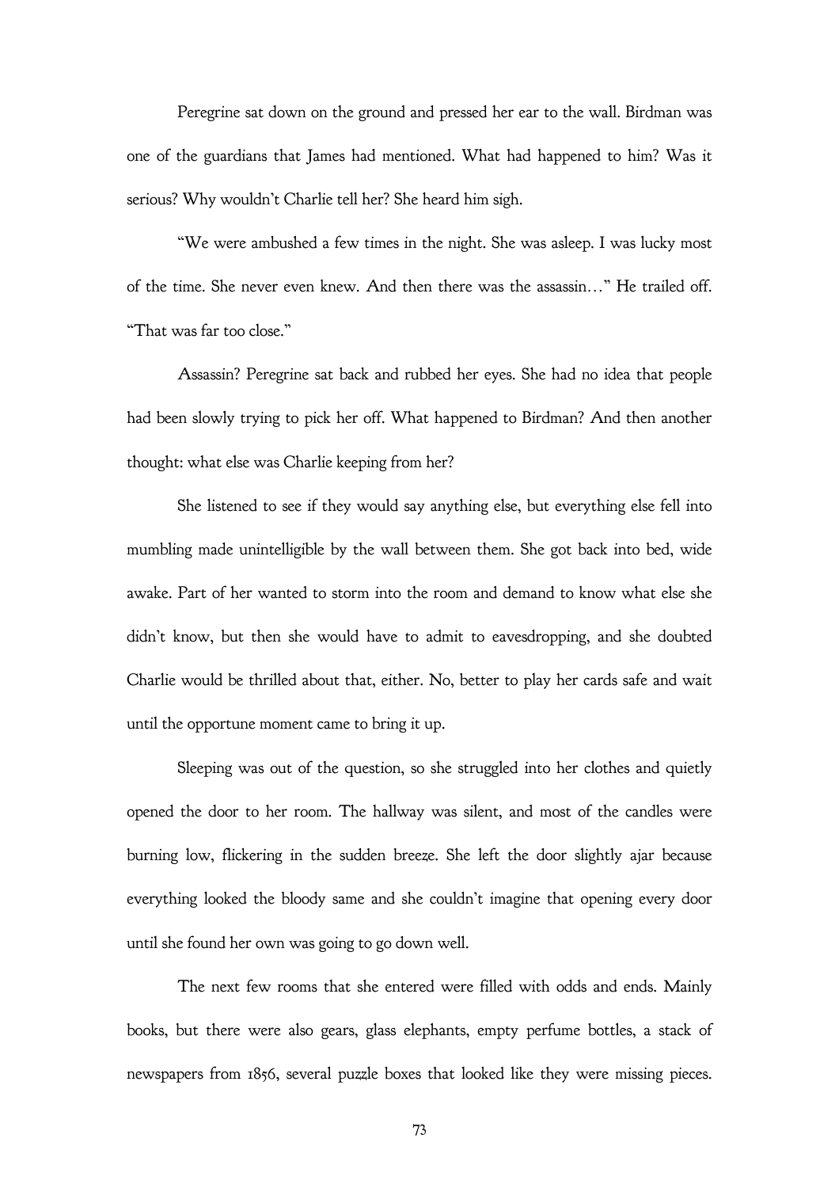Peregrine sat down on the ground and pressed her ear to the wall. Birdman was one of the guardians that James had mentioned. What had happened to him? Was it serious? Why wouldn't Charlie tell her? She heard him sigh.

"We were ambushed a few times in the night. She was asleep. I was lucky most of the time. She never even knew. And then there was the assassin…" He trailed off. "That was far too close."

Assassin? Peregrine sat back and rubbed her eyes. She had no idea that people had been slowly trying to pick her off. What happened to Birdman? And then another thought: what else was Charlie keeping from her?

She listened to see if they would say anything else, but everything else fell into mumbling made unintelligible by the wall between them. She got back into bed, wide awake. Part of her wanted to storm into the room and demand to know what else she didn't know, but then she would have to admit to eavesdropping, and she doubted Charlie would be thrilled about that, either. No, better to play her cards safe and wait until the opportune moment came to bring it up.

Sleeping was out of the question, so she struggled into her clothes and quietly opened the door to her room. The hallway was silent, and most of the candles were burning low, flickering in the sudden breeze. She left the door slightly ajar because everything looked the bloody same and she couldn't imagine that opening every door until she found her own was going to go down well.

The next few rooms that she entered were filled with odds and ends. Mainly books, but there were also gears, glass elephants, empty perfume bottles, a stack of newspapers from 1856, several puzzle boxes that looked like they were missing pieces.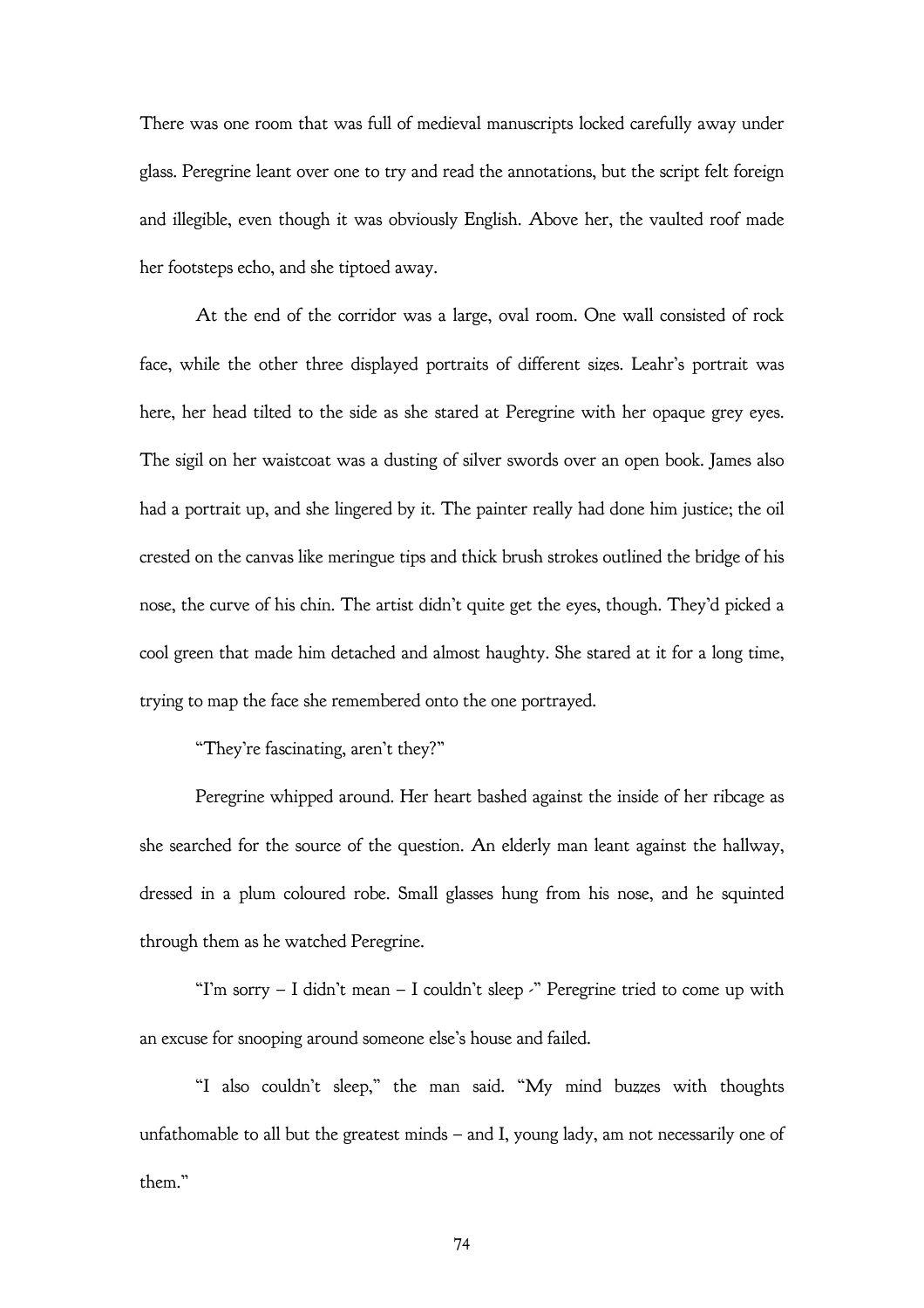There was one room that was full of medieval manuscripts locked carefully away under glass. Peregrine leant over one to try and read the annotations, but the script felt foreign and illegible, even though it was obviously English. Above her, the vaulted roof made her footsteps echo, and she tiptoed away.

At the end of the corridor was a large, oval room. One wall consisted of rock face, while the other three displayed portraits of different sizes. Leahr's portrait was here, her head tilted to the side as she stared at Peregrine with her opaque grey eyes. The sigil on her waistcoat was a dusting of silver swords over an open book. James also had a portrait up, and she lingered by it. The painter really had done him justice; the oil crested on the canvas like meringue tips and thick brush strokes outlined the bridge of his nose, the curve of his chin. The artist didn't quite get the eyes, though. They'd picked a cool green that made him detached and almost haughty. She stared at it for a long time, trying to map the face she remembered onto the one portrayed.

"They're fascinating, aren't they?"

Peregrine whipped around. Her heart bashed against the inside of her ribcage as she searched for the source of the question. An elderly man leant against the hallway, dressed in a plum coloured robe. Small glasses hung from his nose, and he squinted through them as he watched Peregrine.

"I'm sorry – I didn't mean – I couldn't sleep -" Peregrine tried to come up with an excuse for snooping around someone else's house and failed.

"I also couldn't sleep," the man said. "My mind buzzes with thoughts unfathomable to all but the greatest minds – and I, young lady, am not necessarily one of them."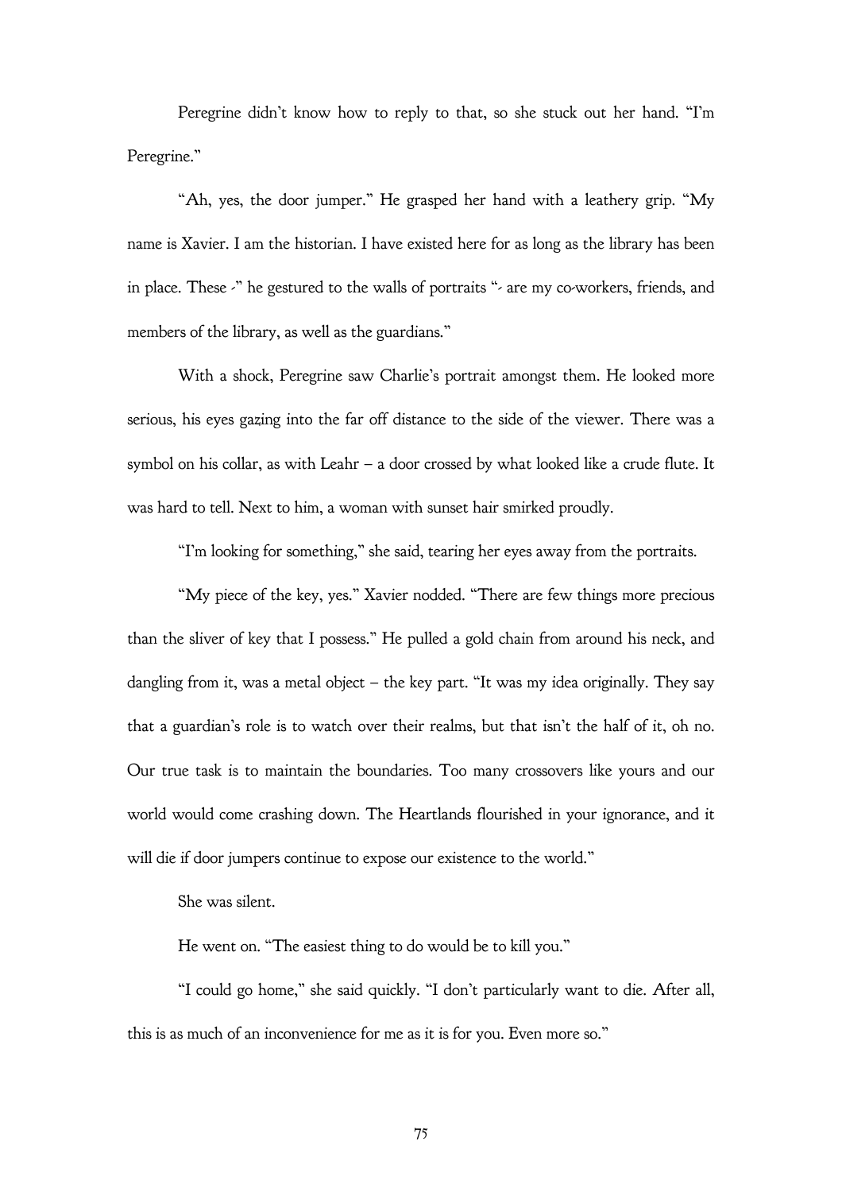Peregrine didn't know how to reply to that, so she stuck out her hand. "I'm Peregrine."

"Ah, yes, the door jumper." He grasped her hand with a leathery grip. "My name is Xavier. I am the historian. I have existed here for as long as the library has been in place. These -" he gestured to the walls of portraits "- are my co-workers, friends, and members of the library, as well as the guardians."

With a shock, Peregrine saw Charlie's portrait amongst them. He looked more serious, his eyes gazing into the far off distance to the side of the viewer. There was a symbol on his collar, as with Leahr – a door crossed by what looked like a crude flute. It was hard to tell. Next to him, a woman with sunset hair smirked proudly.

"I'm looking for something," she said, tearing her eyes away from the portraits.

"My piece of the key, yes." Xavier nodded. "There are few things more precious than the sliver of key that I possess." He pulled a gold chain from around his neck, and dangling from it, was a metal object – the key part. "It was my idea originally. They say that a guardian's role is to watch over their realms, but that isn't the half of it, oh no. Our true task is to maintain the boundaries. Too many crossovers like yours and our world would come crashing down. The Heartlands flourished in your ignorance, and it will die if door jumpers continue to expose our existence to the world."

She was silent.

He went on. "The easiest thing to do would be to kill you."

"I could go home," she said quickly. "I don't particularly want to die. After all, this is as much of an inconvenience for me as it is for you. Even more so."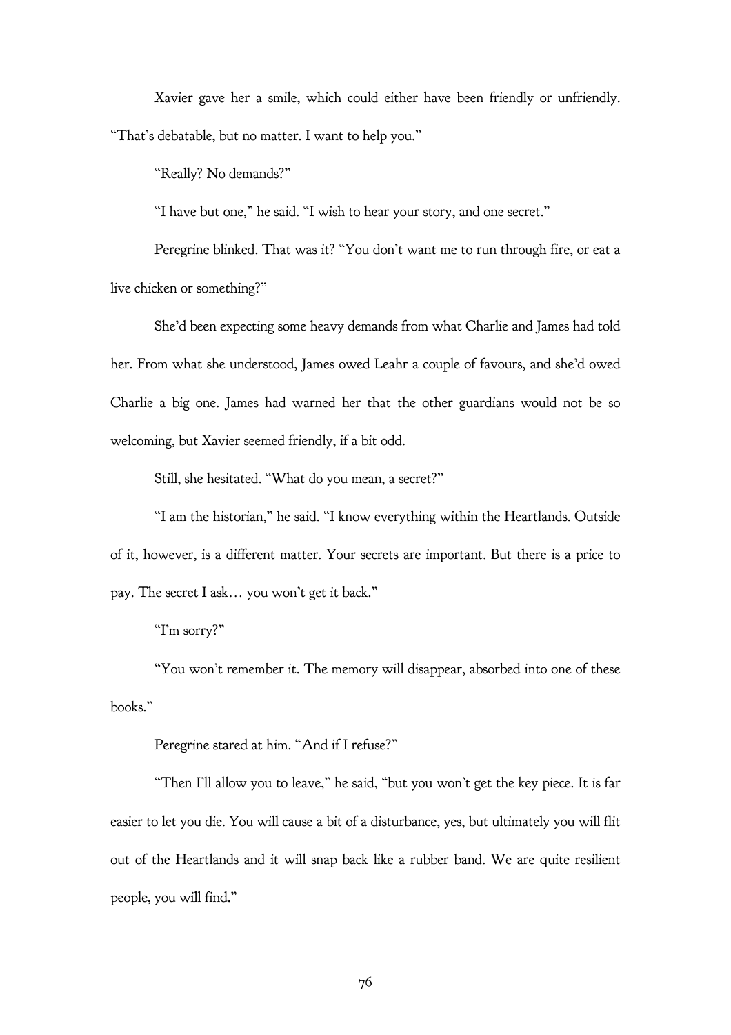Xavier gave her a smile, which could either have been friendly or unfriendly. "That's debatable, but no matter. I want to help you."

"Really? No demands?"

"I have but one," he said. "I wish to hear your story, and one secret."

Peregrine blinked. That was it? "You don't want me to run through fire, or eat a live chicken or something?"

She'd been expecting some heavy demands from what Charlie and James had told her. From what she understood, James owed Leahr a couple of favours, and she'd owed Charlie a big one. James had warned her that the other guardians would not be so welcoming, but Xavier seemed friendly, if a bit odd.

Still, she hesitated. "What do you mean, a secret?"

"I am the historian," he said. "I know everything within the Heartlands. Outside of it, however, is a different matter. Your secrets are important. But there is a price to pay. The secret I ask… you won't get it back."

"I'm sorry?"

"You won't remember it. The memory will disappear, absorbed into one of these books."

Peregrine stared at him. "And if I refuse?"

"Then I'll allow you to leave," he said, "but you won't get the key piece. It is far easier to let you die. You will cause a bit of a disturbance, yes, but ultimately you will flit out of the Heartlands and it will snap back like a rubber band. We are quite resilient people, you will find."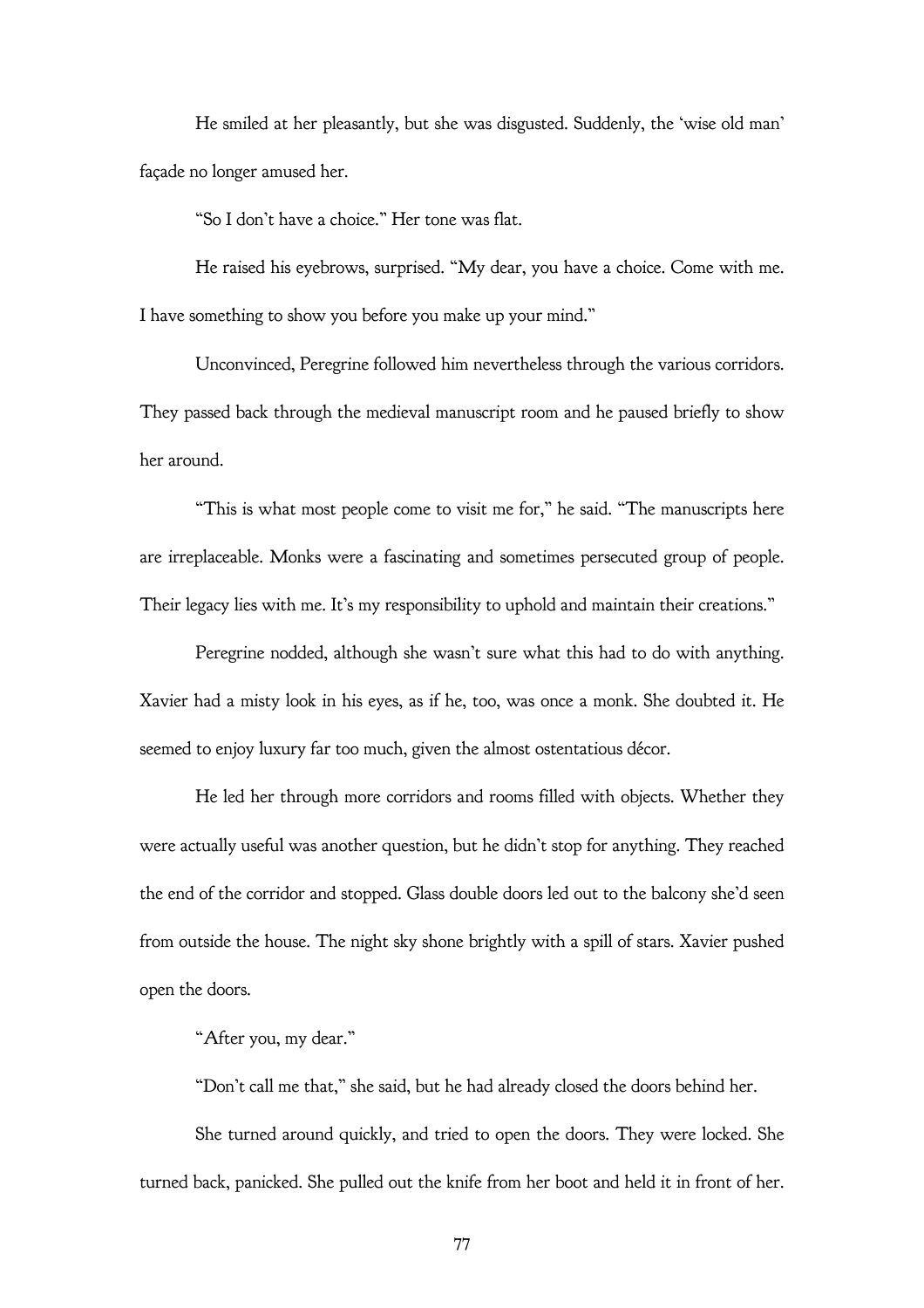He smiled at her pleasantly, but she was disgusted. Suddenly, the 'wise old man' façade no longer amused her.

"So I don't have a choice." Her tone was flat.

He raised his eyebrows, surprised. "My dear, you have a choice. Come with me. I have something to show you before you make up your mind."

Unconvinced, Peregrine followed him nevertheless through the various corridors. They passed back through the medieval manuscript room and he paused briefly to show her around.

"This is what most people come to visit me for," he said. "The manuscripts here are irreplaceable. Monks were a fascinating and sometimes persecuted group of people. Their legacy lies with me. It's my responsibility to uphold and maintain their creations."

Peregrine nodded, although she wasn't sure what this had to do with anything. Xavier had a misty look in his eyes, as if he, too, was once a monk. She doubted it. He seemed to enjoy luxury far too much, given the almost ostentatious décor.

He led her through more corridors and rooms filled with objects. Whether they were actually useful was another question, but he didn't stop for anything. They reached the end of the corridor and stopped. Glass double doors led out to the balcony she'd seen from outside the house. The night sky shone brightly with a spill of stars. Xavier pushed open the doors.

"After you, my dear."

"Don't call me that," she said, but he had already closed the doors behind her.

She turned around quickly, and tried to open the doors. They were locked. She turned back, panicked. She pulled out the knife from her boot and held it in front of her.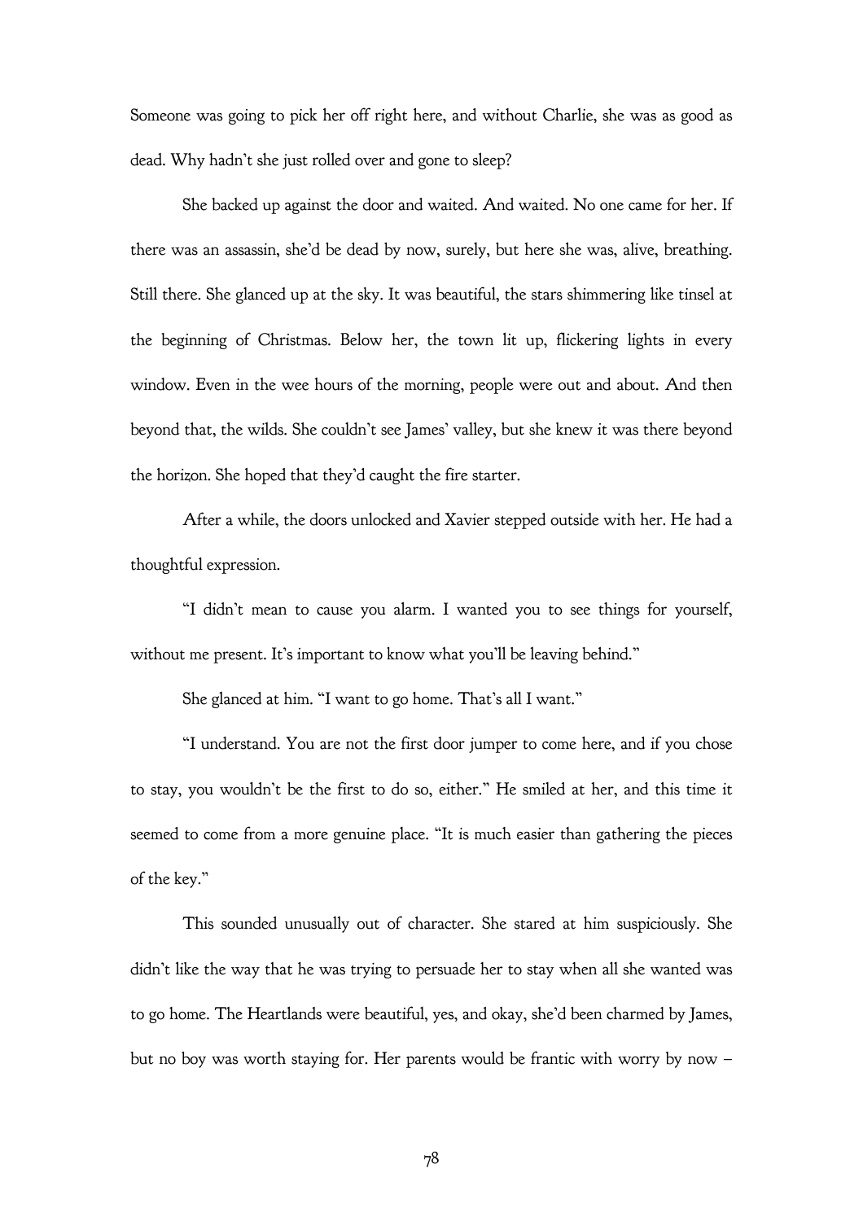Someone was going to pick her off right here, and without Charlie, she was as good as dead. Why hadn't she just rolled over and gone to sleep?

She backed up against the door and waited. And waited. No one came for her. If there was an assassin, she'd be dead by now, surely, but here she was, alive, breathing. Still there. She glanced up at the sky. It was beautiful, the stars shimmering like tinsel at the beginning of Christmas. Below her, the town lit up, flickering lights in every window. Even in the wee hours of the morning, people were out and about. And then beyond that, the wilds. She couldn't see James' valley, but she knew it was there beyond the horizon. She hoped that they'd caught the fire starter.

After a while, the doors unlocked and Xavier stepped outside with her. He had a thoughtful expression.

"I didn't mean to cause you alarm. I wanted you to see things for yourself, without me present. It's important to know what you'll be leaving behind."

She glanced at him. "I want to go home. That's all I want."

"I understand. You are not the first door jumper to come here, and if you chose to stay, you wouldn't be the first to do so, either." He smiled at her, and this time it seemed to come from a more genuine place. "It is much easier than gathering the pieces of the key."

This sounded unusually out of character. She stared at him suspiciously. She didn't like the way that he was trying to persuade her to stay when all she wanted was to go home. The Heartlands were beautiful, yes, and okay, she'd been charmed by James, but no boy was worth staying for. Her parents would be frantic with worry by now –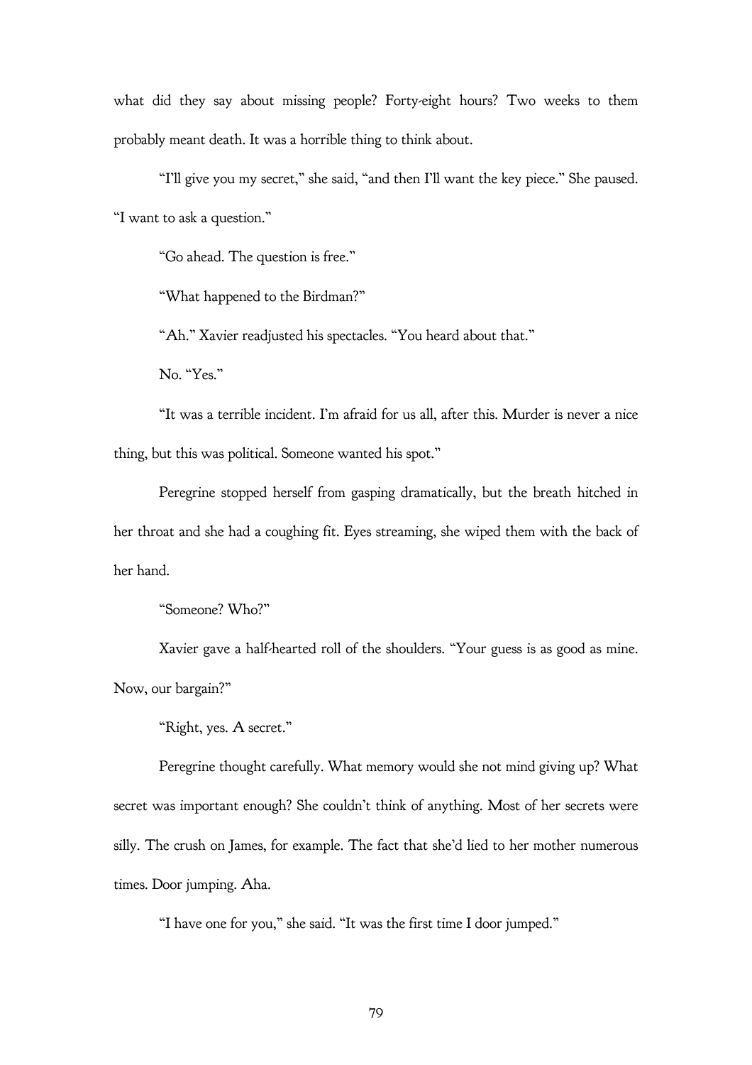what did they say about missing people? Forty-eight hours? Two weeks to them probably meant death. It was a horrible thing to think about.

"I'll give you my secret," she said, "and then I'll want the key piece." She paused. "I want to ask a question."

"Go ahead. The question is free."

"What happened to the Birdman?"

"Ah." Xavier readjusted his spectacles. "You heard about that."

No. "Yes."

"It was a terrible incident. I'm afraid for us all, after this. Murder is never a nice thing, but this was political. Someone wanted his spot."

Peregrine stopped herself from gasping dramatically, but the breath hitched in her throat and she had a coughing fit. Eyes streaming, she wiped them with the back of her hand.

"Someone? Who?"

Xavier gave a half-hearted roll of the shoulders. "Your guess is as good as mine. Now, our bargain?"

"Right, yes. A secret."

Peregrine thought carefully. What memory would she not mind giving up? What secret was important enough? She couldn't think of anything. Most of her secrets were silly. The crush on James, for example. The fact that she'd lied to her mother numerous times. Door jumping. Aha.

"I have one for you," she said. "It was the first time I door jumped."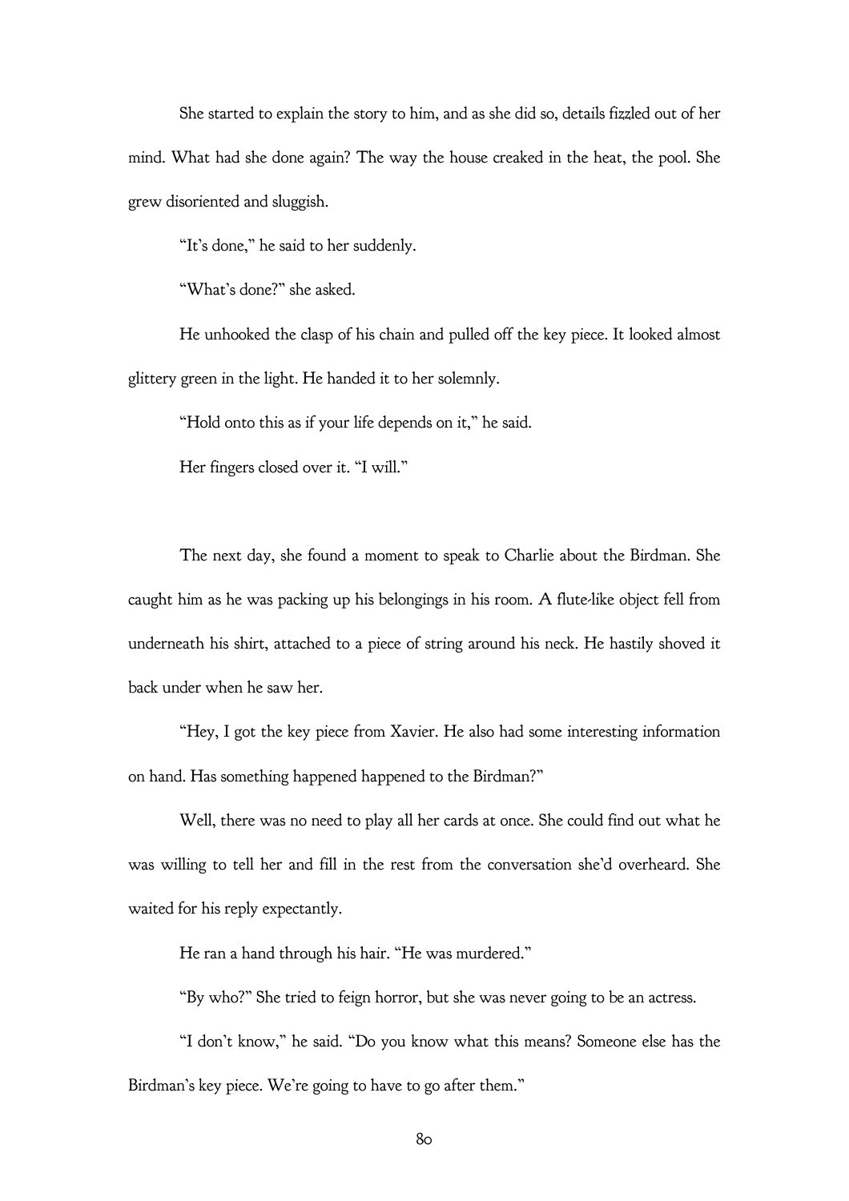She started to explain the story to him, and as she did so, details fizzled out of her mind. What had she done again? The way the house creaked in the heat, the pool. She grew disoriented and sluggish.

"It's done," he said to her suddenly.

"What's done?" she asked.

He unhooked the clasp of his chain and pulled off the key piece. It looked almost glittery green in the light. He handed it to her solemnly.

"Hold onto this as if your life depends on it," he said.

Her fingers closed over it. "I will."

The next day, she found a moment to speak to Charlie about the Birdman. She caught him as he was packing up his belongings in his room. A flute-like object fell from underneath his shirt, attached to a piece of string around his neck. He hastily shoved it back under when he saw her.

"Hey, I got the key piece from Xavier. He also had some interesting information on hand. Has something happened happened to the Birdman?"

Well, there was no need to play all her cards at once. She could find out what he was willing to tell her and fill in the rest from the conversation she'd overheard. She waited for his reply expectantly.

He ran a hand through his hair. "He was murdered."

"By who?" She tried to feign horror, but she was never going to be an actress.

"I don't know," he said. "Do you know what this means? Someone else has the Birdman's key piece. We're going to have to go after them."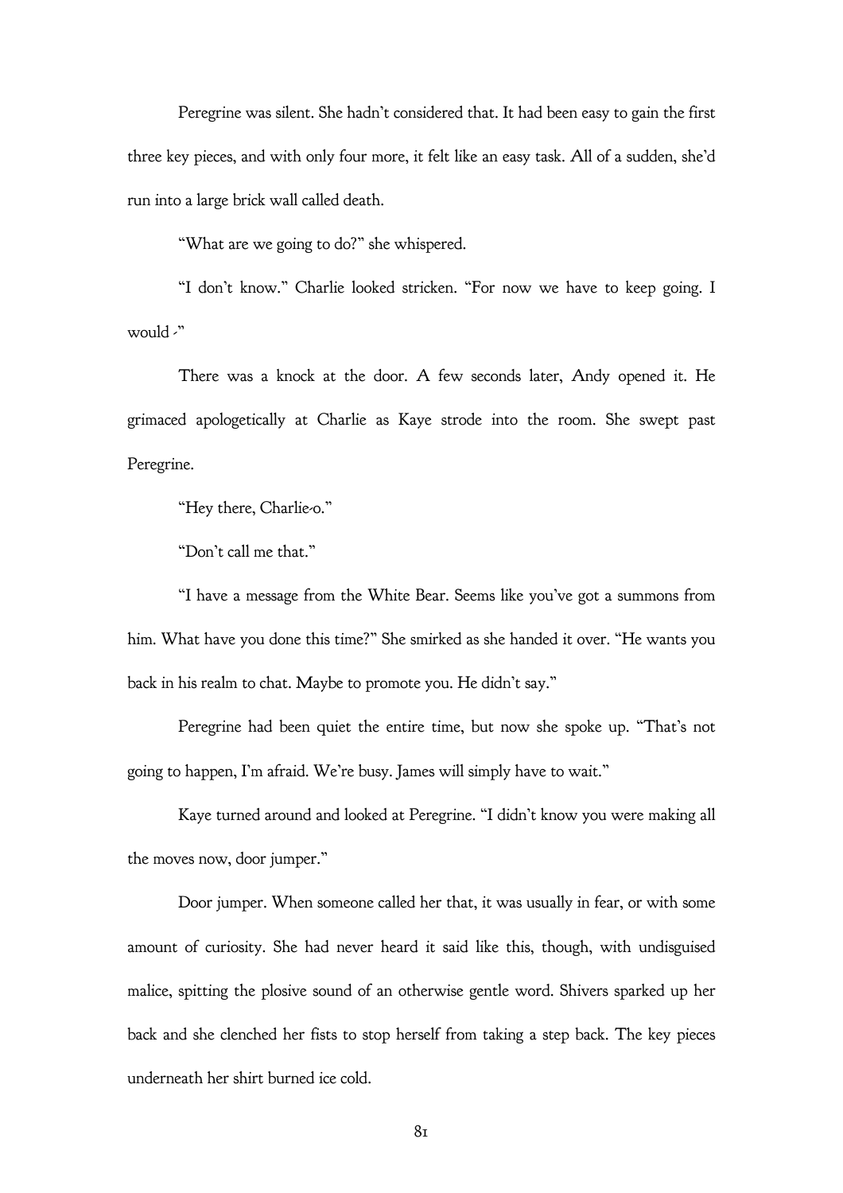Peregrine was silent. She hadn't considered that. It had been easy to gain the first three key pieces, and with only four more, it felt like an easy task. All of a sudden, she'd run into a large brick wall called death.

"What are we going to do?" she whispered.

"I don't know." Charlie looked stricken. "For now we have to keep going. I would -"

There was a knock at the door. A few seconds later, Andy opened it. He grimaced apologetically at Charlie as Kaye strode into the room. She swept past Peregrine.

"Hey there, Charlie-o."

"Don't call me that."

"I have a message from the White Bear. Seems like you've got a summons from him. What have you done this time?" She smirked as she handed it over. "He wants you back in his realm to chat. Maybe to promote you. He didn't say."

Peregrine had been quiet the entire time, but now she spoke up. "That's not going to happen, I'm afraid. We're busy. James will simply have to wait."

Kaye turned around and looked at Peregrine. "I didn't know you were making all the moves now, door jumper."

Door jumper. When someone called her that, it was usually in fear, or with some amount of curiosity. She had never heard it said like this, though, with undisguised malice, spitting the plosive sound of an otherwise gentle word. Shivers sparked up her back and she clenched her fists to stop herself from taking a step back. The key pieces underneath her shirt burned ice cold.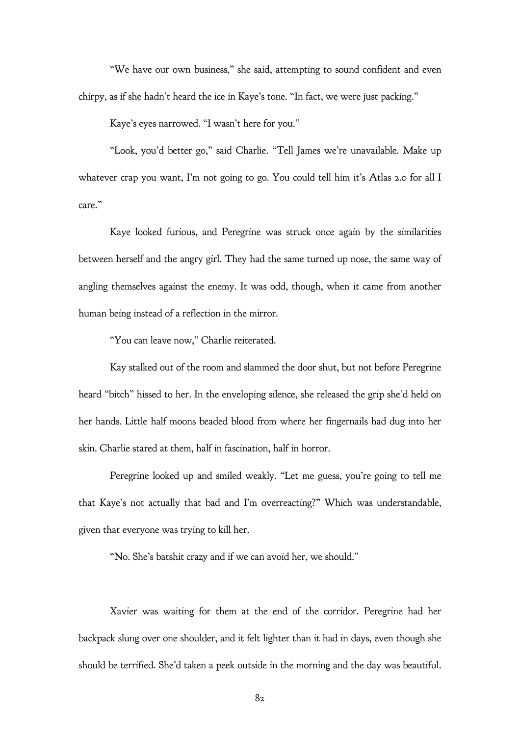"We have our own business," she said, attempting to sound confident and even chirpy, as if she hadn't heard the ice in Kaye's tone. "In fact, we were just packing."

Kaye's eyes narrowed. "I wasn't here for you."

"Look, you'd better go," said Charlie. "Tell James we're unavailable. Make up whatever crap you want, I'm not going to go. You could tell him it's Atlas 2.0 for all I care."

Kaye looked furious, and Peregrine was struck once again by the similarities between herself and the angry girl. They had the same turned up nose, the same way of angling themselves against the enemy. It was odd, though, when it came from another human being instead of a reflection in the mirror.

"You can leave now," Charlie reiterated.

Kay stalked out of the room and slammed the door shut, but not before Peregrine heard "bitch" hissed to her. In the enveloping silence, she released the grip she'd held on her hands. Little half moons beaded blood from where her fingernails had dug into her skin. Charlie stared at them, half in fascination, half in horror.

Peregrine looked up and smiled weakly. "Let me guess, you're going to tell me that Kaye's not actually that bad and I'm overreacting?" Which was understandable, given that everyone was trying to kill her.

"No. She's batshit crazy and if we can avoid her, we should."

Xavier was waiting for them at the end of the corridor. Peregrine had her backpack slung over one shoulder, and it felt lighter than it had in days, even though she should be terrified. She'd taken a peek outside in the morning and the day was beautiful.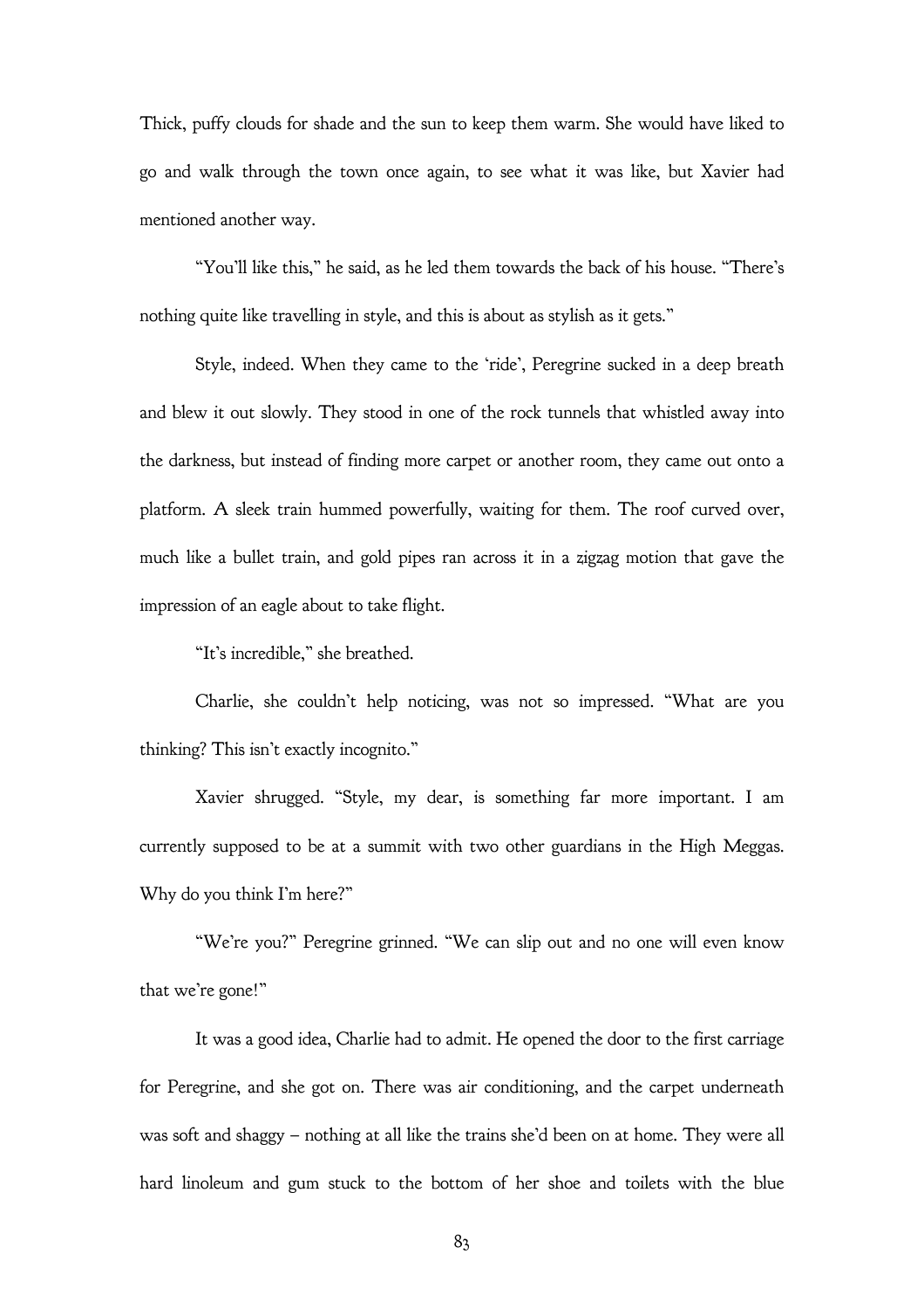Thick, puffy clouds for shade and the sun to keep them warm. She would have liked to go and walk through the town once again, to see what it was like, but Xavier had mentioned another way.

"You'll like this," he said, as he led them towards the back of his house. "There's nothing quite like travelling in style, and this is about as stylish as it gets."

Style, indeed. When they came to the 'ride', Peregrine sucked in a deep breath and blew it out slowly. They stood in one of the rock tunnels that whistled away into the darkness, but instead of finding more carpet or another room, they came out onto a platform. A sleek train hummed powerfully, waiting for them. The roof curved over, much like a bullet train, and gold pipes ran across it in a zigzag motion that gave the impression of an eagle about to take flight.

"It's incredible," she breathed.

Charlie, she couldn't help noticing, was not so impressed. "What are you thinking? This isn't exactly incognito."

Xavier shrugged. "Style, my dear, is something far more important. I am currently supposed to be at a summit with two other guardians in the High Meggas. Why do you think I'm here?"

"We're you?" Peregrine grinned. "We can slip out and no one will even know that we're gone!"

It was a good idea, Charlie had to admit. He opened the door to the first carriage for Peregrine, and she got on. There was air conditioning, and the carpet underneath was soft and shaggy – nothing at all like the trains she'd been on at home. They were all hard linoleum and gum stuck to the bottom of her shoe and toilets with the blue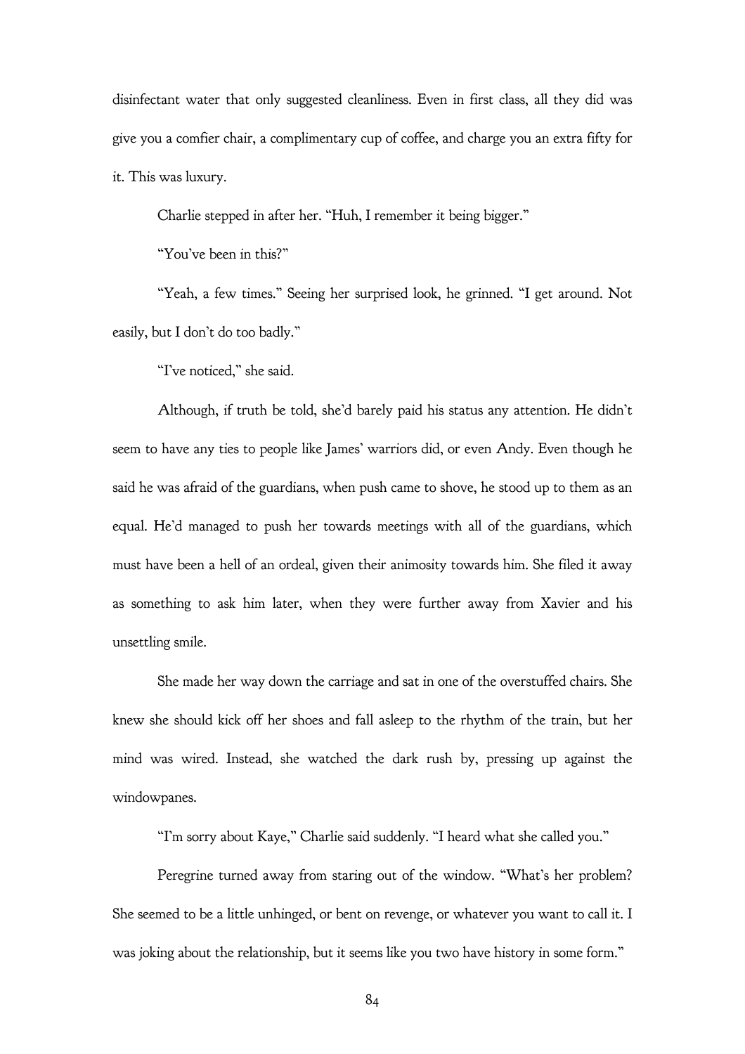disinfectant water that only suggested cleanliness. Even in first class, all they did was give you a comfier chair, a complimentary cup of coffee, and charge you an extra fifty for it. This was luxury.

Charlie stepped in after her. "Huh, I remember it being bigger."

"You've been in this?"

"Yeah, a few times." Seeing her surprised look, he grinned. "I get around. Not easily, but I don't do too badly."

"I've noticed," she said.

Although, if truth be told, she'd barely paid his status any attention. He didn't seem to have any ties to people like James' warriors did, or even Andy. Even though he said he was afraid of the guardians, when push came to shove, he stood up to them as an equal. He'd managed to push her towards meetings with all of the guardians, which must have been a hell of an ordeal, given their animosity towards him. She filed it away as something to ask him later, when they were further away from Xavier and his unsettling smile.

She made her way down the carriage and sat in one of the overstuffed chairs. She knew she should kick off her shoes and fall asleep to the rhythm of the train, but her mind was wired. Instead, she watched the dark rush by, pressing up against the windowpanes.

"I'm sorry about Kaye," Charlie said suddenly. "I heard what she called you."

Peregrine turned away from staring out of the window. "What's her problem? She seemed to be a little unhinged, or bent on revenge, or whatever you want to call it. I was joking about the relationship, but it seems like you two have history in some form."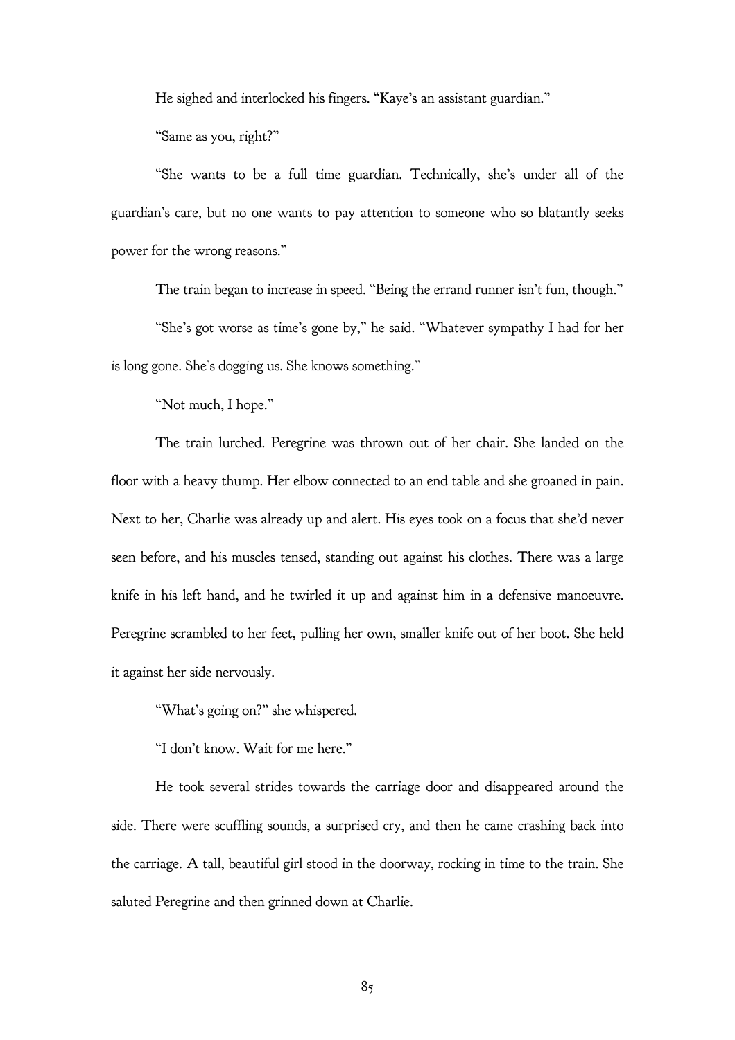He sighed and interlocked his fingers. "Kaye's an assistant guardian."

"Same as you, right?"

"She wants to be a full time guardian. Technically, she's under all of the guardian's care, but no one wants to pay attention to someone who so blatantly seeks power for the wrong reasons."

The train began to increase in speed. "Being the errand runner isn't fun, though."

"She's got worse as time's gone by," he said. "Whatever sympathy I had for her is long gone. She's dogging us. She knows something."

"Not much, I hope."

The train lurched. Peregrine was thrown out of her chair. She landed on the floor with a heavy thump. Her elbow connected to an end table and she groaned in pain. Next to her, Charlie was already up and alert. His eyes took on a focus that she'd never seen before, and his muscles tensed, standing out against his clothes. There was a large knife in his left hand, and he twirled it up and against him in a defensive manoeuvre. Peregrine scrambled to her feet, pulling her own, smaller knife out of her boot. She held it against her side nervously.

"What's going on?" she whispered.

"I don't know. Wait for me here."

He took several strides towards the carriage door and disappeared around the side. There were scuffling sounds, a surprised cry, and then he came crashing back into the carriage. A tall, beautiful girl stood in the doorway, rocking in time to the train. She saluted Peregrine and then grinned down at Charlie.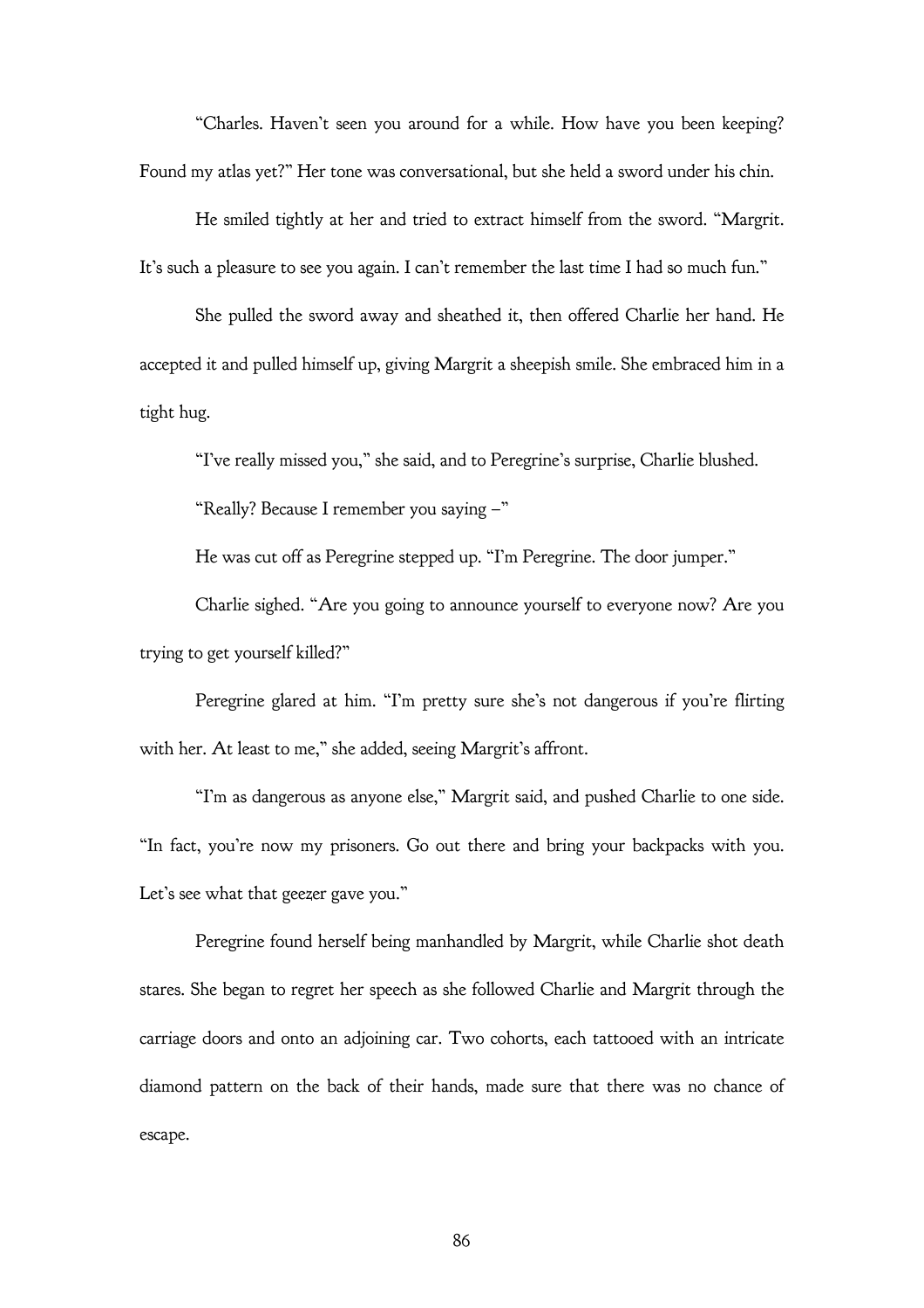"Charles. Haven't seen you around for a while. How have you been keeping? Found my atlas yet?" Her tone was conversational, but she held a sword under his chin.

He smiled tightly at her and tried to extract himself from the sword. "Margrit. It's such a pleasure to see you again. I can't remember the last time I had so much fun."

She pulled the sword away and sheathed it, then offered Charlie her hand. He accepted it and pulled himself up, giving Margrit a sheepish smile. She embraced him in a tight hug.

"I've really missed you," she said, and to Peregrine's surprise, Charlie blushed.

"Really? Because I remember you saying –"

He was cut off as Peregrine stepped up. "I'm Peregrine. The door jumper."

Charlie sighed. "Are you going to announce yourself to everyone now? Are you trying to get yourself killed?"

Peregrine glared at him. "I'm pretty sure she's not dangerous if you're flirting with her. At least to me," she added, seeing Margrit's affront.

"I'm as dangerous as anyone else," Margrit said, and pushed Charlie to one side. "In fact, you're now my prisoners. Go out there and bring your backpacks with you. Let's see what that geezer gave you."

Peregrine found herself being manhandled by Margrit, while Charlie shot death stares. She began to regret her speech as she followed Charlie and Margrit through the carriage doors and onto an adjoining car. Two cohorts, each tattooed with an intricate diamond pattern on the back of their hands, made sure that there was no chance of escape.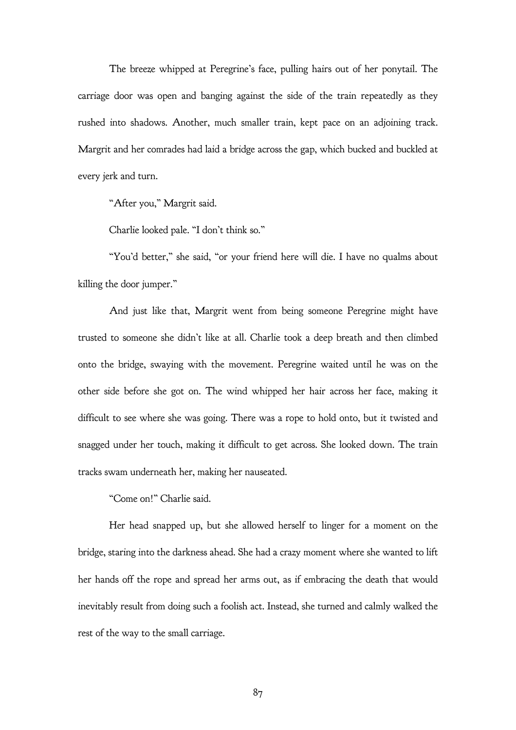The breeze whipped at Peregrine's face, pulling hairs out of her ponytail. The carriage door was open and banging against the side of the train repeatedly as they rushed into shadows. Another, much smaller train, kept pace on an adjoining track. Margrit and her comrades had laid a bridge across the gap, which bucked and buckled at every jerk and turn.

"After you," Margrit said.

Charlie looked pale. "I don't think so."

"You'd better," she said, "or your friend here will die. I have no qualms about killing the door jumper."

And just like that, Margrit went from being someone Peregrine might have trusted to someone she didn't like at all. Charlie took a deep breath and then climbed onto the bridge, swaying with the movement. Peregrine waited until he was on the other side before she got on. The wind whipped her hair across her face, making it difficult to see where she was going. There was a rope to hold onto, but it twisted and snagged under her touch, making it difficult to get across. She looked down. The train tracks swam underneath her, making her nauseated.

"Come on!" Charlie said.

Her head snapped up, but she allowed herself to linger for a moment on the bridge, staring into the darkness ahead. She had a crazy moment where she wanted to lift her hands off the rope and spread her arms out, as if embracing the death that would inevitably result from doing such a foolish act. Instead, she turned and calmly walked the rest of the way to the small carriage.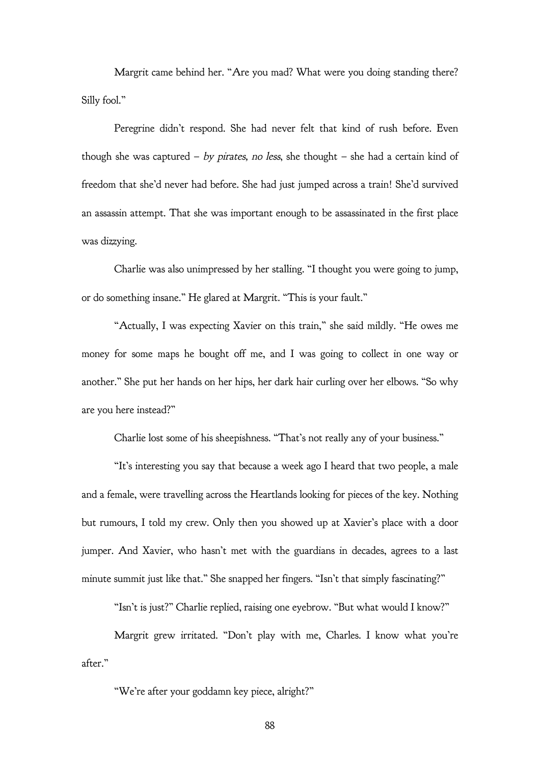Margrit came behind her. "Are you mad? What were you doing standing there? Silly fool."

Peregrine didn't respond. She had never felt that kind of rush before. Even though she was captured – *by pirates, no less*, she thought – she had a certain kind of freedom that she'd never had before. She had just jumped across a train! She'd survived an assassin attempt. That she was important enough to be assassinated in the first place was dizzying.

Charlie was also unimpressed by her stalling. "I thought you were going to jump, or do something insane." He glared at Margrit. "This is your fault."

"Actually, I was expecting Xavier on this train," she said mildly. "He owes me money for some maps he bought off me, and I was going to collect in one way or another." She put her hands on her hips, her dark hair curling over her elbows. "So why are you here instead?"

Charlie lost some of his sheepishness. "That's not really any of your business."

"It's interesting you say that because a week ago I heard that two people, a male and a female, were travelling across the Heartlands looking for pieces of the key. Nothing but rumours, I told my crew. Only then you showed up at Xavier's place with a door jumper. And Xavier, who hasn't met with the guardians in decades, agrees to a last minute summit just like that." She snapped her fingers. "Isn't that simply fascinating?"

"Isn't is just?" Charlie replied, raising one eyebrow. "But what would I know?"

Margrit grew irritated. "Don't play with me, Charles. I know what you're after."

"We're after your goddamn key piece, alright?"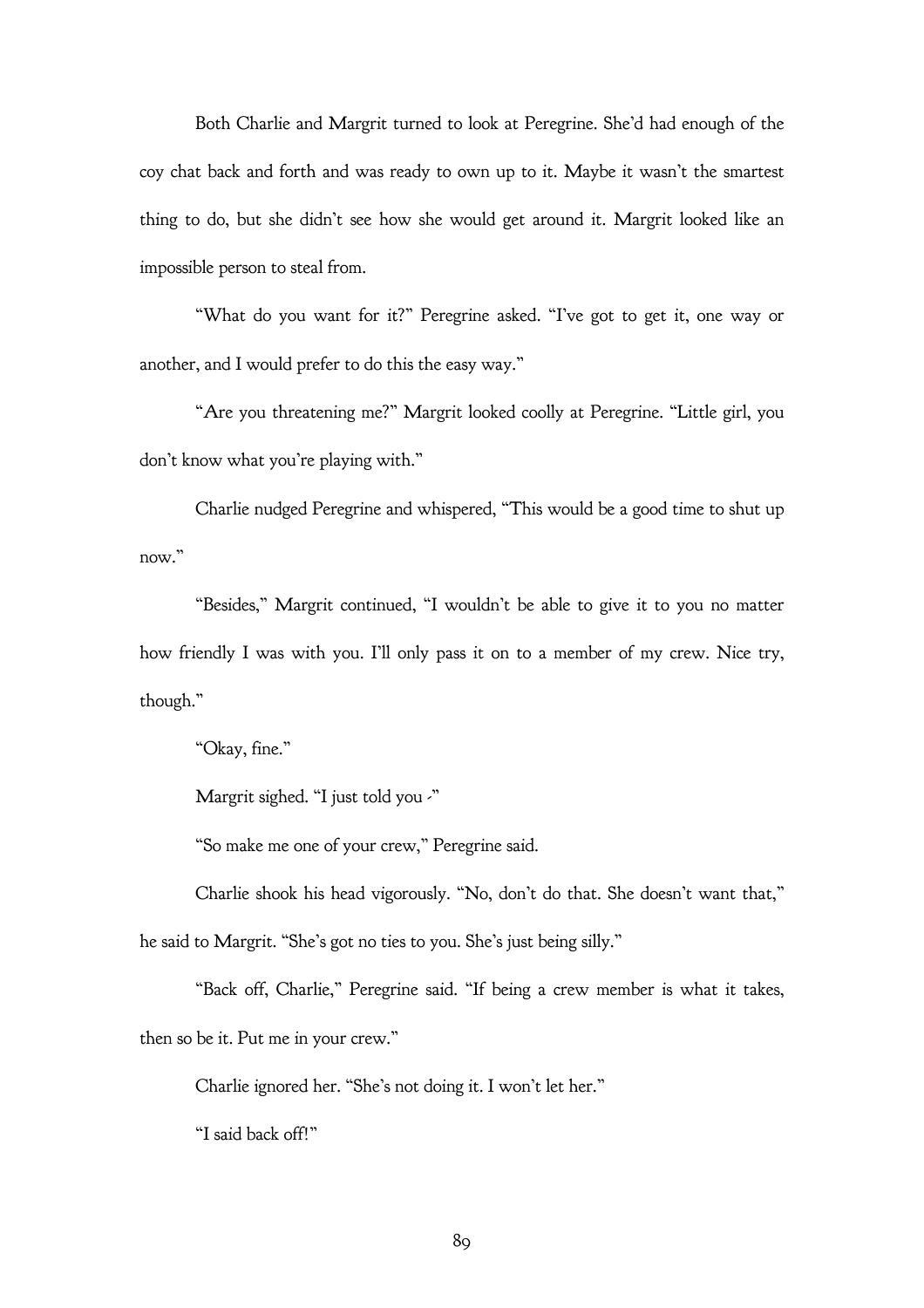Both Charlie and Margrit turned to look at Peregrine. She'd had enough of the coy chat back and forth and was ready to own up to it. Maybe it wasn't the smartest thing to do, but she didn't see how she would get around it. Margrit looked like an impossible person to steal from.

"What do you want for it?" Peregrine asked. "I've got to get it, one way or another, and I would prefer to do this the easy way."

"Are you threatening me?" Margrit looked coolly at Peregrine. "Little girl, you don't know what you're playing with."

Charlie nudged Peregrine and whispered, "This would be a good time to shut up now."

"Besides," Margrit continued, "I wouldn't be able to give it to you no matter how friendly I was with you. I'll only pass it on to a member of my crew. Nice try, though."

"Okay, fine."

Margrit sighed. "I just told you -"

"So make me one of your crew," Peregrine said.

Charlie shook his head vigorously. "No, don't do that. She doesn't want that," he said to Margrit. "She's got no ties to you. She's just being silly."

"Back off, Charlie," Peregrine said. "If being a crew member is what it takes, then so be it. Put me in your crew."

Charlie ignored her. "She's not doing it. I won't let her."

"I said back off!"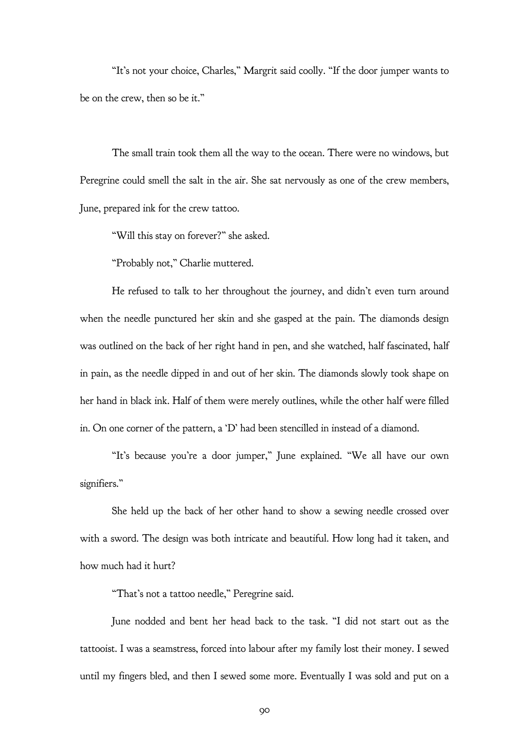"It's not your choice, Charles," Margrit said coolly. "If the door jumper wants to be on the crew, then so be it."

The small train took them all the way to the ocean. There were no windows, but Peregrine could smell the salt in the air. She sat nervously as one of the crew members, June, prepared ink for the crew tattoo.

"Will this stay on forever?" she asked.

"Probably not," Charlie muttered.

He refused to talk to her throughout the journey, and didn't even turn around when the needle punctured her skin and she gasped at the pain. The diamonds design was outlined on the back of her right hand in pen, and she watched, half fascinated, half in pain, as the needle dipped in and out of her skin. The diamonds slowly took shape on her hand in black ink. Half of them were merely outlines, while the other half were filled in. On one corner of the pattern, a 'D' had been stencilled in instead of a diamond.

"It's because you're a door jumper," June explained. "We all have our own signifiers."

She held up the back of her other hand to show a sewing needle crossed over with a sword. The design was both intricate and beautiful. How long had it taken, and how much had it hurt?

"That's not a tattoo needle," Peregrine said.

June nodded and bent her head back to the task. "I did not start out as the tattooist. I was a seamstress, forced into labour after my family lost their money. I sewed until my fingers bled, and then I sewed some more. Eventually I was sold and put on a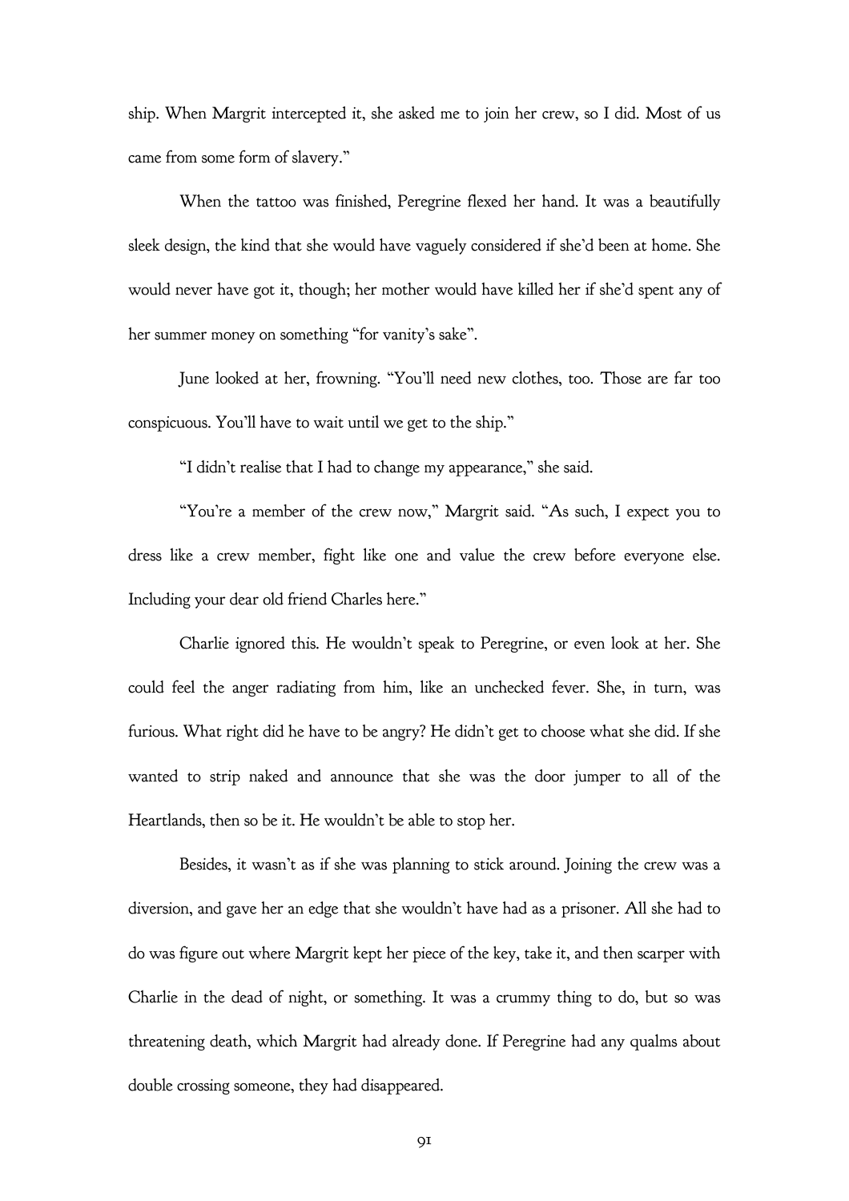ship. When Margrit intercepted it, she asked me to join her crew, so I did. Most of us came from some form of slavery."

When the tattoo was finished, Peregrine flexed her hand. It was a beautifully sleek design, the kind that she would have vaguely considered if she'd been at home. She would never have got it, though; her mother would have killed her if she'd spent any of her summer money on something "for vanity's sake".

June looked at her, frowning. "You'll need new clothes, too. Those are far too conspicuous. You'll have to wait until we get to the ship."

"I didn't realise that I had to change my appearance," she said.

"You're a member of the crew now," Margrit said. "As such, I expect you to dress like a crew member, fight like one and value the crew before everyone else. Including your dear old friend Charles here."

Charlie ignored this. He wouldn't speak to Peregrine, or even look at her. She could feel the anger radiating from him, like an unchecked fever. She, in turn, was furious. What right did he have to be angry? He didn't get to choose what she did. If she wanted to strip naked and announce that she was the door jumper to all of the Heartlands, then so be it. He wouldn't be able to stop her.

Besides, it wasn't as if she was planning to stick around. Joining the crew was a diversion, and gave her an edge that she wouldn't have had as a prisoner. All she had to do was figure out where Margrit kept her piece of the key, take it, and then scarper with Charlie in the dead of night, or something. It was a crummy thing to do, but so was threatening death, which Margrit had already done. If Peregrine had any qualms about double crossing someone, they had disappeared.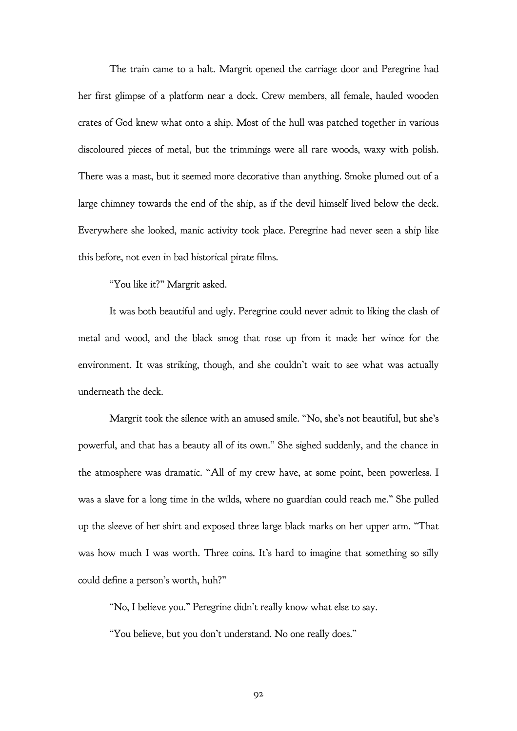The train came to a halt. Margrit opened the carriage door and Peregrine had her first glimpse of a platform near a dock. Crew members, all female, hauled wooden crates of God knew what onto a ship. Most of the hull was patched together in various discoloured pieces of metal, but the trimmings were all rare woods, waxy with polish. There was a mast, but it seemed more decorative than anything. Smoke plumed out of a large chimney towards the end of the ship, as if the devil himself lived below the deck. Everywhere she looked, manic activity took place. Peregrine had never seen a ship like this before, not even in bad historical pirate films.

"You like it?" Margrit asked.

It was both beautiful and ugly. Peregrine could never admit to liking the clash of metal and wood, and the black smog that rose up from it made her wince for the environment. It was striking, though, and she couldn't wait to see what was actually underneath the deck.

Margrit took the silence with an amused smile. "No, she's not beautiful, but she's powerful, and that has a beauty all of its own." She sighed suddenly, and the chance in the atmosphere was dramatic. "All of my crew have, at some point, been powerless. I was a slave for a long time in the wilds, where no guardian could reach me." She pulled up the sleeve of her shirt and exposed three large black marks on her upper arm. "That was how much I was worth. Three coins. It's hard to imagine that something so silly could define a person's worth, huh?"

"No, I believe you." Peregrine didn't really know what else to say.

"You believe, but you don't understand. No one really does."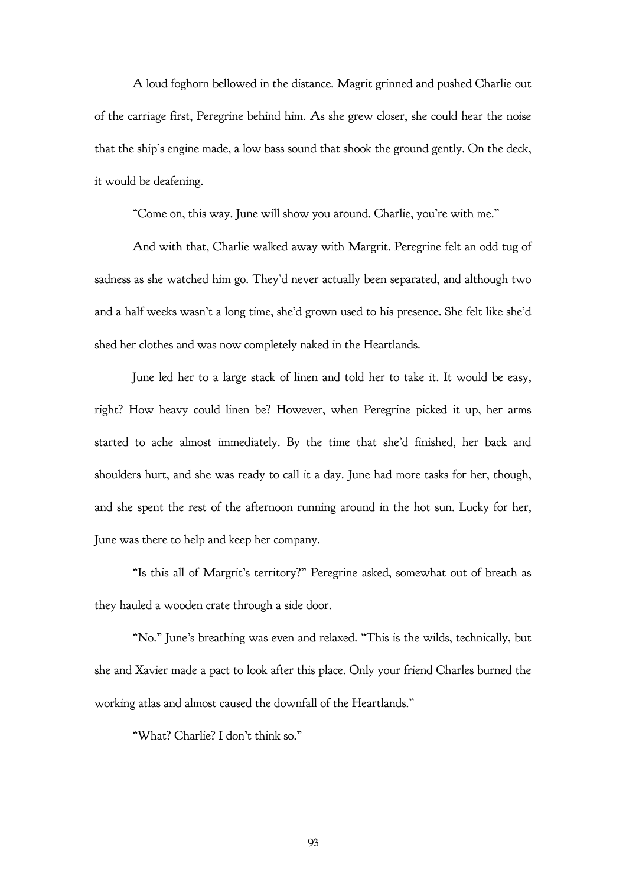A loud foghorn bellowed in the distance. Magrit grinned and pushed Charlie out of the carriage first, Peregrine behind him. As she grew closer, she could hear the noise that the ship's engine made, a low bass sound that shook the ground gently. On the deck, it would be deafening.

"Come on, this way. June will show you around. Charlie, you're with me."

And with that, Charlie walked away with Margrit. Peregrine felt an odd tug of sadness as she watched him go. They'd never actually been separated, and although two and a half weeks wasn't a long time, she'd grown used to his presence. She felt like she'd shed her clothes and was now completely naked in the Heartlands.

June led her to a large stack of linen and told her to take it. It would be easy, right? How heavy could linen be? However, when Peregrine picked it up, her arms started to ache almost immediately. By the time that she'd finished, her back and shoulders hurt, and she was ready to call it a day. June had more tasks for her, though, and she spent the rest of the afternoon running around in the hot sun. Lucky for her, June was there to help and keep her company.

"Is this all of Margrit's territory?" Peregrine asked, somewhat out of breath as they hauled a wooden crate through a side door.

"No." June's breathing was even and relaxed. "This is the wilds, technically, but she and Xavier made a pact to look after this place. Only your friend Charles burned the working atlas and almost caused the downfall of the Heartlands."

"What? Charlie? I don't think so."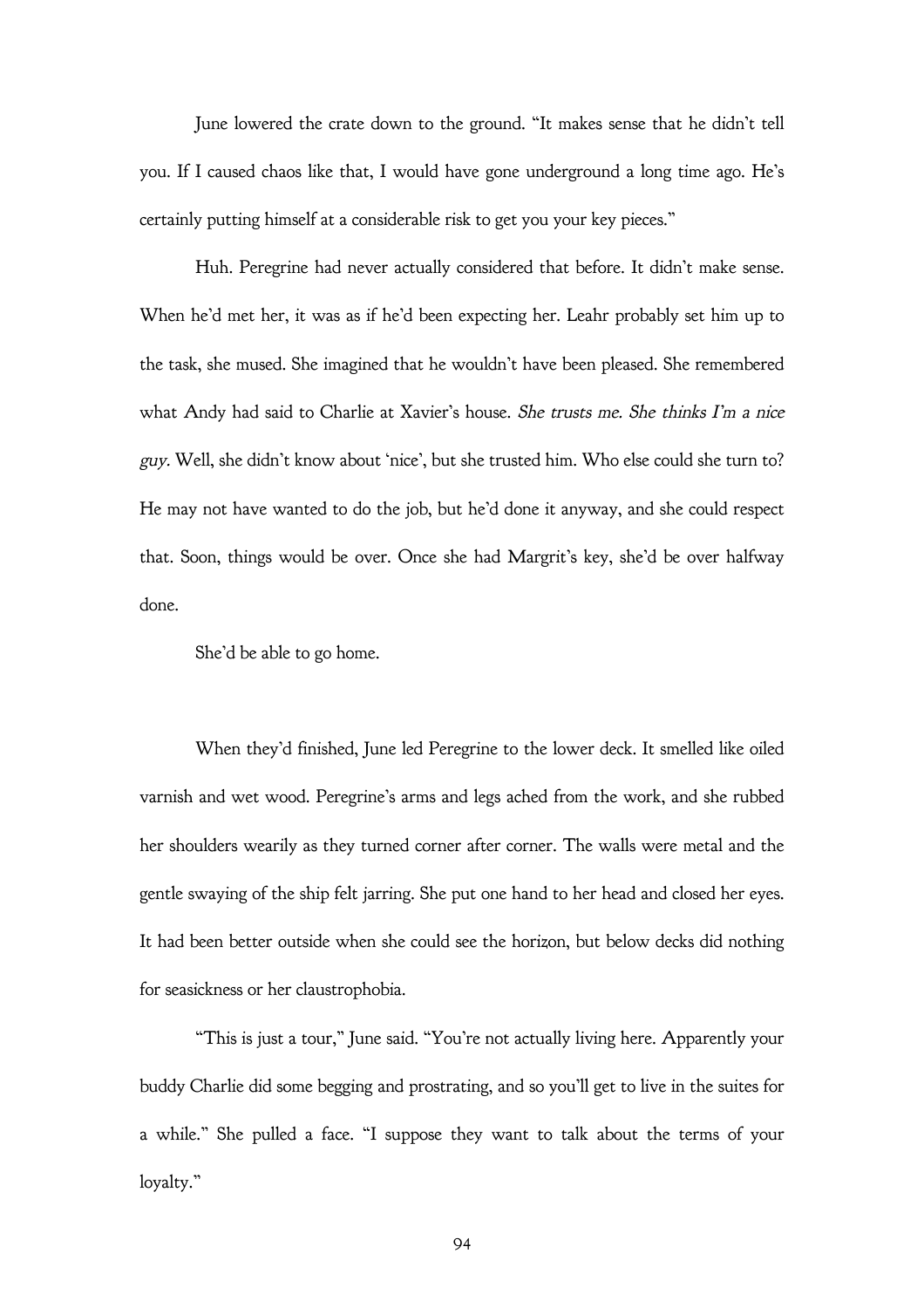June lowered the crate down to the ground. "It makes sense that he didn't tell you. If I caused chaos like that, I would have gone underground a long time ago. He's certainly putting himself at a considerable risk to get you your key pieces."

Huh. Peregrine had never actually considered that before. It didn't make sense. When he'd met her, it was as if he'd been expecting her. Leahr probably set him up to the task, she mused. She imagined that he wouldn't have been pleased. She remembered what Andy had said to Charlie at Xavier's house. *She trusts me. She thinks I'm a nice guy.* Well, she didn't know about 'nice', but she trusted him. Who else could she turn to? He may not have wanted to do the job, but he'd done it anyway, and she could respect that. Soon, things would be over. Once she had Margrit's key, she'd be over halfway done.

She'd be able to go home.

When they'd finished, June led Peregrine to the lower deck. It smelled like oiled varnish and wet wood. Peregrine's arms and legs ached from the work, and she rubbed her shoulders wearily as they turned corner after corner. The walls were metal and the gentle swaying of the ship felt jarring. She put one hand to her head and closed her eyes. It had been better outside when she could see the horizon, but below decks did nothing for seasickness or her claustrophobia.

"This is just a tour," June said. "You're not actually living here. Apparently your buddy Charlie did some begging and prostrating, and so you'll get to live in the suites for a while." She pulled a face. "I suppose they want to talk about the terms of your loyalty."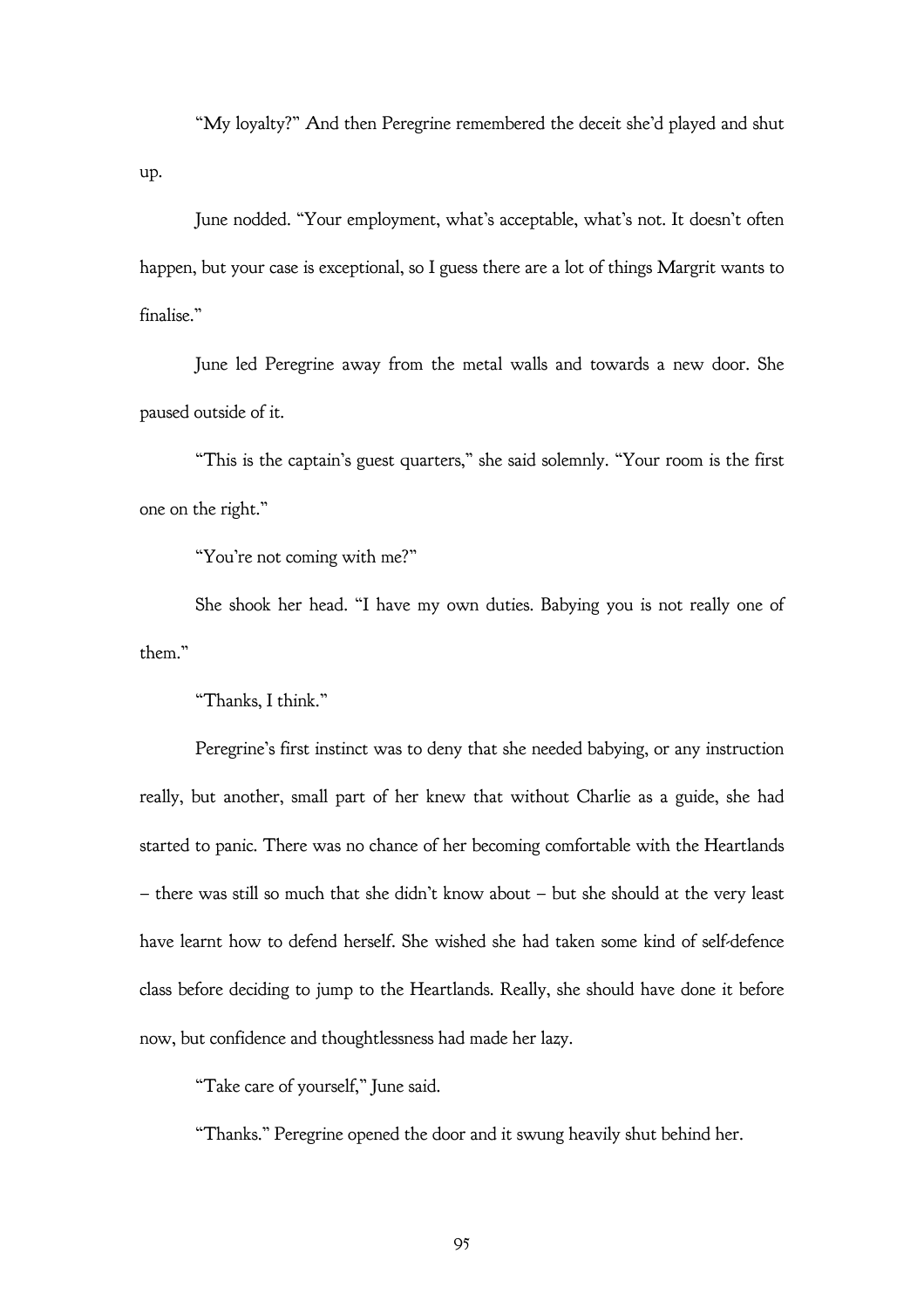"My loyalty?" And then Peregrine remembered the deceit she'd played and shut up.

June nodded. "Your employment, what's acceptable, what's not. It doesn't often happen, but your case is exceptional, so I guess there are a lot of things Margrit wants to finalise."

June led Peregrine away from the metal walls and towards a new door. She paused outside of it.

"This is the captain's guest quarters," she said solemnly. "Your room is the first one on the right."

"You're not coming with me?"

She shook her head. "I have my own duties. Babying you is not really one of them."

"Thanks, I think."

Peregrine's first instinct was to deny that she needed babying, or any instruction really, but another, small part of her knew that without Charlie as a guide, she had started to panic. There was no chance of her becoming comfortable with the Heartlands – there was still so much that she didn't know about – but she should at the very least have learnt how to defend herself. She wished she had taken some kind of self-defence class before deciding to jump to the Heartlands. Really, she should have done it before now, but confidence and thoughtlessness had made her lazy.

"Take care of yourself," June said.

"Thanks." Peregrine opened the door and it swung heavily shut behind her.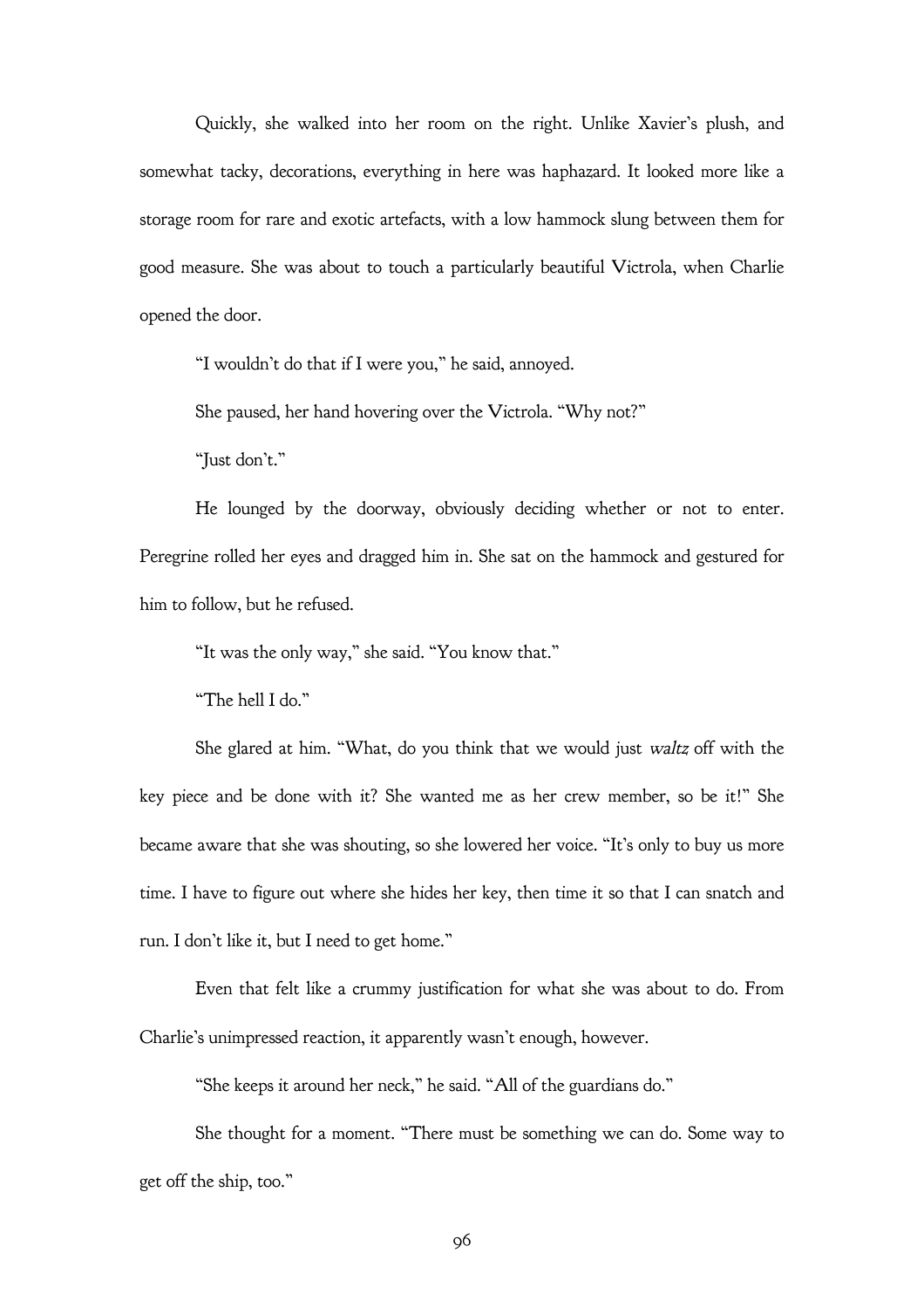Quickly, she walked into her room on the right. Unlike Xavier's plush, and somewhat tacky, decorations, everything in here was haphazard. It looked more like a storage room for rare and exotic artefacts, with a low hammock slung between them for good measure. She was about to touch a particularly beautiful Victrola, when Charlie opened the door.

"I wouldn't do that if I were you," he said, annoyed.

She paused, her hand hovering over the Victrola. "Why not?"

"Just don't."

He lounged by the doorway, obviously deciding whether or not to enter. Peregrine rolled her eyes and dragged him in. She sat on the hammock and gestured for him to follow, but he refused.

"It was the only way," she said. "You know that."

"The hell I do."

She glared at him. "What, do you think that we would just *waltz* off with the key piece and be done with it? She wanted me as her crew member, so be it!" She became aware that she was shouting, so she lowered her voice. "It's only to buy us more time. I have to figure out where she hides her key, then time it so that I can snatch and run. I don't like it, but I need to get home."

Even that felt like a crummy justification for what she was about to do. From Charlie's unimpressed reaction, it apparently wasn't enough, however.

"She keeps it around her neck," he said. "All of the guardians do."

She thought for a moment. "There must be something we can do. Some way to get off the ship, too."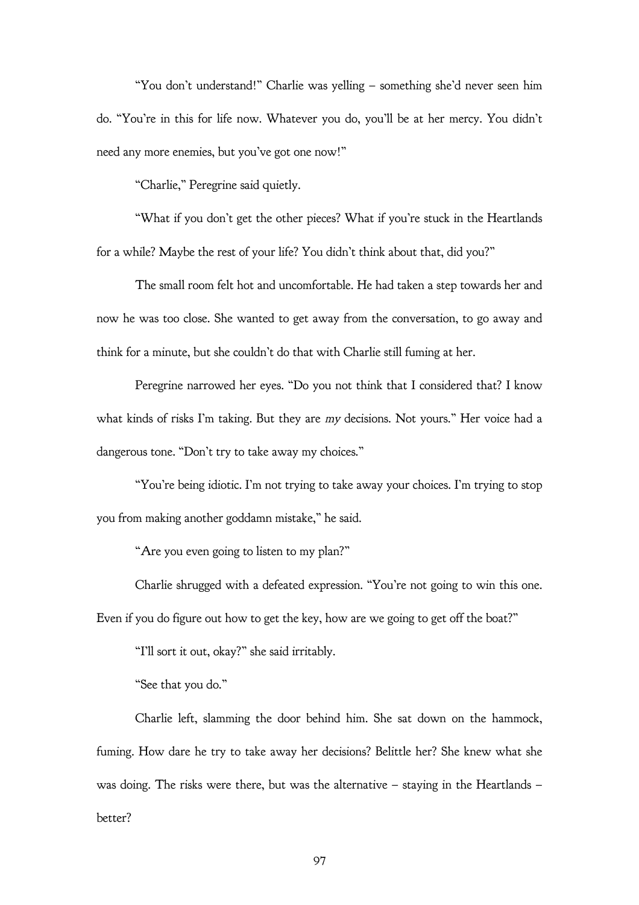"You don't understand!" Charlie was yelling – something she'd never seen him do. "You're in this for life now. Whatever you do, you'll be at her mercy. You didn't need any more enemies, but you've got one now!"

"Charlie," Peregrine said quietly.

"What if you don't get the other pieces? What if you're stuck in the Heartlands for a while? Maybe the rest of your life? You didn't think about that, did you?"

The small room felt hot and uncomfortable. He had taken a step towards her and now he was too close. She wanted to get away from the conversation, to go away and think for a minute, but she couldn't do that with Charlie still fuming at her.

Peregrine narrowed her eyes. "Do you not think that I considered that? I know what kinds of risks I'm taking. But they are *my* decisions. Not yours." Her voice had a dangerous tone. "Don't try to take away my choices."

"You're being idiotic. I'm not trying to take away your choices. I'm trying to stop you from making another goddamn mistake," he said.

"Are you even going to listen to my plan?"

Charlie shrugged with a defeated expression. "You're not going to win this one. Even if you do figure out how to get the key, how are we going to get off the boat?"

"I'll sort it out, okay?" she said irritably.

"See that you do."

Charlie left, slamming the door behind him. She sat down on the hammock, fuming. How dare he try to take away her decisions? Belittle her? She knew what she was doing. The risks were there, but was the alternative – staying in the Heartlands – better?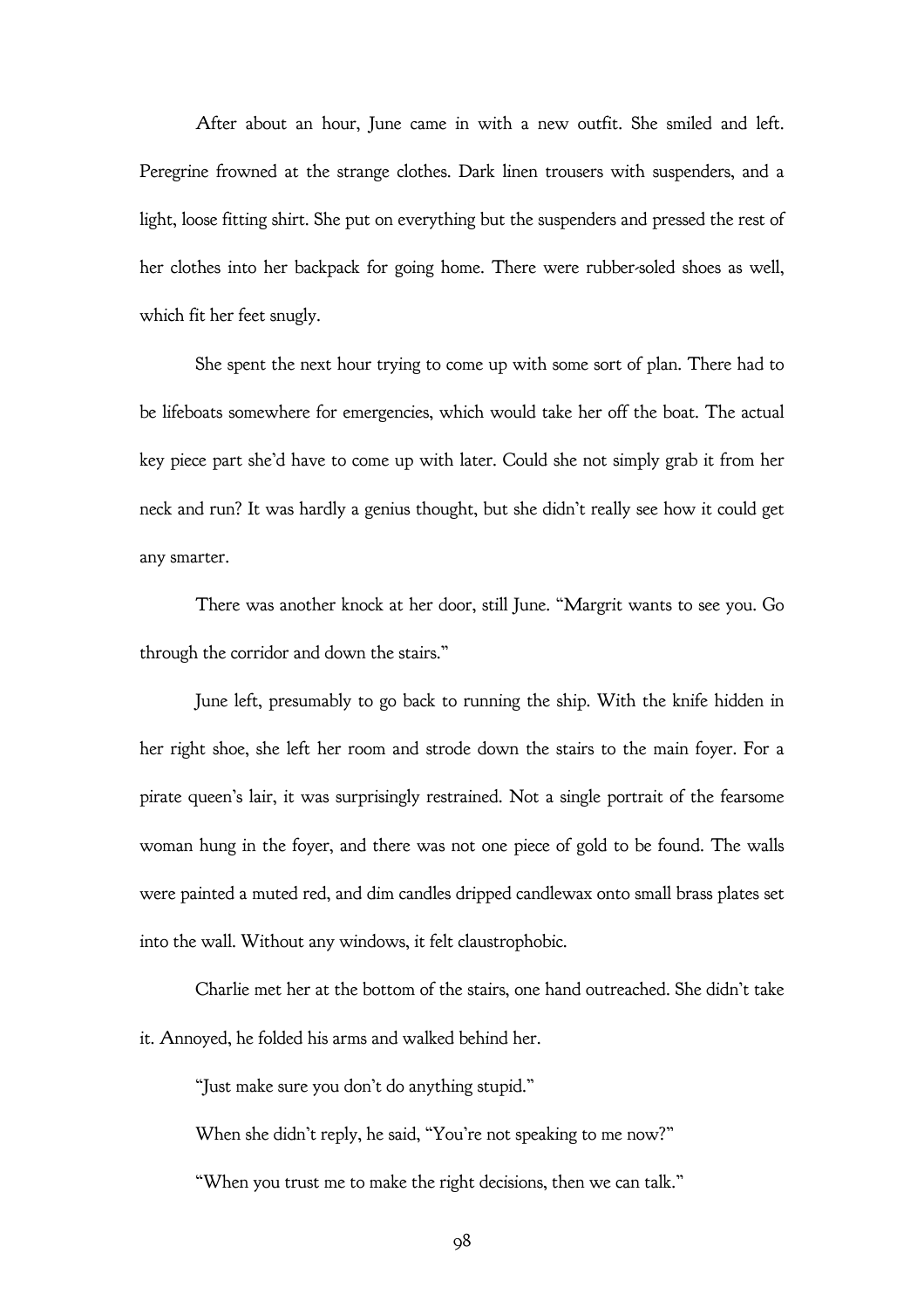After about an hour, June came in with a new outfit. She smiled and left. Peregrine frowned at the strange clothes. Dark linen trousers with suspenders, and a light, loose fitting shirt. She put on everything but the suspenders and pressed the rest of her clothes into her backpack for going home. There were rubber-soled shoes as well, which fit her feet snugly.

She spent the next hour trying to come up with some sort of plan. There had to be lifeboats somewhere for emergencies, which would take her off the boat. The actual key piece part she'd have to come up with later. Could she not simply grab it from her neck and run? It was hardly a genius thought, but she didn't really see how it could get any smarter.

There was another knock at her door, still June. "Margrit wants to see you. Go through the corridor and down the stairs."

June left, presumably to go back to running the ship. With the knife hidden in her right shoe, she left her room and strode down the stairs to the main foyer. For a pirate queen's lair, it was surprisingly restrained. Not a single portrait of the fearsome woman hung in the foyer, and there was not one piece of gold to be found. The walls were painted a muted red, and dim candles dripped candlewax onto small brass plates set into the wall. Without any windows, it felt claustrophobic.

Charlie met her at the bottom of the stairs, one hand outreached. She didn't take it. Annoyed, he folded his arms and walked behind her.

"Just make sure you don't do anything stupid."

When she didn't reply, he said, "You're not speaking to me now?"

"When you trust me to make the right decisions, then we can talk."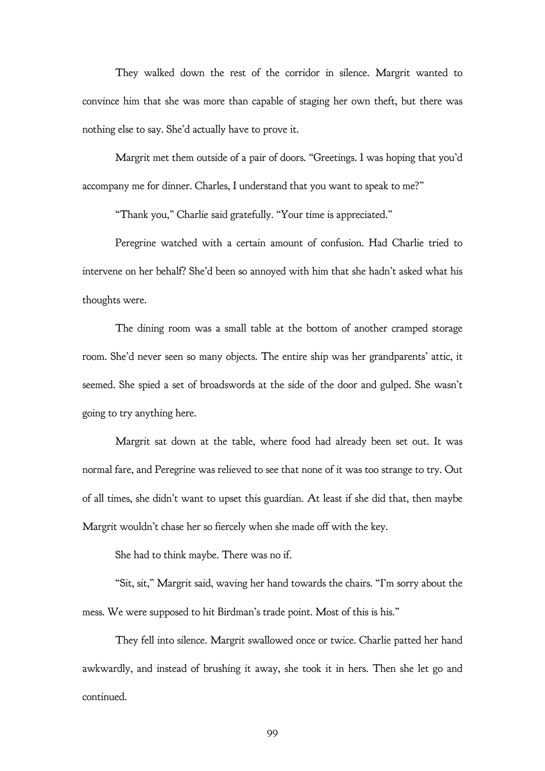They walked down the rest of the corridor in silence. Margrit wanted to convince him that she was more than capable of staging her own theft, but there was nothing else to say. She'd actually have to prove it.

Margrit met them outside of a pair of doors. "Greetings. I was hoping that you'd accompany me for dinner. Charles, I understand that you want to speak to me?"

"Thank you," Charlie said gratefully. "Your time is appreciated."

Peregrine watched with a certain amount of confusion. Had Charlie tried to intervene on her behalf? She'd been so annoyed with him that she hadn't asked what his thoughts were.

The dining room was a small table at the bottom of another cramped storage room. She'd never seen so many objects. The entire ship was her grandparents' attic, it seemed. She spied a set of broadswords at the side of the door and gulped. She wasn't going to try anything here.

Margrit sat down at the table, where food had already been set out. It was normal fare, and Peregrine was relieved to see that none of it was too strange to try. Out of all times, she didn't want to upset this guardian. At least if she did that, then maybe Margrit wouldn't chase her so fiercely when she made off with the key.

She had to think maybe. There was no if.

"Sit, sit," Margrit said, waving her hand towards the chairs. "I'm sorry about the mess. We were supposed to hit Birdman's trade point. Most of this is his."

They fell into silence. Margrit swallowed once or twice. Charlie patted her hand awkwardly, and instead of brushing it away, she took it in hers. Then she let go and continued.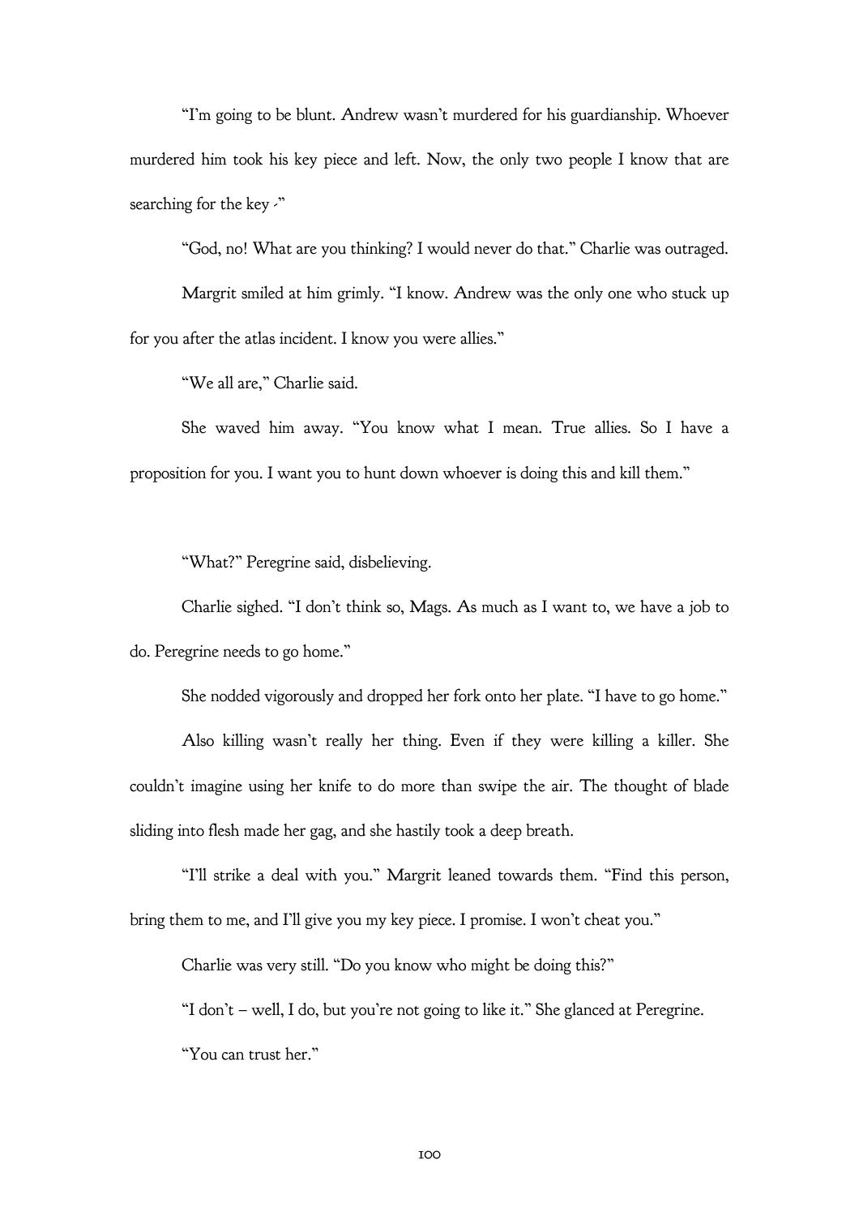"I'm going to be blunt. Andrew wasn't murdered for his guardianship. Whoever murdered him took his key piece and left. Now, the only two people I know that are searching for the key -"

"God, no! What are you thinking? I would never do that." Charlie was outraged.

Margrit smiled at him grimly. "I know. Andrew was the only one who stuck up for you after the atlas incident. I know you were allies."

"We all are," Charlie said.

She waved him away. "You know what I mean. True allies. So I have a proposition for you. I want you to hunt down whoever is doing this and kill them."

"What?" Peregrine said, disbelieving.

Charlie sighed. "I don't think so, Mags. As much as I want to, we have a job to do. Peregrine needs to go home."

She nodded vigorously and dropped her fork onto her plate. "I have to go home."

Also killing wasn't really her thing. Even if they were killing a killer. She couldn't imagine using her knife to do more than swipe the air. The thought of blade sliding into flesh made her gag, and she hastily took a deep breath.

"I'll strike a deal with you." Margrit leaned towards them. "Find this person, bring them to me, and I'll give you my key piece. I promise. I won't cheat you."

Charlie was very still. "Do you know who might be doing this?"

"I don't – well, I do, but you're not going to like it." She glanced at Peregrine.

"You can trust her."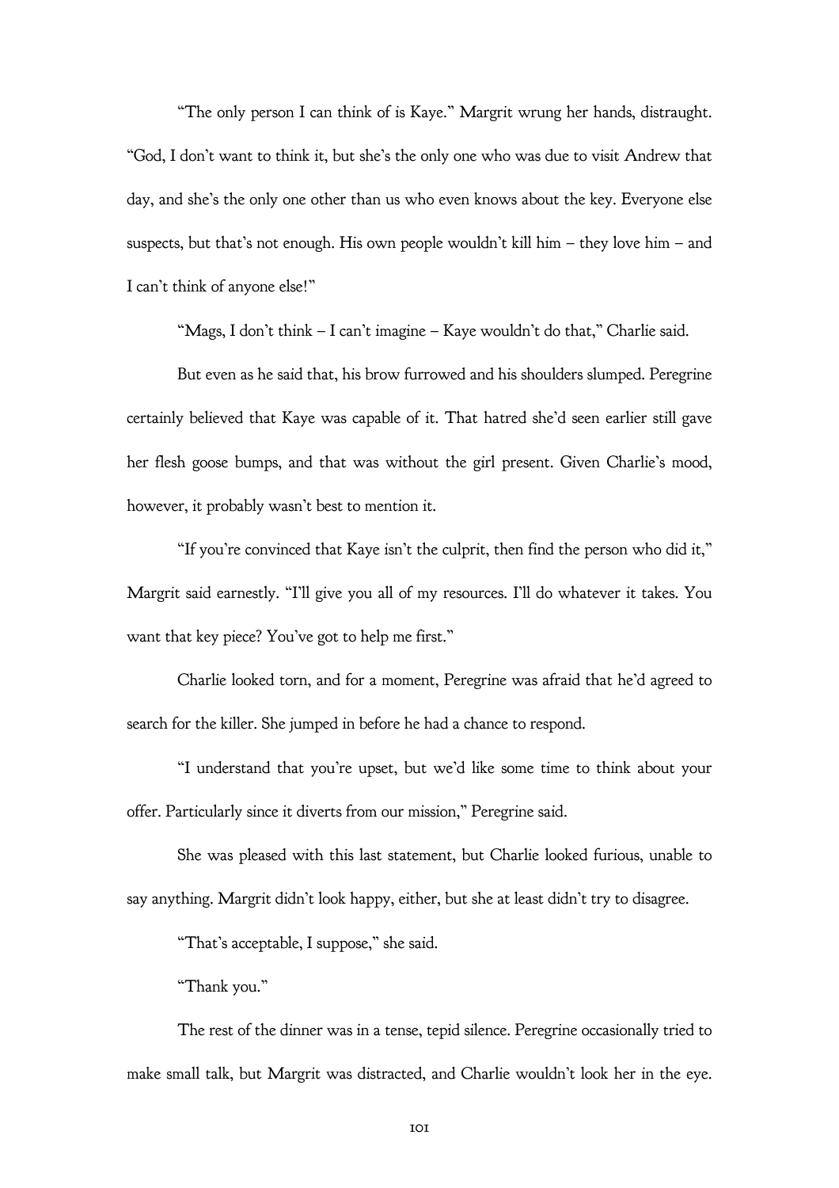"The only person I can think of is Kaye." Margrit wrung her hands, distraught. "God, I don't want to think it, but she's the only one who was due to visit Andrew that day, and she's the only one other than us who even knows about the key. Everyone else suspects, but that's not enough. His own people wouldn't kill him – they love him – and I can't think of anyone else!"

"Mags, I don't think – I can't imagine – Kaye wouldn't do that," Charlie said.

But even as he said that, his brow furrowed and his shoulders slumped. Peregrine certainly believed that Kaye was capable of it. That hatred she'd seen earlier still gave her flesh goose bumps, and that was without the girl present. Given Charlie's mood, however, it probably wasn't best to mention it.

"If you're convinced that Kaye isn't the culprit, then find the person who did it," Margrit said earnestly. "I'll give you all of my resources. I'll do whatever it takes. You want that key piece? You've got to help me first."

Charlie looked torn, and for a moment, Peregrine was afraid that he'd agreed to search for the killer. She jumped in before he had a chance to respond.

"I understand that you're upset, but we'd like some time to think about your offer. Particularly since it diverts from our mission," Peregrine said.

She was pleased with this last statement, but Charlie looked furious, unable to say anything. Margrit didn't look happy, either, but she at least didn't try to disagree.

"That's acceptable, I suppose," she said.

"Thank you."

The rest of the dinner was in a tense, tepid silence. Peregrine occasionally tried to make small talk, but Margrit was distracted, and Charlie wouldn't look her in the eye.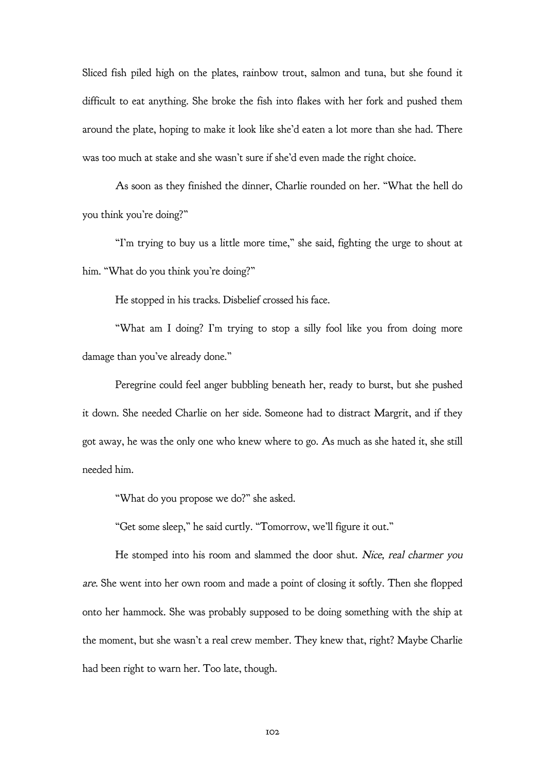Sliced fish piled high on the plates, rainbow trout, salmon and tuna, but she found it difficult to eat anything. She broke the fish into flakes with her fork and pushed them around the plate, hoping to make it look like she'd eaten a lot more than she had. There was too much at stake and she wasn't sure if she'd even made the right choice.

As soon as they finished the dinner, Charlie rounded on her. "What the hell do you think you're doing?"

"I'm trying to buy us a little more time," she said, fighting the urge to shout at him. "What do you think you're doing?"

He stopped in his tracks. Disbelief crossed his face.

"What am I doing? I'm trying to stop a silly fool like you from doing more damage than you've already done."

Peregrine could feel anger bubbling beneath her, ready to burst, but she pushed it down. She needed Charlie on her side. Someone had to distract Margrit, and if they got away, he was the only one who knew where to go. As much as she hated it, she still needed him.

"What do you propose we do?" she asked.

"Get some sleep," he said curtly. "Tomorrow, we'll figure it out."

He stomped into his room and slammed the door shut. *Nice, real charmer you are.* She went into her own room and made a point of closing it softly. Then she flopped onto her hammock. She was probably supposed to be doing something with the ship at the moment, but she wasn't a real crew member. They knew that, right? Maybe Charlie had been right to warn her. Too late, though.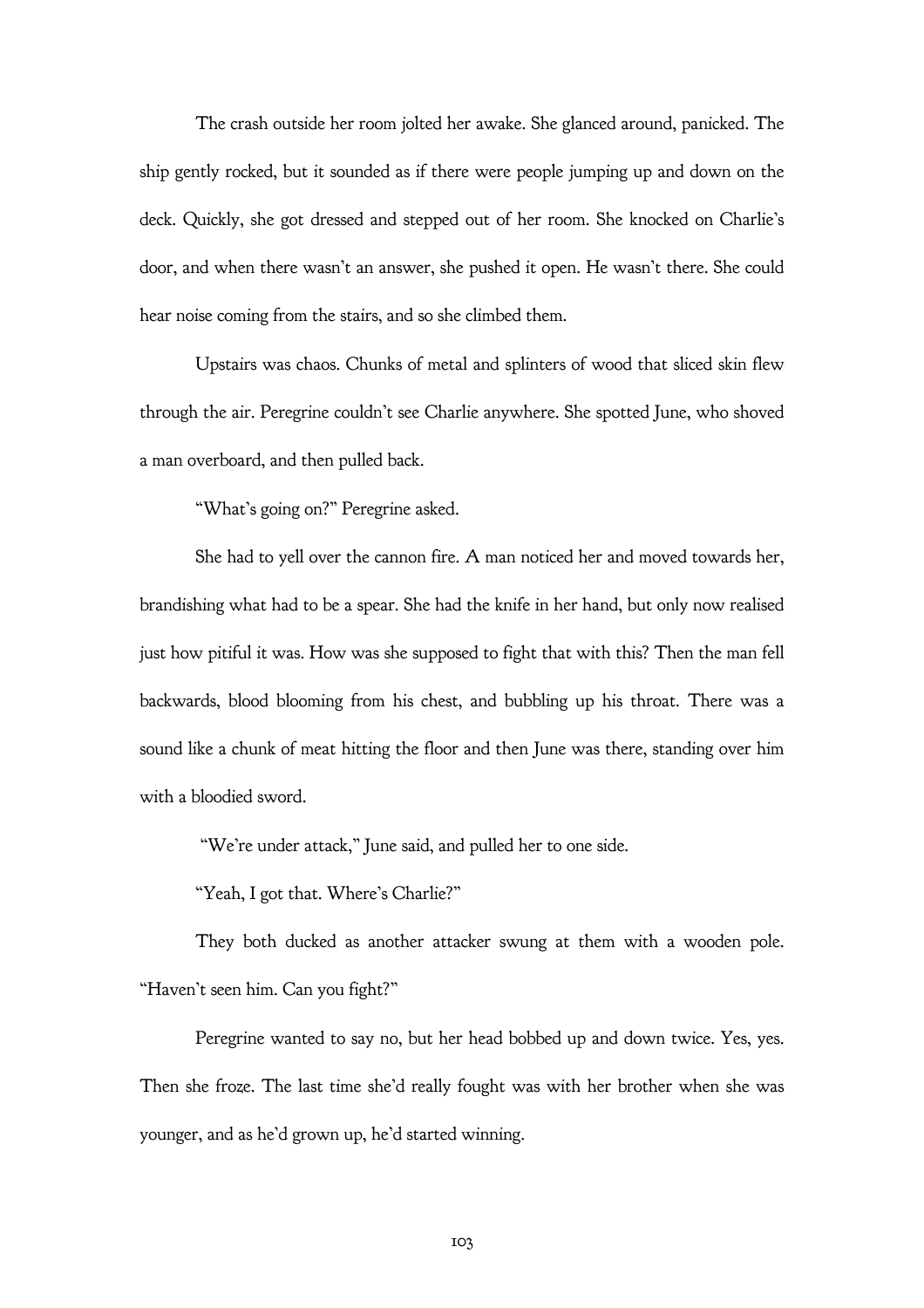The crash outside her room jolted her awake. She glanced around, panicked. The ship gently rocked, but it sounded as if there were people jumping up and down on the deck. Quickly, she got dressed and stepped out of her room. She knocked on Charlie's door, and when there wasn't an answer, she pushed it open. He wasn't there. She could hear noise coming from the stairs, and so she climbed them.

Upstairs was chaos. Chunks of metal and splinters of wood that sliced skin flew through the air. Peregrine couldn't see Charlie anywhere. She spotted June, who shoved a man overboard, and then pulled back.

"What's going on?" Peregrine asked.

She had to yell over the cannon fire. A man noticed her and moved towards her, brandishing what had to be a spear. She had the knife in her hand, but only now realised just how pitiful it was. How was she supposed to fight that with this? Then the man fell backwards, blood blooming from his chest, and bubbling up his throat. There was a sound like a chunk of meat hitting the floor and then June was there, standing over him with a bloodied sword.

"We're under attack," June said, and pulled her to one side.

"Yeah, I got that. Where's Charlie?"

They both ducked as another attacker swung at them with a wooden pole. "Haven't seen him. Can you fight?"

Peregrine wanted to say no, but her head bobbed up and down twice. Yes, yes. Then she froze. The last time she'd really fought was with her brother when she was younger, and as he'd grown up, he'd started winning.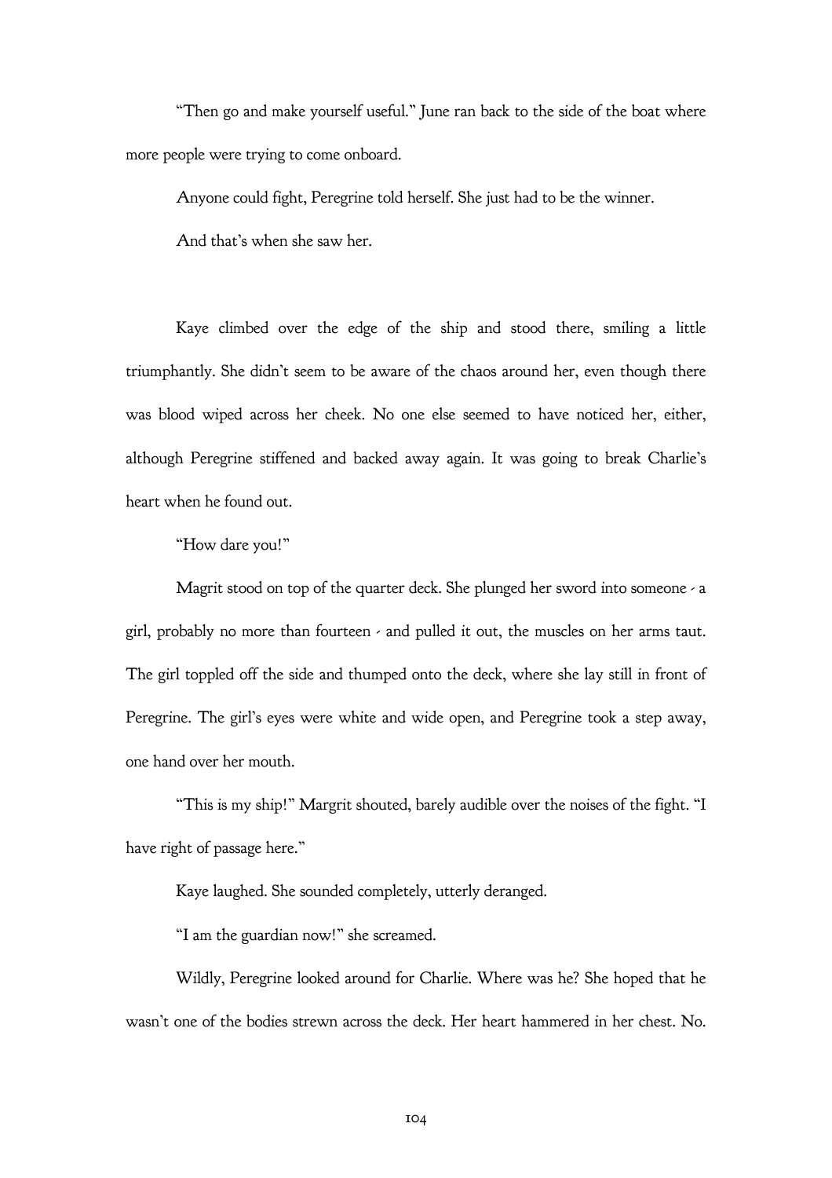"Then go and make yourself useful." June ran back to the side of the boat where more people were trying to come onboard.

Anyone could fight, Peregrine told herself. She just had to be the winner.

And that's when she saw her.

Kaye climbed over the edge of the ship and stood there, smiling a little triumphantly. She didn't seem to be aware of the chaos around her, even though there was blood wiped across her cheek. No one else seemed to have noticed her, either, although Peregrine stiffened and backed away again. It was going to break Charlie's heart when he found out.

"How dare you!"

Magrit stood on top of the quarter deck. She plunged her sword into someone - a girl, probably no more than fourteen - and pulled it out, the muscles on her arms taut. The girl toppled off the side and thumped onto the deck, where she lay still in front of Peregrine. The girl's eyes were white and wide open, and Peregrine took a step away, one hand over her mouth.

"This is my ship!" Margrit shouted, barely audible over the noises of the fight. "I have right of passage here."

Kaye laughed. She sounded completely, utterly deranged.

"I am the guardian now!" she screamed.

Wildly, Peregrine looked around for Charlie. Where was he? She hoped that he wasn't one of the bodies strewn across the deck. Her heart hammered in her chest. No.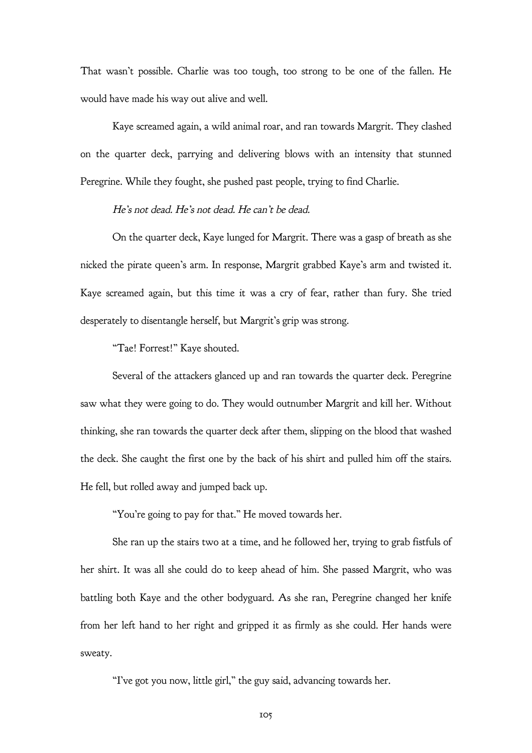That wasn't possible. Charlie was too tough, too strong to be one of the fallen. He would have made his way out alive and well.

Kaye screamed again, a wild animal roar, and ran towards Margrit. They clashed on the quarter deck, parrying and delivering blows with an intensity that stunned Peregrine. While they fought, she pushed past people, trying to find Charlie.

*He's not dead. He's not dead. He can't be dead.*

On the quarter deck, Kaye lunged for Margrit. There was a gasp of breath as she nicked the pirate queen's arm. In response, Margrit grabbed Kaye's arm and twisted it. Kaye screamed again, but this time it was a cry of fear, rather than fury. She tried desperately to disentangle herself, but Margrit's grip was strong.

"Tae! Forrest!" Kaye shouted.

Several of the attackers glanced up and ran towards the quarter deck. Peregrine saw what they were going to do. They would outnumber Margrit and kill her. Without thinking, she ran towards the quarter deck after them, slipping on the blood that washed the deck. She caught the first one by the back of his shirt and pulled him off the stairs. He fell, but rolled away and jumped back up.

"You're going to pay for that." He moved towards her.

She ran up the stairs two at a time, and he followed her, trying to grab fistfuls of her shirt. It was all she could do to keep ahead of him. She passed Margrit, who was battling both Kaye and the other bodyguard. As she ran, Peregrine changed her knife from her left hand to her right and gripped it as firmly as she could. Her hands were sweaty.

"I've got you now, little girl," the guy said, advancing towards her.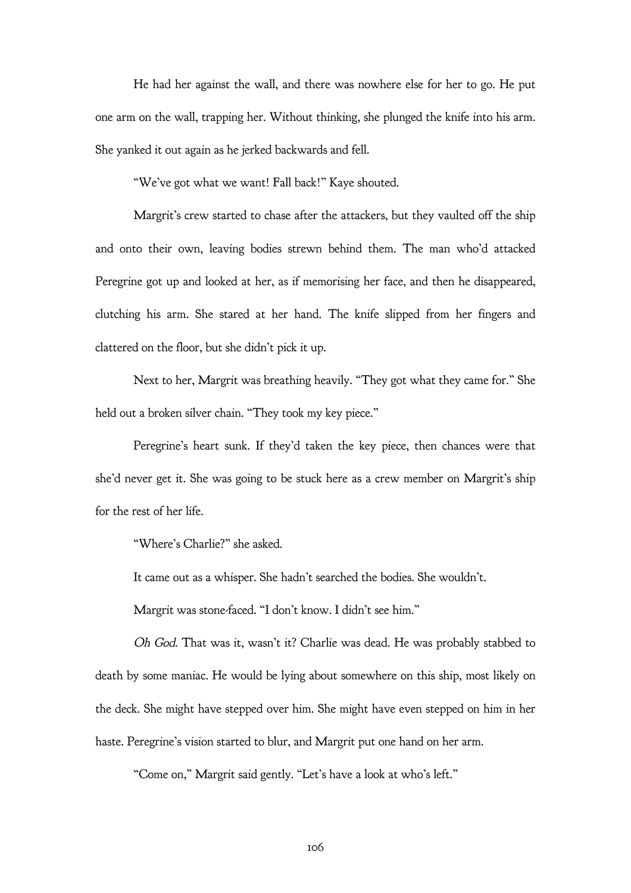He had her against the wall, and there was nowhere else for her to go. He put one arm on the wall, trapping her. Without thinking, she plunged the knife into his arm. She yanked it out again as he jerked backwards and fell.

"We've got what we want! Fall back!" Kaye shouted.

Margrit's crew started to chase after the attackers, but they vaulted off the ship and onto their own, leaving bodies strewn behind them. The man who'd attacked Peregrine got up and looked at her, as if memorising her face, and then he disappeared, clutching his arm. She stared at her hand. The knife slipped from her fingers and clattered on the floor, but she didn't pick it up.

Next to her, Margrit was breathing heavily. "They got what they came for." She held out a broken silver chain. "They took my key piece."

Peregrine's heart sunk. If they'd taken the key piece, then chances were that she'd never get it. She was going to be stuck here as a crew member on Margrit's ship for the rest of her life.

"Where's Charlie?" she asked.

It came out as a whisper. She hadn't searched the bodies. She wouldn't.

Margrit was stone-faced. "I don't know. I didn't see him."

*Oh God.* That was it, wasn't it? Charlie was dead. He was probably stabbed to death by some maniac. He would be lying about somewhere on this ship, most likely on the deck. She might have stepped over him. She might have even stepped on him in her haste. Peregrine's vision started to blur, and Margrit put one hand on her arm.

"Come on," Margrit said gently. "Let's have a look at who's left."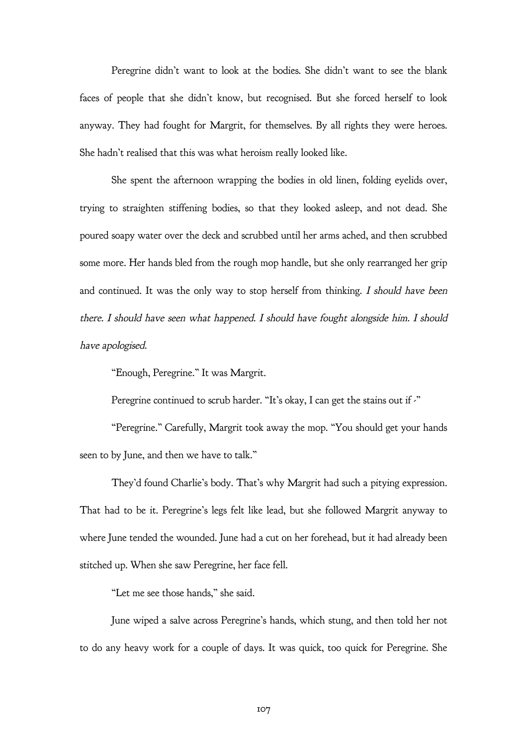Peregrine didn't want to look at the bodies. She didn't want to see the blank faces of people that she didn't know, but recognised. But she forced herself to look anyway. They had fought for Margrit, for themselves. By all rights they were heroes. She hadn't realised that this was what heroism really looked like.

She spent the afternoon wrapping the bodies in old linen, folding eyelids over, trying to straighten stiffening bodies, so that they looked asleep, and not dead. She poured soapy water over the deck and scrubbed until her arms ached, and then scrubbed some more. Her hands bled from the rough mop handle, but she only rearranged her grip and continued. It was the only way to stop herself from thinking. *I should have been there. I should have seen what happened. I should have fought alongside him. I should have apologised.*

"Enough, Peregrine." It was Margrit.

Peregrine continued to scrub harder. "It's okay, I can get the stains out if -"

"Peregrine." Carefully, Margrit took away the mop. "You should get your hands seen to by June, and then we have to talk."

They'd found Charlie's body. That's why Margrit had such a pitying expression. That had to be it. Peregrine's legs felt like lead, but she followed Margrit anyway to where June tended the wounded. June had a cut on her forehead, but it had already been stitched up. When she saw Peregrine, her face fell.

"Let me see those hands," she said.

June wiped a salve across Peregrine's hands, which stung, and then told her not to do any heavy work for a couple of days. It was quick, too quick for Peregrine. She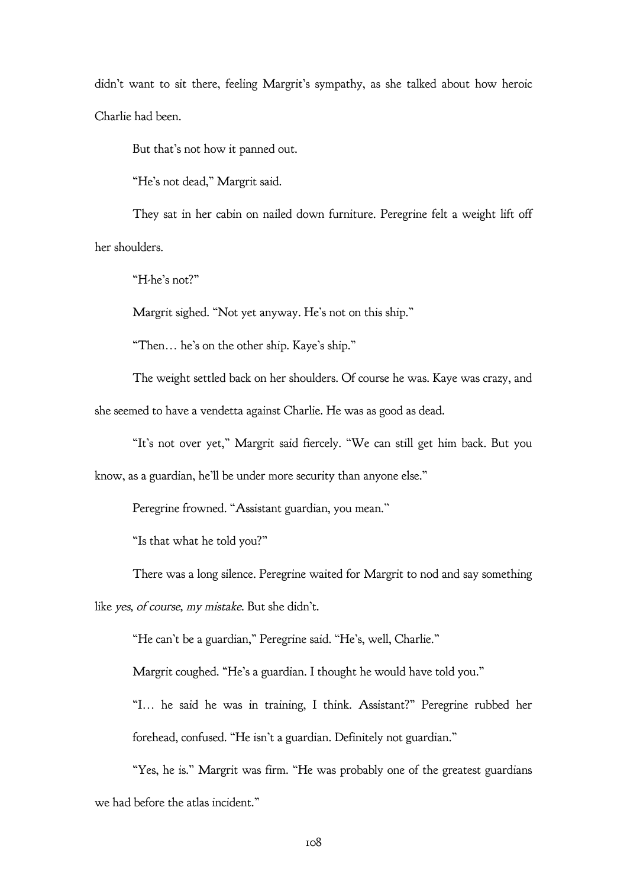didn't want to sit there, feeling Margrit's sympathy, as she talked about how heroic Charlie had been.

But that's not how it panned out.

"He's not dead," Margrit said.

They sat in her cabin on nailed down furniture. Peregrine felt a weight lift off her shoulders.

"H-he's not?"

Margrit sighed. "Not yet anyway. He's not on this ship."

"Then… he's on the other ship. Kaye's ship."

The weight settled back on her shoulders. Of course he was. Kaye was crazy, and she seemed to have a vendetta against Charlie. He was as good as dead.

"It's not over yet," Margrit said fiercely. "We can still get him back. But you know, as a guardian, he'll be under more security than anyone else."

Peregrine frowned. "Assistant guardian, you mean."

"Is that what he told you?"

There was a long silence. Peregrine waited for Margrit to nod and say something like *yes, of course, my mistake*. But she didn't.

"He can't be a guardian," Peregrine said. "He's, well, Charlie."

Margrit coughed. "He's a guardian. I thought he would have told you."

"I… he said he was in training, I think. Assistant?" Peregrine rubbed her forehead, confused. "He isn't a guardian. Definitely not guardian."

"Yes, he is." Margrit was firm. "He was probably one of the greatest guardians we had before the atlas incident."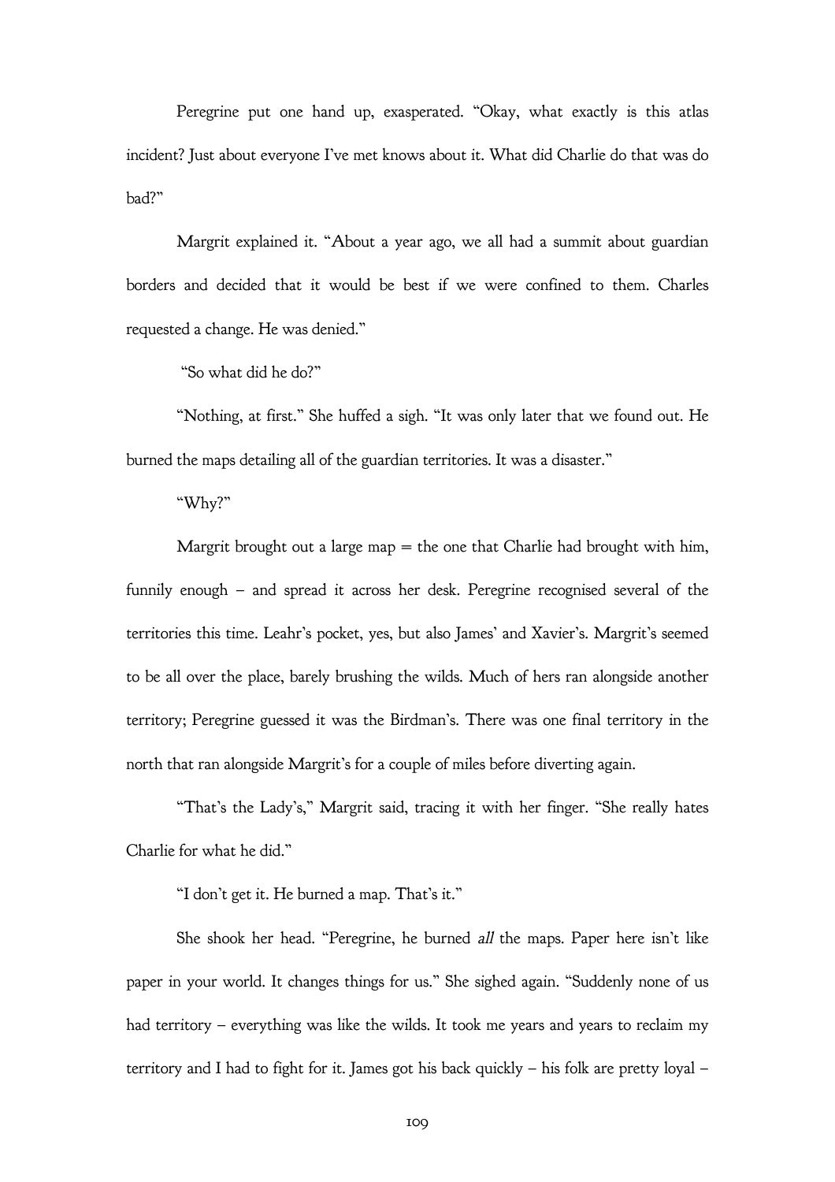Peregrine put one hand up, exasperated. "Okay, what exactly is this atlas incident? Just about everyone I've met knows about it. What did Charlie do that was do bad?"

Margrit explained it. "About a year ago, we all had a summit about guardian borders and decided that it would be best if we were confined to them. Charles requested a change. He was denied."

"So what did he do?"

"Nothing, at first." She huffed a sigh. "It was only later that we found out. He burned the maps detailing all of the guardian territories. It was a disaster."

"Why?"

Margrit brought out a large map = the one that Charlie had brought with him, funnily enough – and spread it across her desk. Peregrine recognised several of the territories this time. Leahr's pocket, yes, but also James' and Xavier's. Margrit's seemed to be all over the place, barely brushing the wilds. Much of hers ran alongside another territory; Peregrine guessed it was the Birdman's. There was one final territory in the north that ran alongside Margrit's for a couple of miles before diverting again.

"That's the Lady's," Margrit said, tracing it with her finger. "She really hates Charlie for what he did."

"I don't get it. He burned a map. That's it."

She shook her head. "Peregrine, he burned *all* the maps. Paper here isn't like paper in your world. It changes things for us." She sighed again. "Suddenly none of us had territory – everything was like the wilds. It took me years and years to reclaim my territory and I had to fight for it. James got his back quickly – his folk are pretty loyal –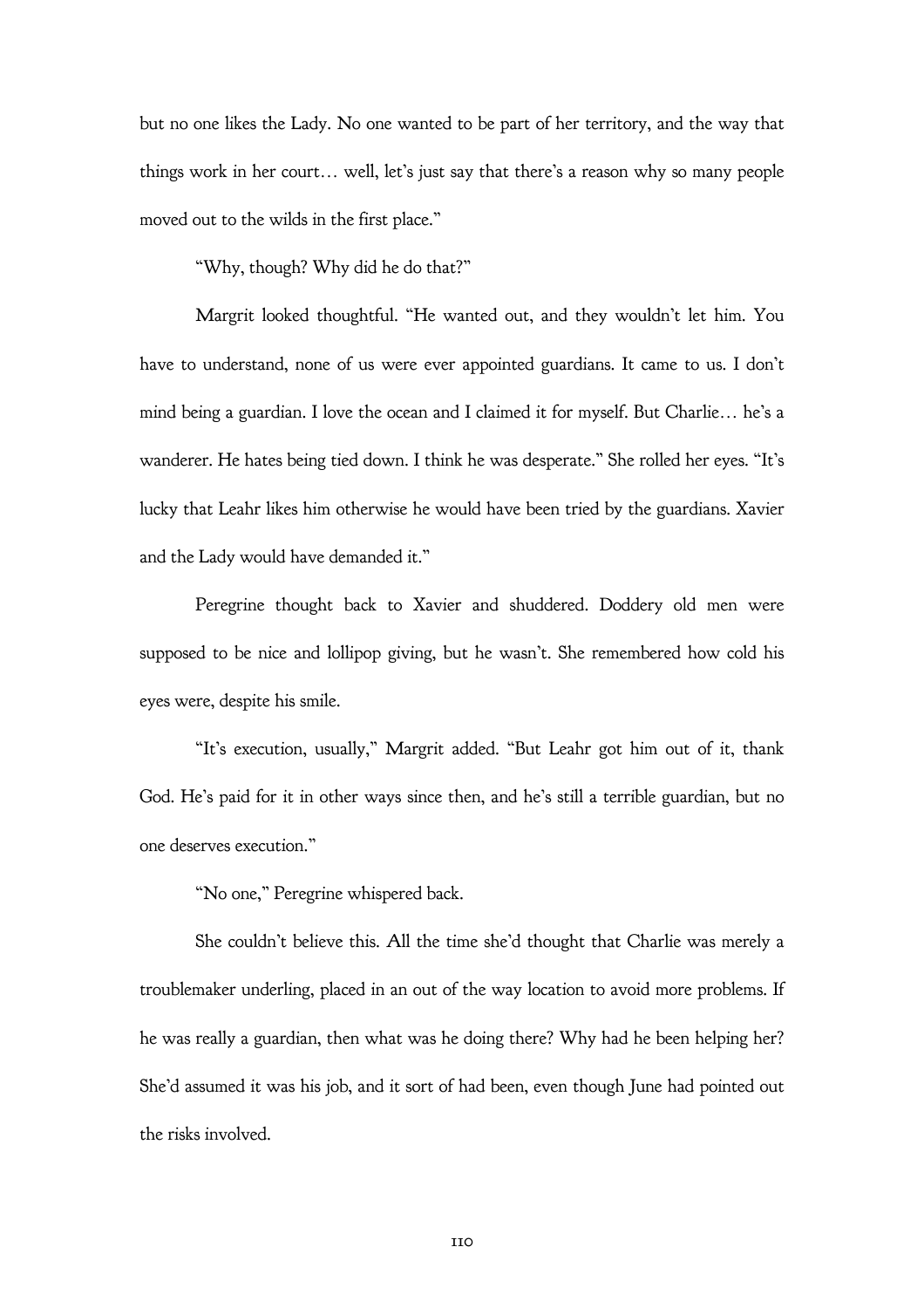but no one likes the Lady. No one wanted to be part of her territory, and the way that things work in her court… well, let's just say that there's a reason why so many people moved out to the wilds in the first place."

"Why, though? Why did he do that?"

Margrit looked thoughtful. "He wanted out, and they wouldn't let him. You have to understand, none of us were ever appointed guardians. It came to us. I don't mind being a guardian. I love the ocean and I claimed it for myself. But Charlie… he's a wanderer. He hates being tied down. I think he was desperate." She rolled her eyes. "It's lucky that Leahr likes him otherwise he would have been tried by the guardians. Xavier and the Lady would have demanded it."

Peregrine thought back to Xavier and shuddered. Doddery old men were supposed to be nice and lollipop giving, but he wasn't. She remembered how cold his eyes were, despite his smile.

"It's execution, usually," Margrit added. "But Leahr got him out of it, thank God. He's paid for it in other ways since then, and he's still a terrible guardian, but no one deserves execution."

"No one," Peregrine whispered back.

She couldn't believe this. All the time she'd thought that Charlie was merely a troublemaker underling, placed in an out of the way location to avoid more problems. If he was really a guardian, then what was he doing there? Why had he been helping her? She'd assumed it was his job, and it sort of had been, even though June had pointed out the risks involved.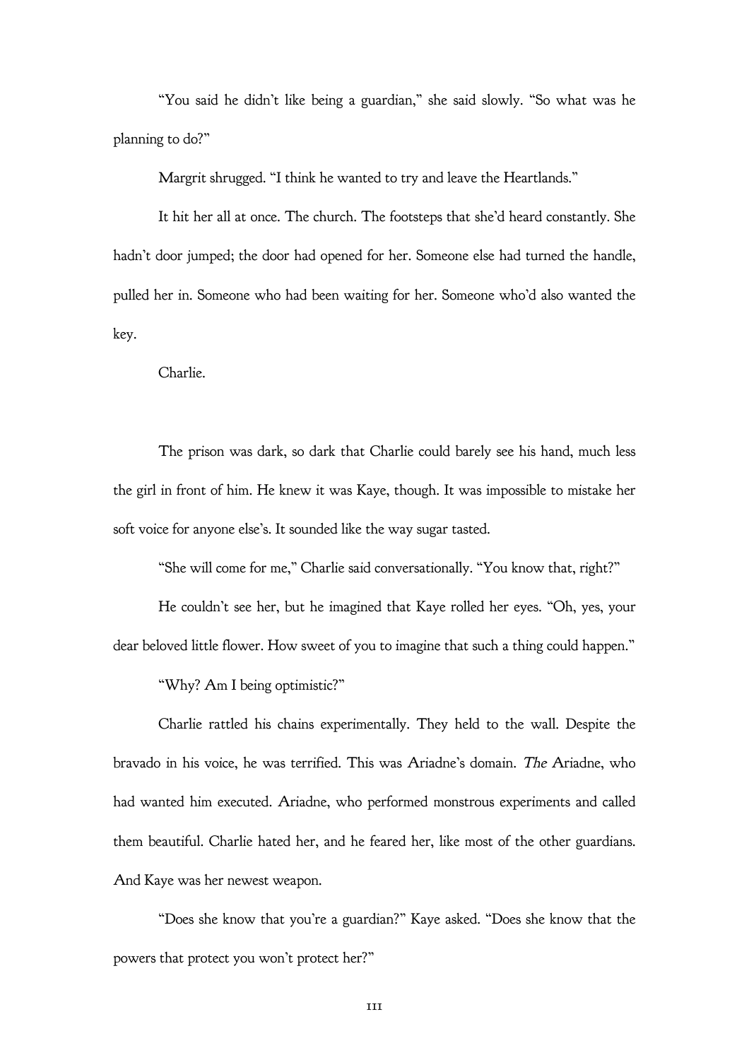“You said he didn’t like being a guardian,” she said slowly. “So what was he planning to do?”

Margrit shrugged. “I think he wanted to try and leave the Heartlands.”

It hit her all at once. The church. The footsteps that she’d heard constantly. She hadn’t door jumped; the door had opened for her. Someone else had turned the handle, pulled her in. Someone who had been waiting for her. Someone who’d also wanted the key.

Charlie.

The prison was dark, so dark that Charlie could barely see his hand, much less the girl in front of him. He knew it was Kaye, though. It was impossible to mistake her soft voice for anyone else’s. It sounded like the way sugar tasted.

“She will come for me,” Charlie said conversationally. “You know that, right?”

He couldn’t see her, but he imagined that Kaye rolled her eyes. “Oh, yes, your dear beloved little flower. How sweet of you to imagine that such a thing could happen.”

“Why? Am I being optimistic?”

Charlie rattled his chains experimentally. They held to the wall. Despite the bravado in his voice, he was terrified. This was Ariadne’s domain. *The* Ariadne, who had wanted him executed. Ariadne, who performed monstrous experiments and called them beautiful. Charlie hated her, and he feared her, like most of the other guardians. And Kaye was her newest weapon.

“Does she know that you’re a guardian?” Kaye asked. “Does she know that the powers that protect you won’t protect her?”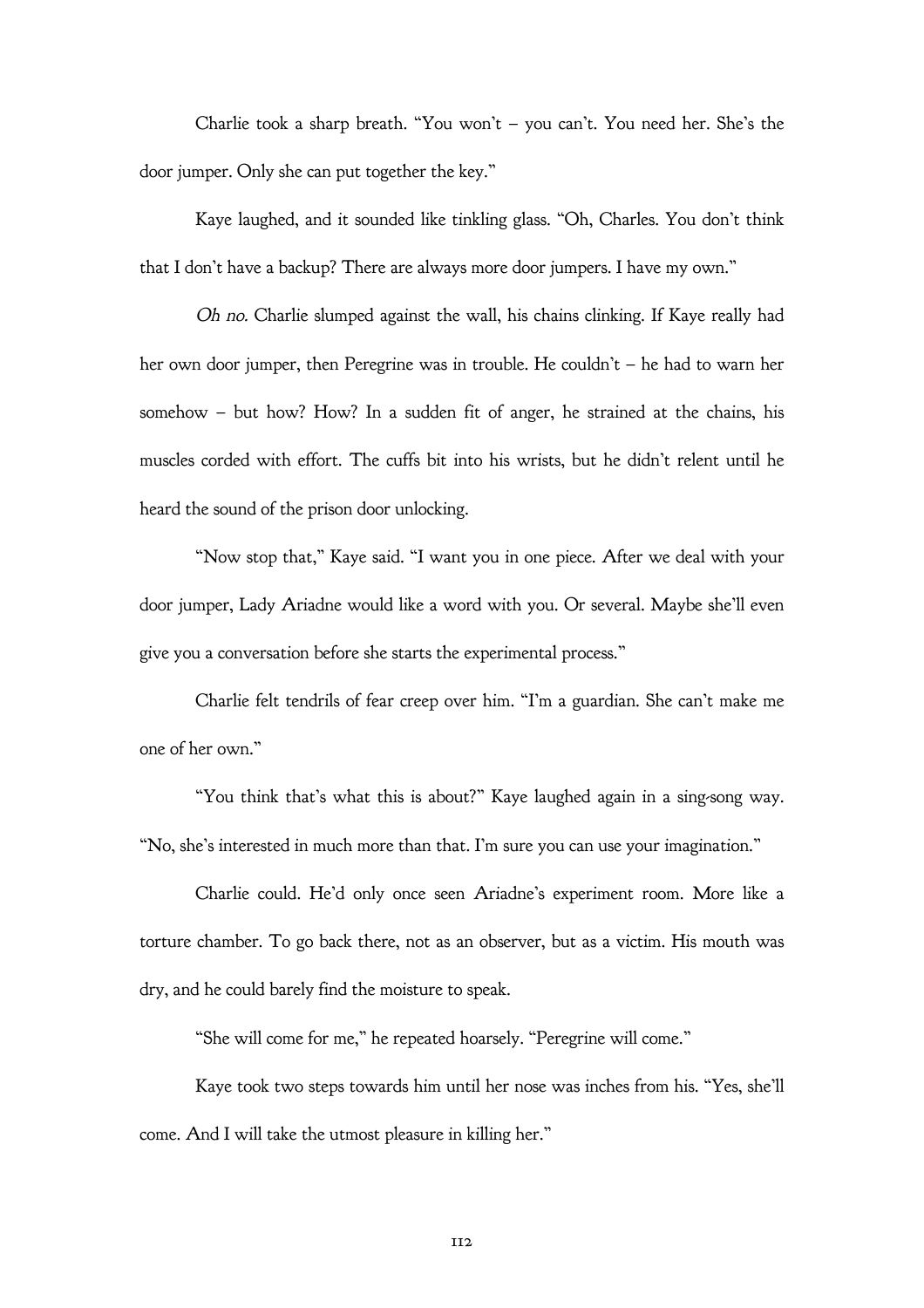Charlie took a sharp breath. "You won't – you can't. You need her. She's the door jumper. Only she can put together the key."

Kaye laughed, and it sounded like tinkling glass. "Oh, Charles. You don't think that I don't have a backup? There are always more door jumpers. I have my own."

*Oh no.* Charlie slumped against the wall, his chains clinking. If Kaye really had her own door jumper, then Peregrine was in trouble. He couldn't – he had to warn her somehow – but how? How? In a sudden fit of anger, he strained at the chains, his muscles corded with effort. The cuffs bit into his wrists, but he didn't relent until he heard the sound of the prison door unlocking.

"Now stop that," Kaye said. "I want you in one piece. After we deal with your door jumper, Lady Ariadne would like a word with you. Or several. Maybe she'll even give you a conversation before she starts the experimental process."

Charlie felt tendrils of fear creep over him. "I'm a guardian. She can't make me one of her own."

"You think that's what this is about?" Kaye laughed again in a sing-song way. "No, she's interested in much more than that. I'm sure you can use your imagination."

Charlie could. He'd only once seen Ariadne's experiment room. More like a torture chamber. To go back there, not as an observer, but as a victim. His mouth was dry, and he could barely find the moisture to speak.

"She will come for me," he repeated hoarsely. "Peregrine will come."

Kaye took two steps towards him until her nose was inches from his. "Yes, she'll come. And I will take the utmost pleasure in killing her."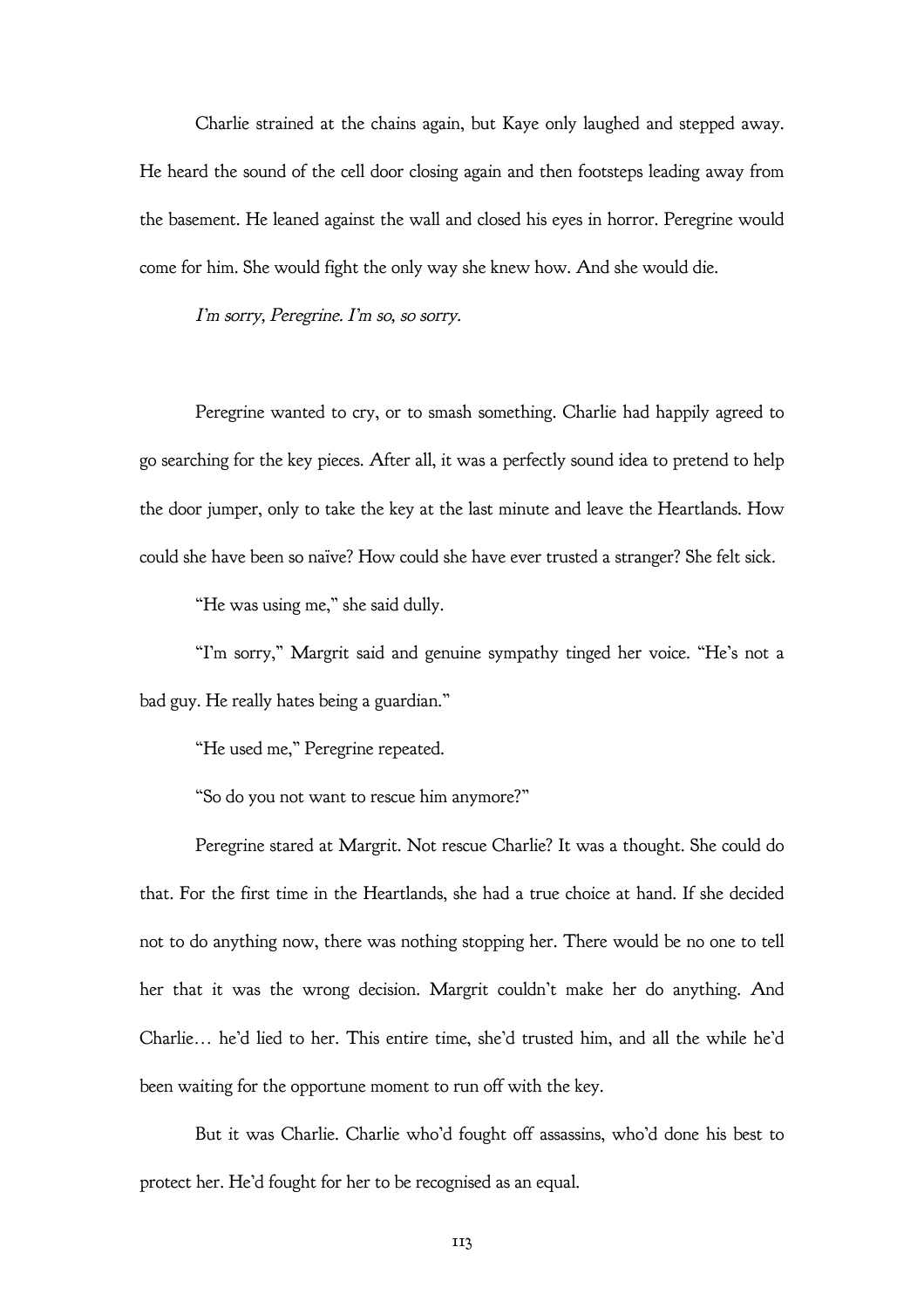Charlie strained at the chains again, but Kaye only laughed and stepped away. He heard the sound of the cell door closing again and then footsteps leading away from the basement. He leaned against the wall and closed his eyes in horror. Peregrine would come for him. She would fight the only way she knew how. And she would die.

*I'm sorry, Peregrine. I'm so, so sorry.*

Peregrine wanted to cry, or to smash something. Charlie had happily agreed to go searching for the key pieces. After all, it was a perfectly sound idea to pretend to help the door jumper, only to take the key at the last minute and leave the Heartlands. How could she have been so naïve? How could she have ever trusted a stranger? She felt sick.

"He was using me," she said dully.

"I'm sorry," Margrit said and genuine sympathy tinged her voice. "He's not a bad guy. He really hates being a guardian."

"He used me," Peregrine repeated.

"So do you not want to rescue him anymore?"

Peregrine stared at Margrit. Not rescue Charlie? It was a thought. She could do that. For the first time in the Heartlands, she had a true choice at hand. If she decided not to do anything now, there was nothing stopping her. There would be no one to tell her that it was the wrong decision. Margrit couldn't make her do anything. And Charlie… he'd lied to her. This entire time, she'd trusted him, and all the while he'd been waiting for the opportune moment to run off with the key.

But it was Charlie. Charlie who'd fought off assassins, who'd done his best to protect her. He'd fought for her to be recognised as an equal.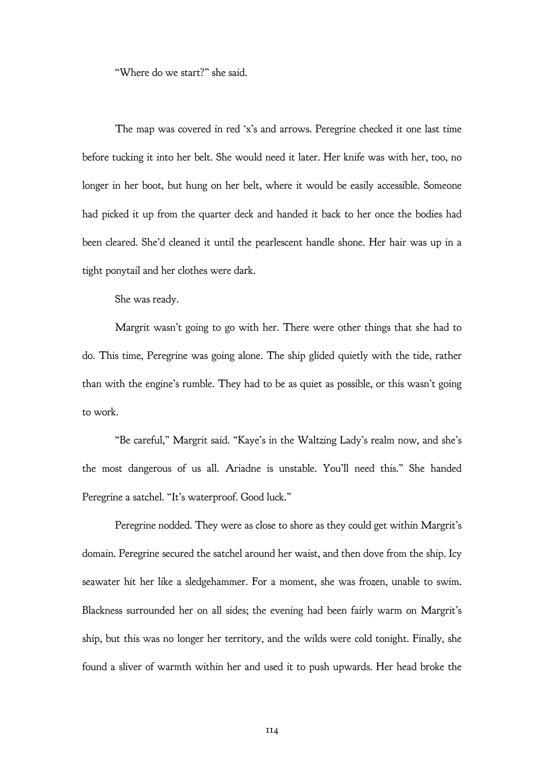"Where do we start?" she said.

The map was covered in red 'x's and arrows. Peregrine checked it one last time before tucking it into her belt. She would need it later. Her knife was with her, too, no longer in her boot, but hung on her belt, where it would be easily accessible. Someone had picked it up from the quarter deck and handed it back to her once the bodies had been cleared. She'd cleaned it until the pearlescent handle shone. Her hair was up in a tight ponytail and her clothes were dark.

She was ready.

Margrit wasn't going to go with her. There were other things that she had to do. This time, Peregrine was going alone. The ship glided quietly with the tide, rather than with the engine's rumble. They had to be as quiet as possible, or this wasn't going to work.

"Be careful," Margrit said. "Kaye's in the Waltzing Lady's realm now, and she's the most dangerous of us all. Ariadne is unstable. You'll need this." She handed Peregrine a satchel. "It's waterproof. Good luck."

Peregrine nodded. They were as close to shore as they could get within Margrit's domain. Peregrine secured the satchel around her waist, and then dove from the ship. Icy seawater hit her like a sledgehammer. For a moment, she was frozen, unable to swim. Blackness surrounded her on all sides; the evening had been fairly warm on Margrit's ship, but this was no longer her territory, and the wilds were cold tonight. Finally, she found a sliver of warmth within her and used it to push upwards. Her head broke the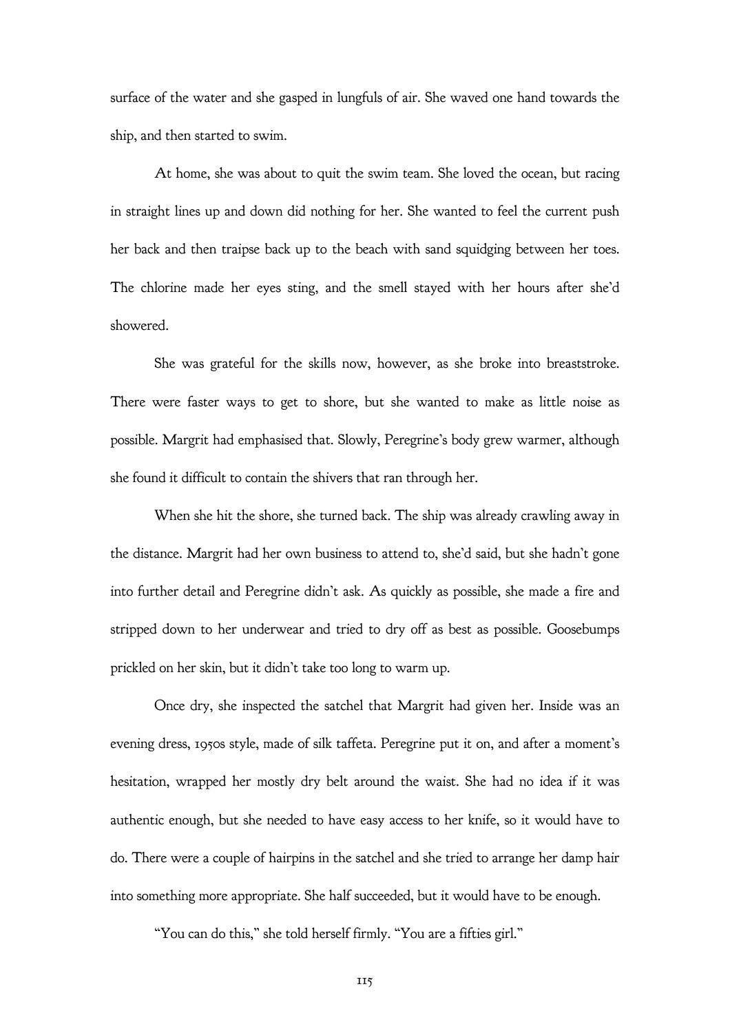surface of the water and she gasped in lungfuls of air. She waved one hand towards the ship, and then started to swim.

At home, she was about to quit the swim team. She loved the ocean, but racing in straight lines up and down did nothing for her. She wanted to feel the current push her back and then traipse back up to the beach with sand squidging between her toes. The chlorine made her eyes sting, and the smell stayed with her hours after she'd showered.

She was grateful for the skills now, however, as she broke into breaststroke. There were faster ways to get to shore, but she wanted to make as little noise as possible. Margrit had emphasised that. Slowly, Peregrine's body grew warmer, although she found it difficult to contain the shivers that ran through her.

When she hit the shore, she turned back. The ship was already crawling away in the distance. Margrit had her own business to attend to, she'd said, but she hadn't gone into further detail and Peregrine didn't ask. As quickly as possible, she made a fire and stripped down to her underwear and tried to dry off as best as possible. Goosebumps prickled on her skin, but it didn't take too long to warm up.

Once dry, she inspected the satchel that Margrit had given her. Inside was an evening dress, 1950s style, made of silk taffeta. Peregrine put it on, and after a moment's hesitation, wrapped her mostly dry belt around the waist. She had no idea if it was authentic enough, but she needed to have easy access to her knife, so it would have to do. There were a couple of hairpins in the satchel and she tried to arrange her damp hair into something more appropriate. She half succeeded, but it would have to be enough.

"You can do this," she told herself firmly. "You are a fifties girl."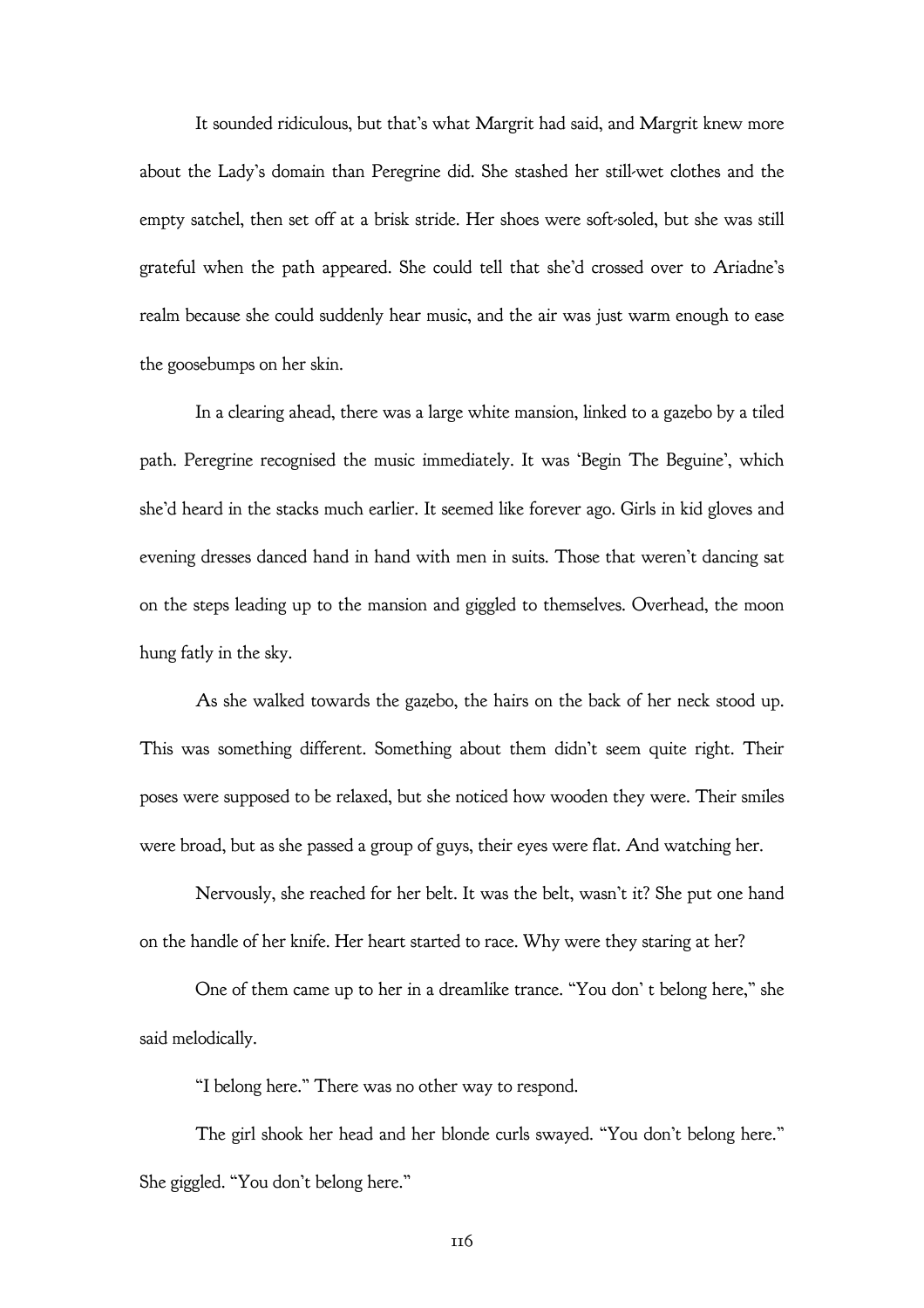It sounded ridiculous, but that's what Margrit had said, and Margrit knew more about the Lady's domain than Peregrine did. She stashed her still-wet clothes and the empty satchel, then set off at a brisk stride. Her shoes were soft-soled, but she was still grateful when the path appeared. She could tell that she'd crossed over to Ariadne's realm because she could suddenly hear music, and the air was just warm enough to ease the goosebumps on her skin.

In a clearing ahead, there was a large white mansion, linked to a gazebo by a tiled path. Peregrine recognised the music immediately. It was 'Begin The Beguine', which she'd heard in the stacks much earlier. It seemed like forever ago. Girls in kid gloves and evening dresses danced hand in hand with men in suits. Those that weren't dancing sat on the steps leading up to the mansion and giggled to themselves. Overhead, the moon hung fatly in the sky.

As she walked towards the gazebo, the hairs on the back of her neck stood up. This was something different. Something about them didn't seem quite right. Their poses were supposed to be relaxed, but she noticed how wooden they were. Their smiles were broad, but as she passed a group of guys, their eyes were flat. And watching her.

Nervously, she reached for her belt. It was the belt, wasn't it? She put one hand on the handle of her knife. Her heart started to race. Why were they staring at her?

One of them came up to her in a dreamlike trance. "You don' t belong here," she said melodically.

"I belong here." There was no other way to respond.

The girl shook her head and her blonde curls swayed. "You don't belong here." She giggled. "You don't belong here."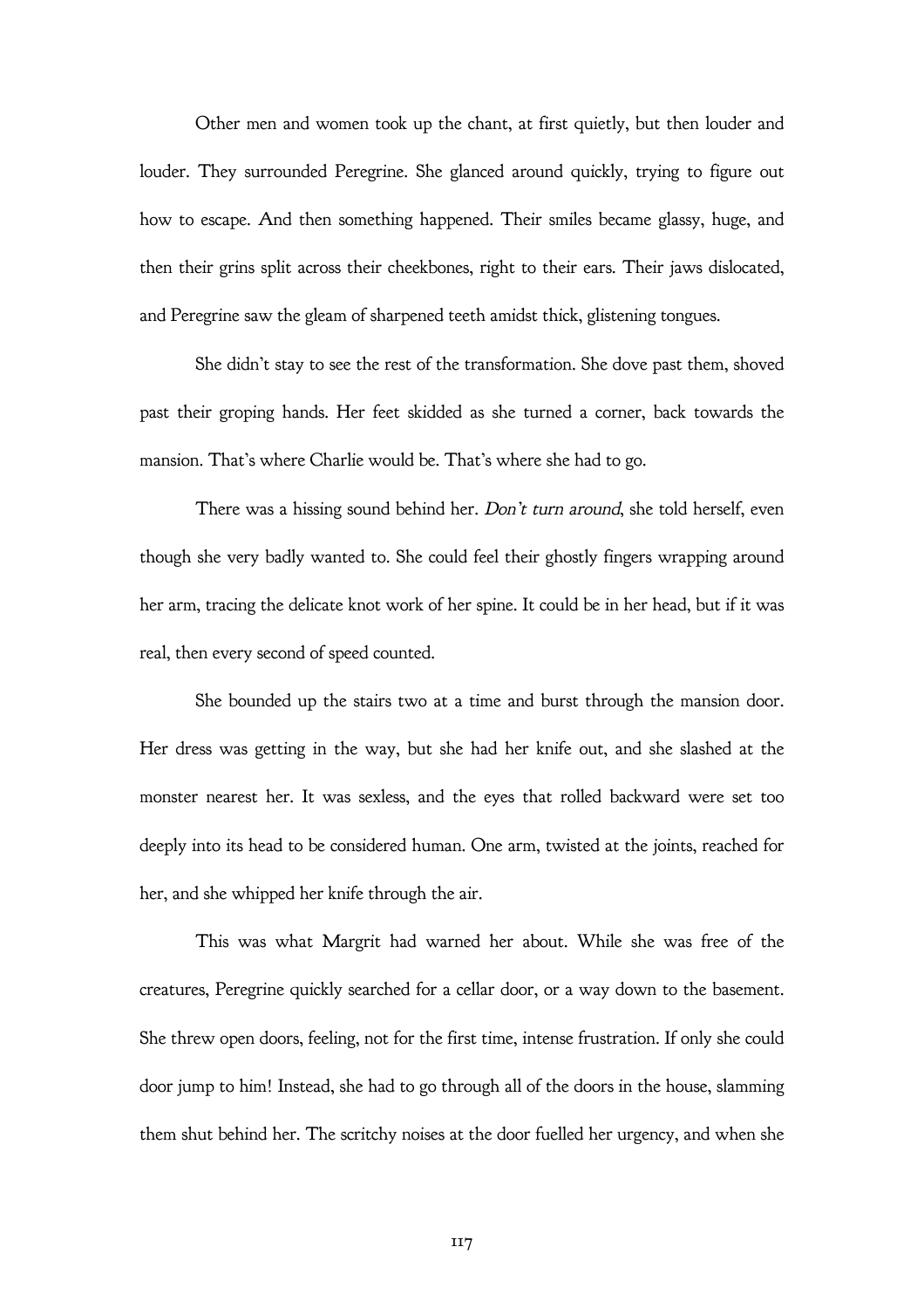Other men and women took up the chant, at first quietly, but then louder and louder. They surrounded Peregrine. She glanced around quickly, trying to figure out how to escape. And then something happened. Their smiles became glassy, huge, and then their grins split across their cheekbones, right to their ears. Their jaws dislocated, and Peregrine saw the gleam of sharpened teeth amidst thick, glistening tongues.

She didn't stay to see the rest of the transformation. She dove past them, shoved past their groping hands. Her feet skidded as she turned a corner, back towards the mansion. That's where Charlie would be. That's where she had to go.

There was a hissing sound behind her. *Don't turn around*, she told herself, even though she very badly wanted to. She could feel their ghostly fingers wrapping around her arm, tracing the delicate knot work of her spine. It could be in her head, but if it was real, then every second of speed counted.

She bounded up the stairs two at a time and burst through the mansion door. Her dress was getting in the way, but she had her knife out, and she slashed at the monster nearest her. It was sexless, and the eyes that rolled backward were set too deeply into its head to be considered human. One arm, twisted at the joints, reached for her, and she whipped her knife through the air.

This was what Margrit had warned her about. While she was free of the creatures, Peregrine quickly searched for a cellar door, or a way down to the basement. She threw open doors, feeling, not for the first time, intense frustration. If only she could door jump to him! Instead, she had to go through all of the doors in the house, slamming them shut behind her. The scritchy noises at the door fuelled her urgency, and when she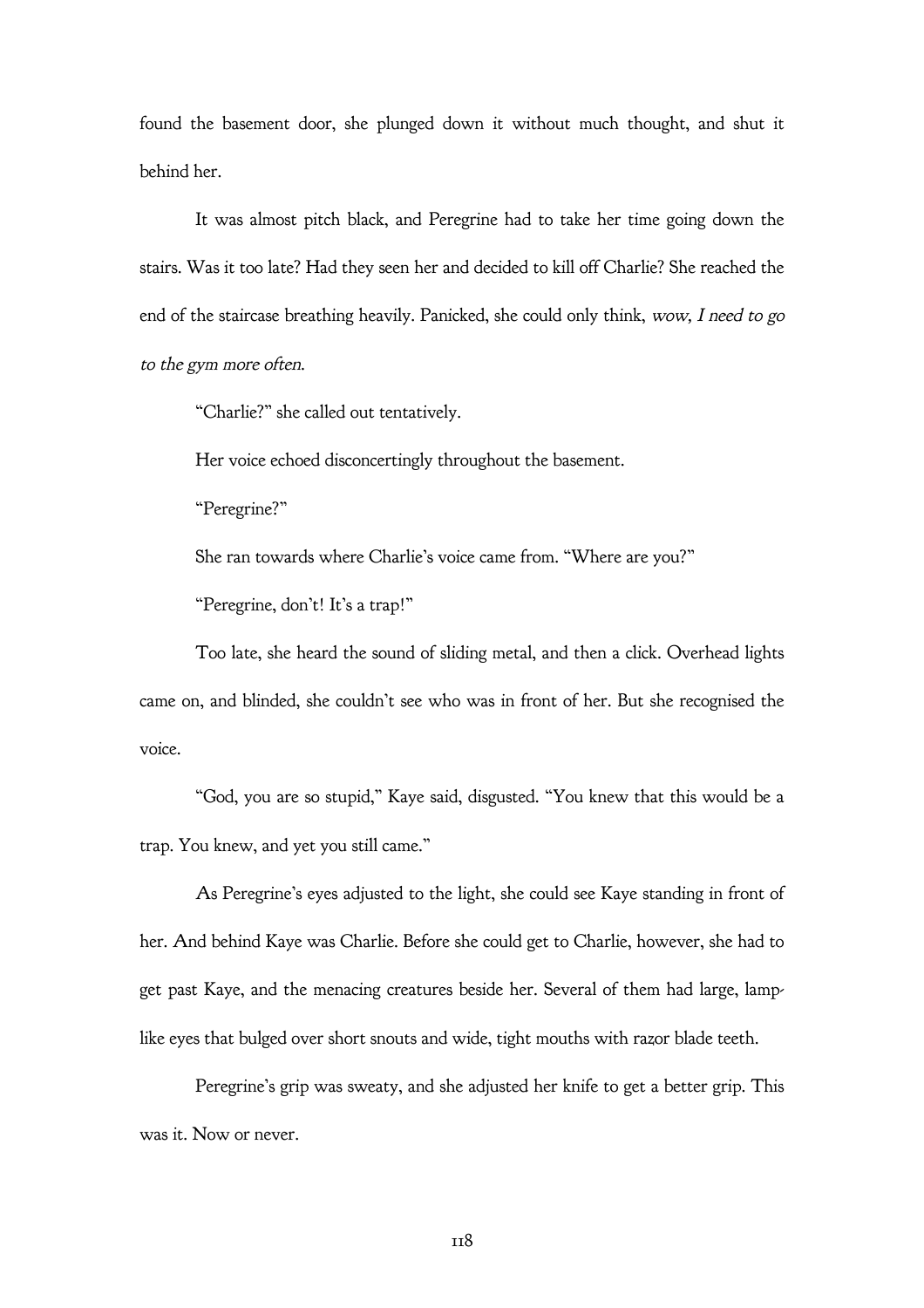found the basement door, she plunged down it without much thought, and shut it behind her.

It was almost pitch black, and Peregrine had to take her time going down the stairs. Was it too late? Had they seen her and decided to kill off Charlie? She reached the end of the staircase breathing heavily. Panicked, she could only think, *wow, I need to go to the gym more often.*

"Charlie?" she called out tentatively.

Her voice echoed disconcertingly throughout the basement.

"Peregrine?"

She ran towards where Charlie's voice came from. "Where are you?"

"Peregrine, don't! It's a trap!"

Too late, she heard the sound of sliding metal, and then a click. Overhead lights came on, and blinded, she couldn't see who was in front of her. But she recognised the voice.

"God, you are so stupid," Kaye said, disgusted. "You knew that this would be a trap. You knew, and yet you still came."

As Peregrine's eyes adjusted to the light, she could see Kaye standing in front of her. And behind Kaye was Charlie. Before she could get to Charlie, however, she had to get past Kaye, and the menacing creatures beside her. Several of them had large, lamp-like eyes that bulged over short snouts and wide, tight mouths with razor blade teeth.

Peregrine's grip was sweaty, and she adjusted her knife to get a better grip. This was it. Now or never.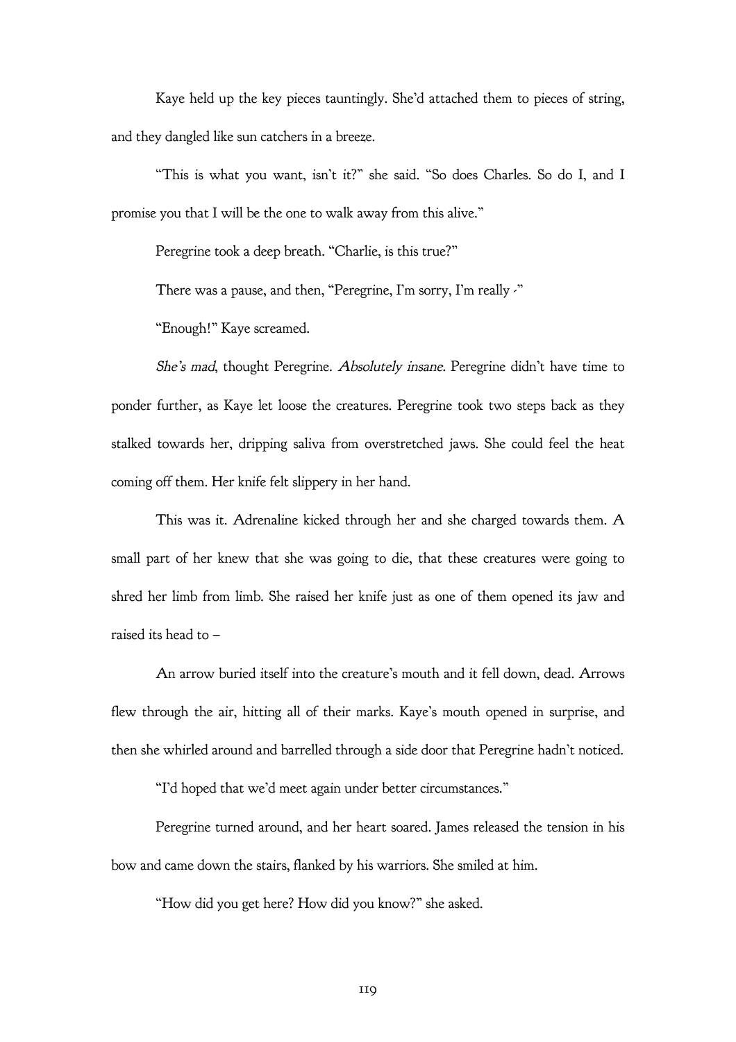Kaye held up the key pieces tauntingly. She'd attached them to pieces of string, and they dangled like sun catchers in a breeze.

"This is what you want, isn't it?" she said. "So does Charles. So do I, and I promise you that I will be the one to walk away from this alive."

Peregrine took a deep breath. "Charlie, is this true?"

There was a pause, and then, "Peregrine, I'm sorry, I'm really -"

"Enough!" Kaye screamed.

*She's mad*, thought Peregrine. *Absolutely insane.* Peregrine didn't have time to ponder further, as Kaye let loose the creatures. Peregrine took two steps back as they stalked towards her, dripping saliva from overstretched jaws. She could feel the heat coming off them. Her knife felt slippery in her hand.

This was it. Adrenaline kicked through her and she charged towards them. A small part of her knew that she was going to die, that these creatures were going to shred her limb from limb. She raised her knife just as one of them opened its jaw and raised its head to –

An arrow buried itself into the creature's mouth and it fell down, dead. Arrows flew through the air, hitting all of their marks. Kaye's mouth opened in surprise, and then she whirled around and barrelled through a side door that Peregrine hadn't noticed.

"I'd hoped that we'd meet again under better circumstances."

Peregrine turned around, and her heart soared. James released the tension in his bow and came down the stairs, flanked by his warriors. She smiled at him.

"How did you get here? How did you know?" she asked.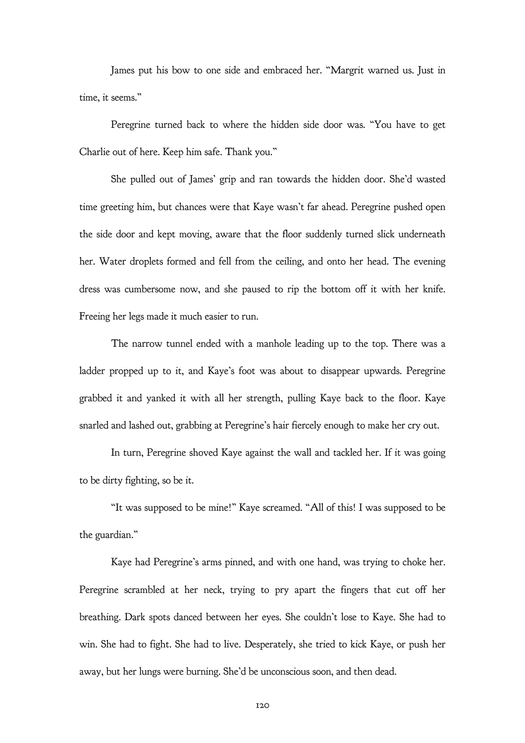James put his bow to one side and embraced her. "Margrit warned us. Just in time, it seems."

Peregrine turned back to where the hidden side door was. "You have to get Charlie out of here. Keep him safe. Thank you."

She pulled out of James' grip and ran towards the hidden door. She'd wasted time greeting him, but chances were that Kaye wasn't far ahead. Peregrine pushed open the side door and kept moving, aware that the floor suddenly turned slick underneath her. Water droplets formed and fell from the ceiling, and onto her head. The evening dress was cumbersome now, and she paused to rip the bottom off it with her knife. Freeing her legs made it much easier to run.

The narrow tunnel ended with a manhole leading up to the top. There was a ladder propped up to it, and Kaye's foot was about to disappear upwards. Peregrine grabbed it and yanked it with all her strength, pulling Kaye back to the floor. Kaye snarled and lashed out, grabbing at Peregrine's hair fiercely enough to make her cry out.

In turn, Peregrine shoved Kaye against the wall and tackled her. If it was going to be dirty fighting, so be it.

"It was supposed to be mine!" Kaye screamed. "All of this! I was supposed to be the guardian."

Kaye had Peregrine's arms pinned, and with one hand, was trying to choke her. Peregrine scrambled at her neck, trying to pry apart the fingers that cut off her breathing. Dark spots danced between her eyes. She couldn't lose to Kaye. She had to win. She had to fight. She had to live. Desperately, she tried to kick Kaye, or push her away, but her lungs were burning. She'd be unconscious soon, and then dead.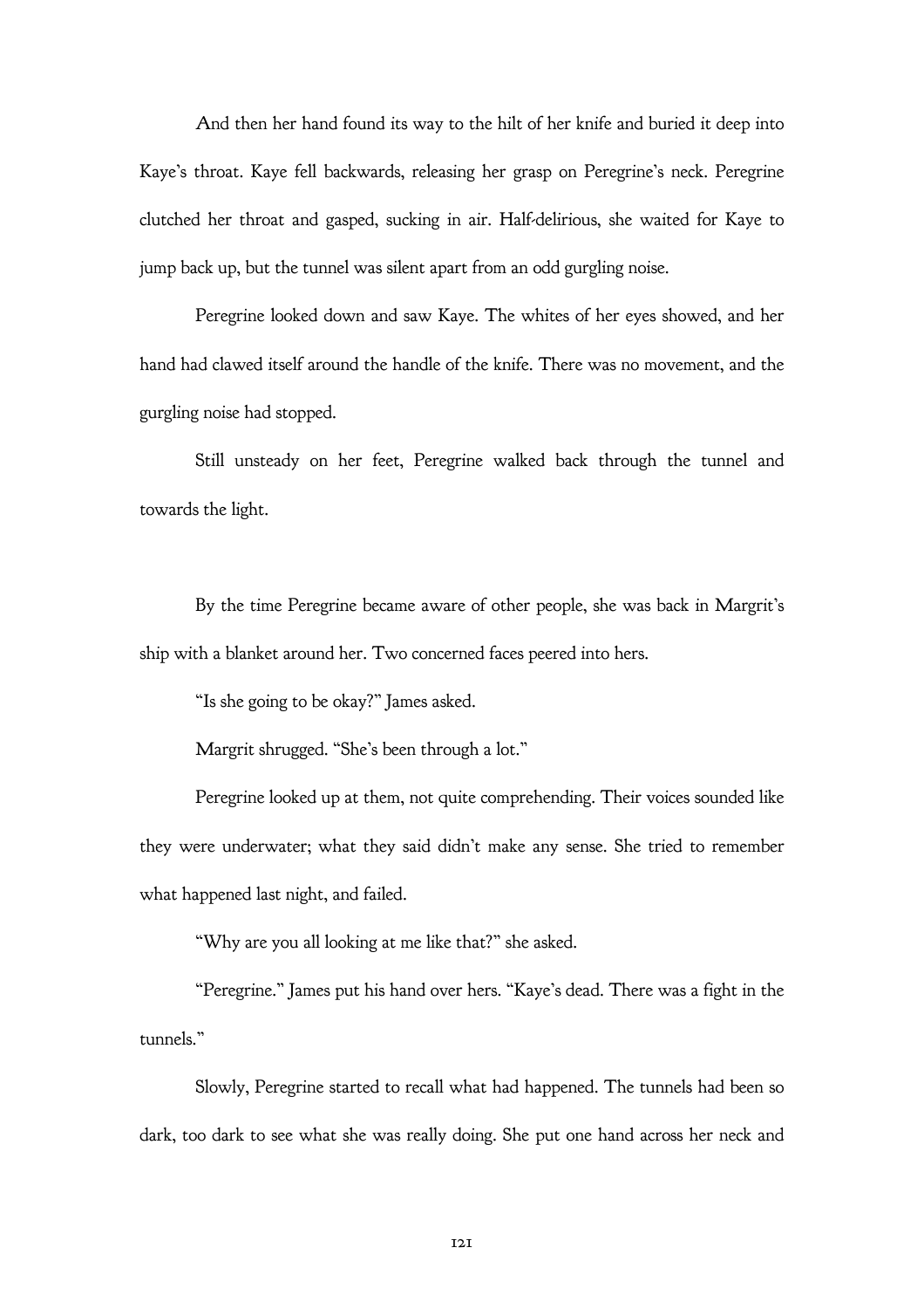And then her hand found its way to the hilt of her knife and buried it deep into Kaye's throat. Kaye fell backwards, releasing her grasp on Peregrine's neck. Peregrine clutched her throat and gasped, sucking in air. Half-delirious, she waited for Kaye to jump back up, but the tunnel was silent apart from an odd gurgling noise.

Peregrine looked down and saw Kaye. The whites of her eyes showed, and her hand had clawed itself around the handle of the knife. There was no movement, and the gurgling noise had stopped.

Still unsteady on her feet, Peregrine walked back through the tunnel and towards the light.

By the time Peregrine became aware of other people, she was back in Margrit's ship with a blanket around her. Two concerned faces peered into hers.

"Is she going to be okay?" James asked.

Margrit shrugged. "She's been through a lot."

Peregrine looked up at them, not quite comprehending. Their voices sounded like they were underwater; what they said didn't make any sense. She tried to remember what happened last night, and failed.

"Why are you all looking at me like that?" she asked.

"Peregrine." James put his hand over hers. "Kaye's dead. There was a fight in the tunnels."

Slowly, Peregrine started to recall what had happened. The tunnels had been so dark, too dark to see what she was really doing. She put one hand across her neck and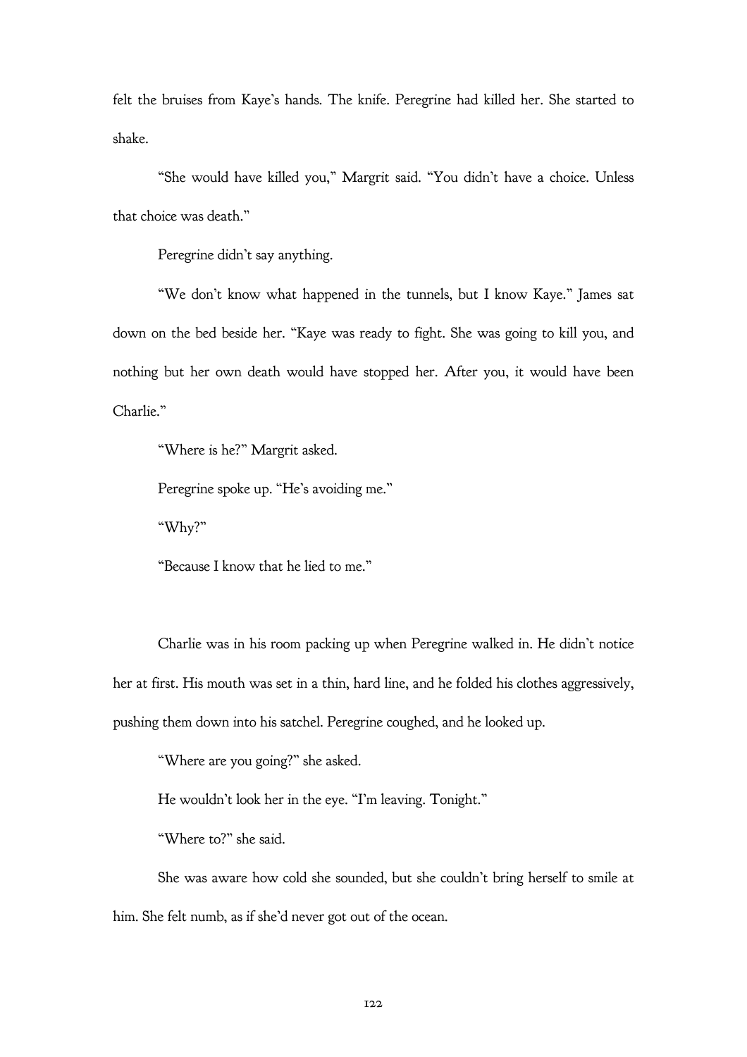felt the bruises from Kaye's hands. The knife. Peregrine had killed her. She started to shake.

"She would have killed you," Margrit said. "You didn't have a choice. Unless that choice was death."

Peregrine didn't say anything.

"We don't know what happened in the tunnels, but I know Kaye." James sat down on the bed beside her. "Kaye was ready to fight. She was going to kill you, and nothing but her own death would have stopped her. After you, it would have been Charlie."

"Where is he?" Margrit asked.

Peregrine spoke up. "He's avoiding me."

"Why?"

"Because I know that he lied to me."

Charlie was in his room packing up when Peregrine walked in. He didn't notice her at first. His mouth was set in a thin, hard line, and he folded his clothes aggressively, pushing them down into his satchel. Peregrine coughed, and he looked up.

"Where are you going?" she asked.

He wouldn't look her in the eye. "I'm leaving. Tonight."

"Where to?" she said.

She was aware how cold she sounded, but she couldn't bring herself to smile at him. She felt numb, as if she'd never got out of the ocean.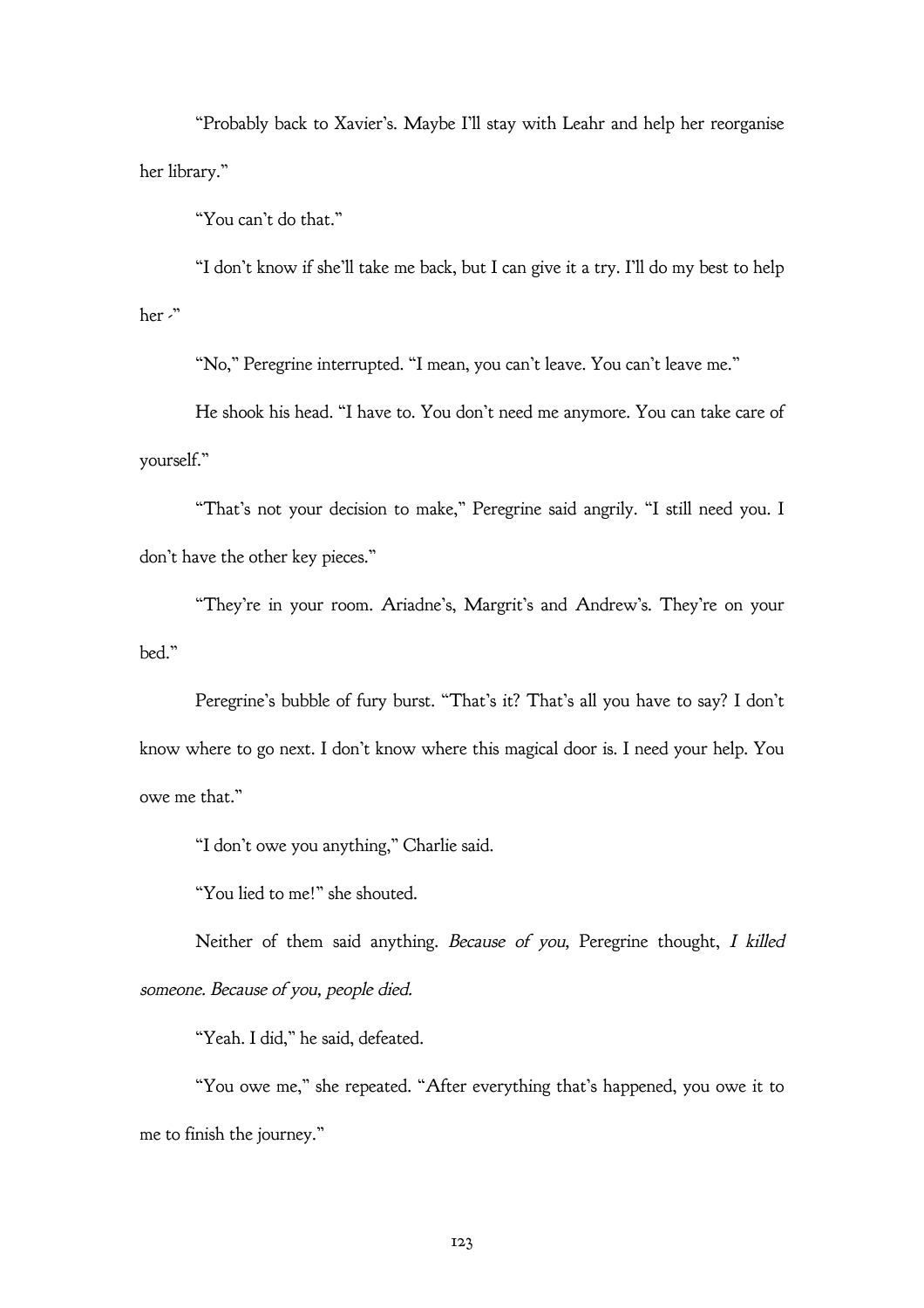"Probably back to Xavier's. Maybe I'll stay with Leahr and help her reorganise her library."

"You can't do that."

"I don't know if she'll take me back, but I can give it a try. I'll do my best to help her -"

"No," Peregrine interrupted. "I mean, you can't leave. You can't leave me."

He shook his head. "I have to. You don't need me anymore. You can take care of yourself."

"That's not your decision to make," Peregrine said angrily. "I still need you. I don't have the other key pieces."

"They're in your room. Ariadne's, Margrit's and Andrew's. They're on your bed."

Peregrine's bubble of fury burst. "That's it? That's all you have to say? I don't know where to go next. I don't know where this magical door is. I need your help. You owe me that."

"I don't owe you anything," Charlie said.

"You lied to me!" she shouted.

Neither of them said anything. *Because of you,* Peregrine thought, *I killed someone. Because of you, people died.*

"Yeah. I did," he said, defeated.

"You owe me," she repeated. "After everything that's happened, you owe it to me to finish the journey."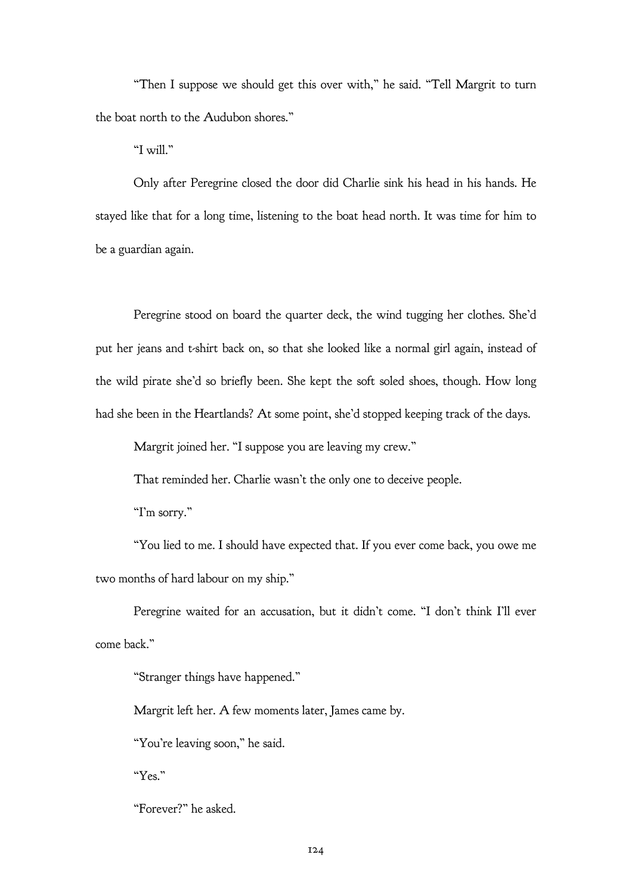"Then I suppose we should get this over with," he said. "Tell Margrit to turn the boat north to the Audubon shores."

"I will."

Only after Peregrine closed the door did Charlie sink his head in his hands. He stayed like that for a long time, listening to the boat head north. It was time for him to be a guardian again.

Peregrine stood on board the quarter deck, the wind tugging her clothes. She'd put her jeans and t-shirt back on, so that she looked like a normal girl again, instead of the wild pirate she'd so briefly been. She kept the soft soled shoes, though. How long had she been in the Heartlands? At some point, she'd stopped keeping track of the days.

Margrit joined her. "I suppose you are leaving my crew."

That reminded her. Charlie wasn't the only one to deceive people.

"I'm sorry."

"You lied to me. I should have expected that. If you ever come back, you owe me two months of hard labour on my ship."

Peregrine waited for an accusation, but it didn't come. "I don't think I'll ever come back."

"Stranger things have happened."

Margrit left her. A few moments later, James came by.

"You're leaving soon," he said.

"Yes."

"Forever?" he asked.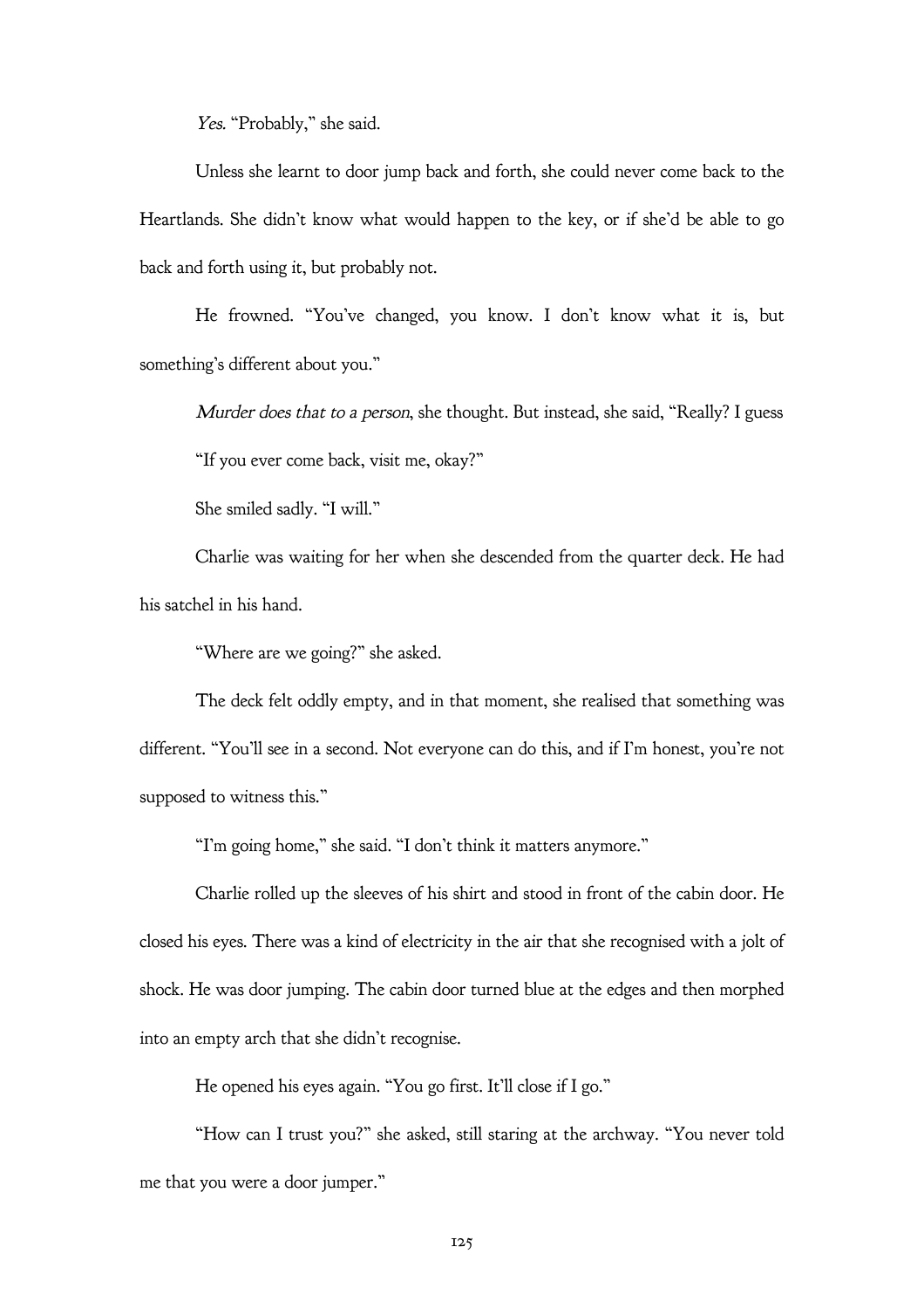*Yes.* "Probably," she said.

Unless she learnt to door jump back and forth, she could never come back to the Heartlands. She didn't know what would happen to the key, or if she'd be able to go back and forth using it, but probably not.

He frowned. "You've changed, you know. I don't know what it is, but something's different about you."

*Murder does that to a person*, she thought. But instead, she said, "Really? I guess

"If you ever come back, visit me, okay?"

She smiled sadly. "I will."

Charlie was waiting for her when she descended from the quarter deck. He had his satchel in his hand.

"Where are we going?" she asked.

The deck felt oddly empty, and in that moment, she realised that something was different. "You'll see in a second. Not everyone can do this, and if I'm honest, you're not supposed to witness this."

"I'm going home," she said. "I don't think it matters anymore."

Charlie rolled up the sleeves of his shirt and stood in front of the cabin door. He closed his eyes. There was a kind of electricity in the air that she recognised with a jolt of shock. He was door jumping. The cabin door turned blue at the edges and then morphed into an empty arch that she didn't recognise.

He opened his eyes again. "You go first. It'll close if I go."

"How can I trust you?" she asked, still staring at the archway. "You never told me that you were a door jumper."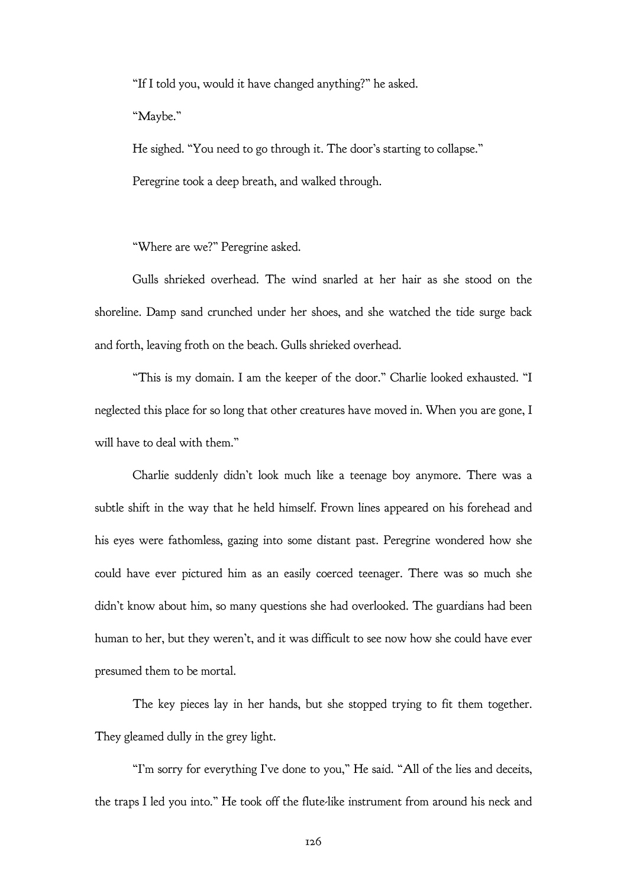"If I told you, would it have changed anything?" he asked.

"Maybe."

He sighed. "You need to go through it. The door's starting to collapse."

Peregrine took a deep breath, and walked through.

"Where are we?" Peregrine asked.

Gulls shrieked overhead. The wind snarled at her hair as she stood on the shoreline. Damp sand crunched under her shoes, and she watched the tide surge back and forth, leaving froth on the beach. Gulls shrieked overhead.

"This is my domain. I am the keeper of the door." Charlie looked exhausted. "I neglected this place for so long that other creatures have moved in. When you are gone, I will have to deal with them."

Charlie suddenly didn't look much like a teenage boy anymore. There was a subtle shift in the way that he held himself. Frown lines appeared on his forehead and his eyes were fathomless, gazing into some distant past. Peregrine wondered how she could have ever pictured him as an easily coerced teenager. There was so much she didn't know about him, so many questions she had overlooked. The guardians had been human to her, but they weren't, and it was difficult to see now how she could have ever presumed them to be mortal.

The key pieces lay in her hands, but she stopped trying to fit them together. They gleamed dully in the grey light.

"I'm sorry for everything I've done to you," He said. "All of the lies and deceits, the traps I led you into." He took off the flute-like instrument from around his neck and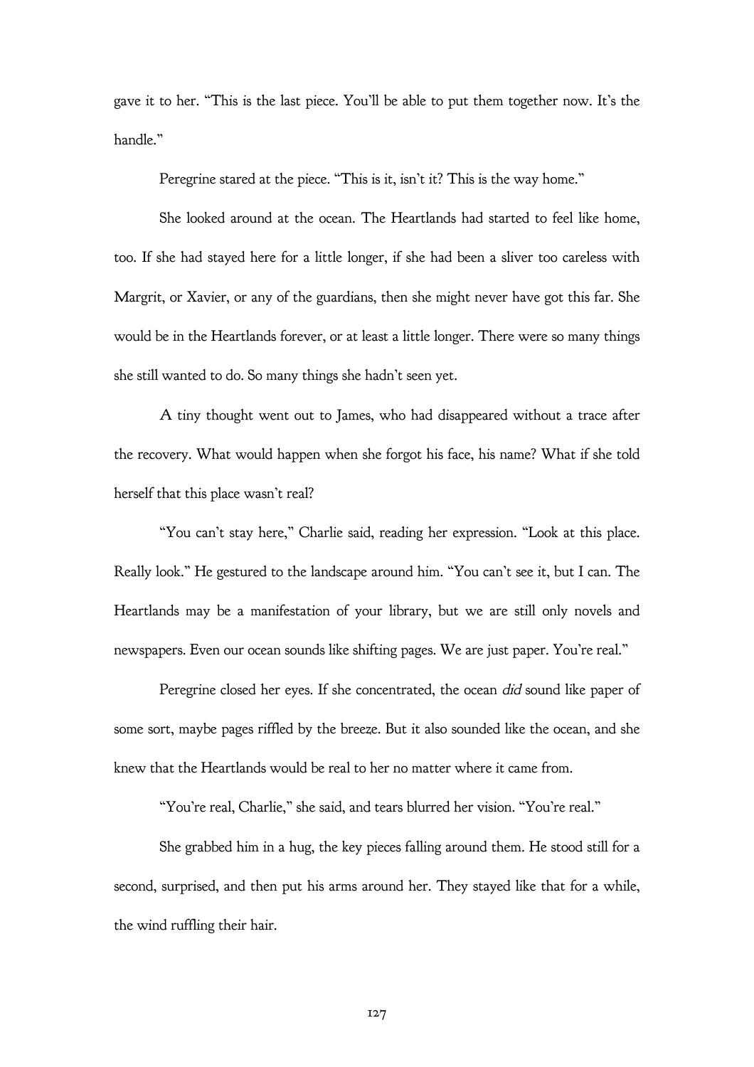gave it to her. "This is the last piece. You'll be able to put them together now. It's the handle."

Peregrine stared at the piece. "This is it, isn't it? This is the way home."

She looked around at the ocean. The Heartlands had started to feel like home, too. If she had stayed here for a little longer, if she had been a sliver too careless with Margrit, or Xavier, or any of the guardians, then she might never have got this far. She would be in the Heartlands forever, or at least a little longer. There were so many things she still wanted to do. So many things she hadn't seen yet.

A tiny thought went out to James, who had disappeared without a trace after the recovery. What would happen when she forgot his face, his name? What if she told herself that this place wasn't real?

"You can't stay here," Charlie said, reading her expression. "Look at this place. Really look." He gestured to the landscape around him. "You can't see it, but I can. The Heartlands may be a manifestation of your library, but we are still only novels and newspapers. Even our ocean sounds like shifting pages. We are just paper. You're real."

Peregrine closed her eyes. If she concentrated, the ocean *did* sound like paper of some sort, maybe pages riffled by the breeze. But it also sounded like the ocean, and she knew that the Heartlands would be real to her no matter where it came from.

"You're real, Charlie," she said, and tears blurred her vision. "You're real."

She grabbed him in a hug, the key pieces falling around them. He stood still for a second, surprised, and then put his arms around her. They stayed like that for a while, the wind ruffling their hair.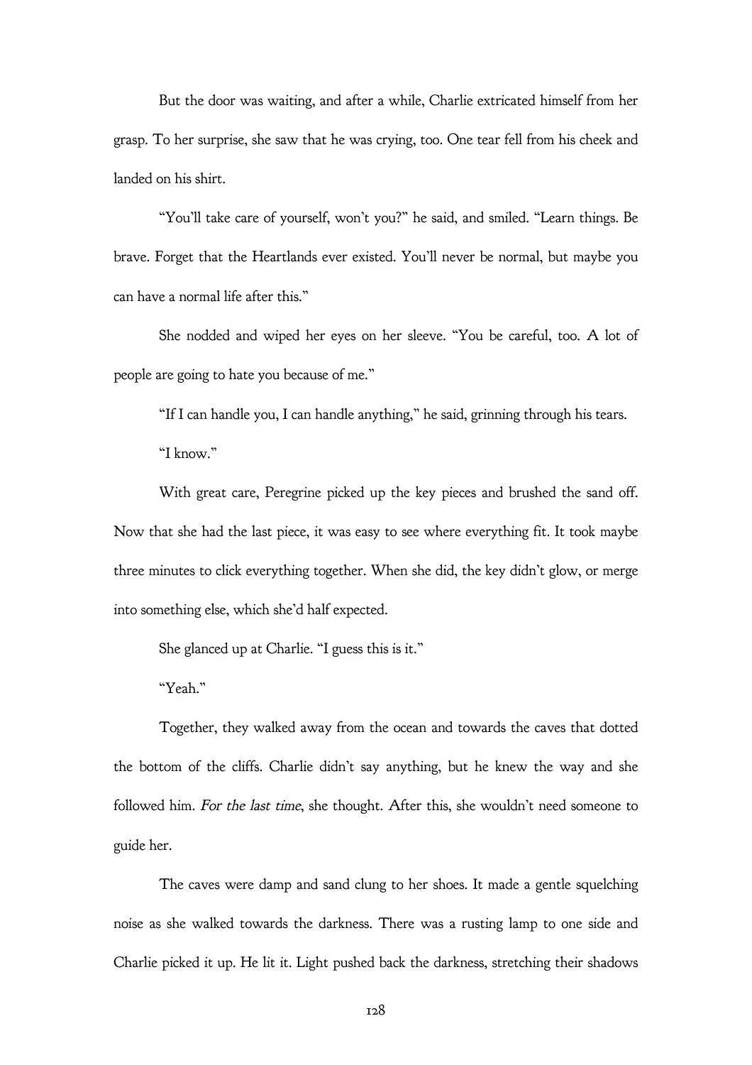But the door was waiting, and after a while, Charlie extricated himself from her grasp. To her surprise, she saw that he was crying, too. One tear fell from his cheek and landed on his shirt.

"You'll take care of yourself, won't you?" he said, and smiled. "Learn things. Be brave. Forget that the Heartlands ever existed. You'll never be normal, but maybe you can have a normal life after this."

She nodded and wiped her eyes on her sleeve. "You be careful, too. A lot of people are going to hate you because of me."

"If I can handle you, I can handle anything," he said, grinning through his tears.

"I know."

With great care, Peregrine picked up the key pieces and brushed the sand off. Now that she had the last piece, it was easy to see where everything fit. It took maybe three minutes to click everything together. When she did, the key didn't glow, or merge into something else, which she'd half expected.

She glanced up at Charlie. "I guess this is it."

"Yeah."

Together, they walked away from the ocean and towards the caves that dotted the bottom of the cliffs. Charlie didn't say anything, but he knew the way and she followed him. *For the last time*, she thought. After this, she wouldn't need someone to guide her.

The caves were damp and sand clung to her shoes. It made a gentle squelching noise as she walked towards the darkness. There was a rusting lamp to one side and Charlie picked it up. He lit it. Light pushed back the darkness, stretching their shadows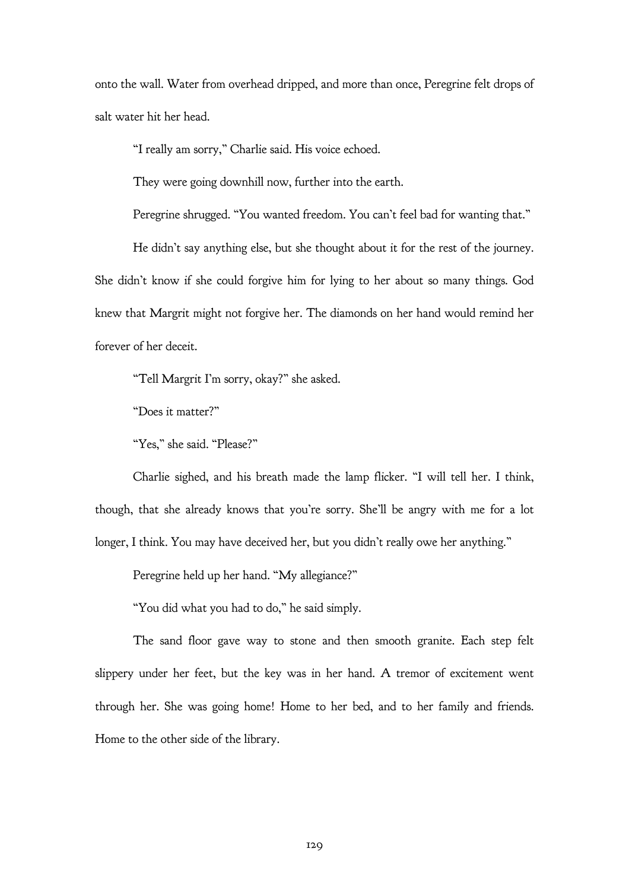onto the wall. Water from overhead dripped, and more than once, Peregrine felt drops of salt water hit her head.

"I really am sorry," Charlie said. His voice echoed.

They were going downhill now, further into the earth.

Peregrine shrugged. "You wanted freedom. You can't feel bad for wanting that."

He didn't say anything else, but she thought about it for the rest of the journey. She didn't know if she could forgive him for lying to her about so many things. God knew that Margrit might not forgive her. The diamonds on her hand would remind her forever of her deceit.

"Tell Margrit I'm sorry, okay?" she asked.

"Does it matter?"

"Yes," she said. "Please?"

Charlie sighed, and his breath made the lamp flicker. "I will tell her. I think, though, that she already knows that you're sorry. She'll be angry with me for a lot longer, I think. You may have deceived her, but you didn't really owe her anything."

Peregrine held up her hand. "My allegiance?"

"You did what you had to do," he said simply.

The sand floor gave way to stone and then smooth granite. Each step felt slippery under her feet, but the key was in her hand. A tremor of excitement went through her. She was going home! Home to her bed, and to her family and friends. Home to the other side of the library.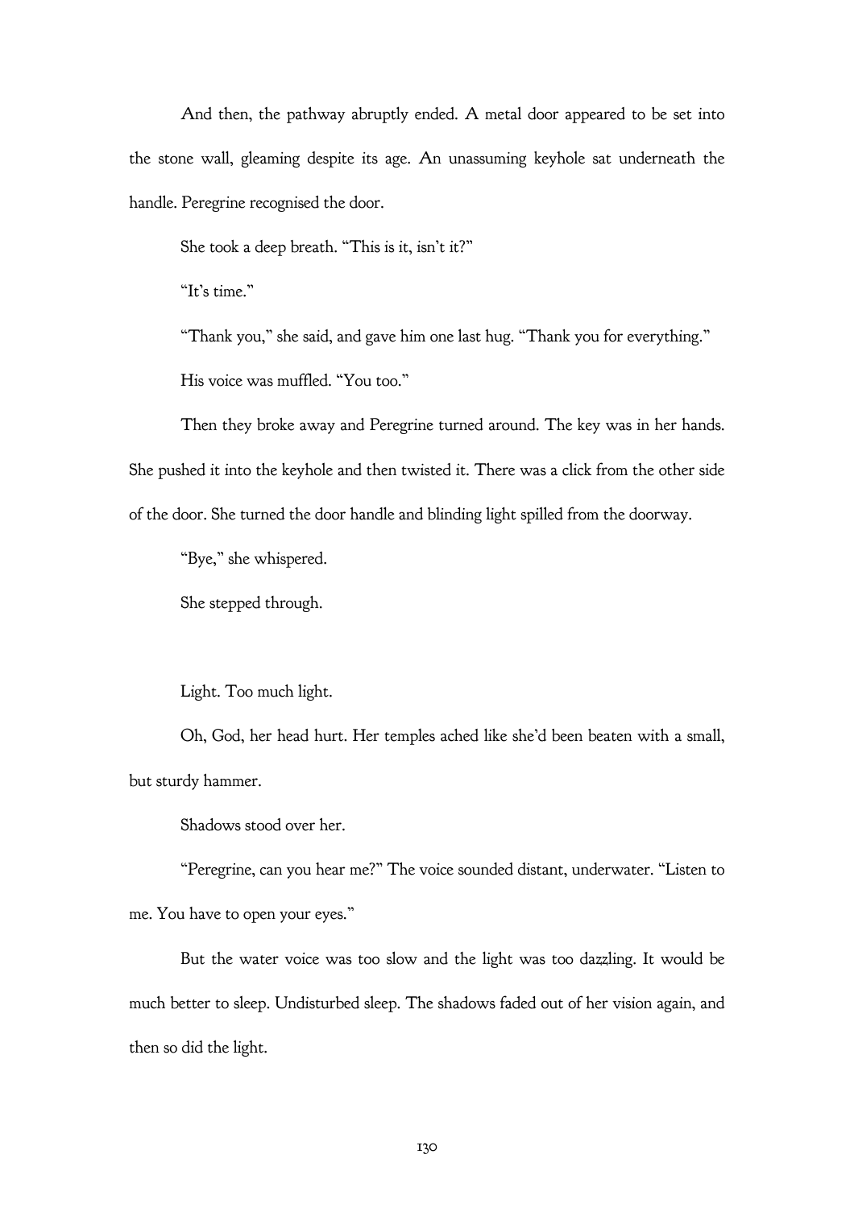And then, the pathway abruptly ended. A metal door appeared to be set into the stone wall, gleaming despite its age. An unassuming keyhole sat underneath the handle. Peregrine recognised the door.

She took a deep breath. "This is it, isn't it?"

"It's time."

"Thank you," she said, and gave him one last hug. "Thank you for everything."

His voice was muffled. "You too."

Then they broke away and Peregrine turned around. The key was in her hands. She pushed it into the keyhole and then twisted it. There was a click from the other side of the door. She turned the door handle and blinding light spilled from the doorway.

"Bye," she whispered.

She stepped through.

Light. Too much light.

Oh, God, her head hurt. Her temples ached like she'd been beaten with a small, but sturdy hammer.

Shadows stood over her.

"Peregrine, can you hear me?" The voice sounded distant, underwater. "Listen to me. You have to open your eyes."

But the water voice was too slow and the light was too dazzling. It would be much better to sleep. Undisturbed sleep. The shadows faded out of her vision again, and then so did the light.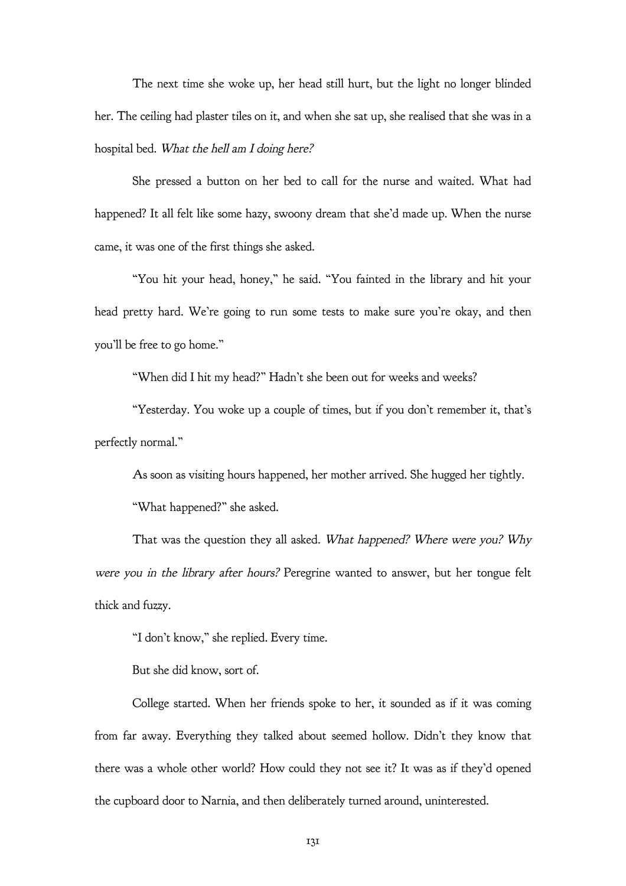The next time she woke up, her head still hurt, but the light no longer blinded her. The ceiling had plaster tiles on it, and when she sat up, she realised that she was in a hospital bed. *What the hell am I doing here?*

She pressed a button on her bed to call for the nurse and waited. What had happened? It all felt like some hazy, swoony dream that she'd made up. When the nurse came, it was one of the first things she asked.

"You hit your head, honey," he said. "You fainted in the library and hit your head pretty hard. We're going to run some tests to make sure you're okay, and then you'll be free to go home."

"When did I hit my head?" Hadn't she been out for weeks and weeks?

"Yesterday. You woke up a couple of times, but if you don't remember it, that's perfectly normal."

As soon as visiting hours happened, her mother arrived. She hugged her tightly.

"What happened?" she asked.

That was the question they all asked. *What happened? Where were you? Why were you in the library after hours?* Peregrine wanted to answer, but her tongue felt thick and fuzzy.

"I don't know," she replied. Every time.

But she did know, sort of.

College started. When her friends spoke to her, it sounded as if it was coming from far away. Everything they talked about seemed hollow. Didn't they know that there was a whole other world? How could they not see it? It was as if they'd opened the cupboard door to Narnia, and then deliberately turned around, uninterested.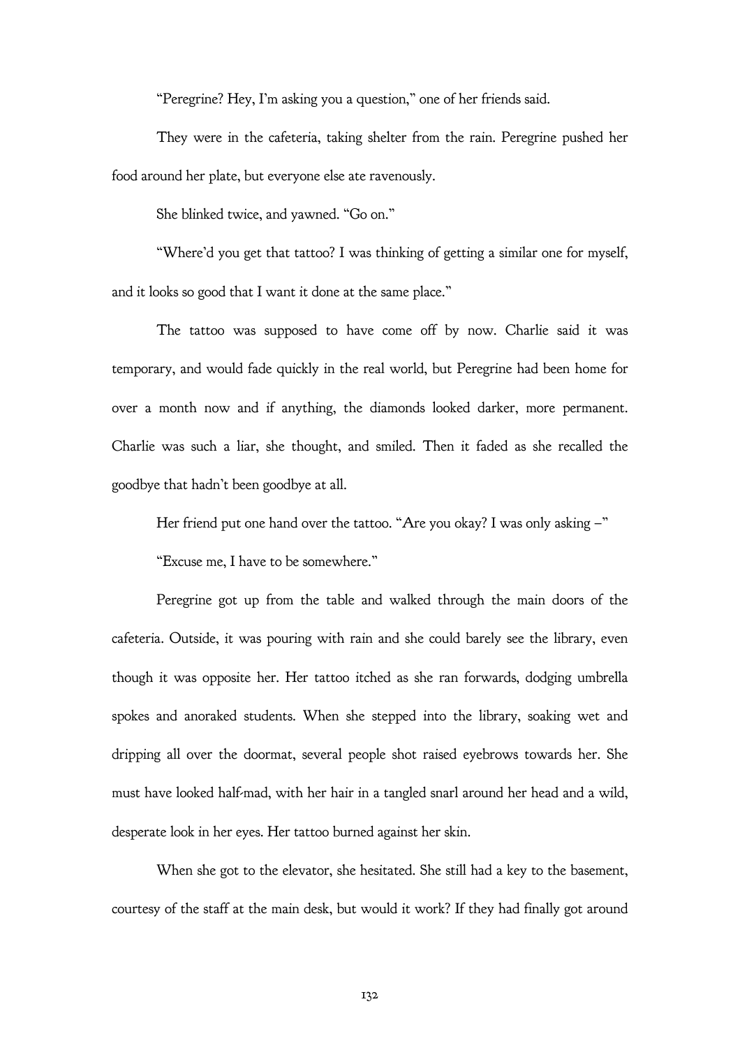"Peregrine? Hey, I'm asking you a question," one of her friends said.

They were in the cafeteria, taking shelter from the rain. Peregrine pushed her food around her plate, but everyone else ate ravenously.

She blinked twice, and yawned. "Go on."

"Where'd you get that tattoo? I was thinking of getting a similar one for myself, and it looks so good that I want it done at the same place."

The tattoo was supposed to have come off by now. Charlie said it was temporary, and would fade quickly in the real world, but Peregrine had been home for over a month now and if anything, the diamonds looked darker, more permanent. Charlie was such a liar, she thought, and smiled. Then it faded as she recalled the goodbye that hadn't been goodbye at all.

Her friend put one hand over the tattoo. "Are you okay? I was only asking –"

"Excuse me, I have to be somewhere."

Peregrine got up from the table and walked through the main doors of the cafeteria. Outside, it was pouring with rain and she could barely see the library, even though it was opposite her. Her tattoo itched as she ran forwards, dodging umbrella spokes and anoraked students. When she stepped into the library, soaking wet and dripping all over the doormat, several people shot raised eyebrows towards her. She must have looked half-mad, with her hair in a tangled snarl around her head and a wild, desperate look in her eyes. Her tattoo burned against her skin.

When she got to the elevator, she hesitated. She still had a key to the basement, courtesy of the staff at the main desk, but would it work? If they had finally got around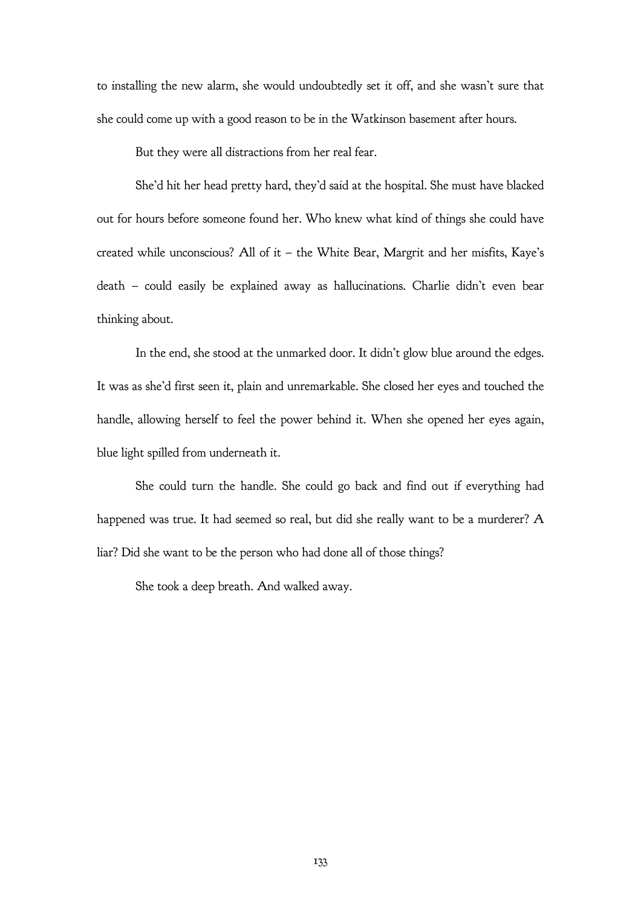to installing the new alarm, she would undoubtedly set it off, and she wasn't sure that she could come up with a good reason to be in the Watkinson basement after hours.

But they were all distractions from her real fear.

She'd hit her head pretty hard, they'd said at the hospital. She must have blacked out for hours before someone found her. Who knew what kind of things she could have created while unconscious? All of it – the White Bear, Margrit and her misfits, Kaye's death – could easily be explained away as hallucinations. Charlie didn't even bear thinking about.

In the end, she stood at the unmarked door. It didn't glow blue around the edges. It was as she'd first seen it, plain and unremarkable. She closed her eyes and touched the handle, allowing herself to feel the power behind it. When she opened her eyes again, blue light spilled from underneath it.

She could turn the handle. She could go back and find out if everything had happened was true. It had seemed so real, but did she really want to be a murderer? A liar? Did she want to be the person who had done all of those things?

She took a deep breath. And walked away.